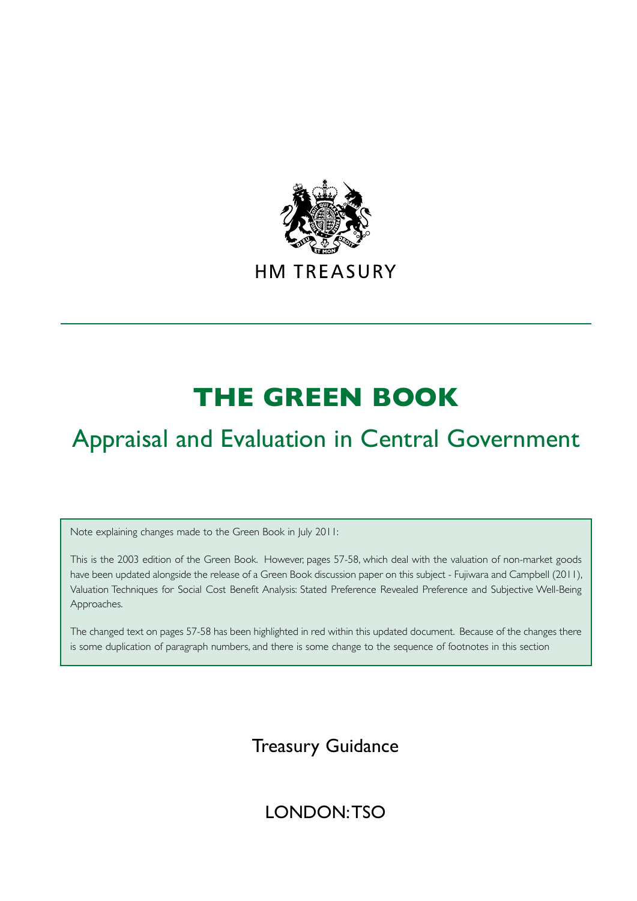HM TREASURY

# THE GREEN BOOK

## Appraisal and Evaluation in Central Government

Note explaining changes made to the Green Book in July 2011:

This is the 2003 edition of the Green Book. However, pages 57-58, which deal with the valuation of non-market goods have been updated alongside the release of a Green Book discussion paper on this subject - Fujiwara and Campbell (2011), Valuation Techniques for Social Cost Benefit Analysis: Stated Preference Revealed Preference and Subjective Well-Being Approaches.

The changed text on pages 57-58 has been highlighted in red within this updated document. Because of the changes there is some duplication of paragraph numbers, and there is some change to the sequence of footnotes in this section

Treasury Guidance

LONDON: TSO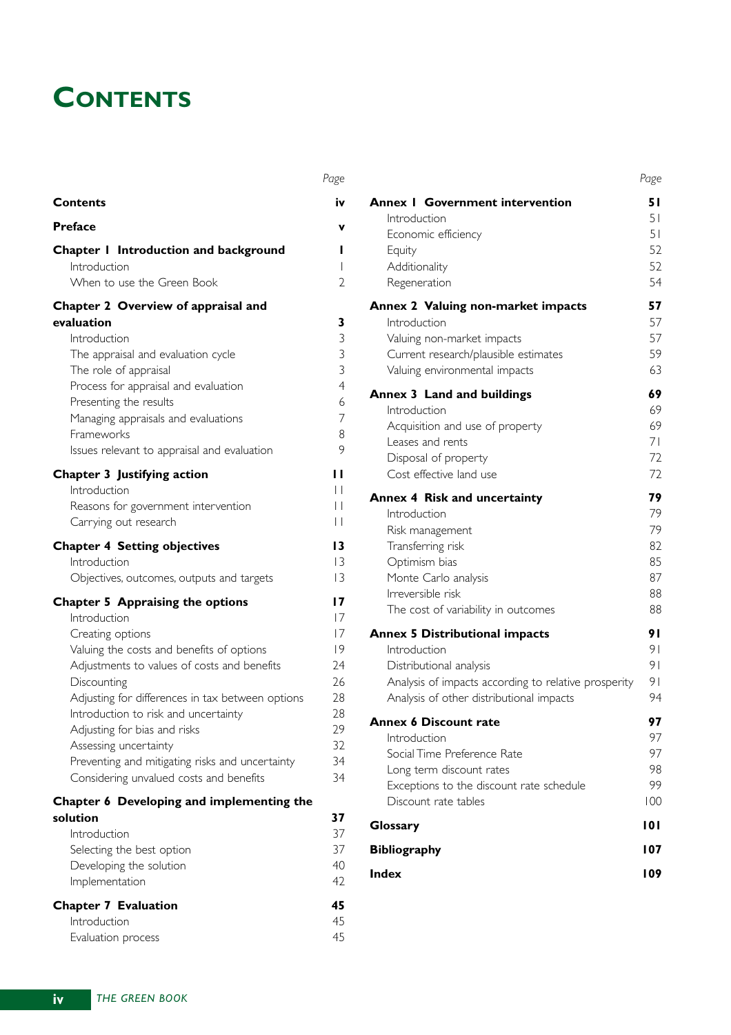# CONTENTS

| | Page |
|---|---|
| **Contents** | **iv** |
| **Preface** | **v** |
| **Chapter 1 Introduction and background** | **1** |
| Introduction | 1 |
| When to use the Green Book | 2 |
| **Chapter 2 Overview of appraisal and evaluation** | **3** |
| Introduction | 3 |
| The appraisal and evaluation cycle | 3 |
| The role of appraisal | 3 |
| Process for appraisal and evaluation | 4 |
| Presenting the results | 6 |
| Managing appraisals and evaluations | 7 |
| Frameworks | 8 |
| Issues relevant to appraisal and evaluation | 9 |
| **Chapter 3 Justifying action** | **11** |
| Introduction | 11 |
| Reasons for government intervention | 11 |
| Carrying out research | 11 |
| **Chapter 4 Setting objectives** | **13** |
| Introduction | 13 |
| Objectives, outcomes, outputs and targets | 13 |
| **Chapter 5 Appraising the options** | **17** |
| Introduction | 17 |
| Creating options | 17 |
| Valuing the costs and benefits of options | 19 |
| Adjustments to values of costs and benefits | 24 |
| Discounting | 26 |
| Adjusting for differences in tax between options | 28 |
| Introduction to risk and uncertainty | 28 |
| Adjusting for bias and risks | 29 |
| Assessing uncertainty | 32 |
| Preventing and mitigating risks and uncertainty | 34 |
| Considering unvalued costs and benefits | 34 |
| **Chapter 6 Developing and implementing the solution** | **37** |
| Introduction | 37 |
| Selecting the best option | 37 |
| Developing the solution | 40 |
| Implementation | 42 |
| **Chapter 7 Evaluation** | **45** |
| Introduction | 45 |
| Evaluation process | 45 |
| **Annex 1 Government intervention** | **51** |
| Introduction | 51 |
| Economic efficiency | 51 |
| Equity | 52 |
| Additionality | 52 |
| Regeneration | 54 |
| **Annex 2 Valuing non-market impacts** | **57** |
| Introduction | 57 |
| Valuing non-market impacts | 57 |
| Current research/plausible estimates | 59 |
| Valuing environmental impacts | 63 |
| **Annex 3 Land and buildings** | **69** |
| Introduction | 69 |
| Acquisition and use of property | 69 |
| Leases and rents | 71 |
| Disposal of property | 72 |
| Cost effective land use | 72 |
| **Annex 4 Risk and uncertainty** | **79** |
| Introduction | 79 |
| Risk management | 79 |
| Transferring risk | 82 |
| Optimism bias | 85 |
| Monte Carlo analysis | 87 |
| Irreversible risk | 88 |
| The cost of variability in outcomes | 88 |
| **Annex 5 Distributional impacts** | **91** |
| Introduction | 91 |
| Distributional analysis | 91 |
| Analysis of impacts according to relative prosperity | 91 |
| Analysis of other distributional impacts | 94 |
| **Annex 6 Discount rate** | **97** |
| Introduction | 97 |
| Social Time Preference Rate | 97 |
| Long term discount rates | 98 |
| Exceptions to the discount rate schedule | 99 |
| Discount rate tables | 100 |
| **Glossary** | **101** |
| **Bibliography** | **107** |
| **Index** | **109** |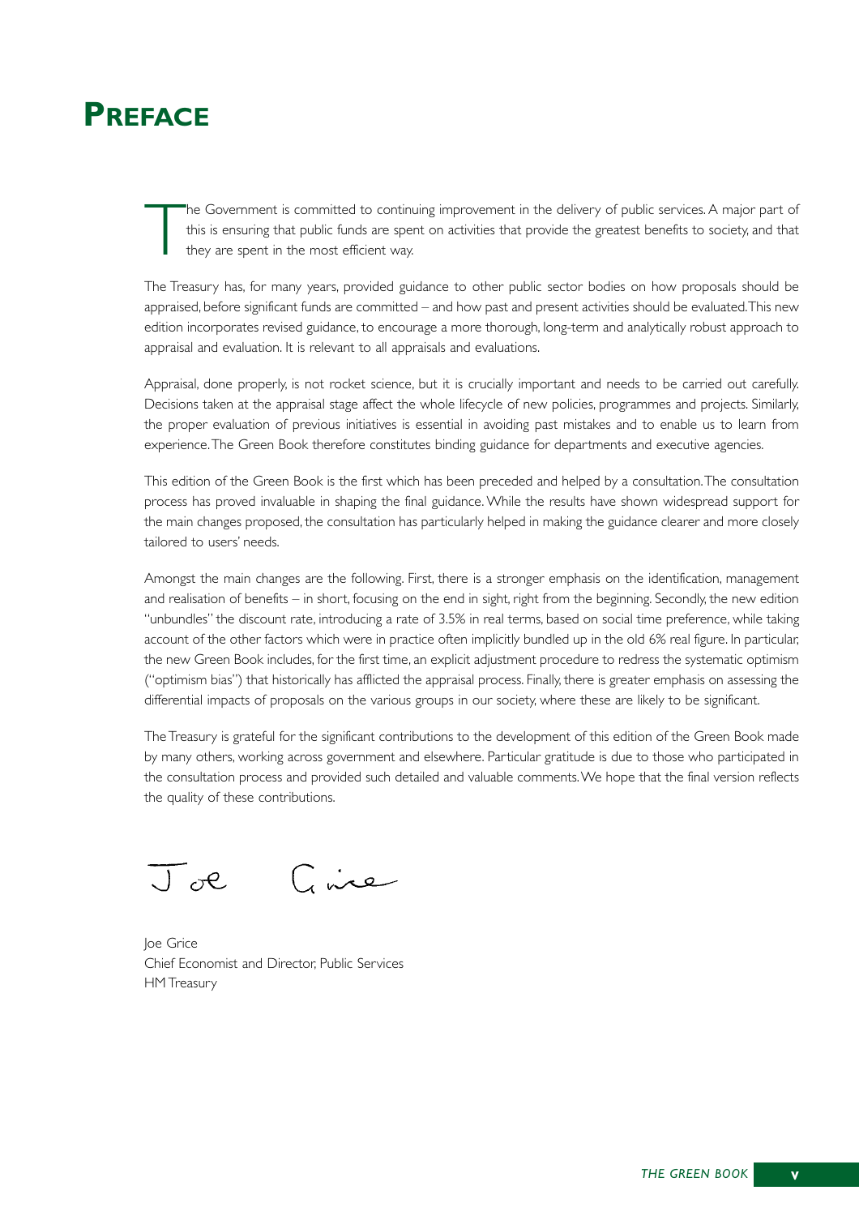# Preface

The Government is committed to continuing improvement in the delivery of public services. A major part of this is ensuring that public funds are spent on activities that provide the greatest benefits to society, and that they are spent in the most efficient way.

The Treasury has, for many years, provided guidance to other public sector bodies on how proposals should be appraised, before significant funds are committed – and how past and present activities should be evaluated. This new edition incorporates revised guidance, to encourage a more thorough, long-term and analytically robust approach to appraisal and evaluation. It is relevant to all appraisals and evaluations.

Appraisal, done properly, is not rocket science, but it is crucially important and needs to be carried out carefully. Decisions taken at the appraisal stage affect the whole lifecycle of new policies, programmes and projects. Similarly, the proper evaluation of previous initiatives is essential in avoiding past mistakes and to enable us to learn from experience. The Green Book therefore constitutes binding guidance for departments and executive agencies.

This edition of the Green Book is the first which has been preceded and helped by a consultation. The consultation process has proved invaluable in shaping the final guidance. While the results have shown widespread support for the main changes proposed, the consultation has particularly helped in making the guidance clearer and more closely tailored to users' needs.

Amongst the main changes are the following. First, there is a stronger emphasis on the identification, management and realisation of benefits – in short, focusing on the end in sight, right from the beginning. Secondly, the new edition "unbundles" the discount rate, introducing a rate of 3.5% in real terms, based on social time preference, while taking account of the other factors which were in practice often implicitly bundled up in the old 6% real figure. In particular, the new Green Book includes, for the first time, an explicit adjustment procedure to redress the systematic optimism ("optimism bias") that historically has afflicted the appraisal process. Finally, there is greater emphasis on assessing the differential impacts of proposals on the various groups in our society, where these are likely to be significant.

The Treasury is grateful for the significant contributions to the development of this edition of the Green Book made by many others, working across government and elsewhere. Particular gratitude is due to those who participated in the consultation process and provided such detailed and valuable comments. We hope that the final version reflects the quality of these contributions.

Joe Grice
Chief Economist and Director, Public Services
HM Treasury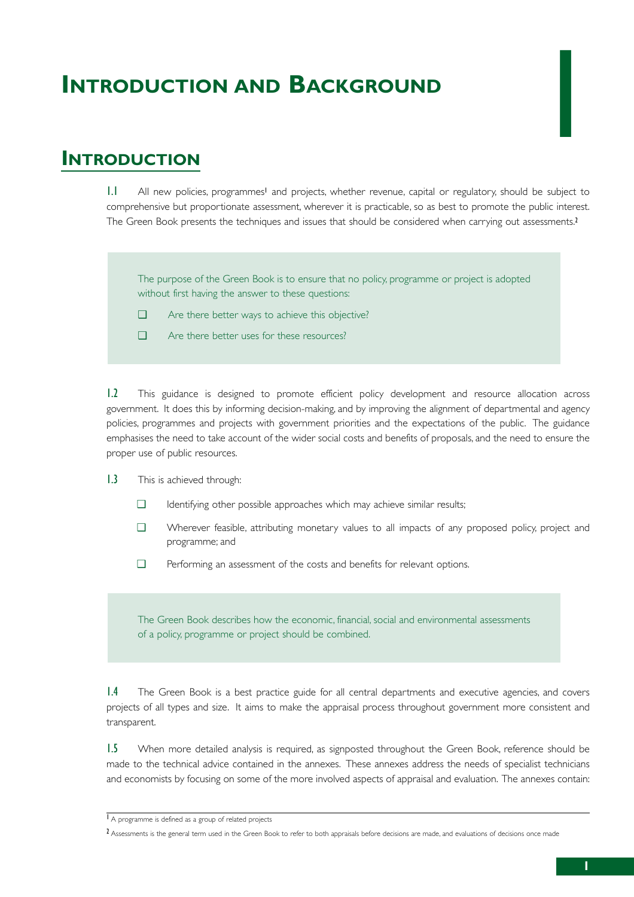# Introduction and Background

## Introduction

1.1 All new policies, programmes[1] and projects, whether revenue, capital or regulatory, should be subject to comprehensive but proportionate assessment, wherever it is practicable, so as best to promote the public interest. The Green Book presents the techniques and issues that should be considered when carrying out assessments.[2]

> The purpose of the Green Book is to ensure that no policy, programme or project is adopted without first having the answer to these questions:
>
> - Are there better ways to achieve this objective?
> - Are there better uses for these resources?

1.2 This guidance is designed to promote efficient policy development and resource allocation across government. It does this by informing decision-making, and by improving the alignment of departmental and agency policies, programmes and projects with government priorities and the expectations of the public. The guidance emphasises the need to take account of the wider social costs and benefits of proposals, and the need to ensure the proper use of public resources.

1.3 This is achieved through:

- Identifying other possible approaches which may achieve similar results;
- Wherever feasible, attributing monetary values to all impacts of any proposed policy, project and programme; and
- Performing an assessment of the costs and benefits for relevant options.

> The Green Book describes how the economic, financial, social and environmental assessments of a policy, programme or project should be combined.

1.4 The Green Book is a best practice guide for all central departments and executive agencies, and covers projects of all types and size. It aims to make the appraisal process throughout government more consistent and transparent.

1.5 When more detailed analysis is required, as signposted throughout the Green Book, reference should be made to the technical advice contained in the annexes. These annexes address the needs of specialist technicians and economists by focusing on some of the more involved aspects of appraisal and evaluation. The annexes contain:

---

[1] A programme is defined as a group of related projects

[2] Assessments is the general term used in the Green Book to refer to both appraisals before decisions are made, and evaluations of decisions once made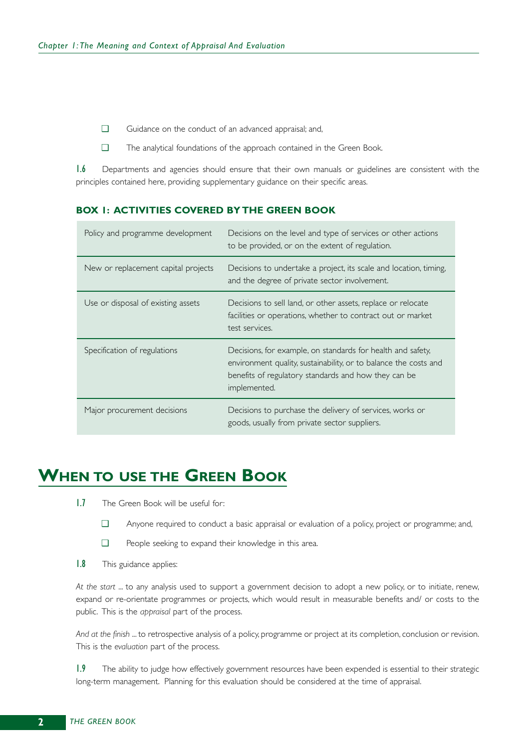- Guidance on the conduct of an advanced appraisal; and,
- The analytical foundations of the approach contained in the Green Book.

**1.6** Departments and agencies should ensure that their own manuals or guidelines are consistent with the principles contained here, providing supplementary guidance on their specific areas.

**BOX 1: ACTIVITIES COVERED BY THE GREEN BOOK**

| | |
|---|---|
| Policy and programme development | Decisions on the level and type of services or other actions to be provided, or on the extent of regulation. |
| New or replacement capital projects | Decisions to undertake a project, its scale and location, timing, and the degree of private sector involvement. |
| Use or disposal of existing assets | Decisions to sell land, or other assets, replace or relocate facilities or operations, whether to contract out or market test services. |
| Specification of regulations | Decisions, for example, on standards for health and safety, environment quality, sustainability, or to balance the costs and benefits of regulatory standards and how they can be implemented. |
| Major procurement decisions | Decisions to purchase the delivery of services, works or goods, usually from private sector suppliers. |

## When to use the Green Book

**1.7** The Green Book will be useful for:

- Anyone required to conduct a basic appraisal or evaluation of a policy, project or programme; and,
- People seeking to expand their knowledge in this area.

**1.8** This guidance applies:

*At the start* ... to any analysis used to support a government decision to adopt a new policy, or to initiate, renew, expand or re-orientate programmes or projects, which would result in measurable benefits and/ or costs to the public. This is the *appraisal* part of the process.

*And at the finish* ... to retrospective analysis of a policy, programme or project at its completion, conclusion or revision. This is the *evaluation* part of the process.

**1.9** The ability to judge how effectively government resources have been expended is essential to their strategic long-term management. Planning for this evaluation should be considered at the time of appraisal.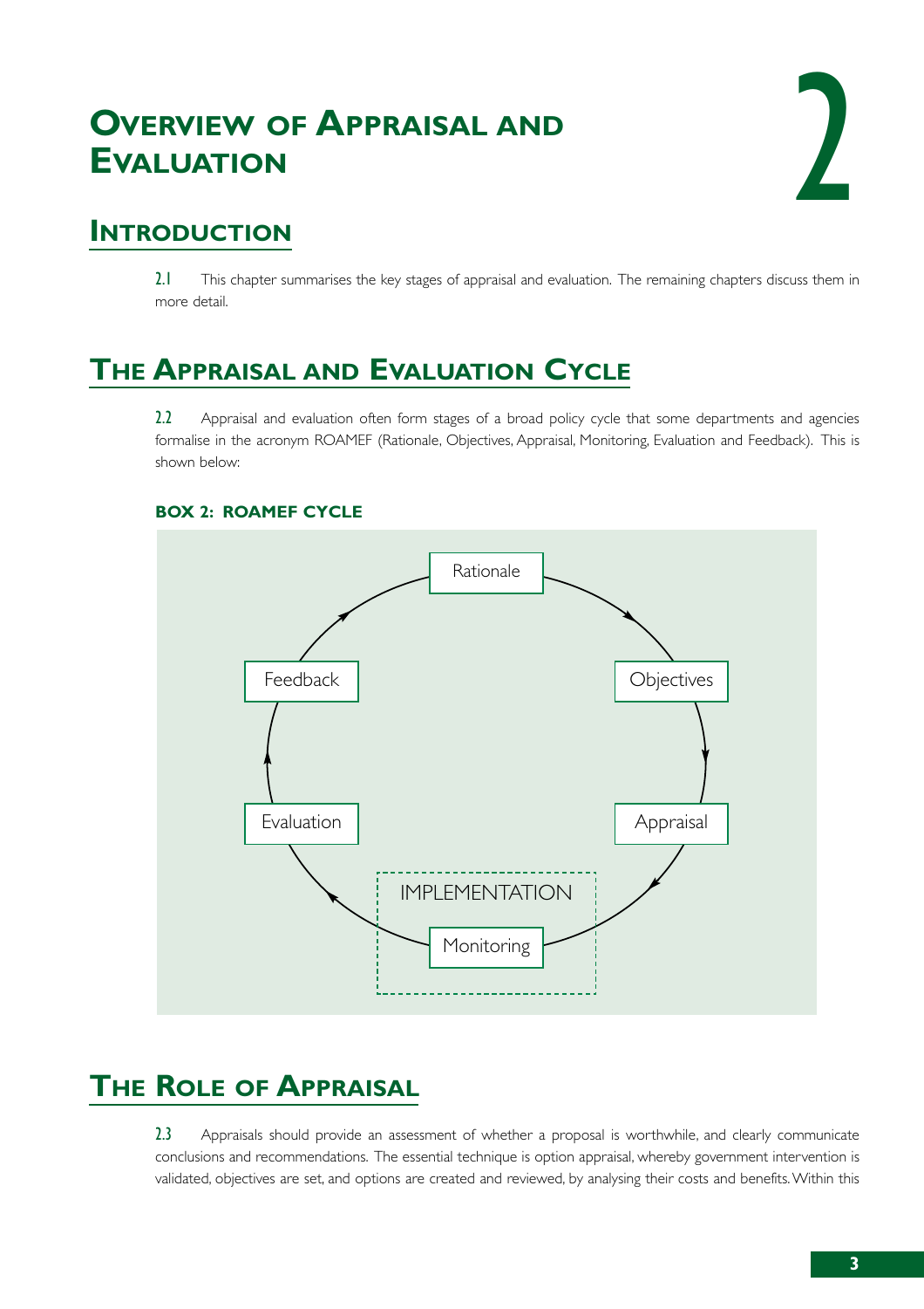# OVERVIEW OF APPRAISAL AND EVALUATION

## INTRODUCTION

**2.1** This chapter summarises the key stages of appraisal and evaluation. The remaining chapters discuss them in more detail.

## THE APPRAISAL AND EVALUATION CYCLE

**2.2** Appraisal and evaluation often form stages of a broad policy cycle that some departments and agencies formalise in the acronym ROAMEF (Rationale, Objectives, Appraisal, Monitoring, Evaluation and Feedback). This is shown below:

**BOX 2: ROAMEF CYCLE**

Rationale → Objectives → Appraisal → IMPLEMENTATION (Monitoring) → Evaluation → Feedback → Rationale

## THE ROLE OF APPRAISAL

**2.3** Appraisals should provide an assessment of whether a proposal is worthwhile, and clearly communicate conclusions and recommendations. The essential technique is option appraisal, whereby government intervention is validated, objectives are set, and options are created and reviewed, by analysing their costs and benefits. Within this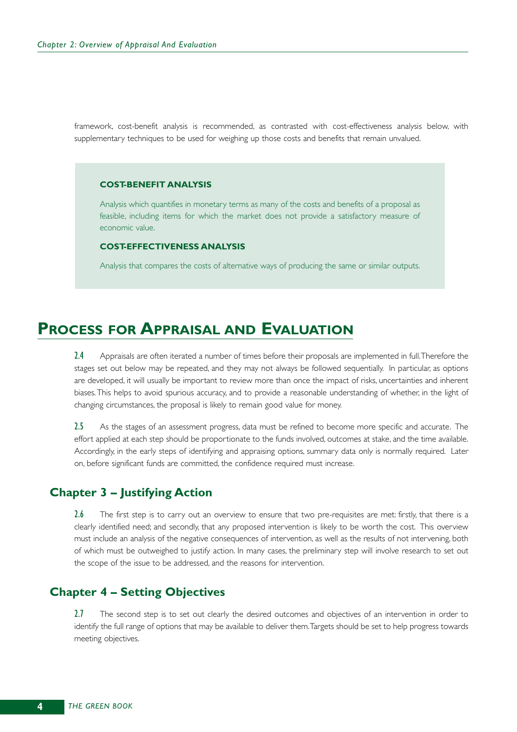framework, cost-benefit analysis is recommended, as contrasted with cost-effectiveness analysis below, with supplementary techniques to be used for weighing up those costs and benefits that remain unvalued.

> **COST-BENEFIT ANALYSIS**
>
> Analysis which quantifies in monetary terms as many of the costs and benefits of a proposal as feasible, including items for which the market does not provide a satisfactory measure of economic value.
>
> **COST-EFFECTIVENESS ANALYSIS**
>
> Analysis that compares the costs of alternative ways of producing the same or similar outputs.

# Process for Appraisal and Evaluation

**2.4** Appraisals are often iterated a number of times before their proposals are implemented in full. Therefore the stages set out below may be repeated, and they may not always be followed sequentially. In particular, as options are developed, it will usually be important to review more than once the impact of risks, uncertainties and inherent biases. This helps to avoid spurious accuracy, and to provide a reasonable understanding of whether, in the light of changing circumstances, the proposal is likely to remain good value for money.

**2.5** As the stages of an assessment progress, data must be refined to become more specific and accurate. The effort applied at each step should be proportionate to the funds involved, outcomes at stake, and the time available. Accordingly, in the early steps of identifying and appraising options, summary data only is normally required. Later on, before significant funds are committed, the confidence required must increase.

## Chapter 3 – Justifying Action

**2.6** The first step is to carry out an overview to ensure that two pre-requisites are met: firstly, that there is a clearly identified need; and secondly, that any proposed intervention is likely to be worth the cost. This overview must include an analysis of the negative consequences of intervention, as well as the results of not intervening, both of which must be outweighed to justify action. In many cases, the preliminary step will involve research to set out the scope of the issue to be addressed, and the reasons for intervention.

## Chapter 4 – Setting Objectives

**2.7** The second step is to set out clearly the desired outcomes and objectives of an intervention in order to identify the full range of options that may be available to deliver them. Targets should be set to help progress towards meeting objectives.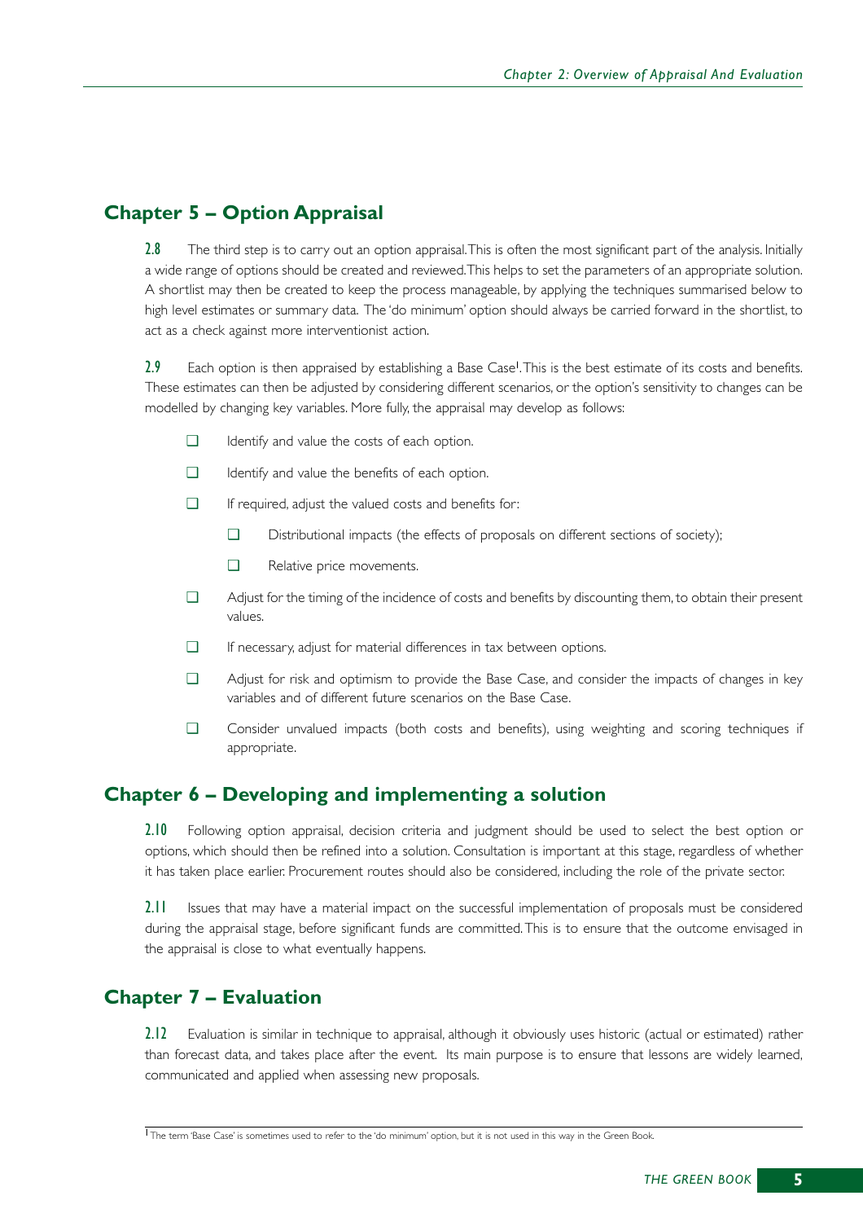## Chapter 5 – Option Appraisal

**2.8** The third step is to carry out an option appraisal. This is often the most significant part of the analysis. Initially a wide range of options should be created and reviewed. This helps to set the parameters of an appropriate solution. A shortlist may then be created to keep the process manageable, by applying the techniques summarised below to high level estimates or summary data. The 'do minimum' option should always be carried forward in the shortlist, to act as a check against more interventionist action.

**2.9** Each option is then appraised by establishing a Base Case[1]. This is the best estimate of its costs and benefits. These estimates can then be adjusted by considering different scenarios, or the option's sensitivity to changes can be modelled by changing key variables. More fully, the appraisal may develop as follows:

- Identify and value the costs of each option.
- Identify and value the benefits of each option.
- If required, adjust the valued costs and benefits for:
  - Distributional impacts (the effects of proposals on different sections of society);
  - Relative price movements.
- Adjust for the timing of the incidence of costs and benefits by discounting them, to obtain their present values.
- If necessary, adjust for material differences in tax between options.
- Adjust for risk and optimism to provide the Base Case, and consider the impacts of changes in key variables and of different future scenarios on the Base Case.
- Consider unvalued impacts (both costs and benefits), using weighting and scoring techniques if appropriate.

## Chapter 6 – Developing and implementing a solution

**2.10** Following option appraisal, decision criteria and judgment should be used to select the best option or options, which should then be refined into a solution. Consultation is important at this stage, regardless of whether it has taken place earlier. Procurement routes should also be considered, including the role of the private sector.

**2.11** Issues that may have a material impact on the successful implementation of proposals must be considered during the appraisal stage, before significant funds are committed. This is to ensure that the outcome envisaged in the appraisal is close to what eventually happens.

## Chapter 7 – Evaluation

**2.12** Evaluation is similar in technique to appraisal, although it obviously uses historic (actual or estimated) rather than forecast data, and takes place after the event. Its main purpose is to ensure that lessons are widely learned, communicated and applied when assessing new proposals.

---

[1] The term 'Base Case' is sometimes used to refer to the 'do minimum' option, but it is not used in this way in the Green Book.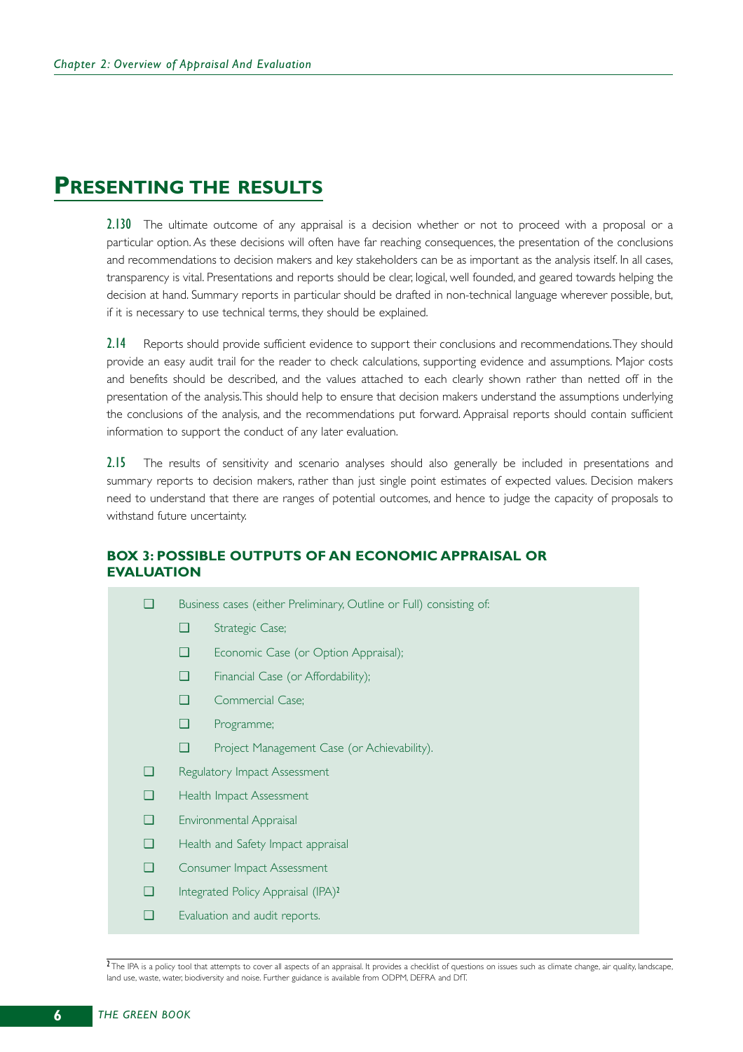## PRESENTING THE RESULTS

**2.130** The ultimate outcome of any appraisal is a decision whether or not to proceed with a proposal or a particular option. As these decisions will often have far reaching consequences, the presentation of the conclusions and recommendations to decision makers and key stakeholders can be as important as the analysis itself. In all cases, transparency is vital. Presentations and reports should be clear, logical, well founded, and geared towards helping the decision at hand. Summary reports in particular should be drafted in non-technical language wherever possible, but, if it is necessary to use technical terms, they should be explained.

**2.14** Reports should provide sufficient evidence to support their conclusions and recommendations. They should provide an easy audit trail for the reader to check calculations, supporting evidence and assumptions. Major costs and benefits should be described, and the values attached to each clearly shown rather than netted off in the presentation of the analysis. This should help to ensure that decision makers understand the assumptions underlying the conclusions of the analysis, and the recommendations put forward. Appraisal reports should contain sufficient information to support the conduct of any later evaluation.

**2.15** The results of sensitivity and scenario analyses should also generally be included in presentations and summary reports to decision makers, rather than just single point estimates of expected values. Decision makers need to understand that there are ranges of potential outcomes, and hence to judge the capacity of proposals to withstand future uncertainty.

### BOX 3: POSSIBLE OUTPUTS OF AN ECONOMIC APPRAISAL OR EVALUATION

- Business cases (either Preliminary, Outline or Full) consisting of:
  - Strategic Case;
  - Economic Case (or Option Appraisal);
  - Financial Case (or Affordability);
  - Commercial Case;
  - Programme;
  - Project Management Case (or Achievability).
- Regulatory Impact Assessment
- Health Impact Assessment
- Environmental Appraisal
- Health and Safety Impact appraisal
- Consumer Impact Assessment
- Integrated Policy Appraisal (IPA)[2]
- Evaluation and audit reports.

[2] The IPA is a policy tool that attempts to cover all aspects of an appraisal. It provides a checklist of questions on issues such as climate change, air quality, landscape, land use, waste, water, biodiversity and noise. Further guidance is available from ODPM, DEFRA and DfT.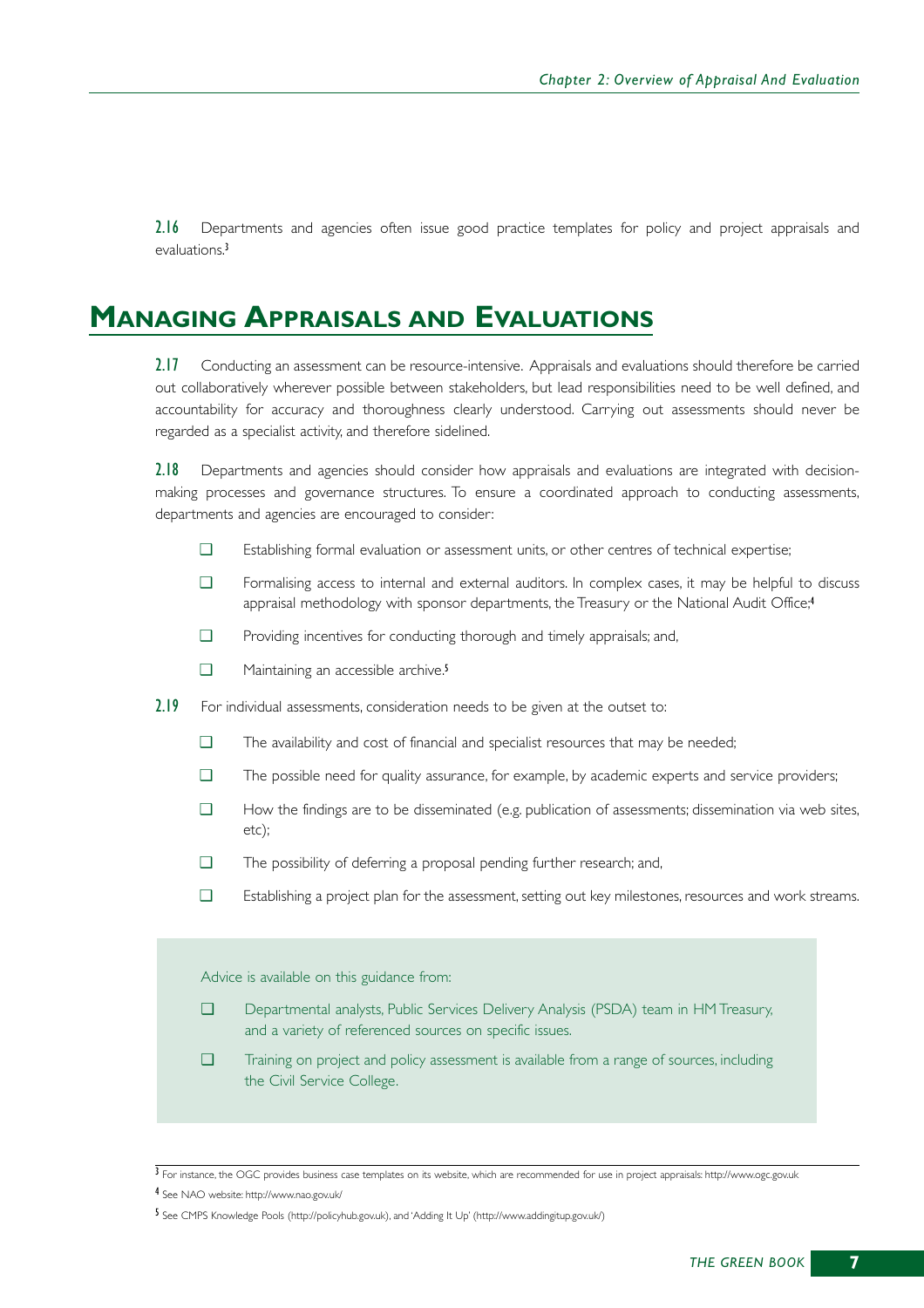**2.16** Departments and agencies often issue good practice templates for policy and project appraisals and evaluations.[3]

## Managing Appraisals and Evaluations

**2.17** Conducting an assessment can be resource-intensive. Appraisals and evaluations should therefore be carried out collaboratively wherever possible between stakeholders, but lead responsibilities need to be well defined, and accountability for accuracy and thoroughness clearly understood. Carrying out assessments should never be regarded as a specialist activity, and therefore sidelined.

**2.18** Departments and agencies should consider how appraisals and evaluations are integrated with decision-making processes and governance structures. To ensure a coordinated approach to conducting assessments, departments and agencies are encouraged to consider:

- Establishing formal evaluation or assessment units, or other centres of technical expertise;
- Formalising access to internal and external auditors. In complex cases, it may be helpful to discuss appraisal methodology with sponsor departments, the Treasury or the National Audit Office;[4]
- Providing incentives for conducting thorough and timely appraisals; and,
- Maintaining an accessible archive.[5]

**2.19** For individual assessments, consideration needs to be given at the outset to:

- The availability and cost of financial and specialist resources that may be needed;
- The possible need for quality assurance, for example, by academic experts and service providers;
- How the findings are to be disseminated (e.g. publication of assessments; dissemination via web sites, etc);
- The possibility of deferring a proposal pending further research; and,
- Establishing a project plan for the assessment, setting out key milestones, resources and work streams.

> Advice is available on this guidance from:
>
> - Departmental analysts, Public Services Delivery Analysis (PSDA) team in HM Treasury, and a variety of referenced sources on specific issues.
> - Training on project and policy assessment is available from a range of sources, including the Civil Service College.

---

[3] For instance, the OGC provides business case templates on its website, which are recommended for use in project appraisals: http://www.ogc.gov.uk

[4] See NAO website: http://www.nao.gov.uk/

[5] See CMPS Knowledge Pools (http://policyhub.gov.uk), and 'Adding It Up' (http://www.addingitup.gov.uk/)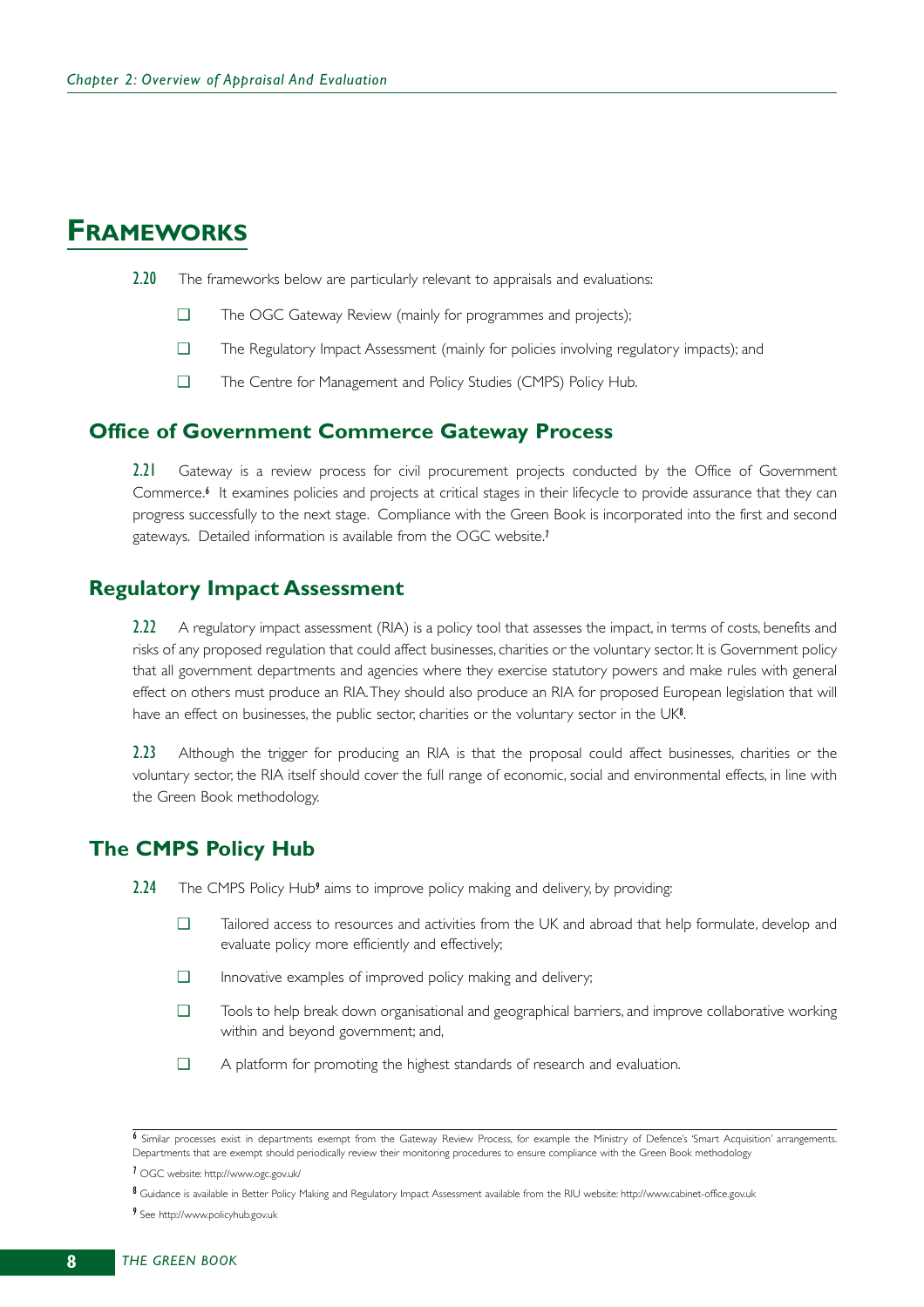# FRAMEWORKS

**2.20** The frameworks below are particularly relevant to appraisals and evaluations:

- The OGC Gateway Review (mainly for programmes and projects);
- The Regulatory Impact Assessment (mainly for policies involving regulatory impacts); and
- The Centre for Management and Policy Studies (CMPS) Policy Hub.

## Office of Government Commerce Gateway Process

**2.21** Gateway is a review process for civil procurement projects conducted by the Office of Government Commerce.[6] It examines policies and projects at critical stages in their lifecycle to provide assurance that they can progress successfully to the next stage. Compliance with the Green Book is incorporated into the first and second gateways. Detailed information is available from the OGC website.[7]

## Regulatory Impact Assessment

**2.22** A regulatory impact assessment (RIA) is a policy tool that assesses the impact, in terms of costs, benefits and risks of any proposed regulation that could affect businesses, charities or the voluntary sector. It is Government policy that all government departments and agencies where they exercise statutory powers and make rules with general effect on others must produce an RIA. They should also produce an RIA for proposed European legislation that will have an effect on businesses, the public sector, charities or the voluntary sector in the UK[8].

**2.23** Although the trigger for producing an RIA is that the proposal could affect businesses, charities or the voluntary sector, the RIA itself should cover the full range of economic, social and environmental effects, in line with the Green Book methodology.

## The CMPS Policy Hub

**2.24** The CMPS Policy Hub[9] aims to improve policy making and delivery, by providing:

- Tailored access to resources and activities from the UK and abroad that help formulate, develop and evaluate policy more efficiently and effectively;
- Innovative examples of improved policy making and delivery;
- Tools to help break down organisational and geographical barriers, and improve collaborative working within and beyond government; and,
- A platform for promoting the highest standards of research and evaluation.

---

[6] Similar processes exist in departments exempt from the Gateway Review Process, for example the Ministry of Defence's 'Smart Acquisition' arrangements. Departments that are exempt should periodically review their monitoring procedures to ensure compliance with the Green Book methodology

[7] OGC website: http://www.ogc.gov.uk/

[8] Guidance is available in Better Policy Making and Regulatory Impact Assessment available from the RIU website: http://www.cabinet-office.gov.uk

[9] See http://www.policyhub.gov.uk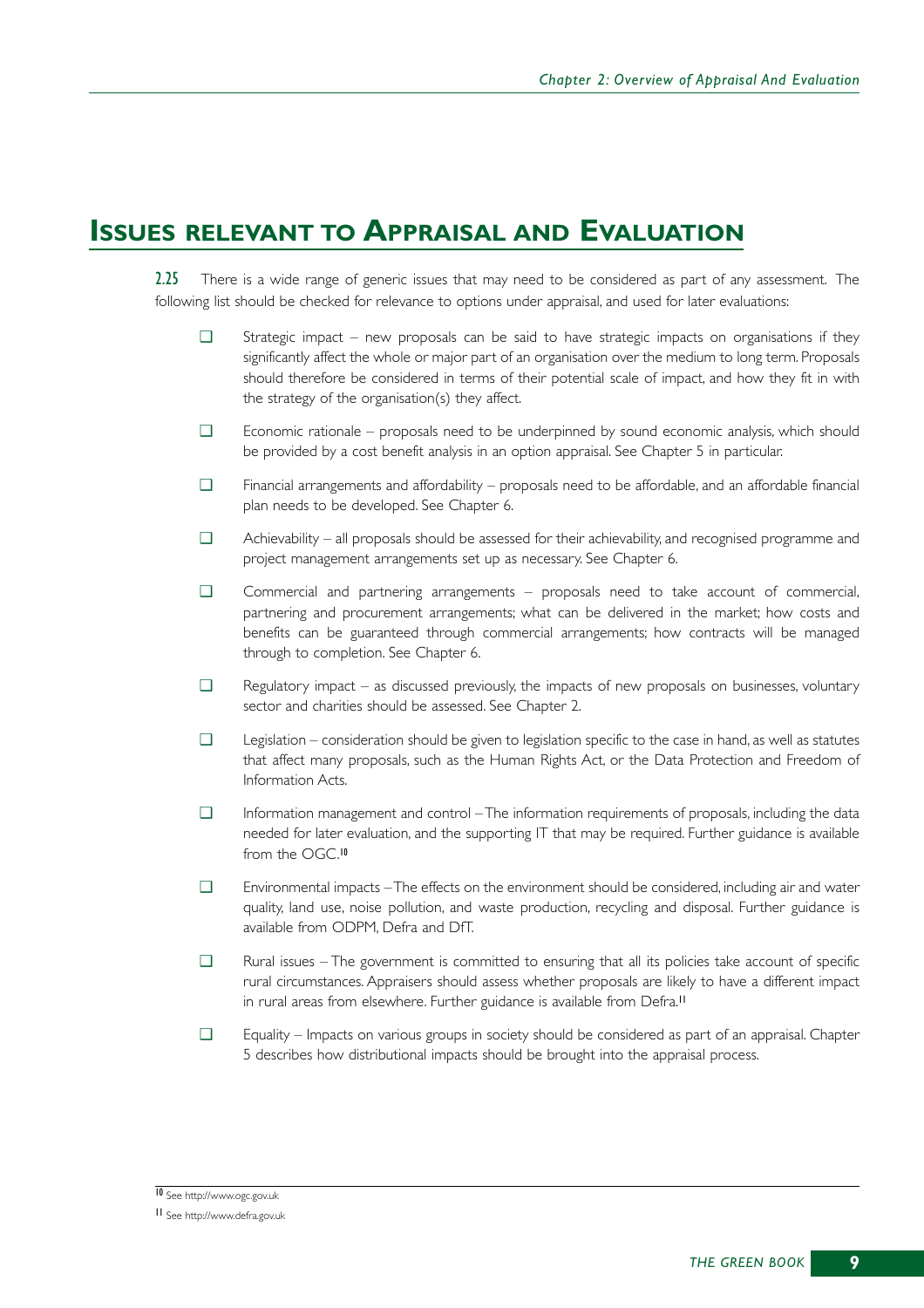## ISSUES RELEVANT TO APPRAISAL AND EVALUATION

**2.25** There is a wide range of generic issues that may need to be considered as part of any assessment. The following list should be checked for relevance to options under appraisal, and used for later evaluations:

- Strategic impact – new proposals can be said to have strategic impacts on organisations if they significantly affect the whole or major part of an organisation over the medium to long term. Proposals should therefore be considered in terms of their potential scale of impact, and how they fit in with the strategy of the organisation(s) they affect.
- Economic rationale – proposals need to be underpinned by sound economic analysis, which should be provided by a cost benefit analysis in an option appraisal. See Chapter 5 in particular.
- Financial arrangements and affordability – proposals need to be affordable, and an affordable financial plan needs to be developed. See Chapter 6.
- Achievability – all proposals should be assessed for their achievability, and recognised programme and project management arrangements set up as necessary. See Chapter 6.
- Commercial and partnering arrangements – proposals need to take account of commercial, partnering and procurement arrangements; what can be delivered in the market; how costs and benefits can be guaranteed through commercial arrangements; how contracts will be managed through to completion. See Chapter 6.
- Regulatory impact – as discussed previously, the impacts of new proposals on businesses, voluntary sector and charities should be assessed. See Chapter 2.
- Legislation – consideration should be given to legislation specific to the case in hand, as well as statutes that affect many proposals, such as the Human Rights Act, or the Data Protection and Freedom of Information Acts.
- Information management and control – The information requirements of proposals, including the data needed for later evaluation, and the supporting IT that may be required. Further guidance is available from the OGC.[10]
- Environmental impacts – The effects on the environment should be considered, including air and water quality, land use, noise pollution, and waste production, recycling and disposal. Further guidance is available from ODPM, Defra and DfT.
- Rural issues – The government is committed to ensuring that all its policies take account of specific rural circumstances. Appraisers should assess whether proposals are likely to have a different impact in rural areas from elsewhere. Further guidance is available from Defra.[11]
- Equality – Impacts on various groups in society should be considered as part of an appraisal. Chapter 5 describes how distributional impacts should be brought into the appraisal process.

---

[10] See http://www.ogc.gov.uk

[11] See http://www.defra.gov.uk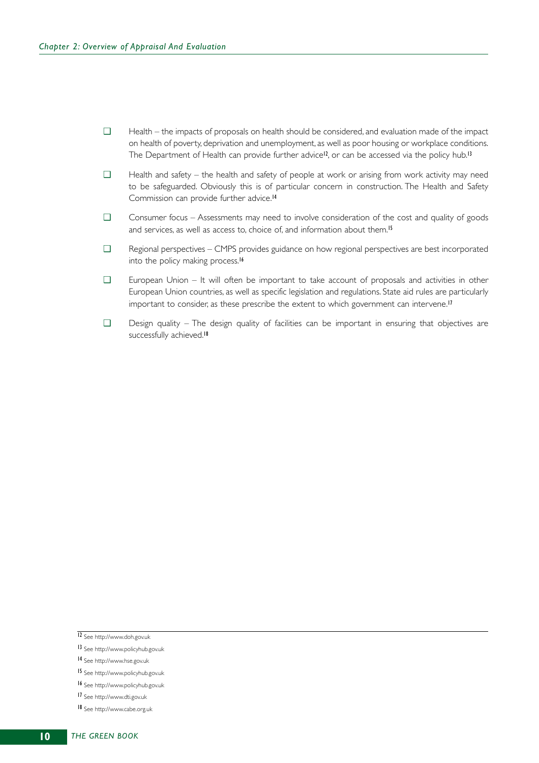- Health – the impacts of proposals on health should be considered, and evaluation made of the impact on health of poverty, deprivation and unemployment, as well as poor housing or workplace conditions. The Department of Health can provide further advice[12], or can be accessed via the policy hub.[13]

- Health and safety – the health and safety of people at work or arising from work activity may need to be safeguarded. Obviously this is of particular concern in construction. The Health and Safety Commission can provide further advice.[14]

- Consumer focus – Assessments may need to involve consideration of the cost and quality of goods and services, as well as access to, choice of, and information about them.[15]

- Regional perspectives – CMPS provides guidance on how regional perspectives are best incorporated into the policy making process.[16]

- European Union – It will often be important to take account of proposals and activities in other European Union countries, as well as specific legislation and regulations. State aid rules are particularly important to consider, as these prescribe the extent to which government can intervene.[17]

- Design quality – The design quality of facilities can be important in ensuring that objectives are successfully achieved.[18]

---

[12] See http://www.doh.gov.uk

[13] See http://www.policyhub.gov.uk

[14] See http://www.hse.gov.uk

[15] See http://www.policyhub.gov.uk

[16] See http://www.policyhub.gov.uk

[17] See http://www.dti.gov.uk

[18] See http://www.cabe.org.uk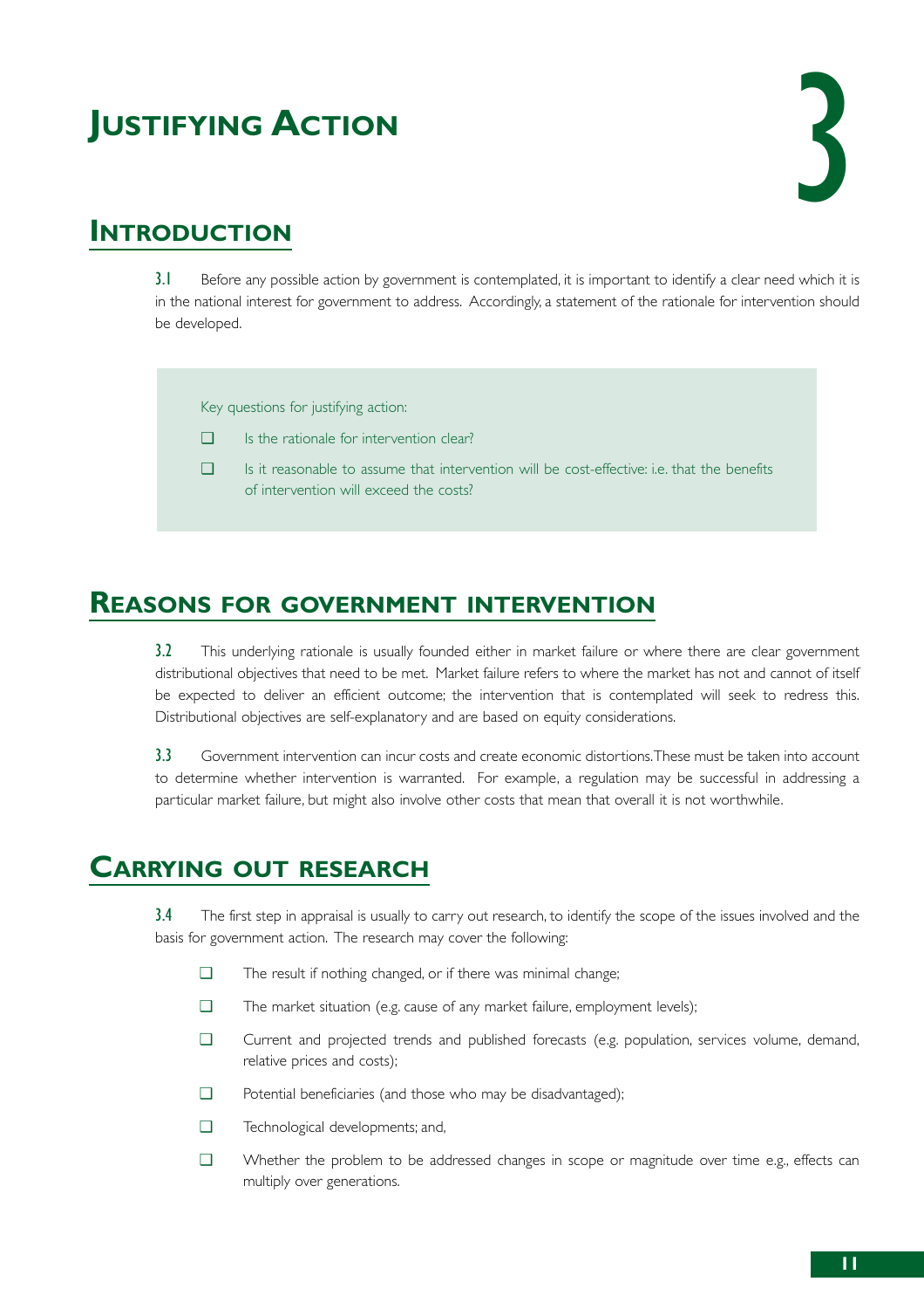#  3 Justifying Action

## Introduction

**3.1** Before any possible action by government is contemplated, it is important to identify a clear need which it is in the national interest for government to address. Accordingly, a statement of the rationale for intervention should be developed.

> Key questions for justifying action:
>
> - Is the rationale for intervention clear?
> - Is it reasonable to assume that intervention will be cost-effective: i.e. that the benefits of intervention will exceed the costs?

## Reasons for government intervention

**3.2** This underlying rationale is usually founded either in market failure or where there are clear government distributional objectives that need to be met. Market failure refers to where the market has not and cannot of itself be expected to deliver an efficient outcome; the intervention that is contemplated will seek to redress this. Distributional objectives are self-explanatory and are based on equity considerations.

**3.3** Government intervention can incur costs and create economic distortions. These must be taken into account to determine whether intervention is warranted. For example, a regulation may be successful in addressing a particular market failure, but might also involve other costs that mean that overall it is not worthwhile.

## Carrying out research

**3.4** The first step in appraisal is usually to carry out research, to identify the scope of the issues involved and the basis for government action. The research may cover the following:

- The result if nothing changed, or if there was minimal change;
- The market situation (e.g. cause of any market failure, employment levels);
- Current and projected trends and published forecasts (e.g. population, services volume, demand, relative prices and costs);
- Potential beneficiaries (and those who may be disadvantaged);
- Technological developments; and,
- Whether the problem to be addressed changes in scope or magnitude over time e.g., effects can multiply over generations.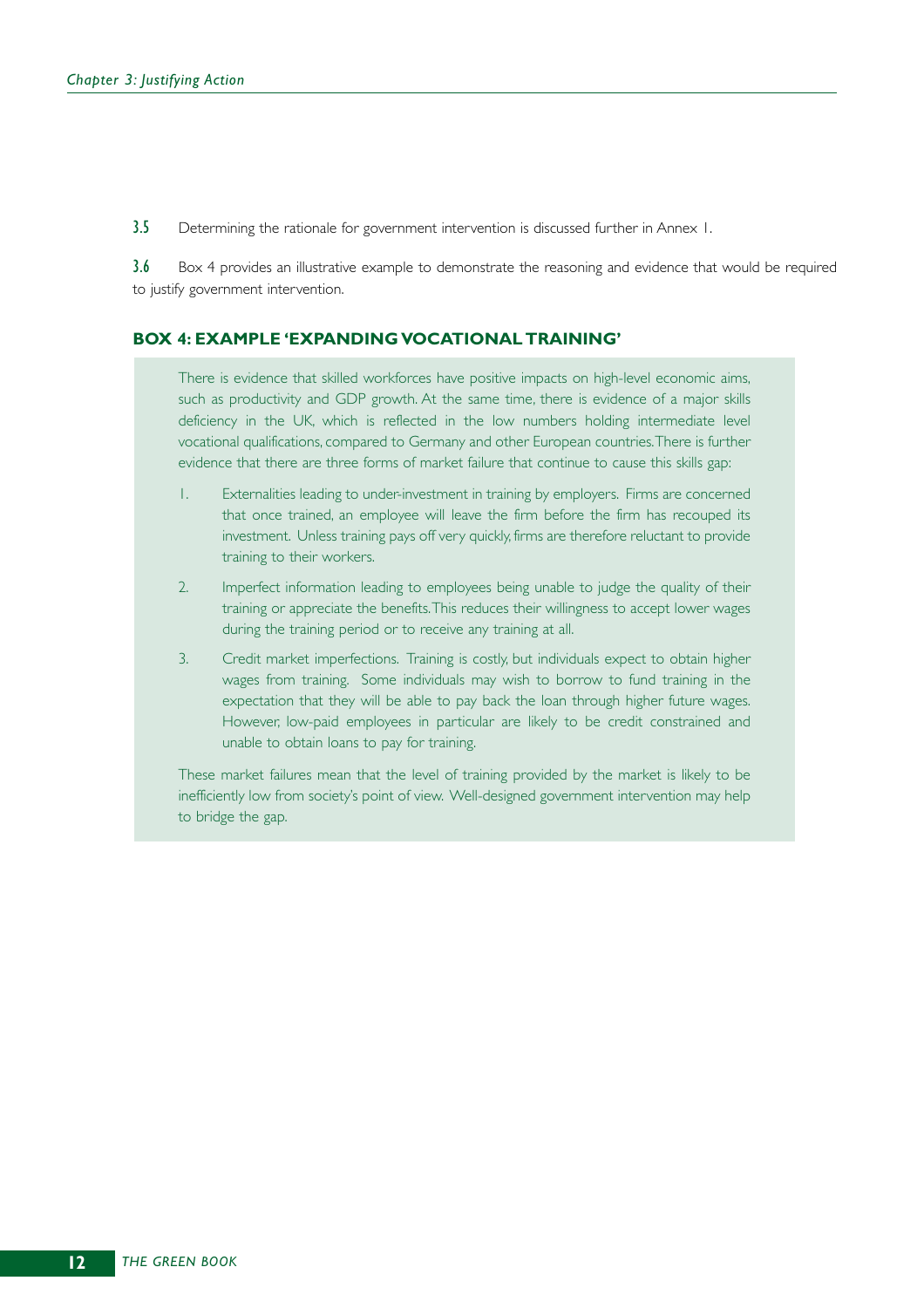3.5 Determining the rationale for government intervention is discussed further in Annex 1.

3.6 Box 4 provides an illustrative example to demonstrate the reasoning and evidence that would be required to justify government intervention.

### BOX 4: EXAMPLE 'EXPANDING VOCATIONAL TRAINING'

There is evidence that skilled workforces have positive impacts on high-level economic aims, such as productivity and GDP growth. At the same time, there is evidence of a major skills deficiency in the UK, which is reflected in the low numbers holding intermediate level vocational qualifications, compared to Germany and other European countries. There is further evidence that there are three forms of market failure that continue to cause this skills gap:

1. Externalities leading to under-investment in training by employers. Firms are concerned that once trained, an employee will leave the firm before the firm has recouped its investment. Unless training pays off very quickly, firms are therefore reluctant to provide training to their workers.
2. Imperfect information leading to employees being unable to judge the quality of their training or appreciate the benefits. This reduces their willingness to accept lower wages during the training period or to receive any training at all.
3. Credit market imperfections. Training is costly, but individuals expect to obtain higher wages from training. Some individuals may wish to borrow to fund training in the expectation that they will be able to pay back the loan through higher future wages. However, low-paid employees in particular are likely to be credit constrained and unable to obtain loans to pay for training.

These market failures mean that the level of training provided by the market is likely to be inefficiently low from society's point of view. Well-designed government intervention may help to bridge the gap.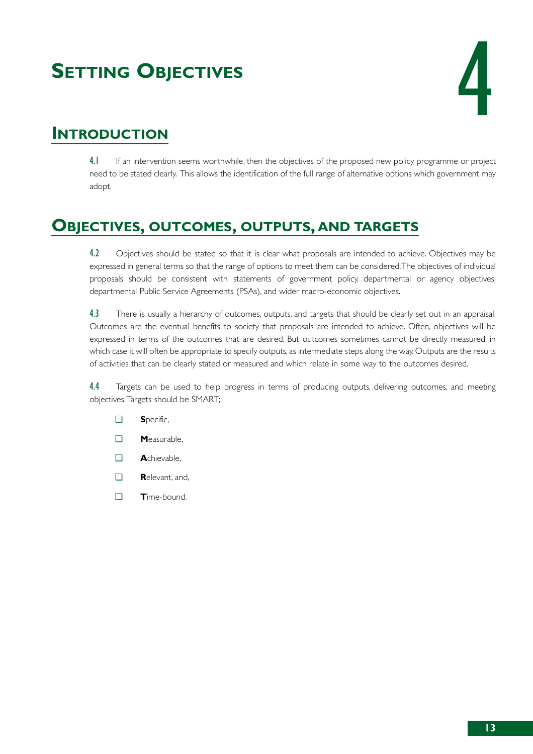# Setting Objectives

4

## Introduction

4.1 If an intervention seems worthwhile, then the objectives of the proposed new policy, programme or project need to be stated clearly. This allows the identification of the full range of alternative options which government may adopt.

## Objectives, outcomes, outputs, and targets

4.2 Objectives should be stated so that it is clear what proposals are intended to achieve. Objectives may be expressed in general terms so that the range of options to meet them can be considered. The objectives of individual proposals should be consistent with statements of government policy, departmental or agency objectives, departmental Public Service Agreements (PSAs), and wider macro-economic objectives.

4.3 There is usually a hierarchy of outcomes, outputs, and targets that should be clearly set out in an appraisal. Outcomes are the eventual benefits to society that proposals are intended to achieve. Often, objectives will be expressed in terms of the outcomes that are desired. But outcomes sometimes cannot be directly measured, in which case it will often be appropriate to specify outputs, as intermediate steps along the way. Outputs are the results of activities that can be clearly stated or measured and which relate in some way to the outcomes desired.

4.4 Targets can be used to help progress in terms of producing outputs, delivering outcomes, and meeting objectives. Targets should be SMART;

- **S**pecific,
- **M**easurable,
- **A**chievable,
- **R**elevant, and,
- **T**ime-bound.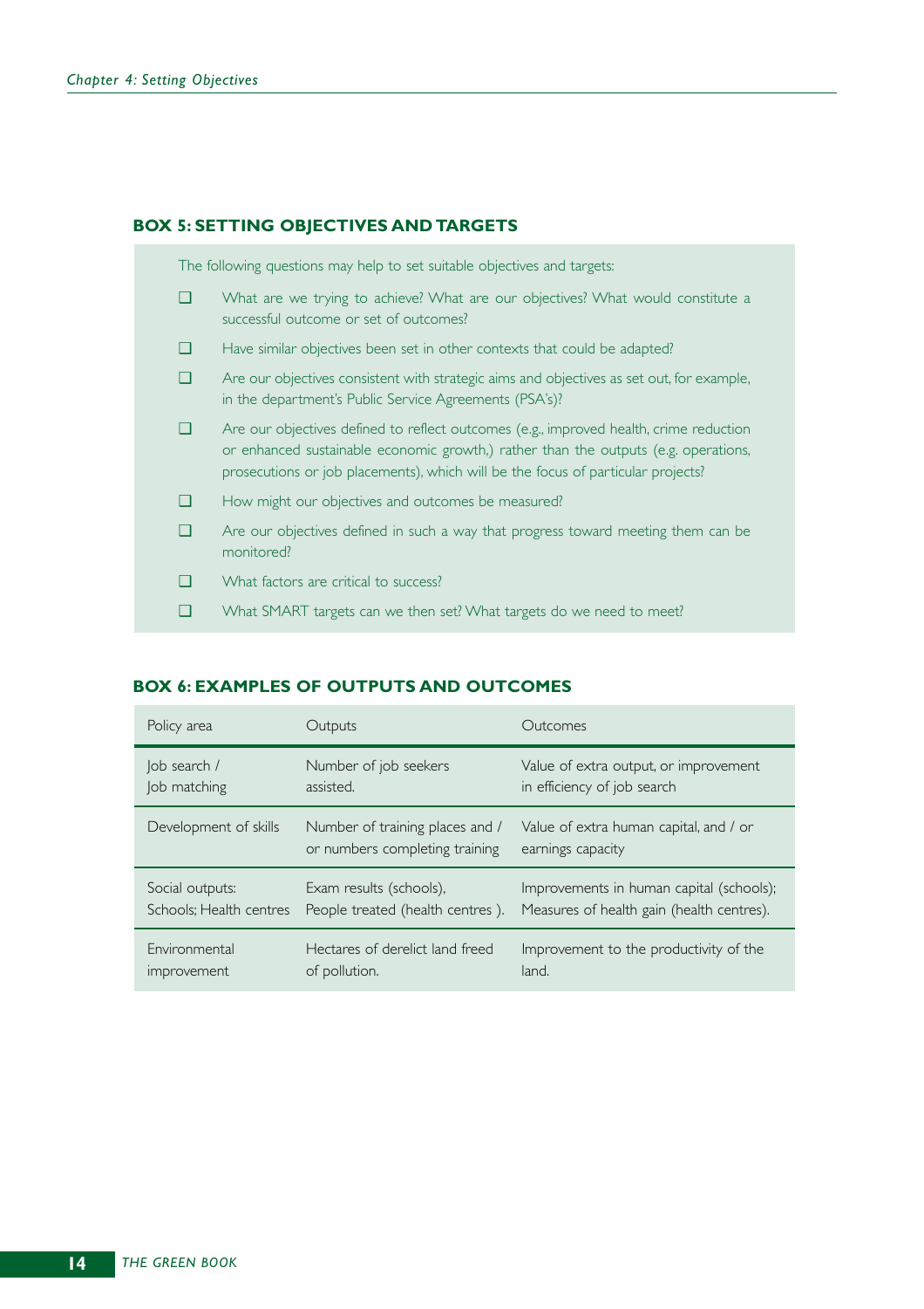### BOX 5: SETTING OBJECTIVES AND TARGETS

The following questions may help to set suitable objectives and targets:

- ❑ What are we trying to achieve? What are our objectives? What would constitute a successful outcome or set of outcomes?
- ❑ Have similar objectives been set in other contexts that could be adapted?
- ❑ Are our objectives consistent with strategic aims and objectives as set out, for example, in the department's Public Service Agreements (PSA's)?
- ❑ Are our objectives defined to reflect outcomes (e.g., improved health, crime reduction or enhanced sustainable economic growth,) rather than the outputs (e.g. operations, prosecutions or job placements), which will be the focus of particular projects?
- ❑ How might our objectives and outcomes be measured?
- ❑ Are our objectives defined in such a way that progress toward meeting them can be monitored?
- ❑ What factors are critical to success?
- ❑ What SMART targets can we then set? What targets do we need to meet?

### BOX 6: EXAMPLES OF OUTPUTS AND OUTCOMES

| Policy area | Outputs | Outcomes |
|---|---|---|
| Job search / Job matching | Number of job seekers assisted. | Value of extra output, or improvement in efficiency of job search |
| Development of skills | Number of training places and / or numbers completing training | Value of extra human capital, and / or earnings capacity |
| Social outputs: Schools; Health centres | Exam results (schools), People treated (health centres ). | Improvements in human capital (schools); Measures of health gain (health centres). |
| Environmental improvement | Hectares of derelict land freed of pollution. | Improvement to the productivity of the land. |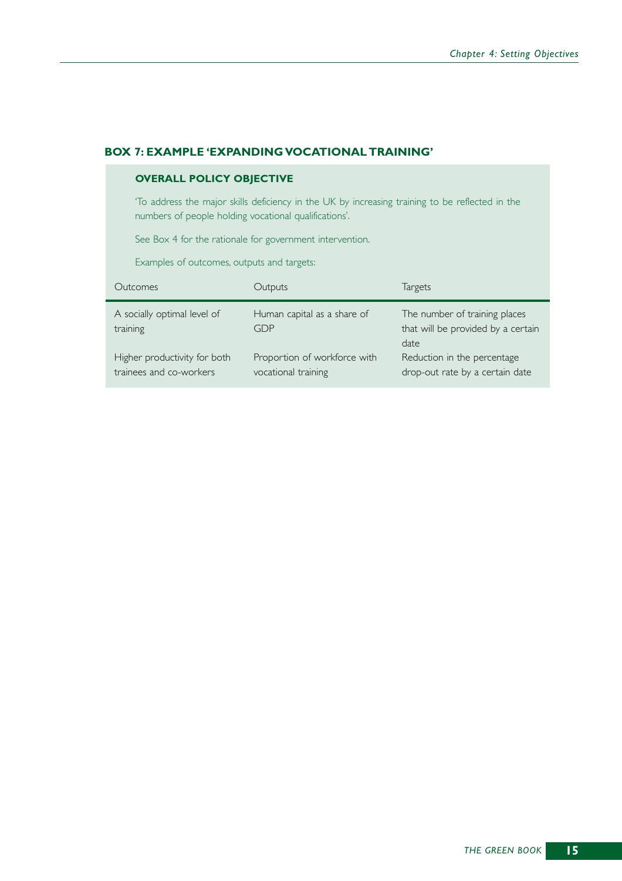### BOX 7: EXAMPLE 'EXPANDING VOCATIONAL TRAINING'

**OVERALL POLICY OBJECTIVE**

'To address the major skills deficiency in the UK by increasing training to be reflected in the numbers of people holding vocational qualifications'.

See Box 4 for the rationale for government intervention.

Examples of outcomes, outputs and targets:

| Outcomes | Outputs | Targets |
|---|---|---|
| A socially optimal level of training | Human capital as a share of GDP | The number of training places that will be provided by a certain date |
| Higher productivity for both trainees and co-workers | Proportion of workforce with vocational training | Reduction in the percentage drop-out rate by a certain date |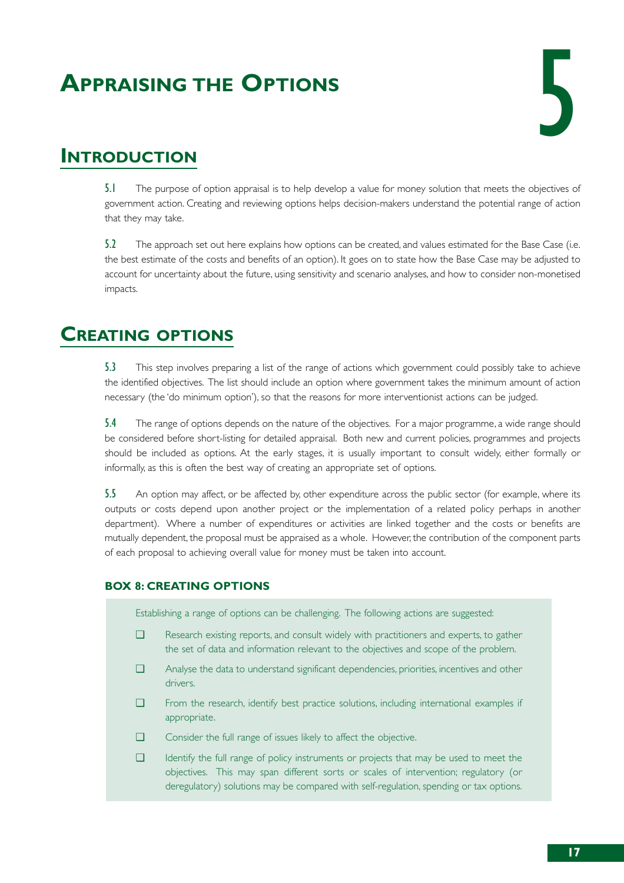# Appraising the Options

# 5

## Introduction

**5.1** The purpose of option appraisal is to help develop a value for money solution that meets the objectives of government action. Creating and reviewing options helps decision-makers understand the potential range of action that they may take.

**5.2** The approach set out here explains how options can be created, and values estimated for the Base Case (i.e. the best estimate of the costs and benefits of an option). It goes on to state how the Base Case may be adjusted to account for uncertainty about the future, using sensitivity and scenario analyses, and how to consider non-monetised impacts.

## Creating options

**5.3** This step involves preparing a list of the range of actions which government could possibly take to achieve the identified objectives. The list should include an option where government takes the minimum amount of action necessary (the 'do minimum option'), so that the reasons for more interventionist actions can be judged.

**5.4** The range of options depends on the nature of the objectives. For a major programme, a wide range should be considered before short-listing for detailed appraisal. Both new and current policies, programmes and projects should be included as options. At the early stages, it is usually important to consult widely, either formally or informally, as this is often the best way of creating an appropriate set of options.

**5.5** An option may affect, or be affected by, other expenditure across the public sector (for example, where its outputs or costs depend upon another project or the implementation of a related policy perhaps in another department). Where a number of expenditures or activities are linked together and the costs or benefits are mutually dependent, the proposal must be appraised as a whole. However, the contribution of the component parts of each proposal to achieving overall value for money must be taken into account.

### BOX 8: CREATING OPTIONS

Establishing a range of options can be challenging. The following actions are suggested:

- ❑ Research existing reports, and consult widely with practitioners and experts, to gather the set of data and information relevant to the objectives and scope of the problem.
- ❑ Analyse the data to understand significant dependencies, priorities, incentives and other drivers.
- ❑ From the research, identify best practice solutions, including international examples if appropriate.
- ❑ Consider the full range of issues likely to affect the objective.
- ❑ Identify the full range of policy instruments or projects that may be used to meet the objectives. This may span different sorts or scales of intervention; regulatory (or deregulatory) solutions may be compared with self-regulation, spending or tax options.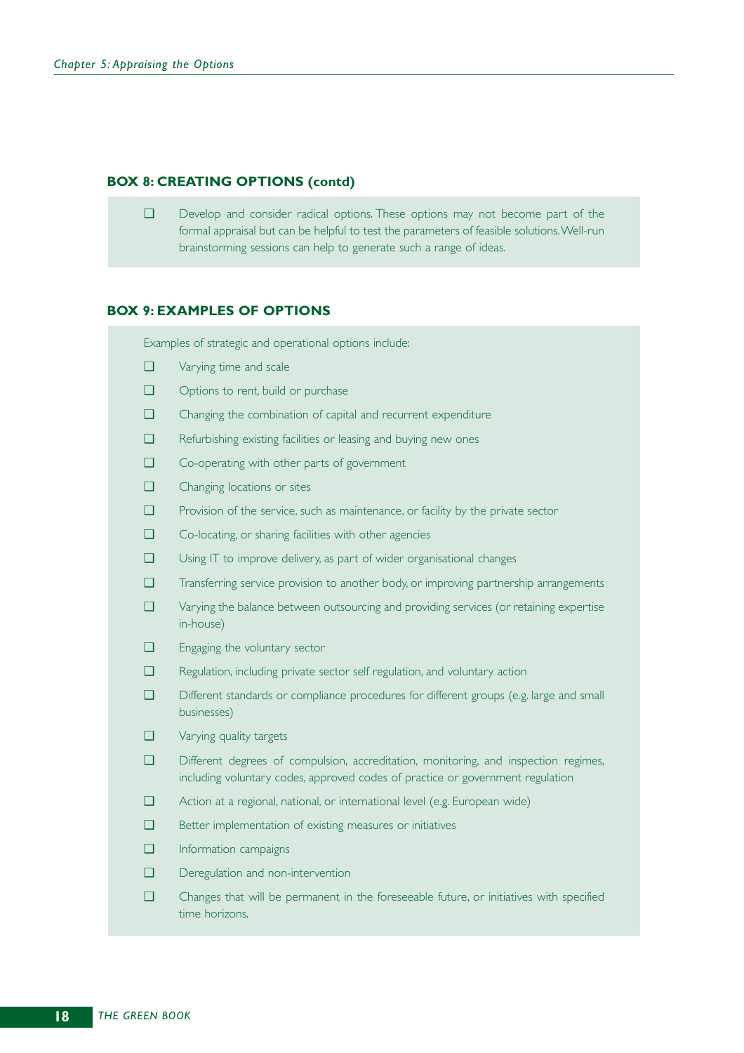### BOX 8: CREATING OPTIONS (contd)

- Develop and consider radical options. These options may not become part of the formal appraisal but can be helpful to test the parameters of feasible solutions. Well-run brainstorming sessions can help to generate such a range of ideas.

### BOX 9: EXAMPLES OF OPTIONS

Examples of strategic and operational options include:

- Varying time and scale
- Options to rent, build or purchase
- Changing the combination of capital and recurrent expenditure
- Refurbishing existing facilities or leasing and buying new ones
- Co-operating with other parts of government
- Changing locations or sites
- Provision of the service, such as maintenance, or facility by the private sector
- Co-locating, or sharing facilities with other agencies
- Using IT to improve delivery, as part of wider organisational changes
- Transferring service provision to another body, or improving partnership arrangements
- Varying the balance between outsourcing and providing services (or retaining expertise in-house)
- Engaging the voluntary sector
- Regulation, including private sector self regulation, and voluntary action
- Different standards or compliance procedures for different groups (e.g. large and small businesses)
- Varying quality targets
- Different degrees of compulsion, accreditation, monitoring, and inspection regimes, including voluntary codes, approved codes of practice or government regulation
- Action at a regional, national, or international level (e.g. European wide)
- Better implementation of existing measures or initiatives
- Information campaigns
- Deregulation and non-intervention
- Changes that will be permanent in the foreseeable future, or initiatives with specified time horizons.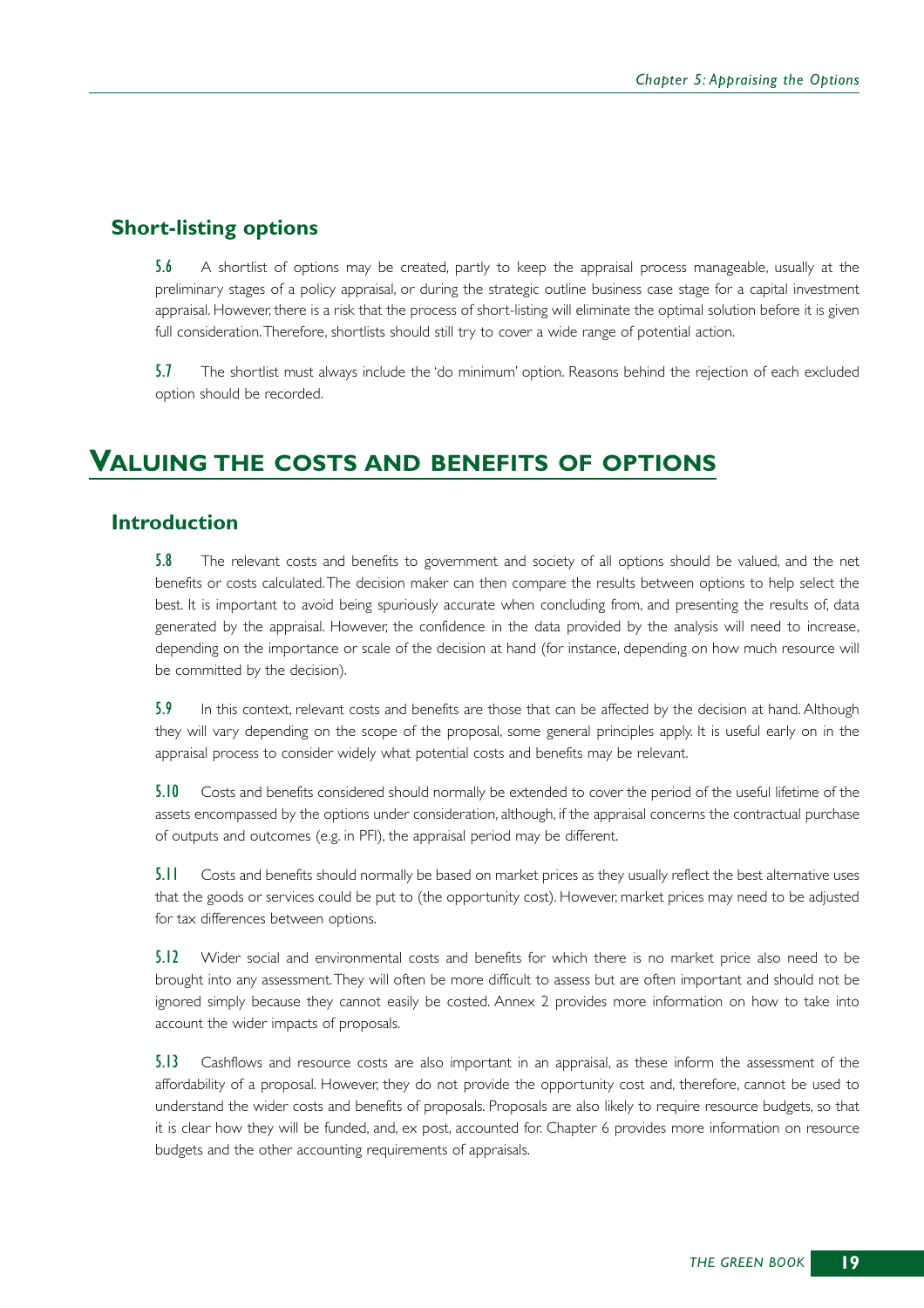### Short-listing options

**5.6** A shortlist of options may be created, partly to keep the appraisal process manageable, usually at the preliminary stages of a policy appraisal, or during the strategic outline business case stage for a capital investment appraisal. However, there is a risk that the process of short-listing will eliminate the optimal solution before it is given full consideration. Therefore, shortlists should still try to cover a wide range of potential action.

**5.7** The shortlist must always include the 'do minimum' option. Reasons behind the rejection of each excluded option should be recorded.

## VALUING THE COSTS AND BENEFITS OF OPTIONS

### Introduction

**5.8** The relevant costs and benefits to government and society of all options should be valued, and the net benefits or costs calculated. The decision maker can then compare the results between options to help select the best. It is important to avoid being spuriously accurate when concluding from, and presenting the results of, data generated by the appraisal. However, the confidence in the data provided by the analysis will need to increase, depending on the importance or scale of the decision at hand (for instance, depending on how much resource will be committed by the decision).

**5.9** In this context, relevant costs and benefits are those that can be affected by the decision at hand. Although they will vary depending on the scope of the proposal, some general principles apply. It is useful early on in the appraisal process to consider widely what potential costs and benefits may be relevant.

**5.10** Costs and benefits considered should normally be extended to cover the period of the useful lifetime of the assets encompassed by the options under consideration, although, if the appraisal concerns the contractual purchase of outputs and outcomes (e.g. in PFI), the appraisal period may be different.

**5.11** Costs and benefits should normally be based on market prices as they usually reflect the best alternative uses that the goods or services could be put to (the opportunity cost). However, market prices may need to be adjusted for tax differences between options.

**5.12** Wider social and environmental costs and benefits for which there is no market price also need to be brought into any assessment. They will often be more difficult to assess but are often important and should not be ignored simply because they cannot easily be costed. Annex 2 provides more information on how to take into account the wider impacts of proposals.

**5.13** Cashflows and resource costs are also important in an appraisal, as these inform the assessment of the affordability of a proposal. However, they do not provide the opportunity cost and, therefore, cannot be used to understand the wider costs and benefits of proposals. Proposals are also likely to require resource budgets, so that it is clear how they will be funded, and, ex post, accounted for. Chapter 6 provides more information on resource budgets and the other accounting requirements of appraisals.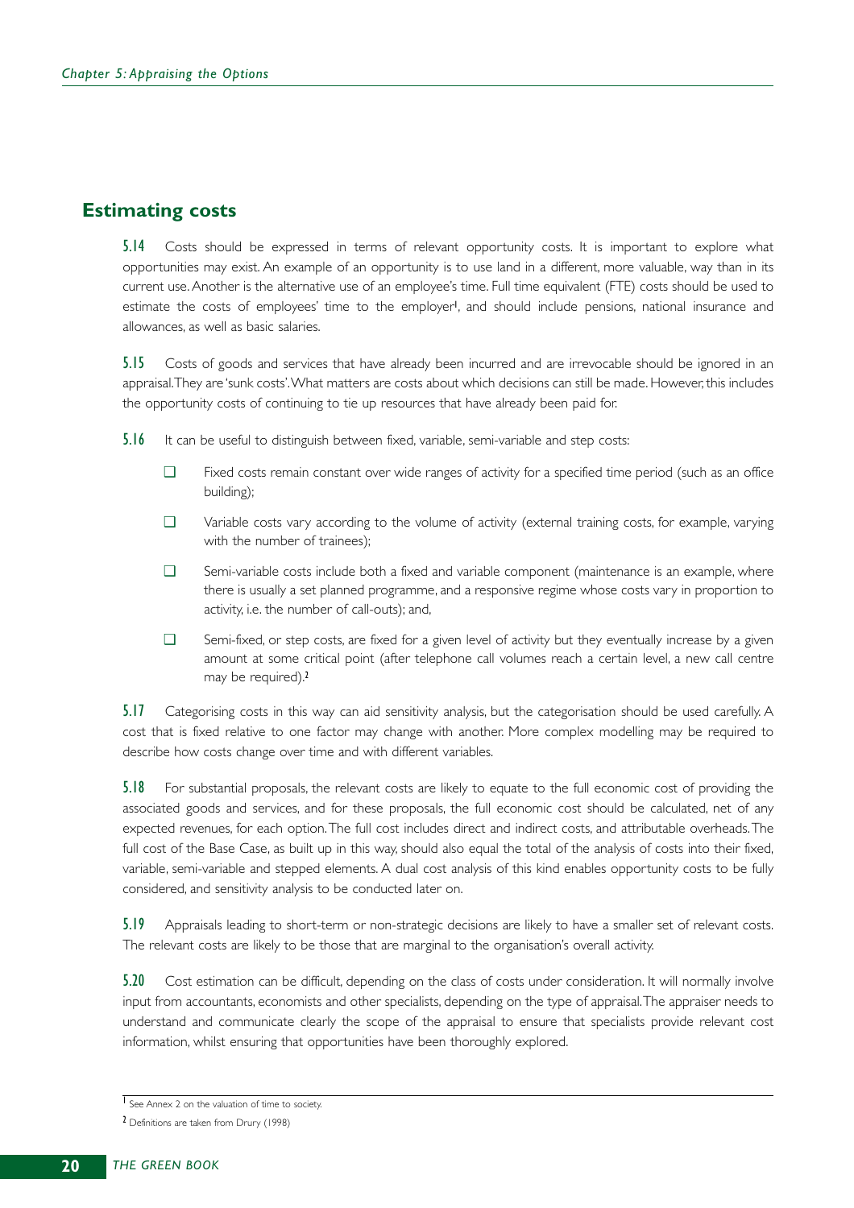## Estimating costs

**5.14** Costs should be expressed in terms of relevant opportunity costs. It is important to explore what opportunities may exist. An example of an opportunity is to use land in a different, more valuable, way than in its current use. Another is the alternative use of an employee's time. Full time equivalent (FTE) costs should be used to estimate the costs of employees' time to the employer[1], and should include pensions, national insurance and allowances, as well as basic salaries.

**5.15** Costs of goods and services that have already been incurred and are irrevocable should be ignored in an appraisal. They are 'sunk costs'. What matters are costs about which decisions can still be made. However, this includes the opportunity costs of continuing to tie up resources that have already been paid for.

**5.16** It can be useful to distinguish between fixed, variable, semi-variable and step costs:

- Fixed costs remain constant over wide ranges of activity for a specified time period (such as an office building);
- Variable costs vary according to the volume of activity (external training costs, for example, varying with the number of trainees);
- Semi-variable costs include both a fixed and variable component (maintenance is an example, where there is usually a set planned programme, and a responsive regime whose costs vary in proportion to activity, i.e. the number of call-outs); and,
- Semi-fixed, or step costs, are fixed for a given level of activity but they eventually increase by a given amount at some critical point (after telephone call volumes reach a certain level, a new call centre may be required).[2]

**5.17** Categorising costs in this way can aid sensitivity analysis, but the categorisation should be used carefully. A cost that is fixed relative to one factor may change with another. More complex modelling may be required to describe how costs change over time and with different variables.

**5.18** For substantial proposals, the relevant costs are likely to equate to the full economic cost of providing the associated goods and services, and for these proposals, the full economic cost should be calculated, net of any expected revenues, for each option. The full cost includes direct and indirect costs, and attributable overheads. The full cost of the Base Case, as built up in this way, should also equal the total of the analysis of costs into their fixed, variable, semi-variable and stepped elements. A dual cost analysis of this kind enables opportunity costs to be fully considered, and sensitivity analysis to be conducted later on.

**5.19** Appraisals leading to short-term or non-strategic decisions are likely to have a smaller set of relevant costs. The relevant costs are likely to be those that are marginal to the organisation's overall activity.

**5.20** Cost estimation can be difficult, depending on the class of costs under consideration. It will normally involve input from accountants, economists and other specialists, depending on the type of appraisal. The appraiser needs to understand and communicate clearly the scope of the appraisal to ensure that specialists provide relevant cost information, whilst ensuring that opportunities have been thoroughly explored.

---

[1] See Annex 2 on the valuation of time to society.

[2] Definitions are taken from Drury (1998)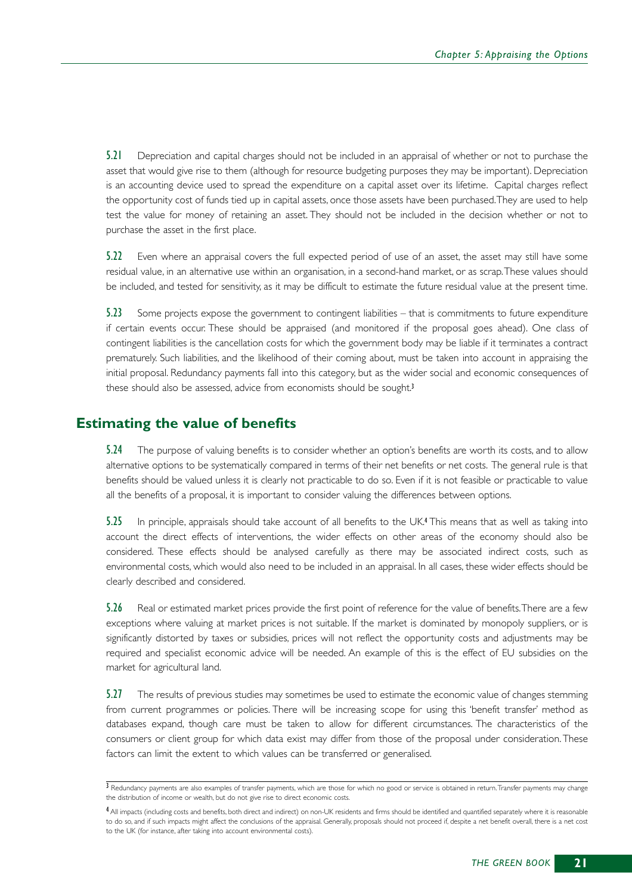**5.21** Depreciation and capital charges should not be included in an appraisal of whether or not to purchase the asset that would give rise to them (although for resource budgeting purposes they may be important). Depreciation is an accounting device used to spread the expenditure on a capital asset over its lifetime. Capital charges reflect the opportunity cost of funds tied up in capital assets, once those assets have been purchased. They are used to help test the value for money of retaining an asset. They should not be included in the decision whether or not to purchase the asset in the first place.

**5.22** Even where an appraisal covers the full expected period of use of an asset, the asset may still have some residual value, in an alternative use within an organisation, in a second-hand market, or as scrap. These values should be included, and tested for sensitivity, as it may be difficult to estimate the future residual value at the present time.

**5.23** Some projects expose the government to contingent liabilities – that is commitments to future expenditure if certain events occur. These should be appraised (and monitored if the proposal goes ahead). One class of contingent liabilities is the cancellation costs for which the government body may be liable if it terminates a contract prematurely. Such liabilities, and the likelihood of their coming about, must be taken into account in appraising the initial proposal. Redundancy payments fall into this category, but as the wider social and economic consequences of these should also be assessed, advice from economists should be sought.[3]

## Estimating the value of benefits

**5.24** The purpose of valuing benefits is to consider whether an option's benefits are worth its costs, and to allow alternative options to be systematically compared in terms of their net benefits or net costs. The general rule is that benefits should be valued unless it is clearly not practicable to do so. Even if it is not feasible or practicable to value all the benefits of a proposal, it is important to consider valuing the differences between options.

**5.25** In principle, appraisals should take account of all benefits to the UK.[4] This means that as well as taking into account the direct effects of interventions, the wider effects on other areas of the economy should also be considered. These effects should be analysed carefully as there may be associated indirect costs, such as environmental costs, which would also need to be included in an appraisal. In all cases, these wider effects should be clearly described and considered.

**5.26** Real or estimated market prices provide the first point of reference for the value of benefits. There are a few exceptions where valuing at market prices is not suitable. If the market is dominated by monopoly suppliers, or is significantly distorted by taxes or subsidies, prices will not reflect the opportunity costs and adjustments may be required and specialist economic advice will be needed. An example of this is the effect of EU subsidies on the market for agricultural land.

**5.27** The results of previous studies may sometimes be used to estimate the economic value of changes stemming from current programmes or policies. There will be increasing scope for using this 'benefit transfer' method as databases expand, though care must be taken to allow for different circumstances. The characteristics of the consumers or client group for which data exist may differ from those of the proposal under consideration. These factors can limit the extent to which values can be transferred or generalised.

---

[3] Redundancy payments are also examples of transfer payments, which are those for which no good or service is obtained in return. Transfer payments may change the distribution of income or wealth, but do not give rise to direct economic costs.

[4] All impacts (including costs and benefits, both direct and indirect) on non-UK residents and firms should be identified and quantified separately where it is reasonable to do so, and if such impacts might affect the conclusions of the appraisal. Generally, proposals should not proceed if, despite a net benefit overall, there is a net cost to the UK (for instance, after taking into account environmental costs).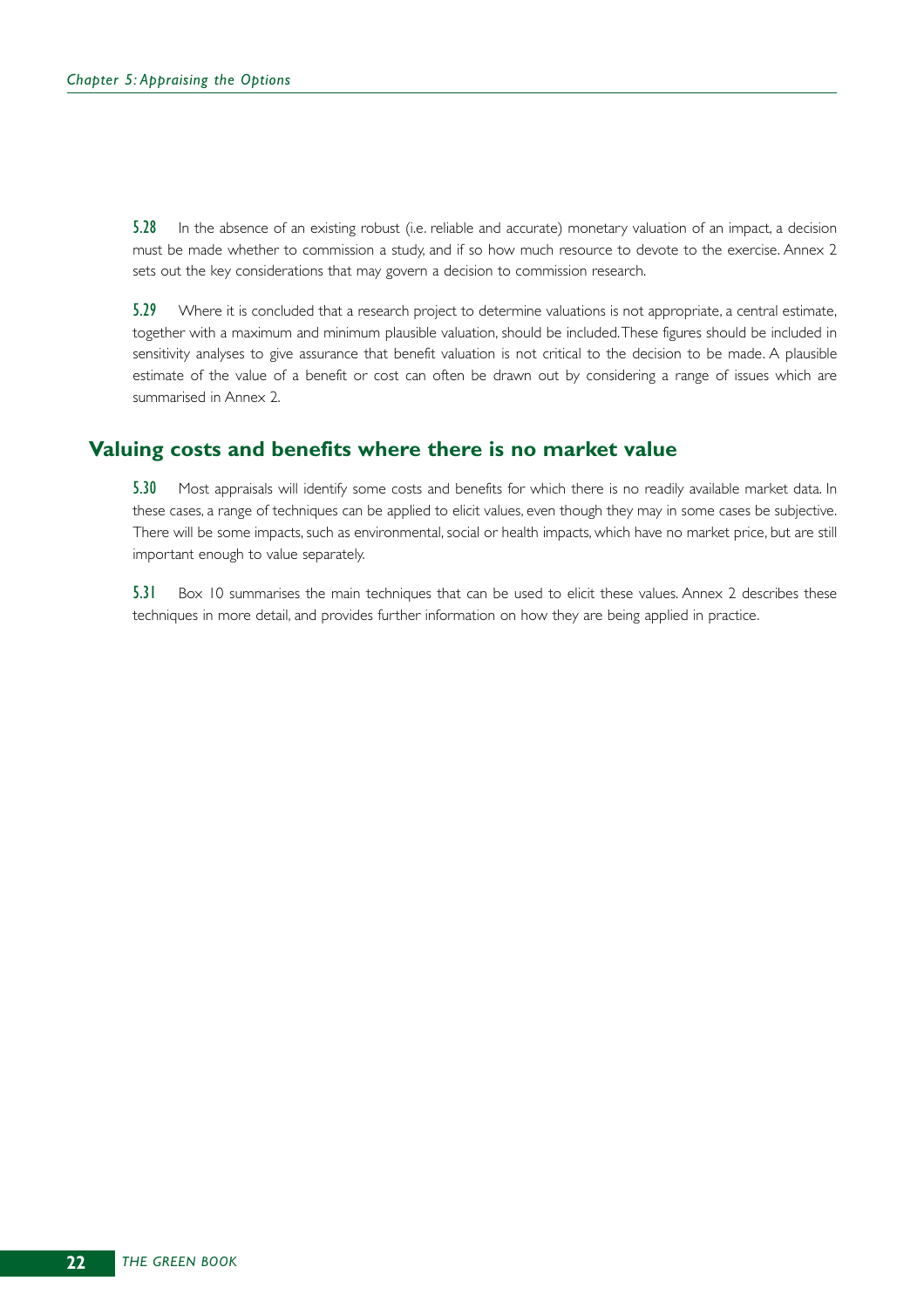**5.28** In the absence of an existing robust (i.e. reliable and accurate) monetary valuation of an impact, a decision must be made whether to commission a study, and if so how much resource to devote to the exercise. Annex 2 sets out the key considerations that may govern a decision to commission research.

**5.29** Where it is concluded that a research project to determine valuations is not appropriate, a central estimate, together with a maximum and minimum plausible valuation, should be included. These figures should be included in sensitivity analyses to give assurance that benefit valuation is not critical to the decision to be made. A plausible estimate of the value of a benefit or cost can often be drawn out by considering a range of issues which are summarised in Annex 2.

## Valuing costs and benefits where there is no market value

**5.30** Most appraisals will identify some costs and benefits for which there is no readily available market data. In these cases, a range of techniques can be applied to elicit values, even though they may in some cases be subjective. There will be some impacts, such as environmental, social or health impacts, which have no market price, but are still important enough to value separately.

**5.31** Box 10 summarises the main techniques that can be used to elicit these values. Annex 2 describes these techniques in more detail, and provides further information on how they are being applied in practice.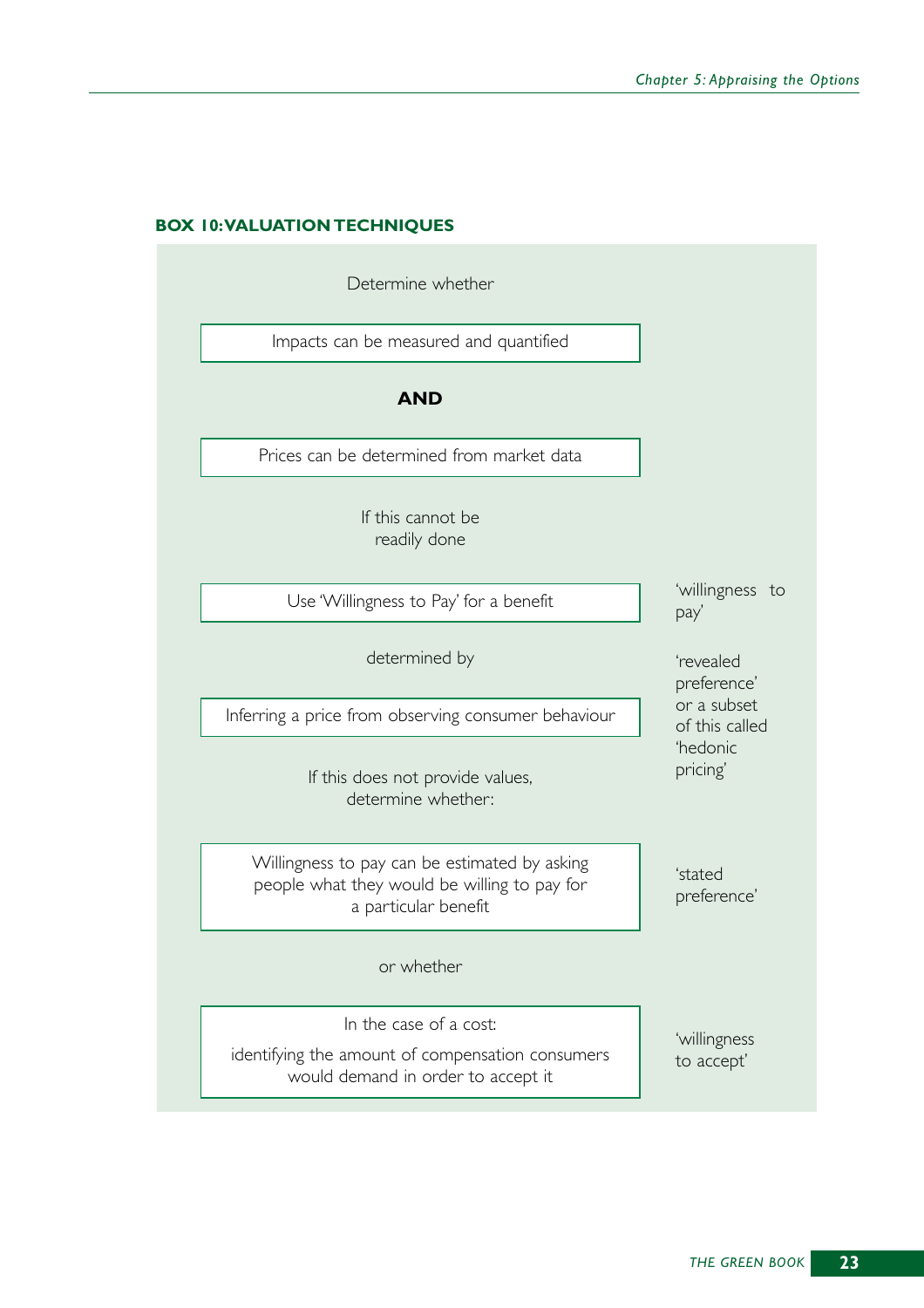**BOX 10: VALUATION TECHNIQUES**

Determine whether

| Impacts can be measured and quantified |
|---|

**AND**

| Prices can be determined from market data |
|---|

If this cannot be readily done

| Use 'Willingness to Pay' for a benefit | 'willingness to pay' |
|---|---|

determined by

| Inferring a price from observing consumer behaviour | 'revealed preference' or a subset of this called 'hedonic pricing' |
|---|---|

If this does not provide values, determine whether:

| Willingness to pay can be estimated by asking people what they would be willing to pay for a particular benefit | 'stated preference' |
|---|---|

or whether

| In the case of a cost: identifying the amount of compensation consumers would demand in order to accept it | 'willingness to accept' |
|---|---|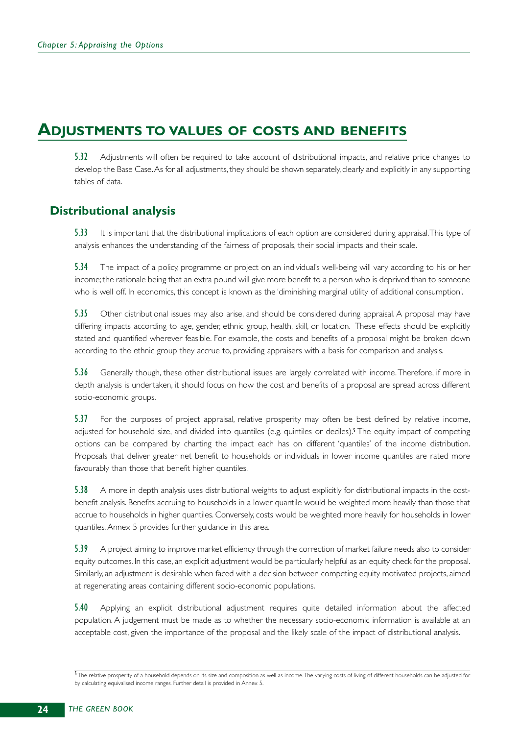## ADJUSTMENTS TO VALUES OF COSTS AND BENEFITS

**5.32** Adjustments will often be required to take account of distributional impacts, and relative price changes to develop the Base Case. As for all adjustments, they should be shown separately, clearly and explicitly in any supporting tables of data.

### Distributional analysis

**5.33** It is important that the distributional implications of each option are considered during appraisal. This type of analysis enhances the understanding of the fairness of proposals, their social impacts and their scale.

**5.34** The impact of a policy, programme or project on an individual's well-being will vary according to his or her income; the rationale being that an extra pound will give more benefit to a person who is deprived than to someone who is well off. In economics, this concept is known as the 'diminishing marginal utility of additional consumption'.

**5.35** Other distributional issues may also arise, and should be considered during appraisal. A proposal may have differing impacts according to age, gender, ethnic group, health, skill, or location. These effects should be explicitly stated and quantified wherever feasible. For example, the costs and benefits of a proposal might be broken down according to the ethnic group they accrue to, providing appraisers with a basis for comparison and analysis.

**5.36** Generally though, these other distributional issues are largely correlated with income. Therefore, if more in depth analysis is undertaken, it should focus on how the cost and benefits of a proposal are spread across different socio-economic groups.

**5.37** For the purposes of project appraisal, relative prosperity may often be best defined by relative income, adjusted for household size, and divided into quantiles (e.g. quintiles or deciles).[5] The equity impact of competing options can be compared by charting the impact each has on different 'quantiles' of the income distribution. Proposals that deliver greater net benefit to households or individuals in lower income quantiles are rated more favourably than those that benefit higher quantiles.

**5.38** A more in depth analysis uses distributional weights to adjust explicitly for distributional impacts in the cost-benefit analysis. Benefits accruing to households in a lower quantile would be weighted more heavily than those that accrue to households in higher quantiles. Conversely, costs would be weighted more heavily for households in lower quantiles. Annex 5 provides further guidance in this area.

**5.39** A project aiming to improve market efficiency through the correction of market failure needs also to consider equity outcomes. In this case, an explicit adjustment would be particularly helpful as an equity check for the proposal. Similarly, an adjustment is desirable when faced with a decision between competing equity motivated projects, aimed at regenerating areas containing different socio-economic populations.

**5.40** Applying an explicit distributional adjustment requires quite detailed information about the affected population. A judgement must be made as to whether the necessary socio-economic information is available at an acceptable cost, given the importance of the proposal and the likely scale of the impact of distributional analysis.

---

[5] The relative prosperity of a household depends on its size and composition as well as income. The varying costs of living of different households can be adjusted for by calculating equivalised income ranges. Further detail is provided in Annex 5.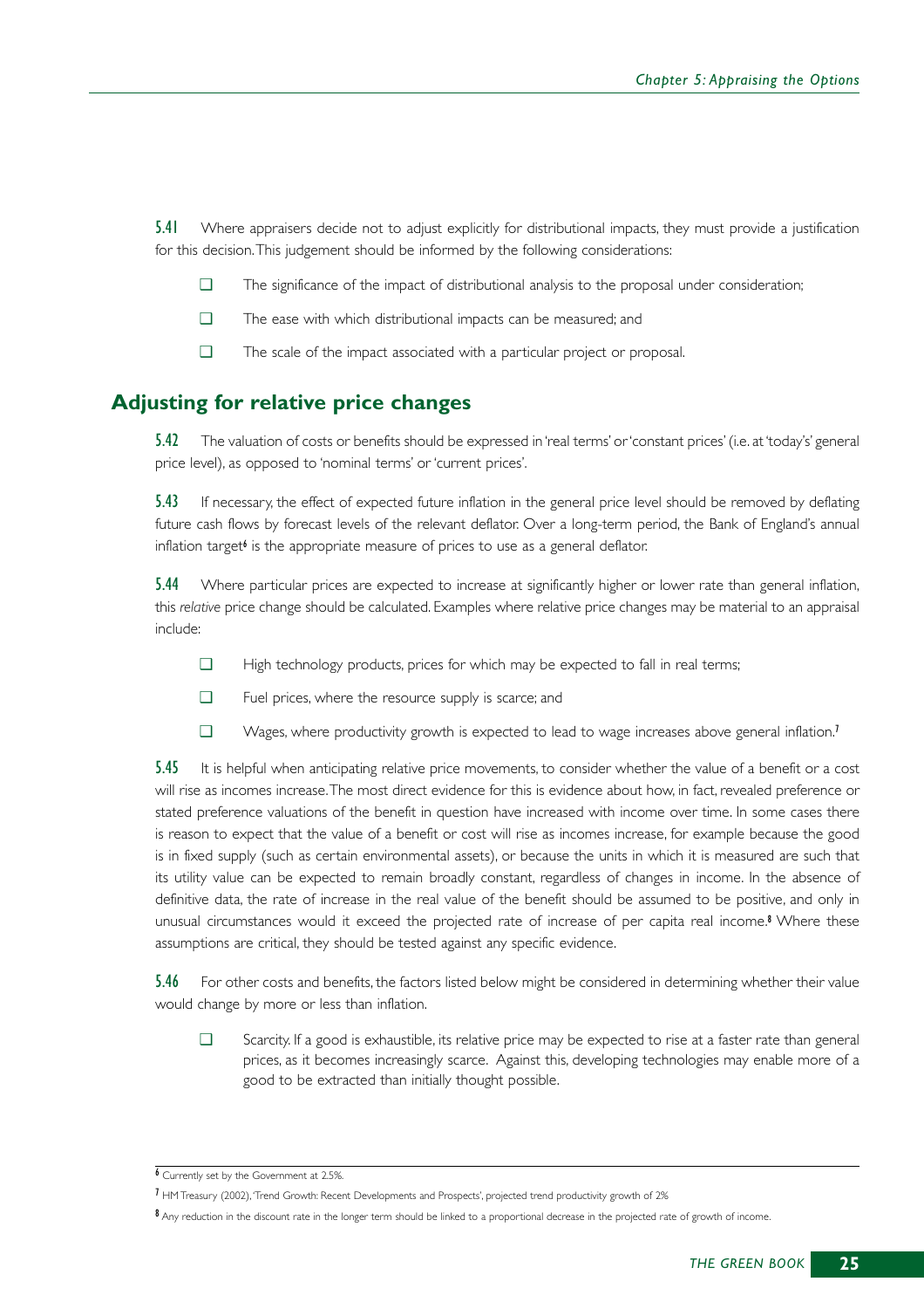**5.41** Where appraisers decide not to adjust explicitly for distributional impacts, they must provide a justification for this decision. This judgement should be informed by the following considerations:

- The significance of the impact of distributional analysis to the proposal under consideration;
- The ease with which distributional impacts can be measured; and
- The scale of the impact associated with a particular project or proposal.

## Adjusting for relative price changes

**5.42** The valuation of costs or benefits should be expressed in 'real terms' or 'constant prices' (i.e. at 'today's' general price level), as opposed to 'nominal terms' or 'current prices'.

**5.43** If necessary, the effect of expected future inflation in the general price level should be removed by deflating future cash flows by forecast levels of the relevant deflator. Over a long-term period, the Bank of England's annual inflation target[6] is the appropriate measure of prices to use as a general deflator.

**5.44** Where particular prices are expected to increase at significantly higher or lower rate than general inflation, this *relative* price change should be calculated. Examples where relative price changes may be material to an appraisal include:

- High technology products, prices for which may be expected to fall in real terms;
- Fuel prices, where the resource supply is scarce; and
- Wages, where productivity growth is expected to lead to wage increases above general inflation.[7]

**5.45** It is helpful when anticipating relative price movements, to consider whether the value of a benefit or a cost will rise as incomes increase. The most direct evidence for this is evidence about how, in fact, revealed preference or stated preference valuations of the benefit in question have increased with income over time. In some cases there is reason to expect that the value of a benefit or cost will rise as incomes increase, for example because the good is in fixed supply (such as certain environmental assets), or because the units in which it is measured are such that its utility value can be expected to remain broadly constant, regardless of changes in income. In the absence of definitive data, the rate of increase in the real value of the benefit should be assumed to be positive, and only in unusual circumstances would it exceed the projected rate of increase of per capita real income.[8] Where these assumptions are critical, they should be tested against any specific evidence.

**5.46** For other costs and benefits, the factors listed below might be considered in determining whether their value would change by more or less than inflation.

- Scarcity. If a good is exhaustible, its relative price may be expected to rise at a faster rate than general prices, as it becomes increasingly scarce. Against this, developing technologies may enable more of a good to be extracted than initially thought possible.

---

[6] Currently set by the Government at 2.5%.

[7] HM Treasury (2002), 'Trend Growth: Recent Developments and Prospects', projected trend productivity growth of 2%

[8] Any reduction in the discount rate in the longer term should be linked to a proportional decrease in the projected rate of growth of income.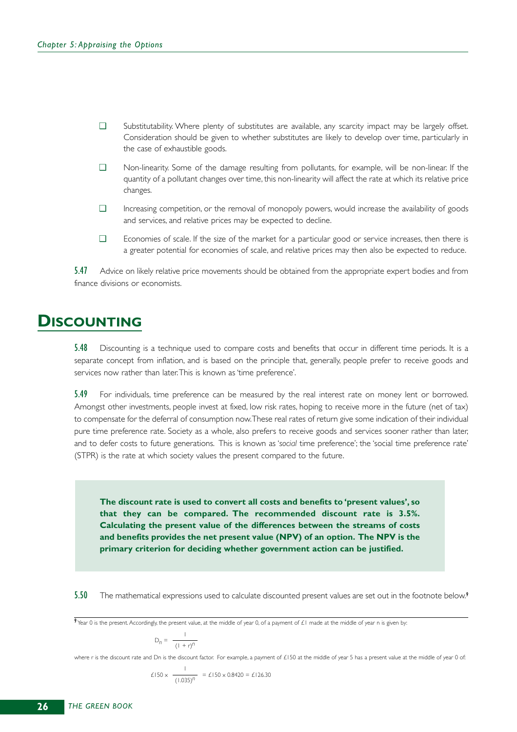- Substitutability. Where plenty of substitutes are available, any scarcity impact may be largely offset. Consideration should be given to whether substitutes are likely to develop over time, particularly in the case of exhaustible goods.
- Non-linearity. Some of the damage resulting from pollutants, for example, will be non-linear. If the quantity of a pollutant changes over time, this non-linearity will affect the rate at which its relative price changes.
- Increasing competition, or the removal of monopoly powers, would increase the availability of goods and services, and relative prices may be expected to decline.
- Economies of scale. If the size of the market for a particular good or service increases, then there is a greater potential for economies of scale, and relative prices may then also be expected to reduce.

**5.47** Advice on likely relative price movements should be obtained from the appropriate expert bodies and from finance divisions or economists.

## Discounting

**5.48** Discounting is a technique used to compare costs and benefits that occur in different time periods. It is a separate concept from inflation, and is based on the principle that, generally, people prefer to receive goods and services now rather than later. This is known as 'time preference'.

**5.49** For individuals, time preference can be measured by the real interest rate on money lent or borrowed. Amongst other investments, people invest at fixed, low risk rates, hoping to receive more in the future (net of tax) to compensate for the deferral of consumption now. These real rates of return give some indication of their individual pure time preference rate. Society as a whole, also prefers to receive goods and services sooner rather than later, and to defer costs to future generations. This is known as '*social* time preference'; the 'social time preference rate' (STPR) is the rate at which society values the present compared to the future.

> **The discount rate is used to convert all costs and benefits to 'present values', so that they can be compared. The recommended discount rate is 3.5%. Calculating the present value of the differences between the streams of costs and benefits provides the net present value (NPV) of an option. The NPV is the primary criterion for deciding whether government action can be justified.**

**5.50** The mathematical expressions used to calculate discounted present values are set out in the footnote below.[9]

---

[9] Year 0 is the present. Accordingly, the present value, at the middle of year 0, of a payment of £1 made at the middle of year n is given by:

$$D_n = \frac{1}{(1 + r)^n}$$

where r is the discount rate and Dn is the discount factor. For example, a payment of £150 at the middle of year 5 has a present value at the middle of year 0 of:

$$£150 \times \frac{1}{(1.035)^n} = £150 \times 0.8420 = £126.30$$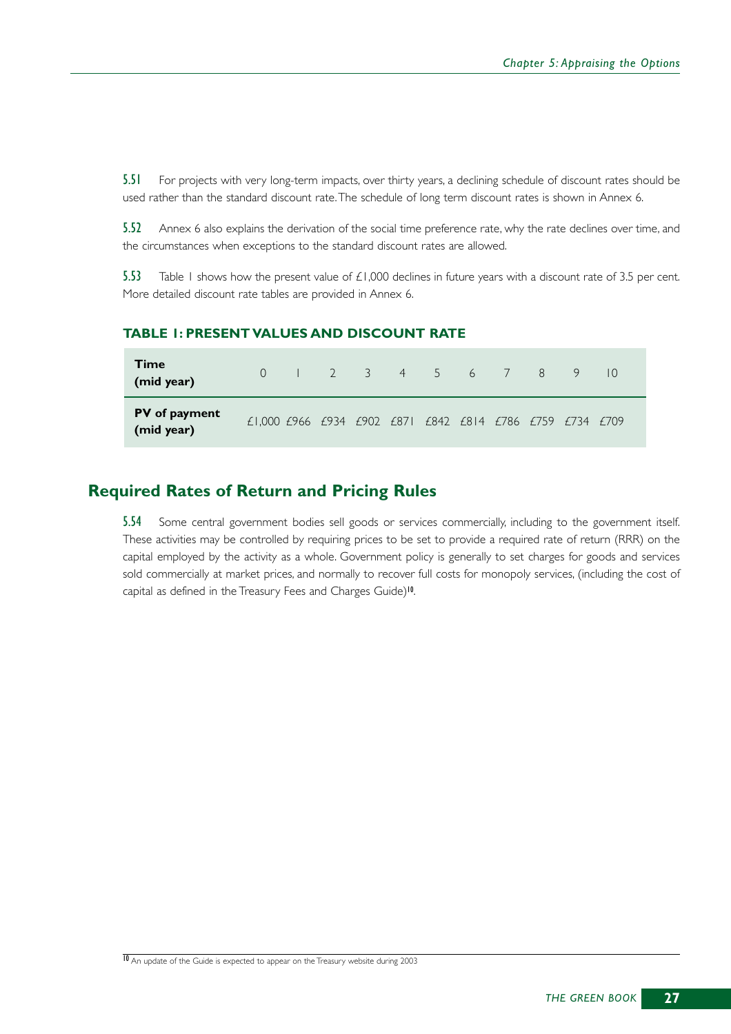5.51 For projects with very long-term impacts, over thirty years, a declining schedule of discount rates should be used rather than the standard discount rate. The schedule of long term discount rates is shown in Annex 6.

5.52 Annex 6 also explains the derivation of the social time preference rate, why the rate declines over time, and the circumstances when exceptions to the standard discount rates are allowed.

5.53 Table 1 shows how the present value of £1,000 declines in future years with a discount rate of 3.5 per cent. More detailed discount rate tables are provided in Annex 6.

### TABLE 1: PRESENT VALUES AND DISCOUNT RATE

| **Time (mid year)** | 0 | 1 | 2 | 3 | 4 | 5 | 6 | 7 | 8 | 9 | 10 |
|---|---|---|---|---|---|---|---|---|---|---|---|
| **PV of payment (mid year)** | £1,000 | £966 | £934 | £902 | £871 | £842 | £814 | £786 | £759 | £734 | £709 |

## Required Rates of Return and Pricing Rules

5.54 Some central government bodies sell goods or services commercially, including to the government itself. These activities may be controlled by requiring prices to be set to provide a required rate of return (RRR) on the capital employed by the activity as a whole. Government policy is generally to set charges for goods and services sold commercially at market prices, and normally to recover full costs for monopoly services, (including the cost of capital as defined in the Treasury Fees and Charges Guide)[10].

[10] An update of the Guide is expected to appear on the Treasury website during 2003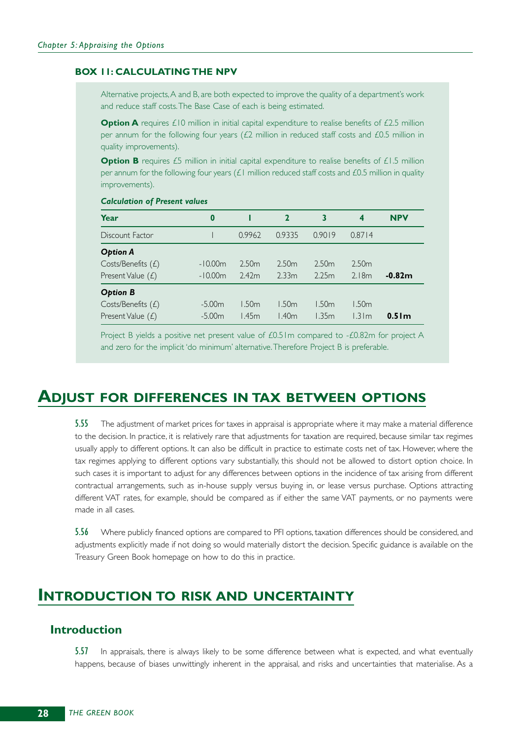### BOX 11: CALCULATING THE NPV

Alternative projects, A and B, are both expected to improve the quality of a department's work and reduce staff costs. The Base Case of each is being estimated.

**Option A** requires £10 million in initial capital expenditure to realise benefits of £2.5 million per annum for the following four years (£2 million in reduced staff costs and £0.5 million in quality improvements).

**Option B** requires £5 million in initial capital expenditure to realise benefits of £1.5 million per annum for the following four years (£1 million reduced staff costs and £0.5 million in quality improvements).

***Calculation of Present values***

| Year | 0 | 1 | 2 | 3 | 4 | NPV |
|---|---|---|---|---|---|---|
| Discount Factor | 1 | 0.9962 | 0.9335 | 0.9019 | 0.8714 | |
| ***Option A*** | | | | | | |
| Costs/Benefits (£) | -10.00m | 2.50m | 2.50m | 2.50m | 2.50m | |
| Present Value (£) | -10.00m | 2.42m | 2.33m | 2.25m | 2.18m | **-0.82m** |
| ***Option B*** | | | | | | |
| Costs/Benefits (£) | -5.00m | 1.50m | 1.50m | 1.50m | 1.50m | |
| Present Value (£) | -5.00m | 1.45m | 1.40m | 1.35m | 1.31m | **0.51m** |

Project B yields a positive net present value of £0.51m compared to -£0.82m for project A and zero for the implicit 'do minimum' alternative. Therefore Project B is preferable.

# ADJUST FOR DIFFERENCES IN TAX BETWEEN OPTIONS

**5.55** The adjustment of market prices for taxes in appraisal is appropriate where it may make a material difference to the decision. In practice, it is relatively rare that adjustments for taxation are required, because similar tax regimes usually apply to different options. It can also be difficult in practice to estimate costs net of tax. However, where the tax regimes applying to different options vary substantially, this should not be allowed to distort option choice. In such cases it is important to adjust for any differences between options in the incidence of tax arising from different contractual arrangements, such as in-house supply versus buying in, or lease versus purchase. Options attracting different VAT rates, for example, should be compared as if either the same VAT payments, or no payments were made in all cases.

**5.56** Where publicly financed options are compared to PFI options, taxation differences should be considered, and adjustments explicitly made if not doing so would materially distort the decision. Specific guidance is available on the Treasury Green Book homepage on how to do this in practice.

# INTRODUCTION TO RISK AND UNCERTAINTY

## Introduction

**5.57** In appraisals, there is always likely to be some difference between what is expected, and what eventually happens, because of biases unwittingly inherent in the appraisal, and risks and uncertainties that materialise. As a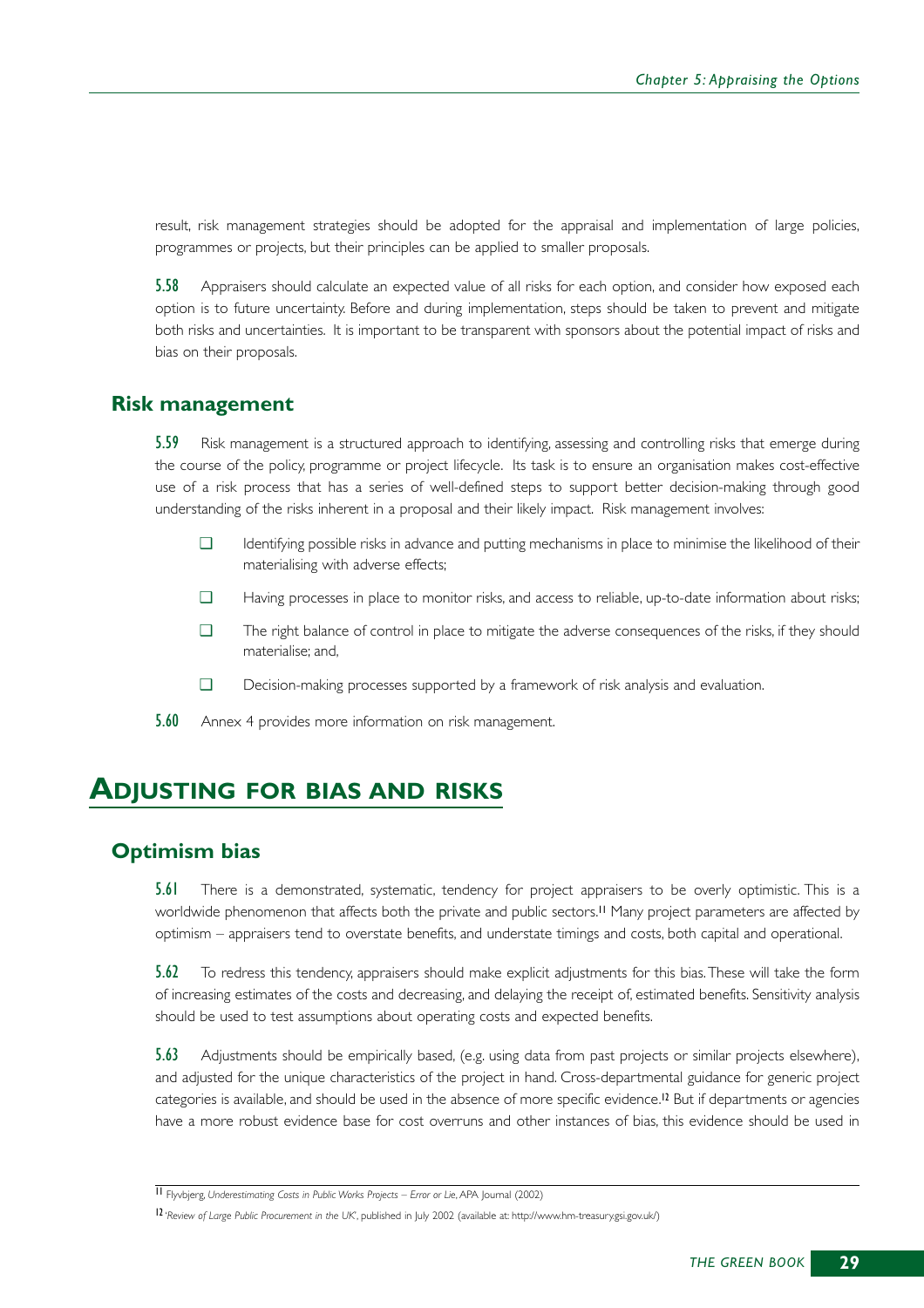result, risk management strategies should be adopted for the appraisal and implementation of large policies, programmes or projects, but their principles can be applied to smaller proposals.

**5.58** Appraisers should calculate an expected value of all risks for each option, and consider how exposed each option is to future uncertainty. Before and during implementation, steps should be taken to prevent and mitigate both risks and uncertainties. It is important to be transparent with sponsors about the potential impact of risks and bias on their proposals.

### Risk management

**5.59** Risk management is a structured approach to identifying, assessing and controlling risks that emerge during the course of the policy, programme or project lifecycle. Its task is to ensure an organisation makes cost-effective use of a risk process that has a series of well-defined steps to support better decision-making through good understanding of the risks inherent in a proposal and their likely impact. Risk management involves:

- Identifying possible risks in advance and putting mechanisms in place to minimise the likelihood of their materialising with adverse effects;
- Having processes in place to monitor risks, and access to reliable, up-to-date information about risks;
- The right balance of control in place to mitigate the adverse consequences of the risks, if they should materialise; and,
- Decision-making processes supported by a framework of risk analysis and evaluation.

**5.60** Annex 4 provides more information on risk management.

## ADJUSTING FOR BIAS AND RISKS

### Optimism bias

**5.61** There is a demonstrated, systematic, tendency for project appraisers to be overly optimistic. This is a worldwide phenomenon that affects both the private and public sectors.[11] Many project parameters are affected by optimism – appraisers tend to overstate benefits, and understate timings and costs, both capital and operational.

**5.62** To redress this tendency, appraisers should make explicit adjustments for this bias. These will take the form of increasing estimates of the costs and decreasing, and delaying the receipt of, estimated benefits. Sensitivity analysis should be used to test assumptions about operating costs and expected benefits.

**5.63** Adjustments should be empirically based, (e.g. using data from past projects or similar projects elsewhere), and adjusted for the unique characteristics of the project in hand. Cross-departmental guidance for generic project categories is available, and should be used in the absence of more specific evidence.[12] But if departments or agencies have a more robust evidence base for cost overruns and other instances of bias, this evidence should be used in

---

[11] Flyvbjerg, *Underestimating Costs in Public Works Projects – Error or Lie*, APA Journal (2002)

[12] '*Review of Large Public Procurement in the UK*', published in July 2002 (available at: http://www.hm-treasury.gsi.gov.uk/)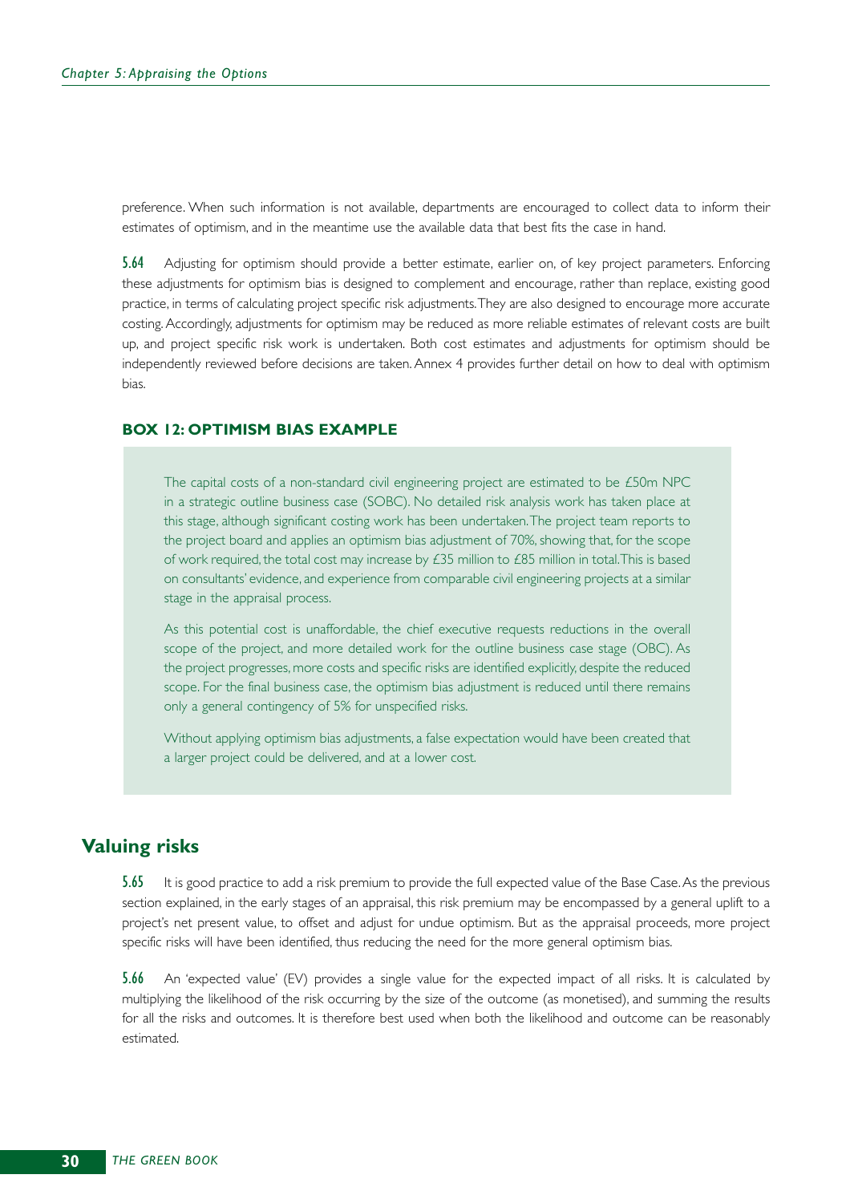preference. When such information is not available, departments are encouraged to collect data to inform their estimates of optimism, and in the meantime use the available data that best fits the case in hand.

**5.64** Adjusting for optimism should provide a better estimate, earlier on, of key project parameters. Enforcing these adjustments for optimism bias is designed to complement and encourage, rather than replace, existing good practice, in terms of calculating project specific risk adjustments. They are also designed to encourage more accurate costing. Accordingly, adjustments for optimism may be reduced as more reliable estimates of relevant costs are built up, and project specific risk work is undertaken. Both cost estimates and adjustments for optimism should be independently reviewed before decisions are taken. Annex 4 provides further detail on how to deal with optimism bias.

**BOX 12: OPTIMISM BIAS EXAMPLE**

The capital costs of a non-standard civil engineering project are estimated to be £50m NPC in a strategic outline business case (SOBC). No detailed risk analysis work has taken place at this stage, although significant costing work has been undertaken. The project team reports to the project board and applies an optimism bias adjustment of 70%, showing that, for the scope of work required, the total cost may increase by £35 million to £85 million in total. This is based on consultants' evidence, and experience from comparable civil engineering projects at a similar stage in the appraisal process.

As this potential cost is unaffordable, the chief executive requests reductions in the overall scope of the project, and more detailed work for the outline business case stage (OBC). As the project progresses, more costs and specific risks are identified explicitly, despite the reduced scope. For the final business case, the optimism bias adjustment is reduced until there remains only a general contingency of 5% for unspecified risks.

Without applying optimism bias adjustments, a false expectation would have been created that a larger project could be delivered, and at a lower cost.

## Valuing risks

**5.65** It is good practice to add a risk premium to provide the full expected value of the Base Case. As the previous section explained, in the early stages of an appraisal, this risk premium may be encompassed by a general uplift to a project's net present value, to offset and adjust for undue optimism. But as the appraisal proceeds, more project specific risks will have been identified, thus reducing the need for the more general optimism bias.

**5.66** An 'expected value' (EV) provides a single value for the expected impact of all risks. It is calculated by multiplying the likelihood of the risk occurring by the size of the outcome (as monetised), and summing the results for all the risks and outcomes. It is therefore best used when both the likelihood and outcome can be reasonably estimated.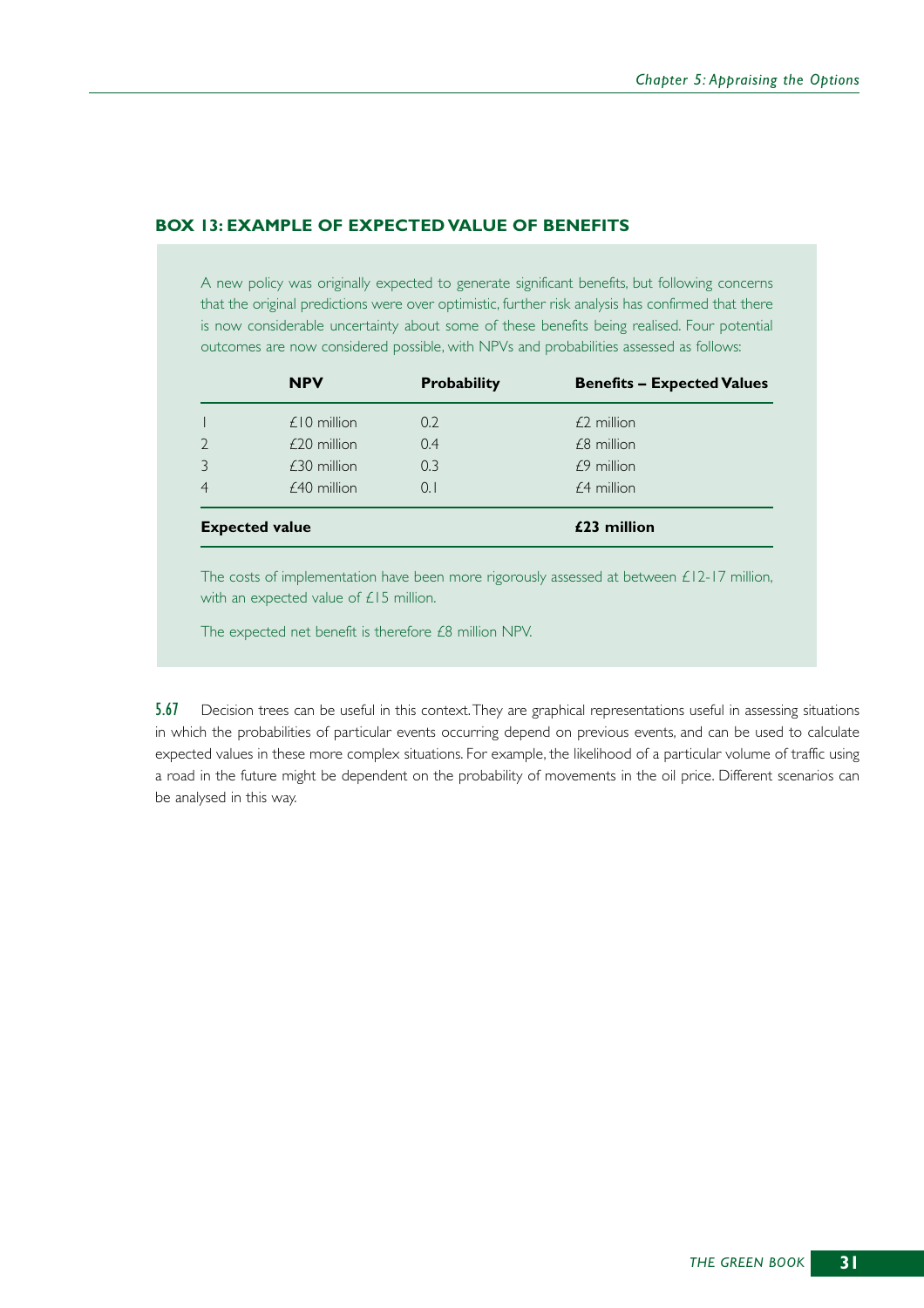### BOX 13: EXAMPLE OF EXPECTED VALUE OF BENEFITS

A new policy was originally expected to generate significant benefits, but following concerns that the original predictions were over optimistic, further risk analysis has confirmed that there is now considerable uncertainty about some of these benefits being realised. Four potential outcomes are now considered possible, with NPVs and probabilities assessed as follows:

| | NPV | Probability | Benefits – Expected Values |
|---|---|---|---|
| 1 | £10 million | 0.2 | £2 million |
| 2 | £20 million | 0.4 | £8 million |
| 3 | £30 million | 0.3 | £9 million |
| 4 | £40 million | 0.1 | £4 million |
| **Expected value** | | | **£23 million** |

The costs of implementation have been more rigorously assessed at between £12-17 million, with an expected value of £15 million.

The expected net benefit is therefore £8 million NPV.

**5.67** Decision trees can be useful in this context. They are graphical representations useful in assessing situations in which the probabilities of particular events occurring depend on previous events, and can be used to calculate expected values in these more complex situations. For example, the likelihood of a particular volume of traffic using a road in the future might be dependent on the probability of movements in the oil price. Different scenarios can be analysed in this way.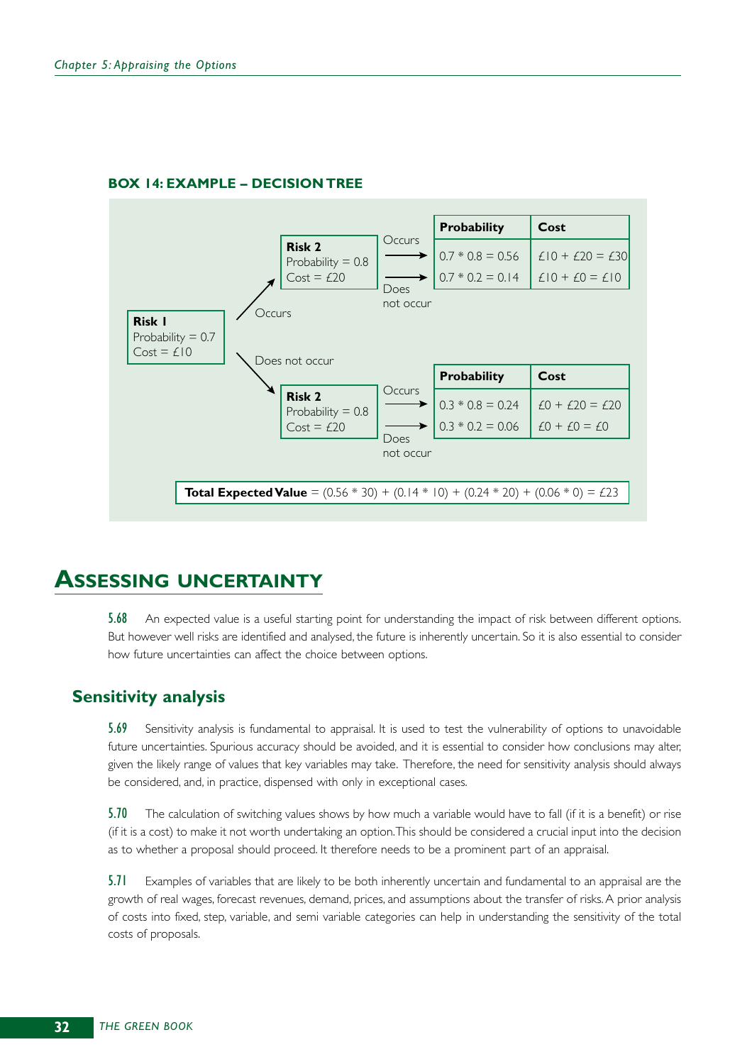**BOX 14: EXAMPLE – DECISION TREE**

**Risk 1**
Probability = 0.7
Cost = £10

Occurs →

**Risk 2**
Probability = 0.8
Cost = £20

| | Probability | Cost |
|---|---|---|
| Occurs | 0.7 * 0.8 = 0.56 | £10 + £20 = £30 |
| Does not occur | 0.7 * 0.2 = 0.14 | £10 + £0 = £10 |

Does not occur →

**Risk 2**
Probability = 0.8
Cost = £20

| | Probability | Cost |
|---|---|---|
| Occurs | 0.3 * 0.8 = 0.24 | £0 + £20 = £20 |
| Does not occur | 0.3 * 0.2 = 0.06 | £0 + £0 = £0 |

**Total Expected Value** = (0.56 * 30) + (0.14 * 10) + (0.24 * 20) + (0.06 * 0) = £23

# Assessing uncertainty

**5.68** An expected value is a useful starting point for understanding the impact of risk between different options. But however well risks are identified and analysed, the future is inherently uncertain. So it is also essential to consider how future uncertainties can affect the choice between options.

## Sensitivity analysis

**5.69** Sensitivity analysis is fundamental to appraisal. It is used to test the vulnerability of options to unavoidable future uncertainties. Spurious accuracy should be avoided, and it is essential to consider how conclusions may alter, given the likely range of values that key variables may take. Therefore, the need for sensitivity analysis should always be considered, and, in practice, dispensed with only in exceptional cases.

**5.70** The calculation of switching values shows by how much a variable would have to fall (if it is a benefit) or rise (if it is a cost) to make it not worth undertaking an option. This should be considered a crucial input into the decision as to whether a proposal should proceed. It therefore needs to be a prominent part of an appraisal.

**5.71** Examples of variables that are likely to be both inherently uncertain and fundamental to an appraisal are the growth of real wages, forecast revenues, demand, prices, and assumptions about the transfer of risks. A prior analysis of costs into fixed, step, variable, and semi variable categories can help in understanding the sensitivity of the total costs of proposals.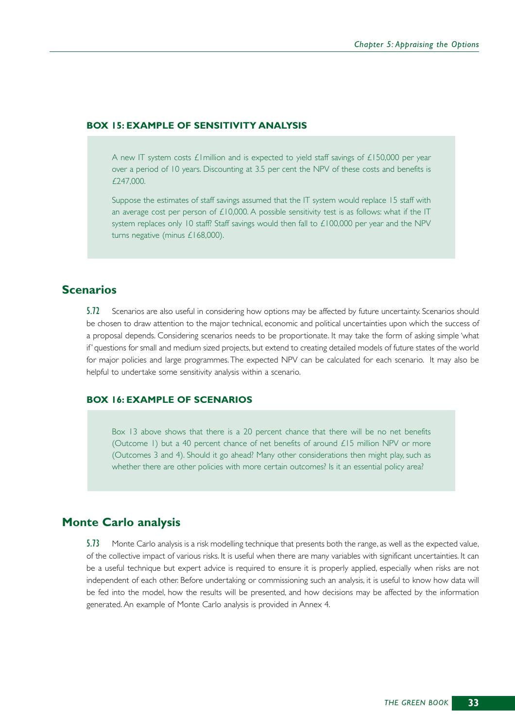### BOX 15: EXAMPLE OF SENSITIVITY ANALYSIS

A new IT system costs £1million and is expected to yield staff savings of £150,000 per year over a period of 10 years. Discounting at 3.5 per cent the NPV of these costs and benefits is £247,000.

Suppose the estimates of staff savings assumed that the IT system would replace 15 staff with an average cost per person of £10,000. A possible sensitivity test is as follows: what if the IT system replaces only 10 staff? Staff savings would then fall to £100,000 per year and the NPV turns negative (minus £168,000).

## Scenarios

**5.72** Scenarios are also useful in considering how options may be affected by future uncertainty. Scenarios should be chosen to draw attention to the major technical, economic and political uncertainties upon which the success of a proposal depends. Considering scenarios needs to be proportionate. It may take the form of asking simple 'what if' questions for small and medium sized projects, but extend to creating detailed models of future states of the world for major policies and large programmes. The expected NPV can be calculated for each scenario. It may also be helpful to undertake some sensitivity analysis within a scenario.

### BOX 16: EXAMPLE OF SCENARIOS

Box 13 above shows that there is a 20 percent chance that there will be no net benefits (Outcome 1) but a 40 percent chance of net benefits of around £15 million NPV or more (Outcomes 3 and 4). Should it go ahead? Many other considerations then might play, such as whether there are other policies with more certain outcomes? Is it an essential policy area?

## Monte Carlo analysis

**5.73** Monte Carlo analysis is a risk modelling technique that presents both the range, as well as the expected value, of the collective impact of various risks. It is useful when there are many variables with significant uncertainties. It can be a useful technique but expert advice is required to ensure it is properly applied, especially when risks are not independent of each other. Before undertaking or commissioning such an analysis, it is useful to know how data will be fed into the model, how the results will be presented, and how decisions may be affected by the information generated. An example of Monte Carlo analysis is provided in Annex 4.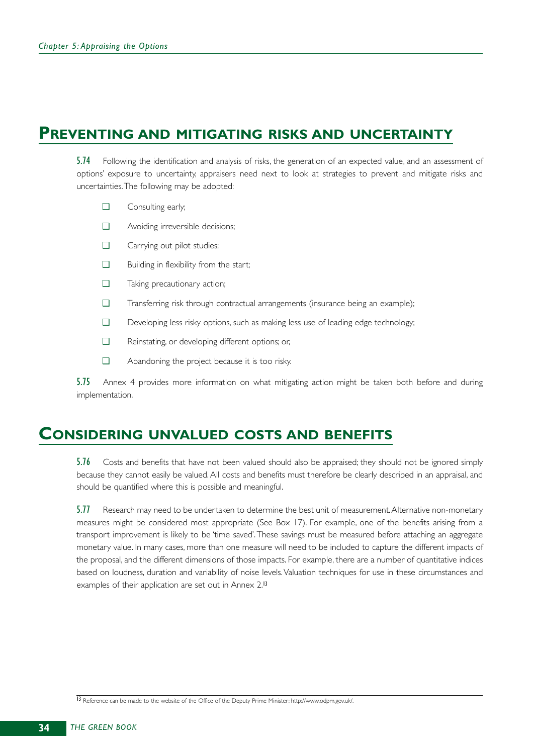## Preventing and mitigating risks and uncertainty

**5.74** Following the identification and analysis of risks, the generation of an expected value, and an assessment of options' exposure to uncertainty, appraisers need next to look at strategies to prevent and mitigate risks and uncertainties. The following may be adopted:

- Consulting early;
- Avoiding irreversible decisions;
- Carrying out pilot studies;
- Building in flexibility from the start;
- Taking precautionary action;
- Transferring risk through contractual arrangements (insurance being an example);
- Developing less risky options, such as making less use of leading edge technology;
- Reinstating, or developing different options; or,
- Abandoning the project because it is too risky.

**5.75** Annex 4 provides more information on what mitigating action might be taken both before and during implementation.

## Considering unvalued costs and benefits

**5.76** Costs and benefits that have not been valued should also be appraised; they should not be ignored simply because they cannot easily be valued. All costs and benefits must therefore be clearly described in an appraisal, and should be quantified where this is possible and meaningful.

**5.77** Research may need to be undertaken to determine the best unit of measurement. Alternative non-monetary measures might be considered most appropriate (See Box 17). For example, one of the benefits arising from a transport improvement is likely to be 'time saved'. These savings must be measured before attaching an aggregate monetary value. In many cases, more than one measure will need to be included to capture the different impacts of the proposal, and the different dimensions of those impacts. For example, there are a number of quantitative indices based on loudness, duration and variability of noise levels. Valuation techniques for use in these circumstances and examples of their application are set out in Annex 2.[13]

[13] Reference can be made to the website of the Office of the Deputy Prime Minister: http://www.odpm.gov.uk/.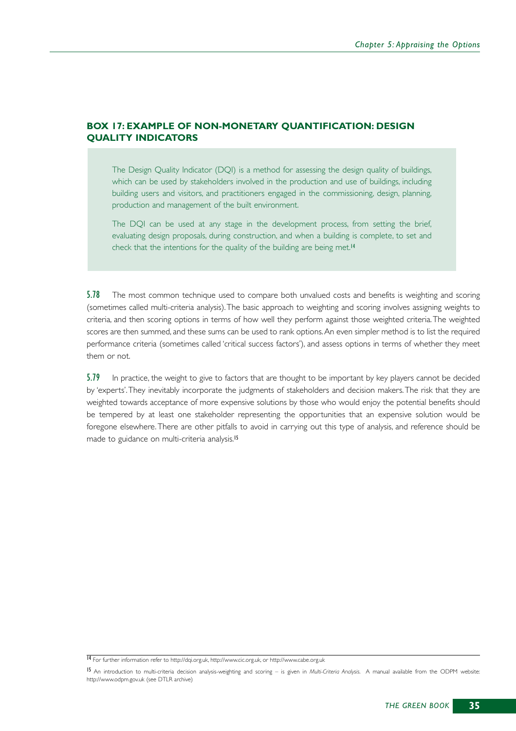### BOX 17: EXAMPLE OF NON-MONETARY QUANTIFICATION: DESIGN QUALITY INDICATORS

> The Design Quality Indicator (DQI) is a method for assessing the design quality of buildings, which can be used by stakeholders involved in the production and use of buildings, including building users and visitors, and practitioners engaged in the commissioning, design, planning, production and management of the built environment.
>
> The DQI can be used at any stage in the development process, from setting the brief, evaluating design proposals, during construction, and when a building is complete, to set and check that the intentions for the quality of the building are being met.[14]

**5.78** The most common technique used to compare both unvalued costs and benefits is weighting and scoring (sometimes called multi-criteria analysis). The basic approach to weighting and scoring involves assigning weights to criteria, and then scoring options in terms of how well they perform against those weighted criteria. The weighted scores are then summed, and these sums can be used to rank options. An even simpler method is to list the required performance criteria (sometimes called 'critical success factors'), and assess options in terms of whether they meet them or not.

**5.79** In practice, the weight to give to factors that are thought to be important by key players cannot be decided by 'experts'. They inevitably incorporate the judgments of stakeholders and decision makers. The risk that they are weighted towards acceptance of more expensive solutions by those who would enjoy the potential benefits should be tempered by at least one stakeholder representing the opportunities that an expensive solution would be foregone elsewhere. There are other pitfalls to avoid in carrying out this type of analysis, and reference should be made to guidance on multi-criteria analysis.[15]

---

[14] For further information refer to http://dqi.org.uk, http://www.cic.org.uk, or http://www.cabe.org.uk

[15] An introduction to multi-criteria decision analysis-weighting and scoring – is given in *Multi-Criteria Analysis*. A manual available from the ODPM website: http://www.odpm.gov.uk (see DTLR archive)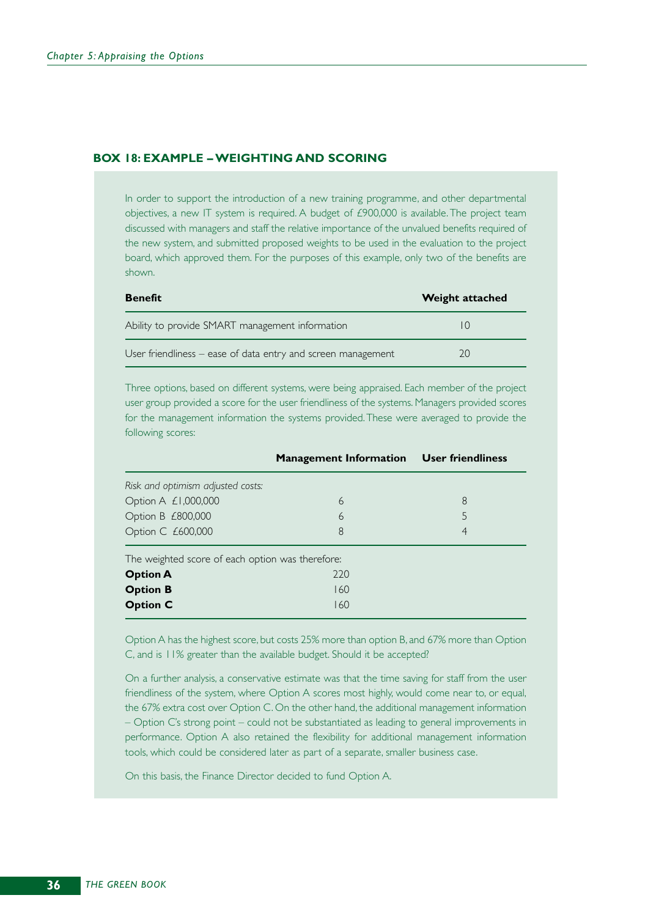### BOX 18: EXAMPLE – WEIGHTING AND SCORING

In order to support the introduction of a new training programme, and other departmental objectives, a new IT system is required. A budget of £900,000 is available. The project team discussed with managers and staff the relative importance of the unvalued benefits required of the new system, and submitted proposed weights to be used in the evaluation to the project board, which approved them. For the purposes of this example, only two of the benefits are shown.

| Benefit | Weight attached |
|---|---|
| Ability to provide SMART management information | 10 |
| User friendliness – ease of data entry and screen management | 20 |

Three options, based on different systems, were being appraised. Each member of the project user group provided a score for the user friendliness of the systems. Managers provided scores for the management information the systems provided. These were averaged to provide the following scores:

| | Management Information | User friendliness |
|---|---|---|
| *Risk and optimism adjusted costs:* | | |
| Option A £1,000,000 | 6 | 8 |
| Option B £800,000 | 6 | 5 |
| Option C £600,000 | 8 | 4 |
| The weighted score of each option was therefore: | | |
| **Option A** | 220 | |
| **Option B** | 160 | |
| **Option C** | 160 | |

Option A has the highest score, but costs 25% more than option B, and 67% more than Option C, and is 11% greater than the available budget. Should it be accepted?

On a further analysis, a conservative estimate was that the time saving for staff from the user friendliness of the system, where Option A scores most highly, would come near to, or equal, the 67% extra cost over Option C. On the other hand, the additional management information – Option C's strong point – could not be substantiated as leading to general improvements in performance. Option A also retained the flexibility for additional management information tools, which could be considered later as part of a separate, smaller business case.

On this basis, the Finance Director decided to fund Option A.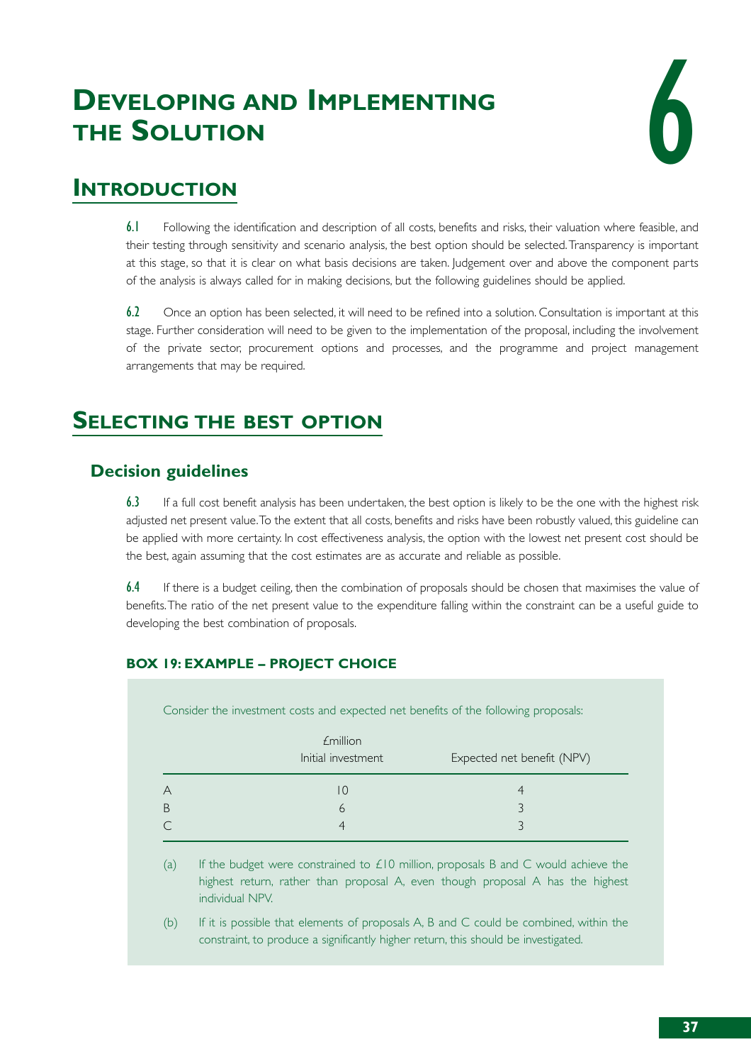# Developing and Implementing the Solution

6

## Introduction

**6.1** Following the identification and description of all costs, benefits and risks, their valuation where feasible, and their testing through sensitivity and scenario analysis, the best option should be selected. Transparency is important at this stage, so that it is clear on what basis decisions are taken. Judgement over and above the component parts of the analysis is always called for in making decisions, but the following guidelines should be applied.

**6.2** Once an option has been selected, it will need to be refined into a solution. Consultation is important at this stage. Further consideration will need to be given to the implementation of the proposal, including the involvement of the private sector, procurement options and processes, and the programme and project management arrangements that may be required.

## Selecting the best option

### Decision guidelines

**6.3** If a full cost benefit analysis has been undertaken, the best option is likely to be the one with the highest risk adjusted net present value. To the extent that all costs, benefits and risks have been robustly valued, this guideline can be applied with more certainty. In cost effectiveness analysis, the option with the lowest net present cost should be the best, again assuming that the cost estimates are as accurate and reliable as possible.

**6.4** If there is a budget ceiling, then the combination of proposals should be chosen that maximises the value of benefits. The ratio of the net present value to the expenditure falling within the constraint can be a useful guide to developing the best combination of proposals.

#### BOX 19: EXAMPLE – PROJECT CHOICE

Consider the investment costs and expected net benefits of the following proposals:

| | £million Initial investment | Expected net benefit (NPV) |
|---|---|---|
| A | 10 | 4 |
| B | 6 | 3 |
| C | 4 | 3 |

(a) If the budget were constrained to £10 million, proposals B and C would achieve the highest return, rather than proposal A, even though proposal A has the highest individual NPV.

(b) If it is possible that elements of proposals A, B and C could be combined, within the constraint, to produce a significantly higher return, this should be investigated.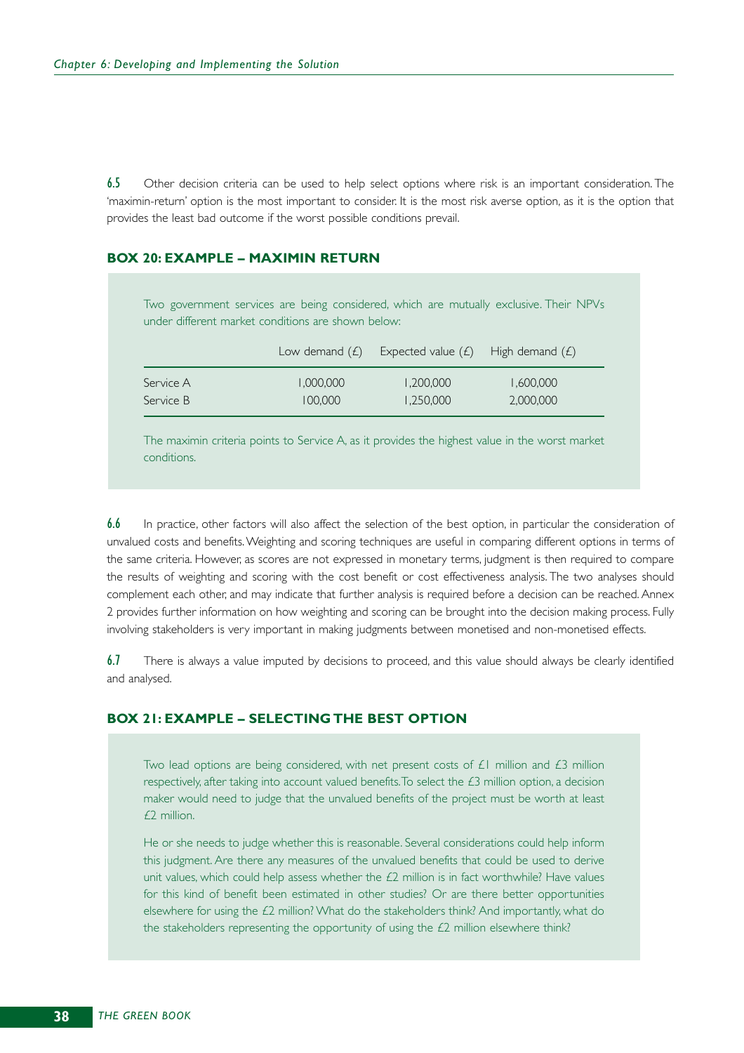**6.5** Other decision criteria can be used to help select options where risk is an important consideration. The 'maximin-return' option is the most important to consider. It is the most risk averse option, as it is the option that provides the least bad outcome if the worst possible conditions prevail.

### BOX 20: EXAMPLE – MAXIMIN RETURN

Two government services are being considered, which are mutually exclusive. Their NPVs under different market conditions are shown below:

| | Low demand (£) | Expected value (£) | High demand (£) |
|---|---|---|---|
| Service A | 1,000,000 | 1,200,000 | 1,600,000 |
| Service B | 100,000 | 1,250,000 | 2,000,000 |

The maximin criteria points to Service A, as it provides the highest value in the worst market conditions.

**6.6** In practice, other factors will also affect the selection of the best option, in particular the consideration of unvalued costs and benefits. Weighting and scoring techniques are useful in comparing different options in terms of the same criteria. However, as scores are not expressed in monetary terms, judgment is then required to compare the results of weighting and scoring with the cost benefit or cost effectiveness analysis. The two analyses should complement each other, and may indicate that further analysis is required before a decision can be reached. Annex 2 provides further information on how weighting and scoring can be brought into the decision making process. Fully involving stakeholders is very important in making judgments between monetised and non-monetised effects.

**6.7** There is always a value imputed by decisions to proceed, and this value should always be clearly identified and analysed.

### BOX 21: EXAMPLE – SELECTING THE BEST OPTION

Two lead options are being considered, with net present costs of £1 million and £3 million respectively, after taking into account valued benefits. To select the £3 million option, a decision maker would need to judge that the unvalued benefits of the project must be worth at least £2 million.

He or she needs to judge whether this is reasonable. Several considerations could help inform this judgment. Are there any measures of the unvalued benefits that could be used to derive unit values, which could help assess whether the £2 million is in fact worthwhile? Have values for this kind of benefit been estimated in other studies? Or are there better opportunities elsewhere for using the £2 million? What do the stakeholders think? And importantly, what do the stakeholders representing the opportunity of using the £2 million elsewhere think?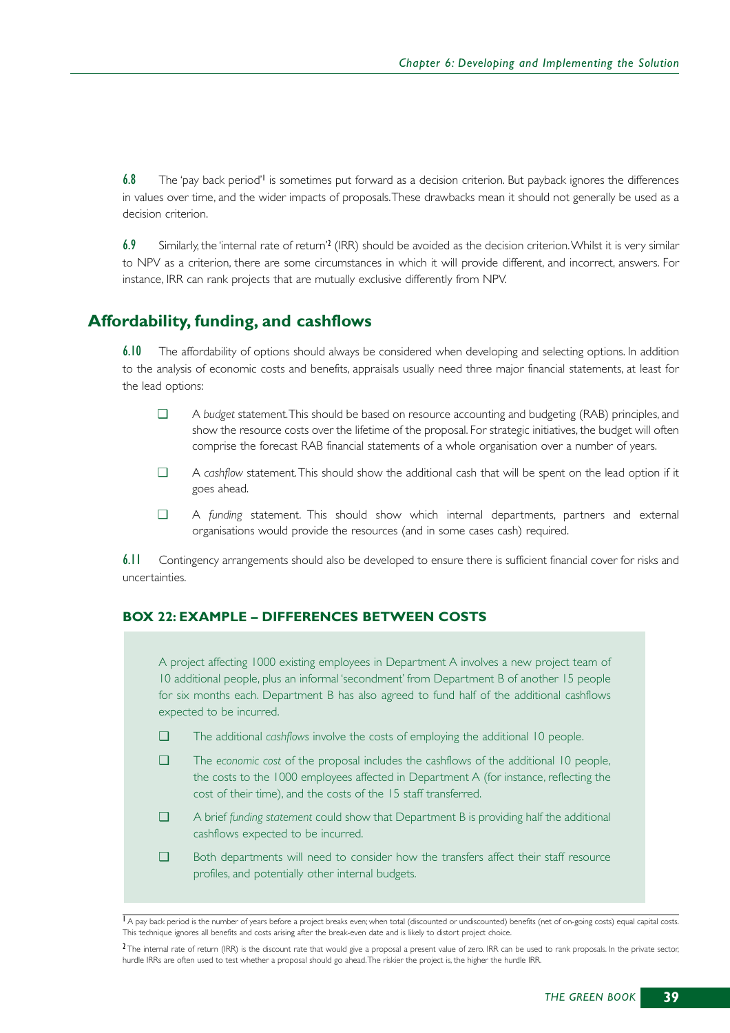**6.8** The 'pay back period'[1] is sometimes put forward as a decision criterion. But payback ignores the differences in values over time, and the wider impacts of proposals. These drawbacks mean it should not generally be used as a decision criterion.

**6.9** Similarly, the 'internal rate of return'[2] (IRR) should be avoided as the decision criterion. Whilst it is very similar to NPV as a criterion, there are some circumstances in which it will provide different, and incorrect, answers. For instance, IRR can rank projects that are mutually exclusive differently from NPV.

## Affordability, funding, and cashflows

**6.10** The affordability of options should always be considered when developing and selecting options. In addition to the analysis of economic costs and benefits, appraisals usually need three major financial statements, at least for the lead options:

- A *budget* statement. This should be based on resource accounting and budgeting (RAB) principles, and show the resource costs over the lifetime of the proposal. For strategic initiatives, the budget will often comprise the forecast RAB financial statements of a whole organisation over a number of years.
- A *cashflow* statement. This should show the additional cash that will be spent on the lead option if it goes ahead.
- A *funding* statement. This should show which internal departments, partners and external organisations would provide the resources (and in some cases cash) required.

**6.11** Contingency arrangements should also be developed to ensure there is sufficient financial cover for risks and uncertainties.

### BOX 22: EXAMPLE – DIFFERENCES BETWEEN COSTS

A project affecting 1000 existing employees in Department A involves a new project team of 10 additional people, plus an informal 'secondment' from Department B of another 15 people for six months each. Department B has also agreed to fund half of the additional cashflows expected to be incurred.

- The additional *cashflows* involve the costs of employing the additional 10 people.
- The *economic cost* of the proposal includes the cashflows of the additional 10 people, the costs to the 1000 employees affected in Department A (for instance, reflecting the cost of their time), and the costs of the 15 staff transferred.
- A brief *funding statement* could show that Department B is providing half the additional cashflows expected to be incurred.
- Both departments will need to consider how the transfers affect their staff resource profiles, and potentially other internal budgets.

---

[1] A pay back period is the number of years before a project breaks even; when total (discounted or undiscounted) benefits (net of on-going costs) equal capital costs. This technique ignores all benefits and costs arising after the break-even date and is likely to distort project choice.

[2] The internal rate of return (IRR) is the discount rate that would give a proposal a present value of zero. IRR can be used to rank proposals. In the private sector, hurdle IRRs are often used to test whether a proposal should go ahead. The riskier the project is, the higher the hurdle IRR.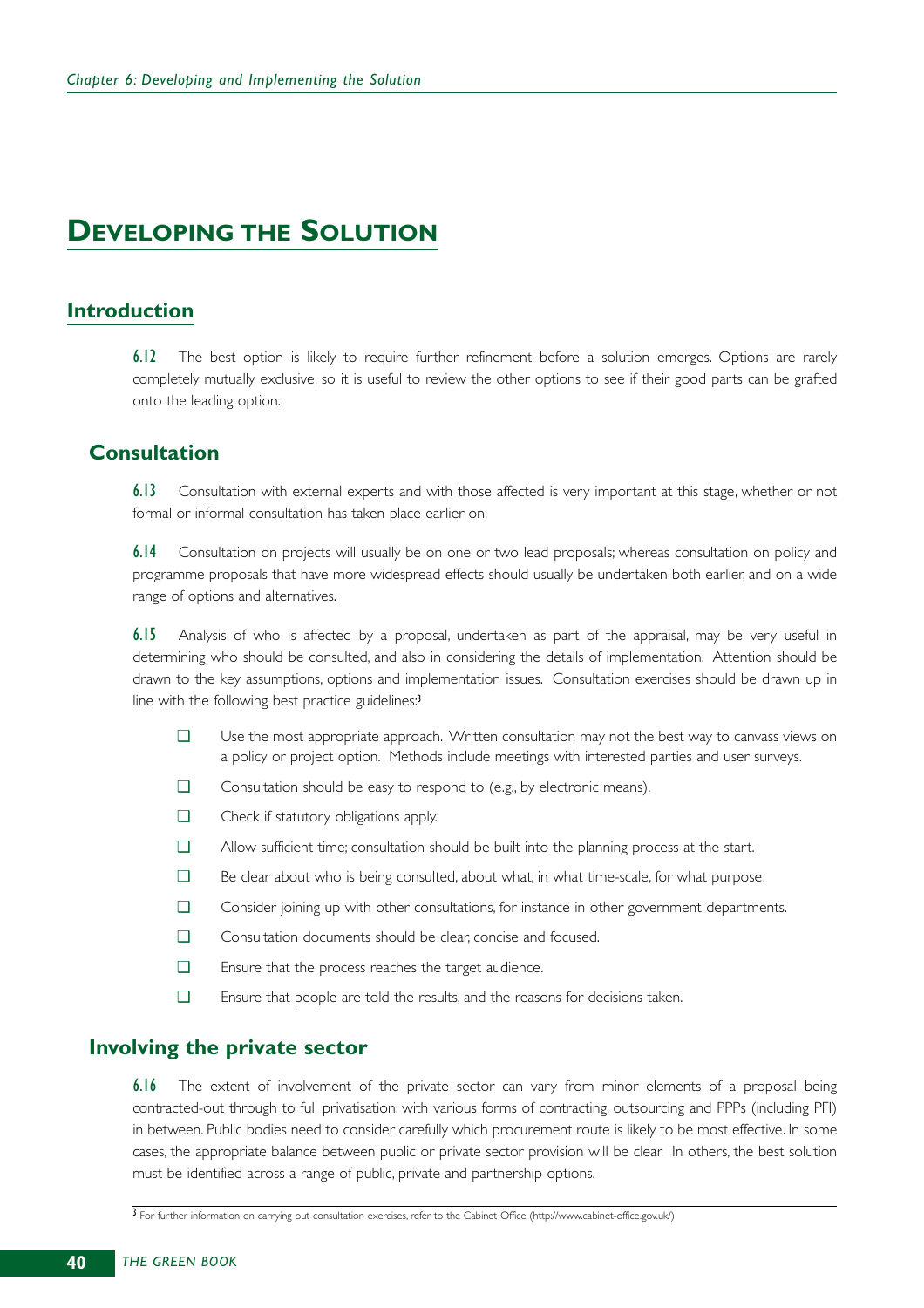# DEVELOPING THE SOLUTION

## Introduction

**6.12** The best option is likely to require further refinement before a solution emerges. Options are rarely completely mutually exclusive, so it is useful to review the other options to see if their good parts can be grafted onto the leading option.

## Consultation

**6.13** Consultation with external experts and with those affected is very important at this stage, whether or not formal or informal consultation has taken place earlier on.

**6.14** Consultation on projects will usually be on one or two lead proposals; whereas consultation on policy and programme proposals that have more widespread effects should usually be undertaken both earlier, and on a wide range of options and alternatives.

**6.15** Analysis of who is affected by a proposal, undertaken as part of the appraisal, may be very useful in determining who should be consulted, and also in considering the details of implementation. Attention should be drawn to the key assumptions, options and implementation issues. Consultation exercises should be drawn up in line with the following best practice guidelines:[3]

- Use the most appropriate approach. Written consultation may not the best way to canvass views on a policy or project option. Methods include meetings with interested parties and user surveys.
- Consultation should be easy to respond to (e.g., by electronic means).
- Check if statutory obligations apply.
- Allow sufficient time; consultation should be built into the planning process at the start.
- Be clear about who is being consulted, about what, in what time-scale, for what purpose.
- Consider joining up with other consultations, for instance in other government departments.
- Consultation documents should be clear, concise and focused.
- Ensure that the process reaches the target audience.
- Ensure that people are told the results, and the reasons for decisions taken.

## Involving the private sector

**6.16** The extent of involvement of the private sector can vary from minor elements of a proposal being contracted-out through to full privatisation, with various forms of contracting, outsourcing and PPPs (including PFI) in between. Public bodies need to consider carefully which procurement route is likely to be most effective. In some cases, the appropriate balance between public or private sector provision will be clear. In others, the best solution must be identified across a range of public, private and partnership options.

---

[3] For further information on carrying out consultation exercises, refer to the Cabinet Office (http://www.cabinet-office.gov.uk/)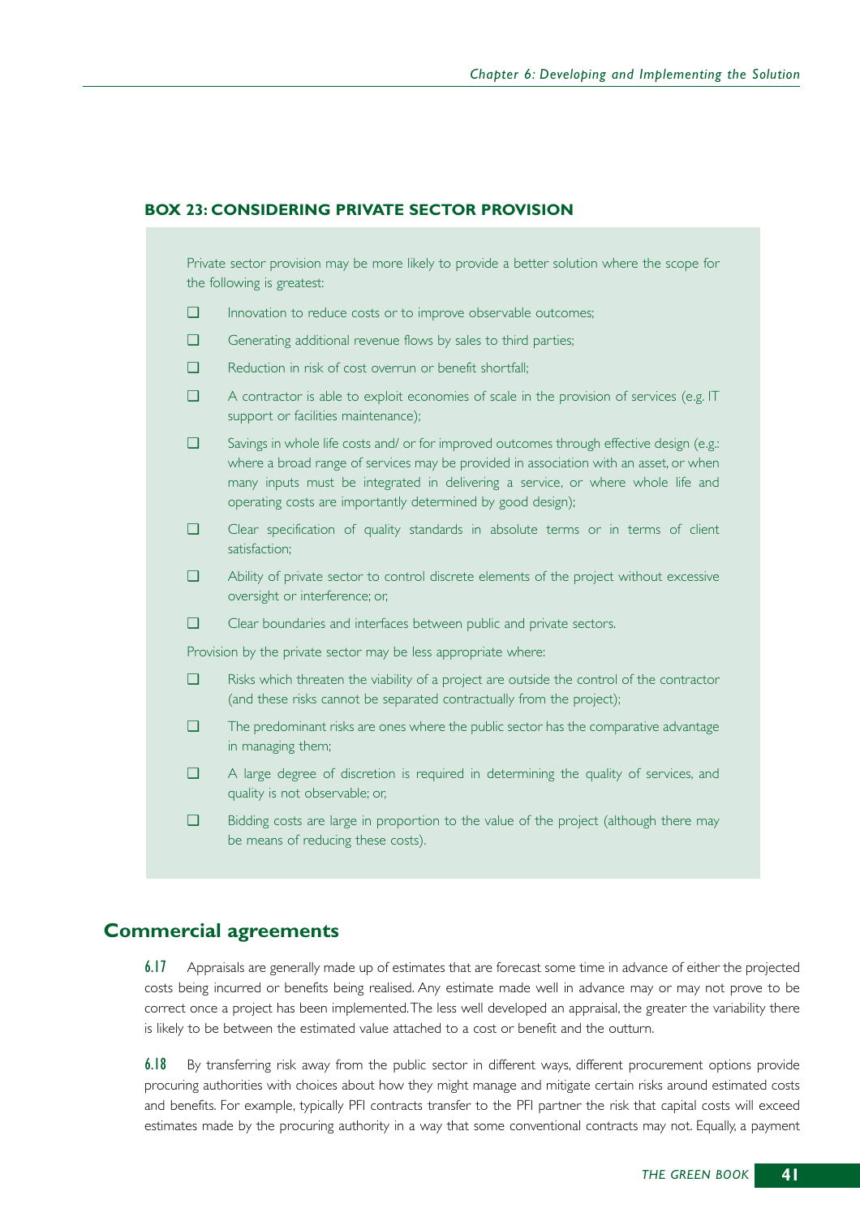### BOX 23: CONSIDERING PRIVATE SECTOR PROVISION

Private sector provision may be more likely to provide a better solution where the scope for the following is greatest:

- ❑ Innovation to reduce costs or to improve observable outcomes;
- ❑ Generating additional revenue flows by sales to third parties;
- ❑ Reduction in risk of cost overrun or benefit shortfall;
- ❑ A contractor is able to exploit economies of scale in the provision of services (e.g. IT support or facilities maintenance);
- ❑ Savings in whole life costs and/ or for improved outcomes through effective design (e.g.: where a broad range of services may be provided in association with an asset, or when many inputs must be integrated in delivering a service, or where whole life and operating costs are importantly determined by good design);
- ❑ Clear specification of quality standards in absolute terms or in terms of client satisfaction;
- ❑ Ability of private sector to control discrete elements of the project without excessive oversight or interference; or,
- ❑ Clear boundaries and interfaces between public and private sectors.

Provision by the private sector may be less appropriate where:

- ❑ Risks which threaten the viability of a project are outside the control of the contractor (and these risks cannot be separated contractually from the project);
- ❑ The predominant risks are ones where the public sector has the comparative advantage in managing them;
- ❑ A large degree of discretion is required in determining the quality of services, and quality is not observable; or,
- ❑ Bidding costs are large in proportion to the value of the project (although there may be means of reducing these costs).

## Commercial agreements

**6.17** Appraisals are generally made up of estimates that are forecast some time in advance of either the projected costs being incurred or benefits being realised. Any estimate made well in advance may or may not prove to be correct once a project has been implemented. The less well developed an appraisal, the greater the variability there is likely to be between the estimated value attached to a cost or benefit and the outturn.

**6.18** By transferring risk away from the public sector in different ways, different procurement options provide procuring authorities with choices about how they might manage and mitigate certain risks around estimated costs and benefits. For example, typically PFI contracts transfer to the PFI partner the risk that capital costs will exceed estimates made by the procuring authority in a way that some conventional contracts may not. Equally, a payment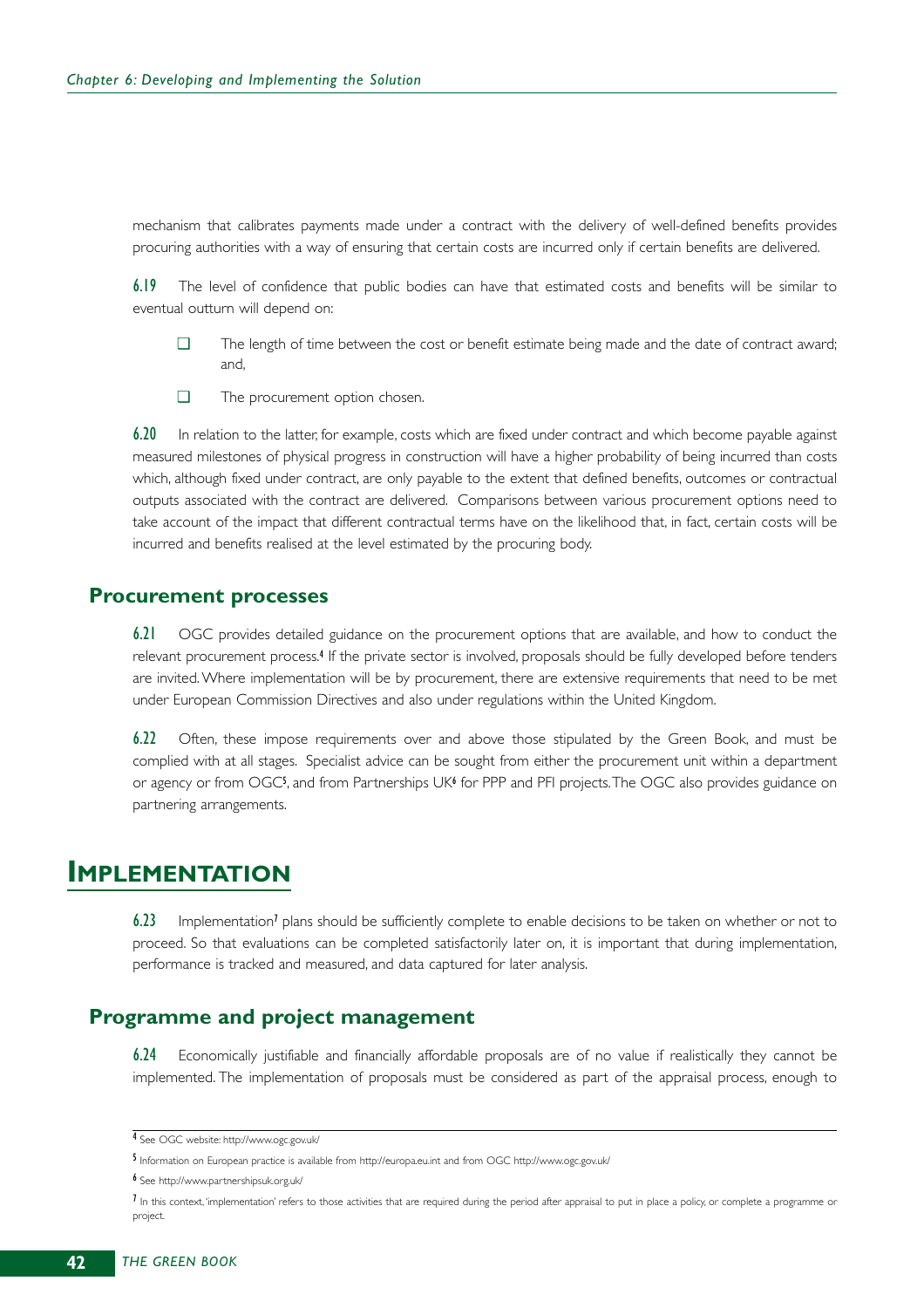mechanism that calibrates payments made under a contract with the delivery of well-defined benefits provides procuring authorities with a way of ensuring that certain costs are incurred only if certain benefits are delivered.

**6.19** The level of confidence that public bodies can have that estimated costs and benefits will be similar to eventual outturn will depend on:

- The length of time between the cost or benefit estimate being made and the date of contract award; and,
- The procurement option chosen.

**6.20** In relation to the latter, for example, costs which are fixed under contract and which become payable against measured milestones of physical progress in construction will have a higher probability of being incurred than costs which, although fixed under contract, are only payable to the extent that defined benefits, outcomes or contractual outputs associated with the contract are delivered. Comparisons between various procurement options need to take account of the impact that different contractual terms have on the likelihood that, in fact, certain costs will be incurred and benefits realised at the level estimated by the procuring body.

## Procurement processes

**6.21** OGC provides detailed guidance on the procurement options that are available, and how to conduct the relevant procurement process.[4] If the private sector is involved, proposals should be fully developed before tenders are invited. Where implementation will be by procurement, there are extensive requirements that need to be met under European Commission Directives and also under regulations within the United Kingdom.

**6.22** Often, these impose requirements over and above those stipulated by the Green Book, and must be complied with at all stages. Specialist advice can be sought from either the procurement unit within a department or agency or from OGC[5], and from Partnerships UK[6] for PPP and PFI projects. The OGC also provides guidance on partnering arrangements.

# Implementation

**6.23** Implementation[7] plans should be sufficiently complete to enable decisions to be taken on whether or not to proceed. So that evaluations can be completed satisfactorily later on, it is important that during implementation, performance is tracked and measured, and data captured for later analysis.

## Programme and project management

**6.24** Economically justifiable and financially affordable proposals are of no value if realistically they cannot be implemented. The implementation of proposals must be considered as part of the appraisal process, enough to

---

[4] See OGC website: http://www.ogc.gov.uk/

[5] Information on European practice is available from http://europa.eu.int and from OGC http://www.ogc.gov.uk/

[6] See http://www.partnershipsuk.org.uk/

[7] In this context, 'implementation' refers to those activities that are required during the period after appraisal to put in place a policy, or complete a programme or project.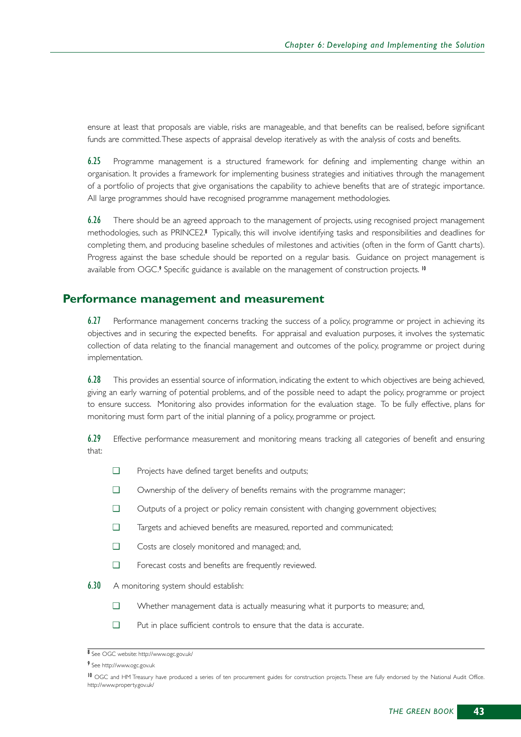ensure at least that proposals are viable, risks are manageable, and that benefits can be realised, before significant funds are committed. These aspects of appraisal develop iteratively as with the analysis of costs and benefits.

**6.25** Programme management is a structured framework for defining and implementing change within an organisation. It provides a framework for implementing business strategies and initiatives through the management of a portfolio of projects that give organisations the capability to achieve benefits that are of strategic importance. All large programmes should have recognised programme management methodologies.

**6.26** There should be an agreed approach to the management of projects, using recognised project management methodologies, such as PRINCE2.[8] Typically, this will involve identifying tasks and responsibilities and deadlines for completing them, and producing baseline schedules of milestones and activities (often in the form of Gantt charts). Progress against the base schedule should be reported on a regular basis. Guidance on project management is available from OGC.[9] Specific guidance is available on the management of construction projects.[10]

## Performance management and measurement

**6.27** Performance management concerns tracking the success of a policy, programme or project in achieving its objectives and in securing the expected benefits. For appraisal and evaluation purposes, it involves the systematic collection of data relating to the financial management and outcomes of the policy, programme or project during implementation.

**6.28** This provides an essential source of information, indicating the extent to which objectives are being achieved, giving an early warning of potential problems, and of the possible need to adapt the policy, programme or project to ensure success. Monitoring also provides information for the evaluation stage. To be fully effective, plans for monitoring must form part of the initial planning of a policy, programme or project.

**6.29** Effective performance measurement and monitoring means tracking all categories of benefit and ensuring that:

- ❑ Projects have defined target benefits and outputs;
- ❑ Ownership of the delivery of benefits remains with the programme manager;
- ❑ Outputs of a project or policy remain consistent with changing government objectives;
- ❑ Targets and achieved benefits are measured, reported and communicated;
- ❑ Costs are closely monitored and managed; and,
- ❑ Forecast costs and benefits are frequently reviewed.

**6.30** A monitoring system should establish:

- ❑ Whether management data is actually measuring what it purports to measure; and,
- ❑ Put in place sufficient controls to ensure that the data is accurate.

---

[8] See OGC website: http://www.ogc.gov.uk/

[9] See http://www.ogc.gov.uk

[10] OGC and HM Treasury have produced a series of ten procurement guides for construction projects. These are fully endorsed by the National Audit Office. http://www.property.gov.uk/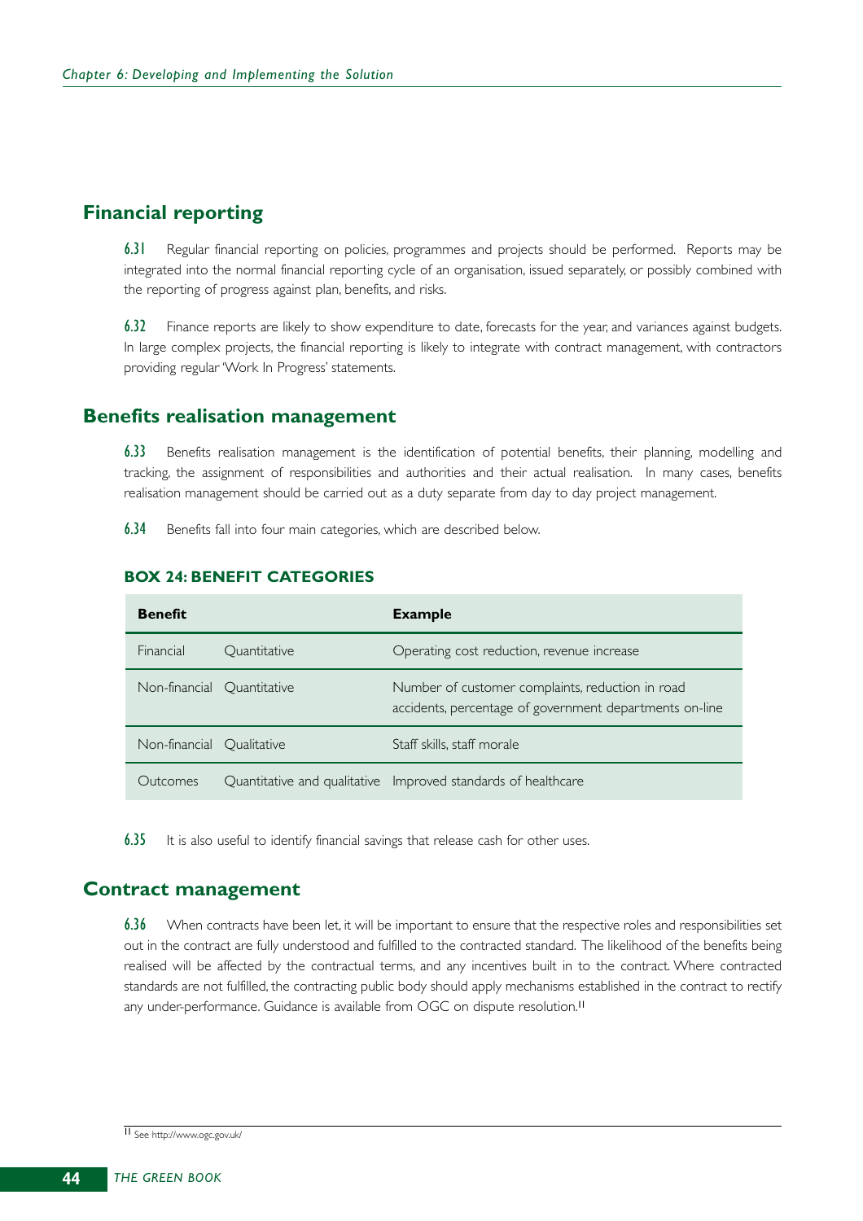## Financial reporting

**6.31** Regular financial reporting on policies, programmes and projects should be performed. Reports may be integrated into the normal financial reporting cycle of an organisation, issued separately, or possibly combined with the reporting of progress against plan, benefits, and risks.

**6.32** Finance reports are likely to show expenditure to date, forecasts for the year, and variances against budgets. In large complex projects, the financial reporting is likely to integrate with contract management, with contractors providing regular 'Work In Progress' statements.

## Benefits realisation management

**6.33** Benefits realisation management is the identification of potential benefits, their planning, modelling and tracking, the assignment of responsibilities and authorities and their actual realisation. In many cases, benefits realisation management should be carried out as a duty separate from day to day project management.

**6.34** Benefits fall into four main categories, which are described below.

### BOX 24: BENEFIT CATEGORIES

| Benefit | | Example |
|---|---|---|
| Financial | Quantitative | Operating cost reduction, revenue increase |
| Non-financial | Quantitative | Number of customer complaints, reduction in road accidents, percentage of government departments on-line |
| Non-financial | Qualitative | Staff skills, staff morale |
| Outcomes | Quantitative and qualitative | Improved standards of healthcare |

**6.35** It is also useful to identify financial savings that release cash for other uses.

## Contract management

**6.36** When contracts have been let, it will be important to ensure that the respective roles and responsibilities set out in the contract are fully understood and fulfilled to the contracted standard. The likelihood of the benefits being realised will be affected by the contractual terms, and any incentives built in to the contract. Where contracted standards are not fulfilled, the contracting public body should apply mechanisms established in the contract to rectify any under-performance. Guidance is available from OGC on dispute resolution.[11]

[11] See http://www.ogc.gov.uk/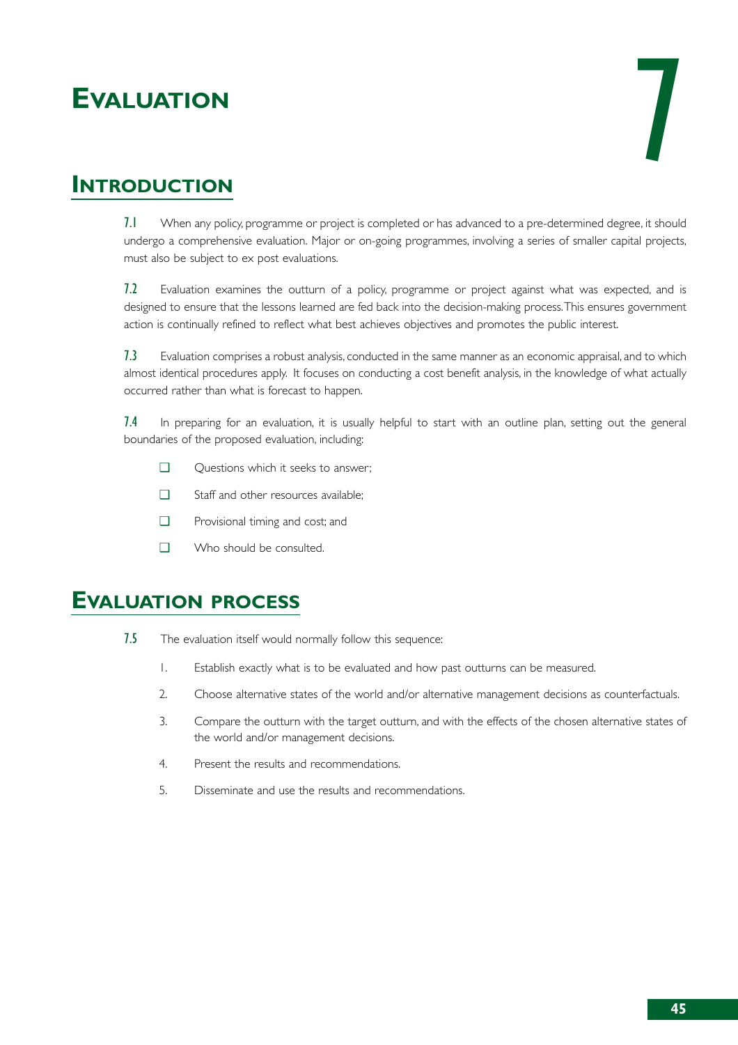# 7 Evaluation

## Introduction

**7.1** When any policy, programme or project is completed or has advanced to a pre-determined degree, it should undergo a comprehensive evaluation. Major or on-going programmes, involving a series of smaller capital projects, must also be subject to ex post evaluations.

**7.2** Evaluation examines the outturn of a policy, programme or project against what was expected, and is designed to ensure that the lessons learned are fed back into the decision-making process. This ensures government action is continually refined to reflect what best achieves objectives and promotes the public interest.

**7.3** Evaluation comprises a robust analysis, conducted in the same manner as an economic appraisal, and to which almost identical procedures apply. It focuses on conducting a cost benefit analysis, in the knowledge of what actually occurred rather than what is forecast to happen.

**7.4** In preparing for an evaluation, it is usually helpful to start with an outline plan, setting out the general boundaries of the proposed evaluation, including:

- Questions which it seeks to answer;
- Staff and other resources available;
- Provisional timing and cost; and
- Who should be consulted.

## Evaluation process

**7.5** The evaluation itself would normally follow this sequence:

1. Establish exactly what is to be evaluated and how past outturns can be measured.
2. Choose alternative states of the world and/or alternative management decisions as counterfactuals.
3. Compare the outturn with the target outturn, and with the effects of the chosen alternative states of the world and/or management decisions.
4. Present the results and recommendations.
5. Disseminate and use the results and recommendations.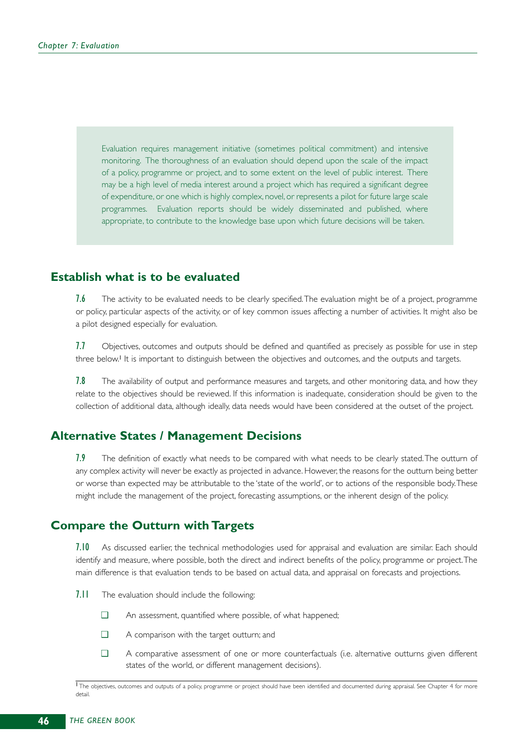Evaluation requires management initiative (sometimes political commitment) and intensive monitoring. The thoroughness of an evaluation should depend upon the scale of the impact of a policy, programme or project, and to some extent on the level of public interest. There may be a high level of media interest around a project which has required a significant degree of expenditure, or one which is highly complex, novel, or represents a pilot for future large scale programmes. Evaluation reports should be widely disseminated and published, where appropriate, to contribute to the knowledge base upon which future decisions will be taken.

## Establish what is to be evaluated

**7.6** The activity to be evaluated needs to be clearly specified. The evaluation might be of a project, programme or policy, particular aspects of the activity, or of key common issues affecting a number of activities. It might also be a pilot designed especially for evaluation.

**7.7** Objectives, outcomes and outputs should be defined and quantified as precisely as possible for use in step three below.[1] It is important to distinguish between the objectives and outcomes, and the outputs and targets.

**7.8** The availability of output and performance measures and targets, and other monitoring data, and how they relate to the objectives should be reviewed. If this information is inadequate, consideration should be given to the collection of additional data, although ideally, data needs would have been considered at the outset of the project.

## Alternative States / Management Decisions

**7.9** The definition of exactly what needs to be compared with what needs to be clearly stated. The outturn of any complex activity will never be exactly as projected in advance. However, the reasons for the outturn being better or worse than expected may be attributable to the 'state of the world', or to actions of the responsible body. These might include the management of the project, forecasting assumptions, or the inherent design of the policy.

## Compare the Outturn with Targets

**7.10** As discussed earlier, the technical methodologies used for appraisal and evaluation are similar. Each should identify and measure, where possible, both the direct and indirect benefits of the policy, programme or project. The main difference is that evaluation tends to be based on actual data, and appraisal on forecasts and projections.

**7.11** The evaluation should include the following:

- ❑ An assessment, quantified where possible, of what happened;
- ❑ A comparison with the target outturn; and
- ❑ A comparative assessment of one or more counterfactuals (i.e. alternative outturns given different states of the world, or different management decisions).

[1] The objectives, outcomes and outputs of a policy, programme or project should have been identified and documented during appraisal. See Chapter 4 for more detail.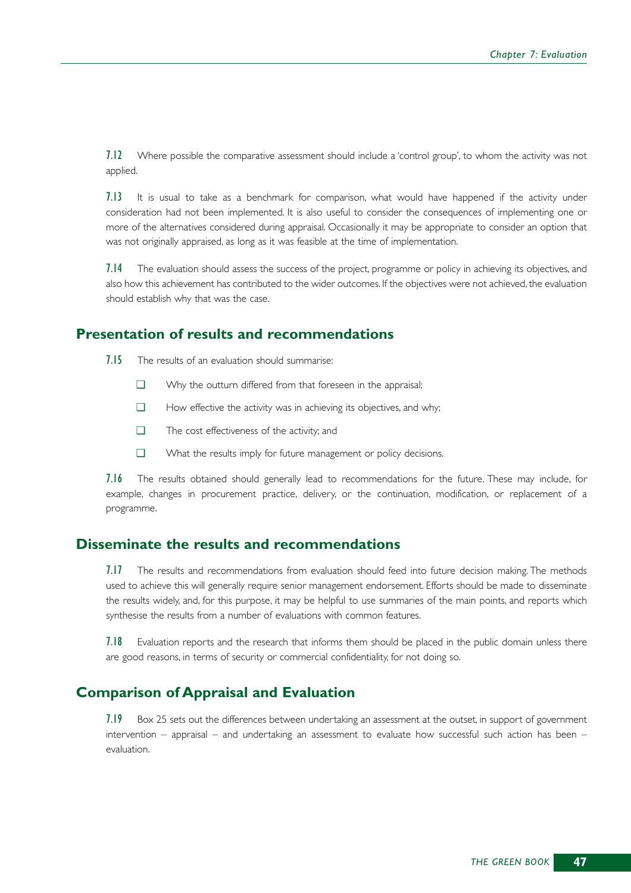**7.12** Where possible the comparative assessment should include a 'control group', to whom the activity was not applied.

**7.13** It is usual to take as a benchmark for comparison, what would have happened if the activity under consideration had not been implemented. It is also useful to consider the consequences of implementing one or more of the alternatives considered during appraisal. Occasionally it may be appropriate to consider an option that was not originally appraised, as long as it was feasible at the time of implementation.

**7.14** The evaluation should assess the success of the project, programme or policy in achieving its objectives, and also how this achievement has contributed to the wider outcomes. If the objectives were not achieved, the evaluation should establish why that was the case.

## Presentation of results and recommendations

**7.15** The results of an evaluation should summarise:

- Why the outturn differed from that foreseen in the appraisal;
- How effective the activity was in achieving its objectives, and why;
- The cost effectiveness of the activity; and
- What the results imply for future management or policy decisions.

**7.16** The results obtained should generally lead to recommendations for the future. These may include, for example, changes in procurement practice, delivery, or the continuation, modification, or replacement of a programme.

## Disseminate the results and recommendations

**7.17** The results and recommendations from evaluation should feed into future decision making. The methods used to achieve this will generally require senior management endorsement. Efforts should be made to disseminate the results widely, and, for this purpose, it may be helpful to use summaries of the main points, and reports which synthesise the results from a number of evaluations with common features.

**7.18** Evaluation reports and the research that informs them should be placed in the public domain unless there are good reasons, in terms of security or commercial confidentiality, for not doing so.

## Comparison of Appraisal and Evaluation

**7.19** Box 25 sets out the differences between undertaking an assessment at the outset, in support of government intervention – appraisal – and undertaking an assessment to evaluate how successful such action has been – evaluation.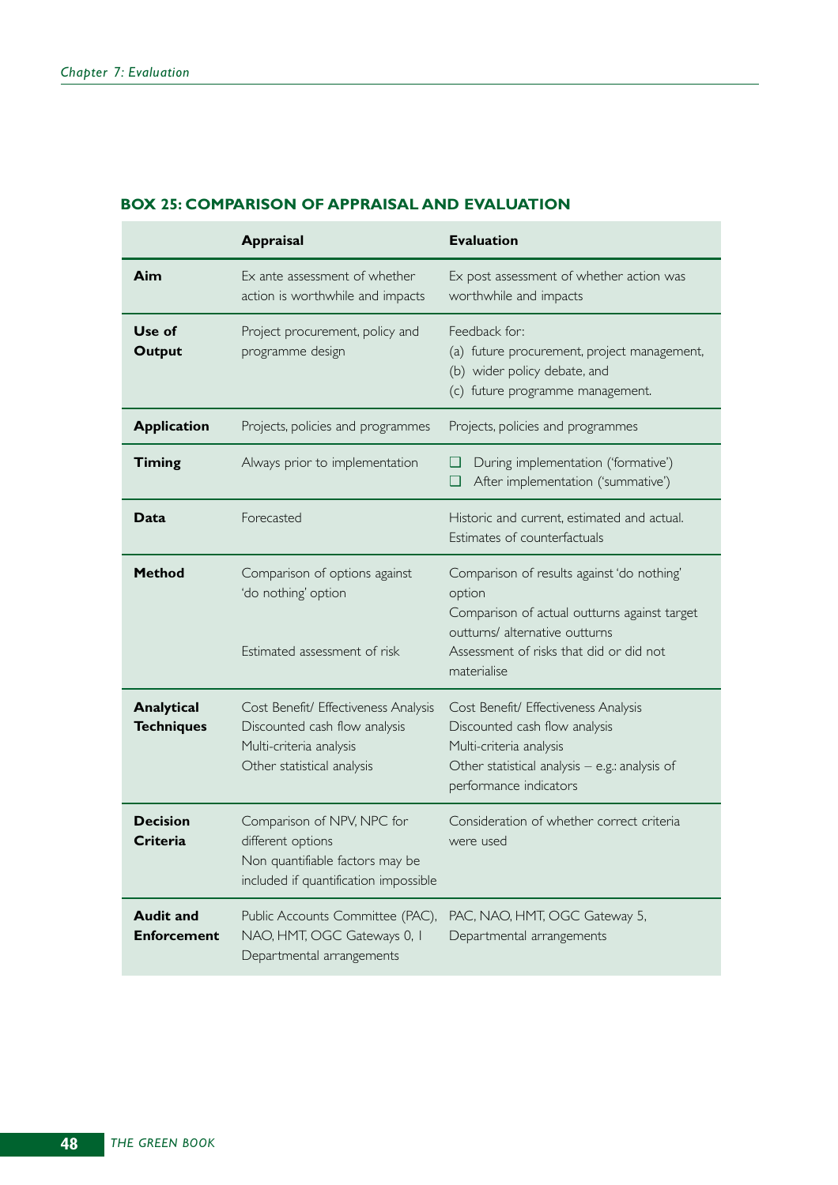### BOX 25: COMPARISON OF APPRAISAL AND EVALUATION

| | Appraisal | Evaluation |
|---|---|---|
| **Aim** | Ex ante assessment of whether action is worthwhile and impacts | Ex post assessment of whether action was worthwhile and impacts |
| **Use of Output** | Project procurement, policy and programme design | Feedback for:<br>(a) future procurement, project management,<br>(b) wider policy debate, and<br>(c) future programme management. |
| **Application** | Projects, policies and programmes | Projects, policies and programmes |
| **Timing** | Always prior to implementation | ❑ During implementation ('formative')<br>❑ After implementation ('summative') |
| **Data** | Forecasted | Historic and current, estimated and actual. Estimates of counterfactuals |
| **Method** | Comparison of options against 'do nothing' option<br><br>Estimated assessment of risk | Comparison of results against 'do nothing' option<br>Comparison of actual outturns against target outturns/ alternative outturns<br>Assessment of risks that did or did not materialise |
| **Analytical Techniques** | Cost Benefit/ Effectiveness Analysis<br>Discounted cash flow analysis<br>Multi-criteria analysis<br>Other statistical analysis | Cost Benefit/ Effectiveness Analysis<br>Discounted cash flow analysis<br>Multi-criteria analysis<br>Other statistical analysis – e.g.: analysis of performance indicators |
| **Decision Criteria** | Comparison of NPV, NPC for different options<br>Non quantifiable factors may be included if quantification impossible | Consideration of whether correct criteria were used |
| **Audit and Enforcement** | Public Accounts Committee (PAC), NAO, HMT, OGC Gateways 0, 1 Departmental arrangements | PAC, NAO, HMT, OGC Gateway 5, Departmental arrangements |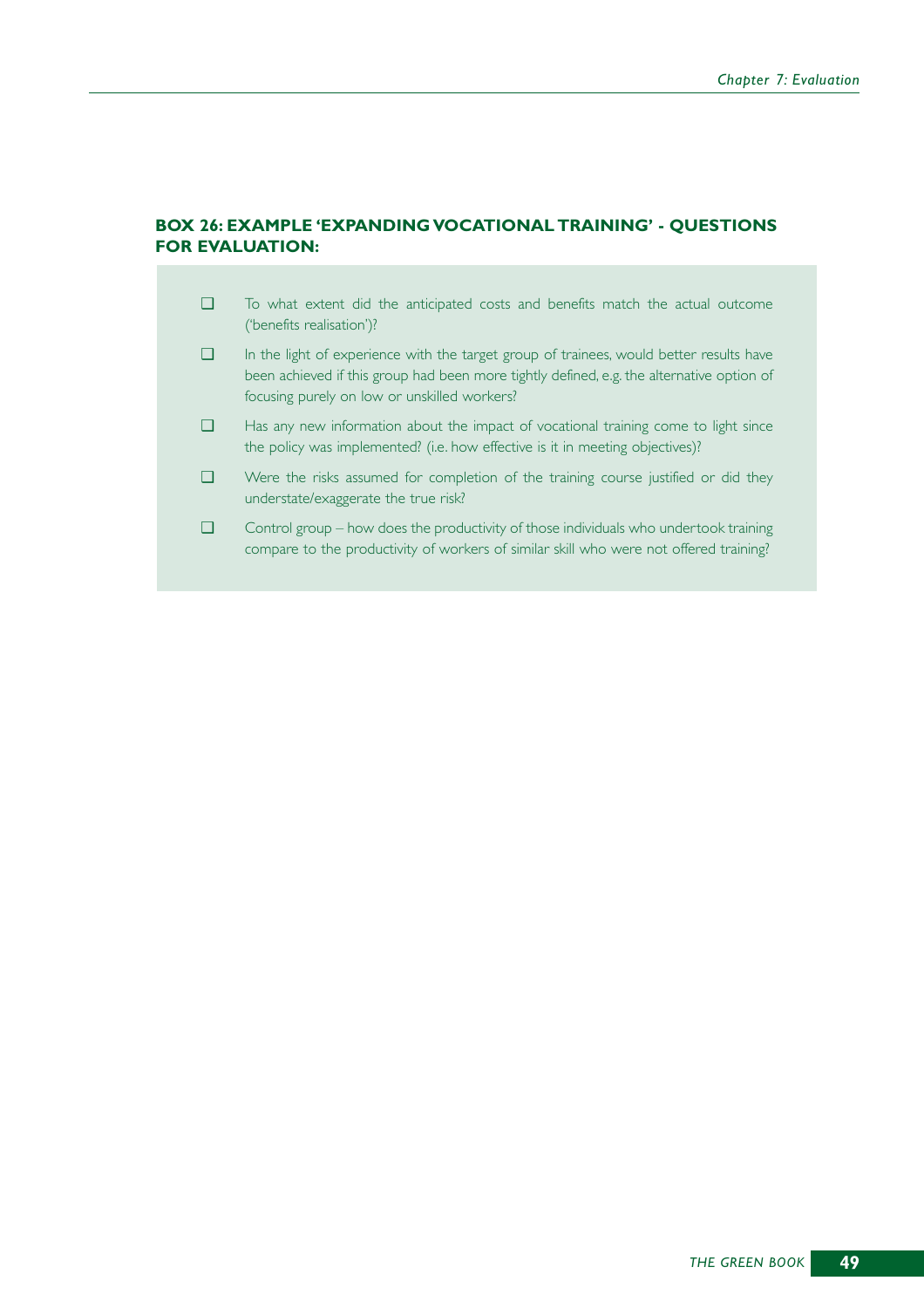**BOX 26: EXAMPLE 'EXPANDING VOCATIONAL TRAINING' - QUESTIONS FOR EVALUATION:**

- ❑ To what extent did the anticipated costs and benefits match the actual outcome ('benefits realisation')?
- ❑ In the light of experience with the target group of trainees, would better results have been achieved if this group had been more tightly defined, e.g. the alternative option of focusing purely on low or unskilled workers?
- ❑ Has any new information about the impact of vocational training come to light since the policy was implemented? (i.e. how effective is it in meeting objectives)?
- ❑ Were the risks assumed for completion of the training course justified or did they understate/exaggerate the true risk?
- ❑ Control group – how does the productivity of those individuals who undertook training compare to the productivity of workers of similar skill who were not offered training?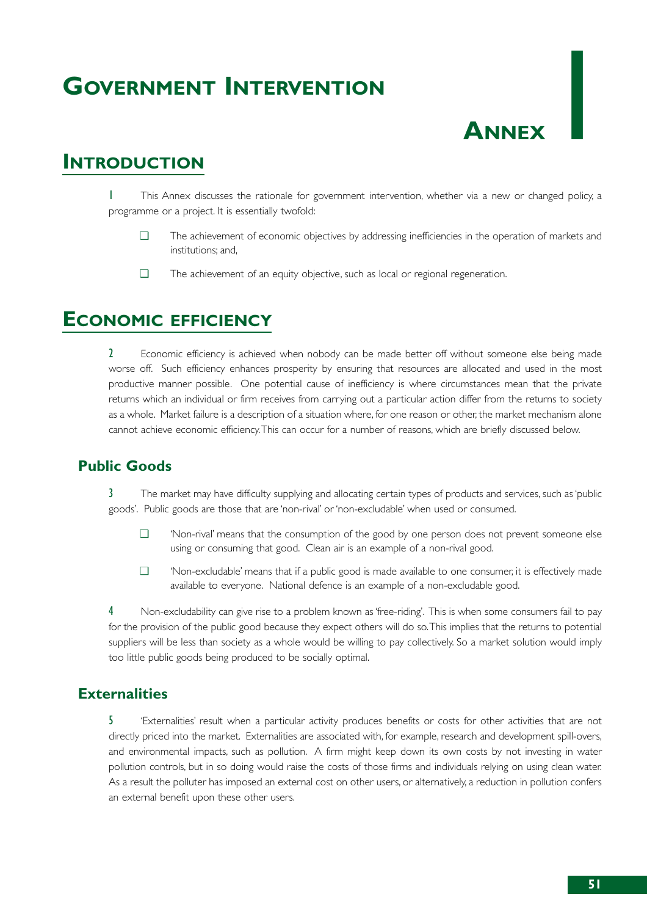# Government Intervention

# Annex I

## Introduction

1 This Annex discusses the rationale for government intervention, whether via a new or changed policy, a programme or a project. It is essentially twofold:

- The achievement of economic objectives by addressing inefficiencies in the operation of markets and institutions; and,
- The achievement of an equity objective, such as local or regional regeneration.

## Economic efficiency

2 Economic efficiency is achieved when nobody can be made better off without someone else being made worse off. Such efficiency enhances prosperity by ensuring that resources are allocated and used in the most productive manner possible. One potential cause of inefficiency is where circumstances mean that the private returns which an individual or firm receives from carrying out a particular action differ from the returns to society as a whole. Market failure is a description of a situation where, for one reason or other, the market mechanism alone cannot achieve economic efficiency. This can occur for a number of reasons, which are briefly discussed below.

### Public Goods

3 The market may have difficulty supplying and allocating certain types of products and services, such as 'public goods'. Public goods are those that are 'non-rival' or 'non-excludable' when used or consumed.

- 'Non-rival' means that the consumption of the good by one person does not prevent someone else using or consuming that good. Clean air is an example of a non-rival good.
- 'Non-excludable' means that if a public good is made available to one consumer, it is effectively made available to everyone. National defence is an example of a non-excludable good.

4 Non-excludability can give rise to a problem known as 'free-riding'. This is when some consumers fail to pay for the provision of the public good because they expect others will do so. This implies that the returns to potential suppliers will be less than society as a whole would be willing to pay collectively. So a market solution would imply too little public goods being produced to be socially optimal.

### Externalities

5 'Externalities' result when a particular activity produces benefits or costs for other activities that are not directly priced into the market. Externalities are associated with, for example, research and development spill-overs, and environmental impacts, such as pollution. A firm might keep down its own costs by not investing in water pollution controls, but in so doing would raise the costs of those firms and individuals relying on using clean water. As a result the polluter has imposed an external cost on other users, or alternatively, a reduction in pollution confers an external benefit upon these other users.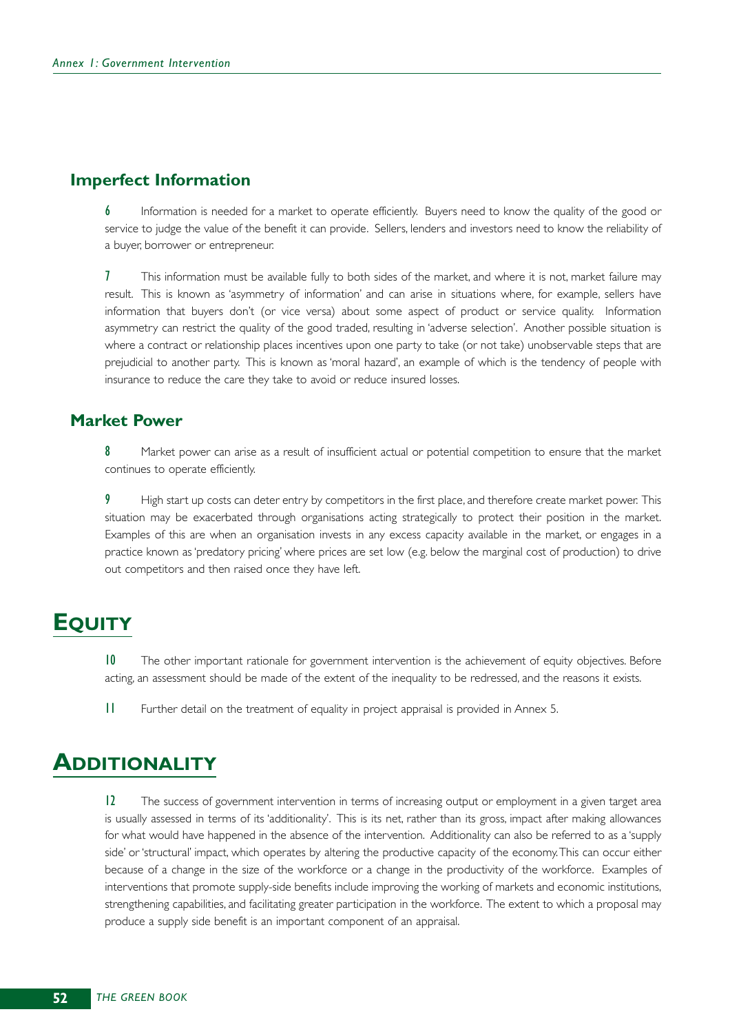### Imperfect Information

6 Information is needed for a market to operate efficiently. Buyers need to know the quality of the good or service to judge the value of the benefit it can provide. Sellers, lenders and investors need to know the reliability of a buyer, borrower or entrepreneur.

7 This information must be available fully to both sides of the market, and where it is not, market failure may result. This is known as 'asymmetry of information' and can arise in situations where, for example, sellers have information that buyers don't (or vice versa) about some aspect of product or service quality. Information asymmetry can restrict the quality of the good traded, resulting in 'adverse selection'. Another possible situation is where a contract or relationship places incentives upon one party to take (or not take) unobservable steps that are prejudicial to another party. This is known as 'moral hazard', an example of which is the tendency of people with insurance to reduce the care they take to avoid or reduce insured losses.

### Market Power

8 Market power can arise as a result of insufficient actual or potential competition to ensure that the market continues to operate efficiently.

9 High start up costs can deter entry by competitors in the first place, and therefore create market power. This situation may be exacerbated through organisations acting strategically to protect their position in the market. Examples of this are when an organisation invests in any excess capacity available in the market, or engages in a practice known as 'predatory pricing' where prices are set low (e.g. below the marginal cost of production) to drive out competitors and then raised once they have left.

## Equity

10 The other important rationale for government intervention is the achievement of equity objectives. Before acting, an assessment should be made of the extent of the inequality to be redressed, and the reasons it exists.

11 Further detail on the treatment of equality in project appraisal is provided in Annex 5.

## Additionality

12 The success of government intervention in terms of increasing output or employment in a given target area is usually assessed in terms of its 'additionality'. This is its net, rather than its gross, impact after making allowances for what would have happened in the absence of the intervention. Additionality can also be referred to as a 'supply side' or 'structural' impact, which operates by altering the productive capacity of the economy. This can occur either because of a change in the size of the workforce or a change in the productivity of the workforce. Examples of interventions that promote supply-side benefits include improving the working of markets and economic institutions, strengthening capabilities, and facilitating greater participation in the workforce. The extent to which a proposal may produce a supply side benefit is an important component of an appraisal.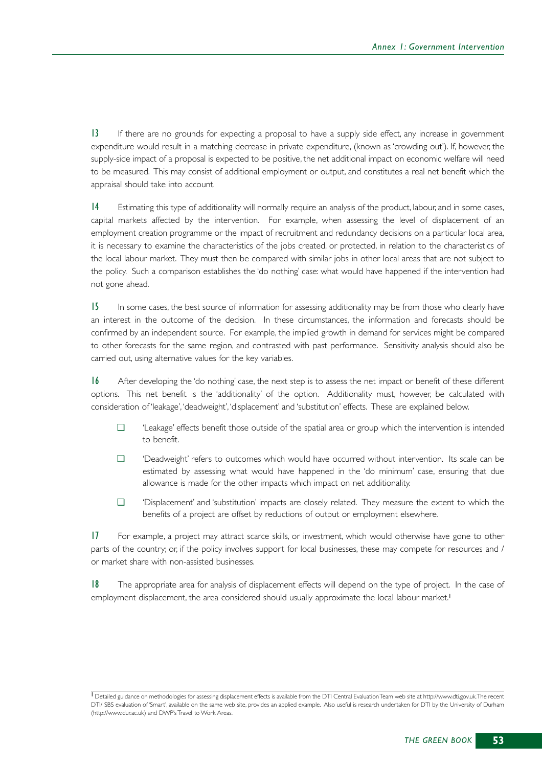13 If there are no grounds for expecting a proposal to have a supply side effect, any increase in government expenditure would result in a matching decrease in private expenditure, (known as 'crowding out'). If, however, the supply-side impact of a proposal is expected to be positive, the net additional impact on economic welfare will need to be measured. This may consist of additional employment or output, and constitutes a real net benefit which the appraisal should take into account.

14 Estimating this type of additionality will normally require an analysis of the product, labour, and in some cases, capital markets affected by the intervention. For example, when assessing the level of displacement of an employment creation programme or the impact of recruitment and redundancy decisions on a particular local area, it is necessary to examine the characteristics of the jobs created, or protected, in relation to the characteristics of the local labour market. They must then be compared with similar jobs in other local areas that are not subject to the policy. Such a comparison establishes the 'do nothing' case: what would have happened if the intervention had not gone ahead.

15 In some cases, the best source of information for assessing additionality may be from those who clearly have an interest in the outcome of the decision. In these circumstances, the information and forecasts should be confirmed by an independent source. For example, the implied growth in demand for services might be compared to other forecasts for the same region, and contrasted with past performance. Sensitivity analysis should also be carried out, using alternative values for the key variables.

16 After developing the 'do nothing' case, the next step is to assess the net impact or benefit of these different options. This net benefit is the 'additionality' of the option. Additionality must, however, be calculated with consideration of 'leakage', 'deadweight', 'displacement' and 'substitution' effects. These are explained below.

- 'Leakage' effects benefit those outside of the spatial area or group which the intervention is intended to benefit.
- 'Deadweight' refers to outcomes which would have occurred without intervention. Its scale can be estimated by assessing what would have happened in the 'do minimum' case, ensuring that due allowance is made for the other impacts which impact on net additionality.
- 'Displacement' and 'substitution' impacts are closely related. They measure the extent to which the benefits of a project are offset by reductions of output or employment elsewhere.

17 For example, a project may attract scarce skills, or investment, which would otherwise have gone to other parts of the country; or, if the policy involves support for local businesses, these may compete for resources and / or market share with non-assisted businesses.

18 The appropriate area for analysis of displacement effects will depend on the type of project. In the case of employment displacement, the area considered should usually approximate the local labour market.[1]

[1] Detailed guidance on methodologies for assessing displacement effects is available from the DTI Central Evaluation Team web site at http://www.dti.gov.uk. The recent DTI/ SBS evaluation of 'Smart', available on the same web site, provides an applied example. Also useful is research undertaken for DTI by the University of Durham (http://www.dur.ac.uk) and DWP's Travel to Work Areas.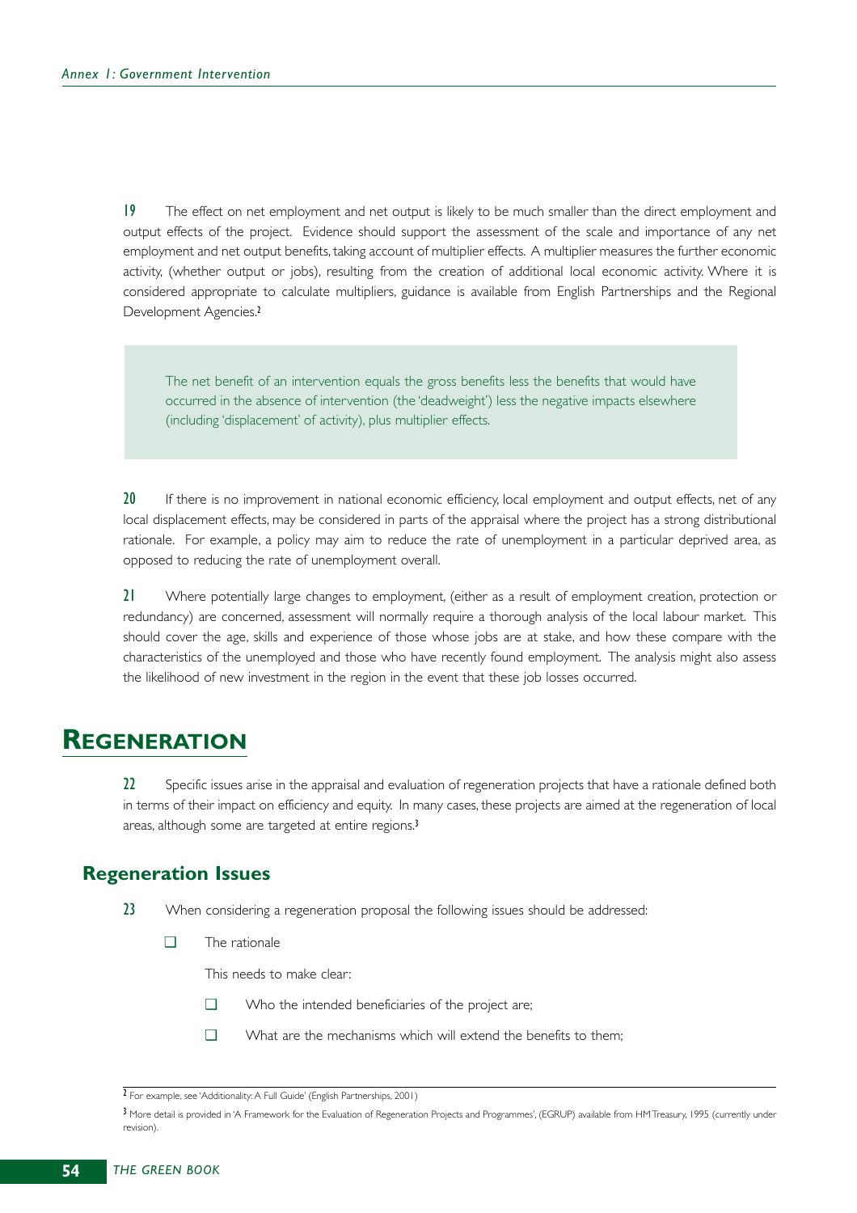19 The effect on net employment and net output is likely to be much smaller than the direct employment and output effects of the project. Evidence should support the assessment of the scale and importance of any net employment and net output benefits, taking account of multiplier effects. A multiplier measures the further economic activity, (whether output or jobs), resulting from the creation of additional local economic activity. Where it is considered appropriate to calculate multipliers, guidance is available from English Partnerships and the Regional Development Agencies.[2]

> The net benefit of an intervention equals the gross benefits less the benefits that would have occurred in the absence of intervention (the 'deadweight') less the negative impacts elsewhere (including 'displacement' of activity), plus multiplier effects.

20 If there is no improvement in national economic efficiency, local employment and output effects, net of any local displacement effects, may be considered in parts of the appraisal where the project has a strong distributional rationale. For example, a policy may aim to reduce the rate of unemployment in a particular deprived area, as opposed to reducing the rate of unemployment overall.

21 Where potentially large changes to employment, (either as a result of employment creation, protection or redundancy) are concerned, assessment will normally require a thorough analysis of the local labour market. This should cover the age, skills and experience of those whose jobs are at stake, and how these compare with the characteristics of the unemployed and those who have recently found employment. The analysis might also assess the likelihood of new investment in the region in the event that these job losses occurred.

# Regeneration

22 Specific issues arise in the appraisal and evaluation of regeneration projects that have a rationale defined both in terms of their impact on efficiency and equity. In many cases, these projects are aimed at the regeneration of local areas, although some are targeted at entire regions.[3]

## Regeneration Issues

23 When considering a regeneration proposal the following issues should be addressed:

- The rationale

  This needs to make clear:

  - Who the intended beneficiaries of the project are;
  - What are the mechanisms which will extend the benefits to them;

---

[2] For example, see 'Additionality: A Full Guide' (English Partnerships, 2001)

[3] More detail is provided in 'A Framework for the Evaluation of Regeneration Projects and Programmes', (EGRUP) available from HM Treasury, 1995 (currently under revision).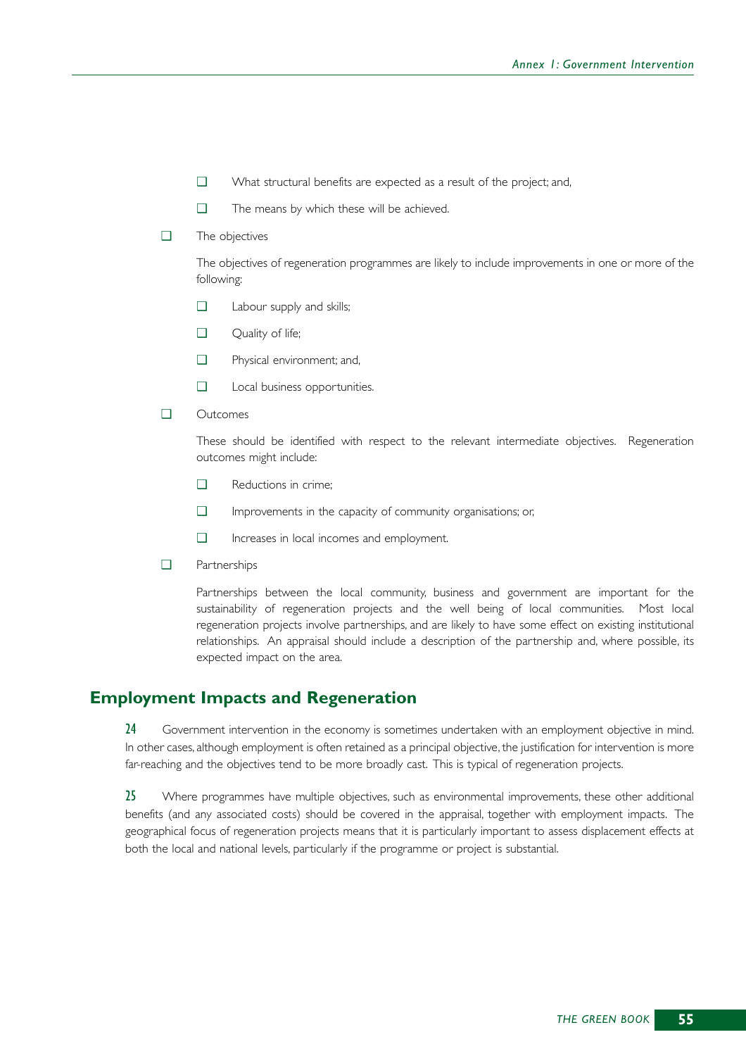- What structural benefits are expected as a result of the project; and,
  - The means by which these will be achieved.

- The objectives

  The objectives of regeneration programmes are likely to include improvements in one or more of the following:

  - Labour supply and skills;
  - Quality of life;
  - Physical environment; and,
  - Local business opportunities.

- Outcomes

  These should be identified with respect to the relevant intermediate objectives. Regeneration outcomes might include:

  - Reductions in crime;
  - Improvements in the capacity of community organisations; or,
  - Increases in local incomes and employment.

- Partnerships

  Partnerships between the local community, business and government are important for the sustainability of regeneration projects and the well being of local communities. Most local regeneration projects involve partnerships, and are likely to have some effect on existing institutional relationships. An appraisal should include a description of the partnership and, where possible, its expected impact on the area.

## Employment Impacts and Regeneration

**24** Government intervention in the economy is sometimes undertaken with an employment objective in mind. In other cases, although employment is often retained as a principal objective, the justification for intervention is more far-reaching and the objectives tend to be more broadly cast. This is typical of regeneration projects.

**25** Where programmes have multiple objectives, such as environmental improvements, these other additional benefits (and any associated costs) should be covered in the appraisal, together with employment impacts. The geographical focus of regeneration projects means that it is particularly important to assess displacement effects at both the local and national levels, particularly if the programme or project is substantial.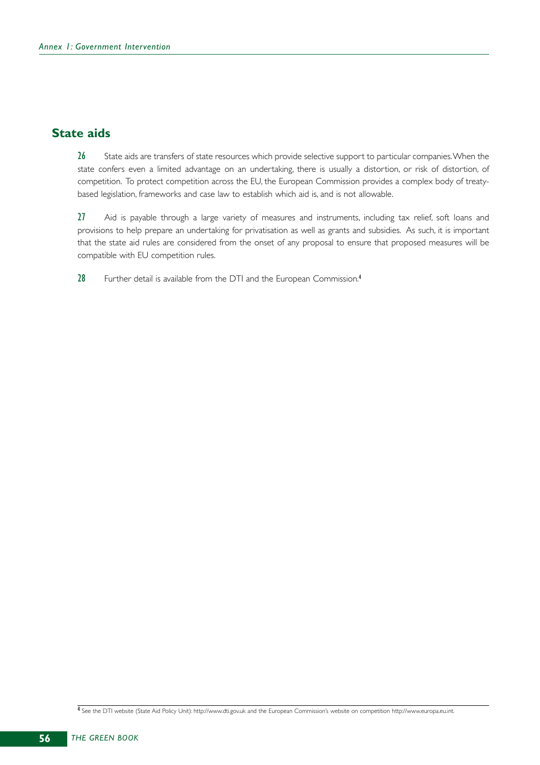## State aids

**26** State aids are transfers of state resources which provide selective support to particular companies. When the state confers even a limited advantage on an undertaking, there is usually a distortion, or risk of distortion, of competition. To protect competition across the EU, the European Commission provides a complex body of treaty-based legislation, frameworks and case law to establish which aid is, and is not allowable.

**27** Aid is payable through a large variety of measures and instruments, including tax relief, soft loans and provisions to help prepare an undertaking for privatisation as well as grants and subsidies. As such, it is important that the state aid rules are considered from the onset of any proposal to ensure that proposed measures will be compatible with EU competition rules.

**28** Further detail is available from the DTI and the European Commission.[4]

---

[4] See the DTI website (State Aid Policy Unit): http://www.dti.gov.uk and the European Commission's website on competition http://www.europa.eu.int.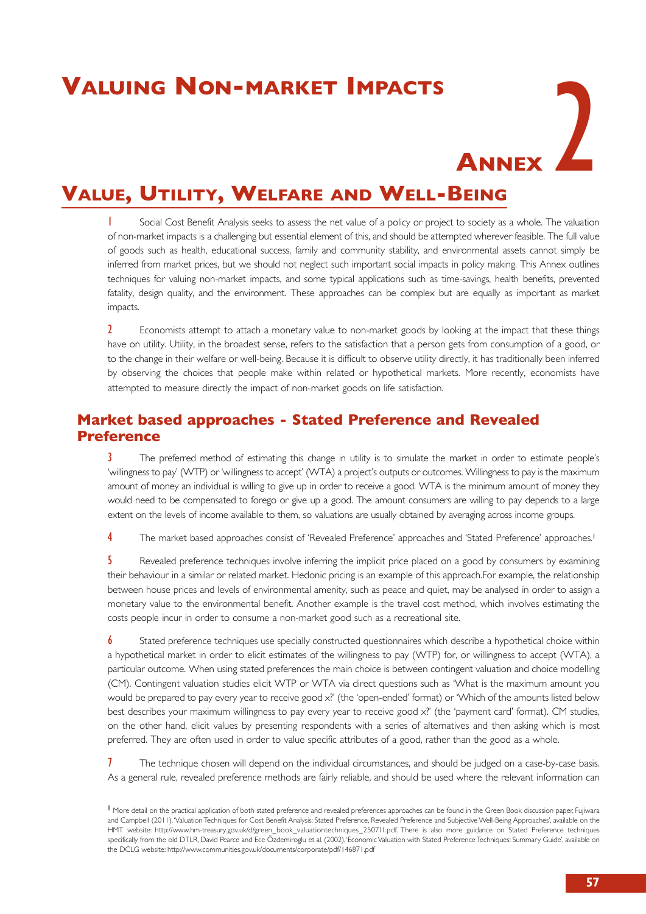# Valuing Non-market Impacts

# Annex 2

## Value, Utility, Welfare and Well-Being

1 Social Cost Benefit Analysis seeks to assess the net value of a policy or project to society as a whole. The valuation of non-market impacts is a challenging but essential element of this, and should be attempted wherever feasible. The full value of goods such as health, educational success, family and community stability, and environmental assets cannot simply be inferred from market prices, but we should not neglect such important social impacts in policy making. This Annex outlines techniques for valuing non-market impacts, and some typical applications such as time-savings, health benefits, prevented fatality, design quality, and the environment. These approaches can be complex but are equally as important as market impacts.

2 Economists attempt to attach a monetary value to non-market goods by looking at the impact that these things have on utility. Utility, in the broadest sense, refers to the satisfaction that a person gets from consumption of a good, or to the change in their welfare or well-being. Because it is difficult to observe utility directly, it has traditionally been inferred by observing the choices that people make within related or hypothetical markets. More recently, economists have attempted to measure directly the impact of non-market goods on life satisfaction.

### Market based approaches - Stated Preference and Revealed Preference

3 The preferred method of estimating this change in utility is to simulate the market in order to estimate people's 'willingness to pay' (WTP) or 'willingness to accept' (WTA) a project's outputs or outcomes. Willingness to pay is the maximum amount of money an individual is willing to give up in order to receive a good. WTA is the minimum amount of money they would need to be compensated to forego or give up a good. The amount consumers are willing to pay depends to a large extent on the levels of income available to them, so valuations are usually obtained by averaging across income groups.

4 The market based approaches consist of 'Revealed Preference' approaches and 'Stated Preference' approaches.[1]

5 Revealed preference techniques involve inferring the implicit price placed on a good by consumers by examining their behaviour in a similar or related market. Hedonic pricing is an example of this approach.For example, the relationship between house prices and levels of environmental amenity, such as peace and quiet, may be analysed in order to assign a monetary value to the environmental benefit. Another example is the travel cost method, which involves estimating the costs people incur in order to consume a non-market good such as a recreational site.

6 Stated preference techniques use specially constructed questionnaires which describe a hypothetical choice within a hypothetical market in order to elicit estimates of the willingness to pay (WTP) for, or willingness to accept (WTA), a particular outcome. When using stated preferences the main choice is between contingent valuation and choice modelling (CM). Contingent valuation studies elicit WTP or WTA via direct questions such as 'What is the maximum amount you would be prepared to pay every year to receive good x?' (the 'open-ended' format) or 'Which of the amounts listed below best describes your maximum willingness to pay every year to receive good x?' (the 'payment card' format). CM studies, on the other hand, elicit values by presenting respondents with a series of alternatives and then asking which is most preferred. They are often used in order to value specific attributes of a good, rather than the good as a whole.

7 The technique chosen will depend on the individual circumstances, and should be judged on a case-by-case basis. As a general rule, revealed preference methods are fairly reliable, and should be used where the relevant information can

[1] More detail on the practical application of both stated preference and revealed preferences approaches can be found in the Green Book discussion paper, Fujiwara and Campbell (2011), 'Valuation Techniques for Cost Benefit Analysis: Stated Preference, Revealed Preference and Subjective Well-Being Approaches', available on the HMT website: http://www.hm-treasury.gov.uk/d/green_book_valuationtechniques_250711.pdf. There is also more guidance on Stated Preference techniques specifically from the old DTLR, David Pearce and Ece Özdemiroglu et al. (2002), 'Economic Valuation with Stated Preference Techniques: Summary Guide', available on the DCLG website: http://www.communities.gov.uk/documents/corporate/pdf/146871.pdf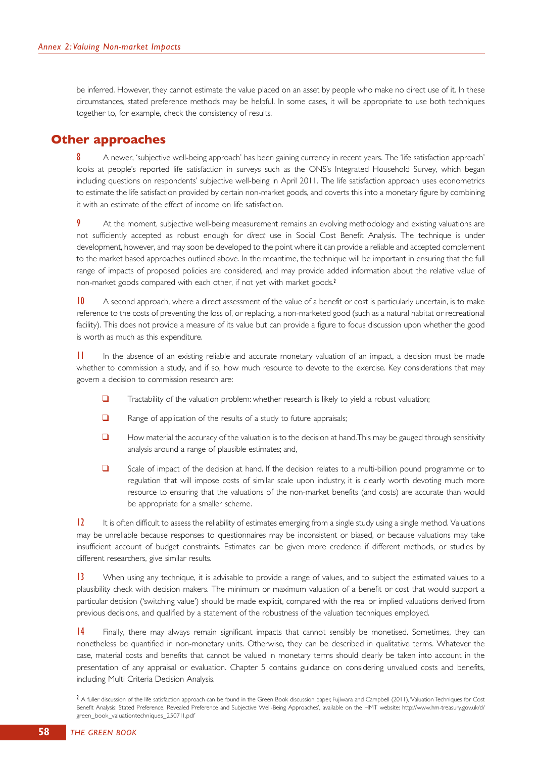be inferred. However, they cannot estimate the value placed on an asset by people who make no direct use of it. In these circumstances, stated preference methods may be helpful. In some cases, it will be appropriate to use both techniques together to, for example, check the consistency of results.

## Other approaches

**8** A newer, 'subjective well-being approach' has been gaining currency in recent years. The 'life satisfaction approach' looks at people's reported life satisfaction in surveys such as the ONS's Integrated Household Survey, which began including questions on respondents' subjective well-being in April 2011. The life satisfaction approach uses econometrics to estimate the life satisfaction provided by certain non-market goods, and coverts this into a monetary figure by combining it with an estimate of the effect of income on life satisfaction.

**9** At the moment, subjective well-being measurement remains an evolving methodology and existing valuations are not sufficiently accepted as robust enough for *direct* use in Social Cost Benefit Analysis. The technique is under development, however, and may soon be developed to the point where it can provide a reliable and accepted complement to the market based approaches outlined above. In the meantime, the technique will be important in ensuring that the full range of impacts of proposed policies are considered, and may provide added information about the relative value of non-market goods compared with each other, if not yet with market goods.[2]

**10** A second approach, where a direct assessment of the value of a benefit or cost is particularly uncertain, is to make reference to the costs of preventing the loss of, or replacing, a non-marketed good (such as a natural habitat or recreational facility). This does not provide a measure of its value but can provide a figure to focus discussion upon whether the good is worth as much as this expenditure.

**11** In the absence of an existing reliable and accurate monetary valuation of an impact, a decision must be made whether to commission a study, and if so, how much resource to devote to the exercise. Key considerations that may govern a decision to commission research are:

- Tractability of the valuation problem: whether research is likely to yield a robust valuation;
- Range of application of the results of a study to future appraisals;
- How material the accuracy of the valuation is to the decision at hand.This may be gauged through sensitivity analysis around a range of plausible estimates; and,
- Scale of impact of the decision at hand. If the decision relates to a multi-billion pound programme or to regulation that will impose costs of similar scale upon industry, it is clearly worth devoting much more resource to ensuring that the valuations of the non-market benefits (and costs) are accurate than would be appropriate for a smaller scheme.

**12** It is often difficult to assess the reliability of estimates emerging from a single study using a single method. Valuations may be unreliable because responses to questionnaires may be inconsistent or biased, or because valuations may take insufficient account of budget constraints. Estimates can be given more credence if different methods, or studies by different researchers, give similar results.

**13** When using any technique, it is advisable to provide a range of values, and to subject the estimated values to a plausibility check with decision makers. The minimum or maximum valuation of a benefit or cost that would support a particular decision ('switching value') should be made explicit, compared with the real or implied valuations derived from previous decisions, and qualified by a statement of the robustness of the valuation techniques employed.

**14** Finally, there may always remain significant impacts that cannot sensibly be monetised. Sometimes, they can nonetheless be quantified in non-monetary units. Otherwise, they can be described in qualitative terms. Whatever the case, material costs and benefits that cannot be valued in monetary terms should clearly be taken into account in the presentation of any appraisal or evaluation. Chapter 5 contains guidance on considering unvalued costs and benefits, including Multi Criteria Decision Analysis.

[2] A fuller discussion of the life satisfaction approach can be found in the Green Book discussion paper, Fujiwara and Campbell (2011), 'Valuation Techniques for Cost Benefit Analysis: Stated Preference, Revealed Preference and Subjective Well-Being Approaches', available on the HMT website: http://www.hm-treasury.gov.uk/d/green_book_valuationtechniques_250711.pdf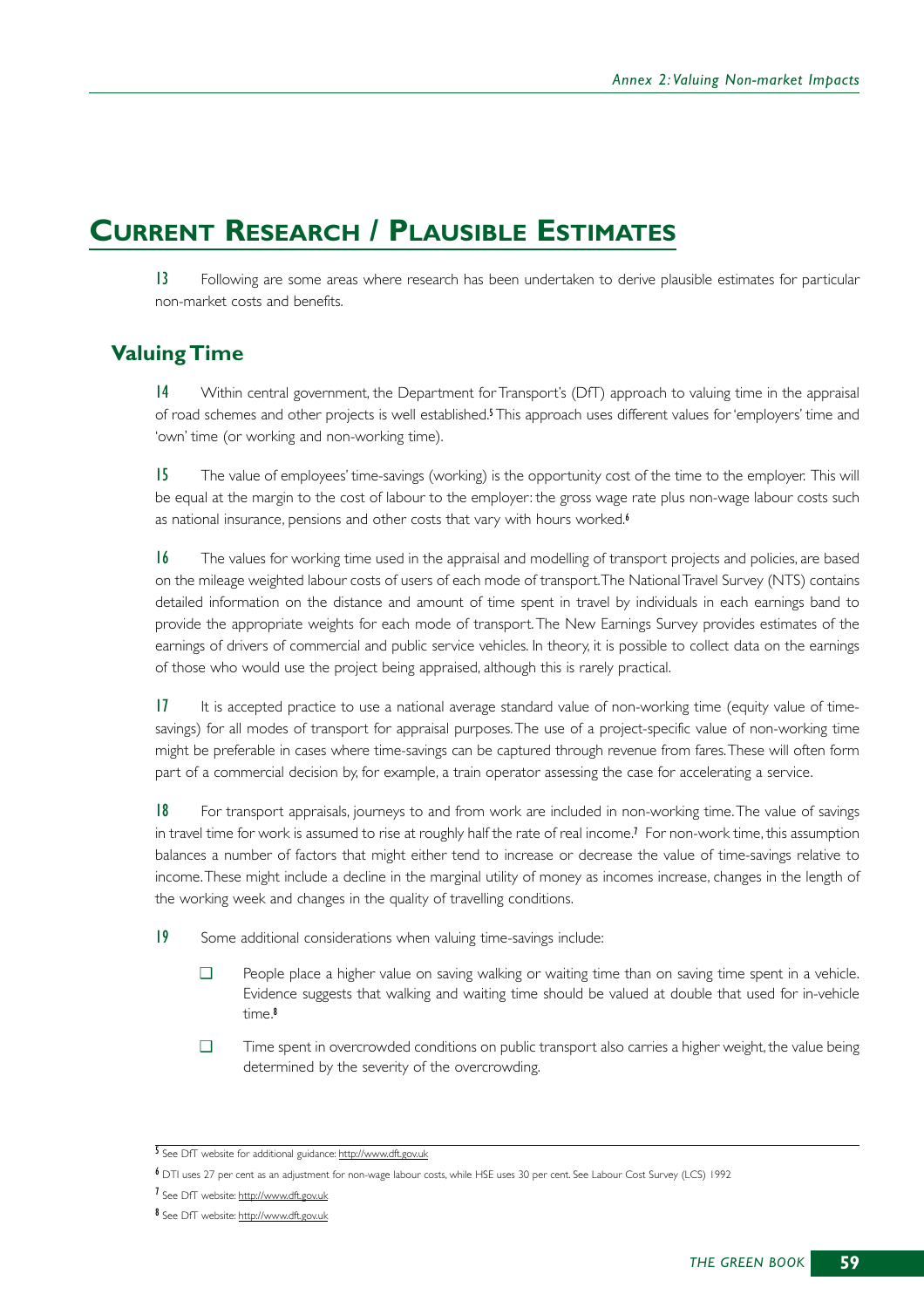# CURRENT RESEARCH / PLAUSIBLE ESTIMATES

13 Following are some areas where research has been undertaken to derive plausible estimates for particular non-market costs and benefits.

## Valuing Time

14 Within central government, the Department for Transport's (DfT) approach to valuing time in the appraisal of road schemes and other projects is well established.[5] This approach uses different values for 'employers' time and 'own' time (or working and non-working time).

15 The value of employees' time-savings (working) is the opportunity cost of the time to the employer. This will be equal at the margin to the cost of labour to the employer: the gross wage rate plus non-wage labour costs such as national insurance, pensions and other costs that vary with hours worked.[6]

16 The values for working time used in the appraisal and modelling of transport projects and policies, are based on the mileage weighted labour costs of users of each mode of transport. The National Travel Survey (NTS) contains detailed information on the distance and amount of time spent in travel by individuals in each earnings band to provide the appropriate weights for each mode of transport. The New Earnings Survey provides estimates of the earnings of drivers of commercial and public service vehicles. In theory, it is possible to collect data on the earnings of those who would use the project being appraised, although this is rarely practical.

17 It is accepted practice to use a national average standard value of non-working time (equity value of time-savings) for all modes of transport for appraisal purposes. The use of a project-specific value of non-working time might be preferable in cases where time-savings can be captured through revenue from fares. These will often form part of a commercial decision by, for example, a train operator assessing the case for accelerating a service.

18 For transport appraisals, journeys to and from work are included in non-working time. The value of savings in travel time for work is assumed to rise at roughly half the rate of real income.[7] For non-work time, this assumption balances a number of factors that might either tend to increase or decrease the value of time-savings relative to income. These might include a decline in the marginal utility of money as incomes increase, changes in the length of the working week and changes in the quality of travelling conditions.

19 Some additional considerations when valuing time-savings include:

- People place a higher value on saving walking or waiting time than on saving time spent in a vehicle. Evidence suggests that walking and waiting time should be valued at double that used for in-vehicle time.[8]
- Time spent in overcrowded conditions on public transport also carries a higher weight, the value being determined by the severity of the overcrowding.

---

[5] See DfT website for additional guidance: http://www.dft.gov.uk

[6] DTI uses 27 per cent as an adjustment for non-wage labour costs, while HSE uses 30 per cent. See Labour Cost Survey (LCS) 1992

[7] See DfT website: http://www.dft.gov.uk

[8] See DfT website: http://www.dft.gov.uk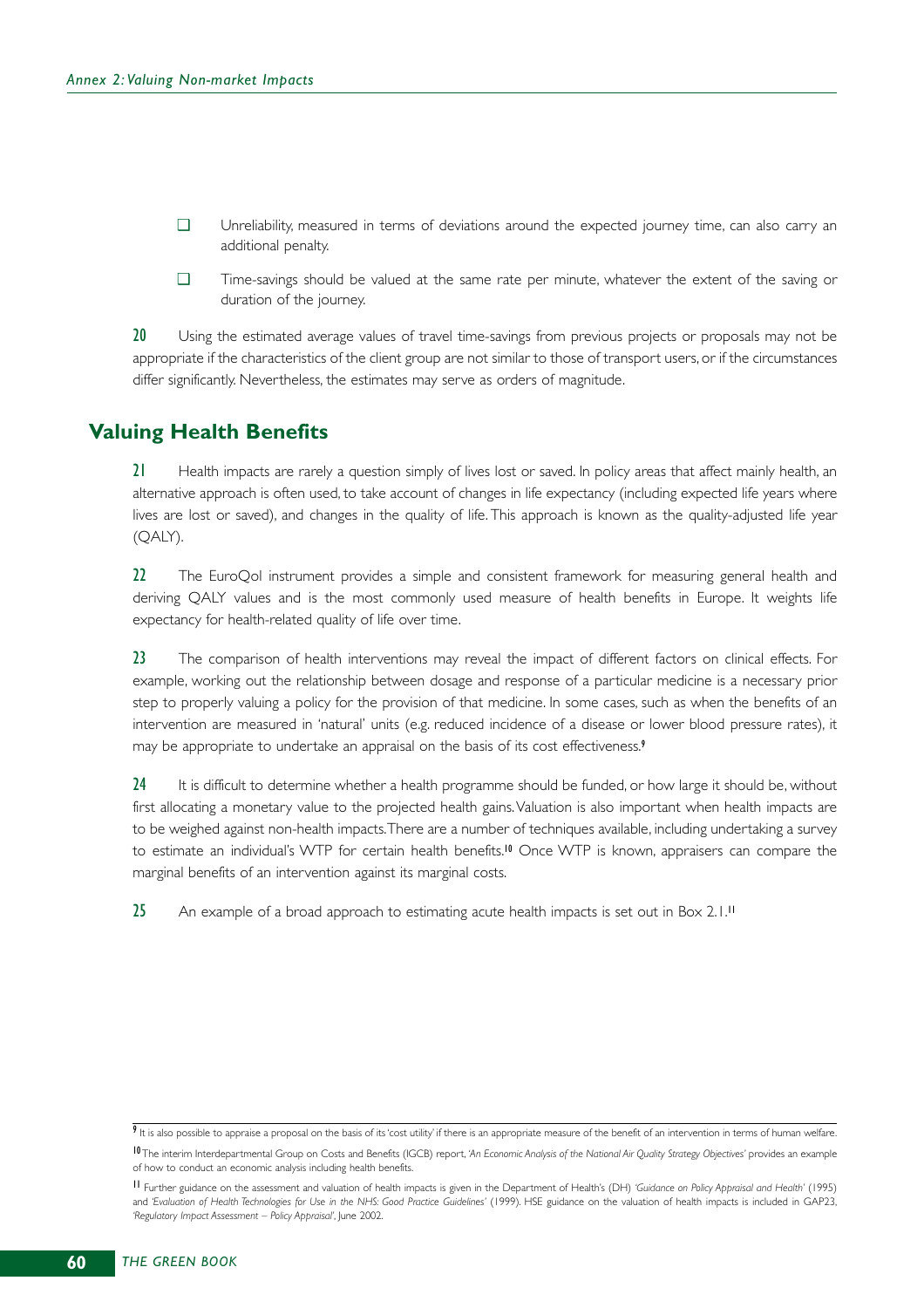- Unreliability, measured in terms of deviations around the expected journey time, can also carry an additional penalty.
- Time-savings should be valued at the same rate per minute, whatever the extent of the saving or duration of the journey.

**20** Using the estimated average values of travel time-savings from previous projects or proposals may not be appropriate if the characteristics of the client group are not similar to those of transport users, or if the circumstances differ significantly. Nevertheless, the estimates may serve as orders of magnitude.

## Valuing Health Benefits

**21** Health impacts are rarely a question simply of lives lost or saved. In policy areas that affect mainly health, an alternative approach is often used, to take account of changes in life expectancy (including expected life years where lives are lost or saved), and changes in the quality of life. This approach is known as the quality-adjusted life year (QALY).

**22** The EuroQol instrument provides a simple and consistent framework for measuring general health and deriving QALY values and is the most commonly used measure of health benefits in Europe. It weights life expectancy for health-related quality of life over time.

**23** The comparison of health interventions may reveal the impact of different factors on clinical effects. For example, working out the relationship between dosage and response of a particular medicine is a necessary prior step to properly valuing a policy for the provision of that medicine. In some cases, such as when the benefits of an intervention are measured in 'natural' units (e.g. reduced incidence of a disease or lower blood pressure rates), it may be appropriate to undertake an appraisal on the basis of its cost effectiveness.[9]

**24** It is difficult to determine whether a health programme should be funded, or how large it should be, without first allocating a monetary value to the projected health gains. Valuation is also important when health impacts are to be weighed against non-health impacts. There are a number of techniques available, including undertaking a survey to estimate an individual's WTP for certain health benefits.[10] Once WTP is known, appraisers can compare the marginal benefits of an intervention against its marginal costs.

**25** An example of a broad approach to estimating acute health impacts is set out in Box 2.1.[11]

---

[9] It is also possible to appraise a proposal on the basis of its 'cost utility' if there is an appropriate measure of the benefit of an intervention in terms of human welfare.

[10] The interim Interdepartmental Group on Costs and Benefits (IGCB) report, *'An Economic Analysis of the National Air Quality Strategy Objectives'* provides an example of how to conduct an economic analysis including health benefits.

[11] Further guidance on the assessment and valuation of health impacts is given in the Department of Health's (DH) *'Guidance on Policy Appraisal and Health'* (1995) and *'Evaluation of Health Technologies for Use in the NHS: Good Practice Guidelines'* (1999). HSE guidance on the valuation of health impacts is included in GAP23, *'Regulatory Impact Assessment – Policy Appraisal'*, June 2002.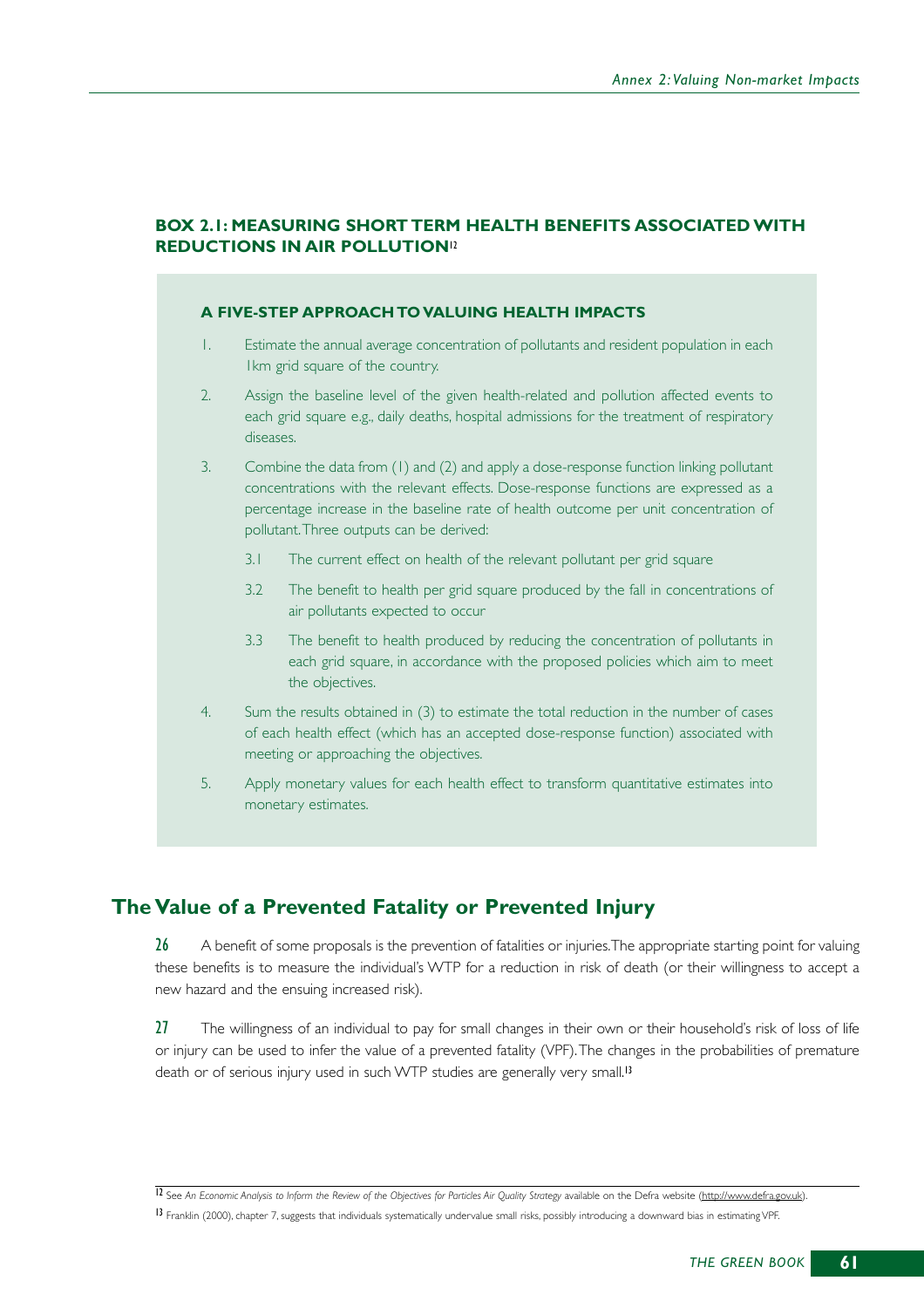### BOX 2.1: MEASURING SHORT TERM HEALTH BENEFITS ASSOCIATED WITH REDUCTIONS IN AIR POLLUTION[12]

**A FIVE-STEP APPROACH TO VALUING HEALTH IMPACTS**

1. Estimate the annual average concentration of pollutants and resident population in each 1km grid square of the country.
2. Assign the baseline level of the given health-related and pollution affected events to each grid square e.g., daily deaths, hospital admissions for the treatment of respiratory diseases.
3. Combine the data from (1) and (2) and apply a dose-response function linking pollutant concentrations with the relevant effects. Dose-response functions are expressed as a percentage increase in the baseline rate of health outcome per unit concentration of pollutant. Three outputs can be derived:
   - 3.1 The current effect on health of the relevant pollutant per grid square
   - 3.2 The benefit to health per grid square produced by the fall in concentrations of air pollutants expected to occur
   - 3.3 The benefit to health produced by reducing the concentration of pollutants in each grid square, in accordance with the proposed policies which aim to meet the objectives.
4. Sum the results obtained in (3) to estimate the total reduction in the number of cases of each health effect (which has an accepted dose-response function) associated with meeting or approaching the objectives.
5. Apply monetary values for each health effect to transform quantitative estimates into monetary estimates.

## The Value of a Prevented Fatality or Prevented Injury

**26** A benefit of some proposals is the prevention of fatalities or injuries. The appropriate starting point for valuing these benefits is to measure the individual's WTP for a reduction in risk of death (or their willingness to accept a new hazard and the ensuing increased risk).

**27** The willingness of an individual to pay for small changes in their own or their household's risk of loss of life or injury can be used to infer the value of a prevented fatality (VPF). The changes in the probabilities of premature death or of serious injury used in such WTP studies are generally very small.[13]

---

[12] See *An Economic Analysis to Inform the Review of the Objectives for Particles Air Quality Strategy* available on the Defra website (http://www.defra.gov.uk).

[13] Franklin (2000), chapter 7, suggests that individuals systematically undervalue small risks, possibly introducing a downward bias in estimating VPF.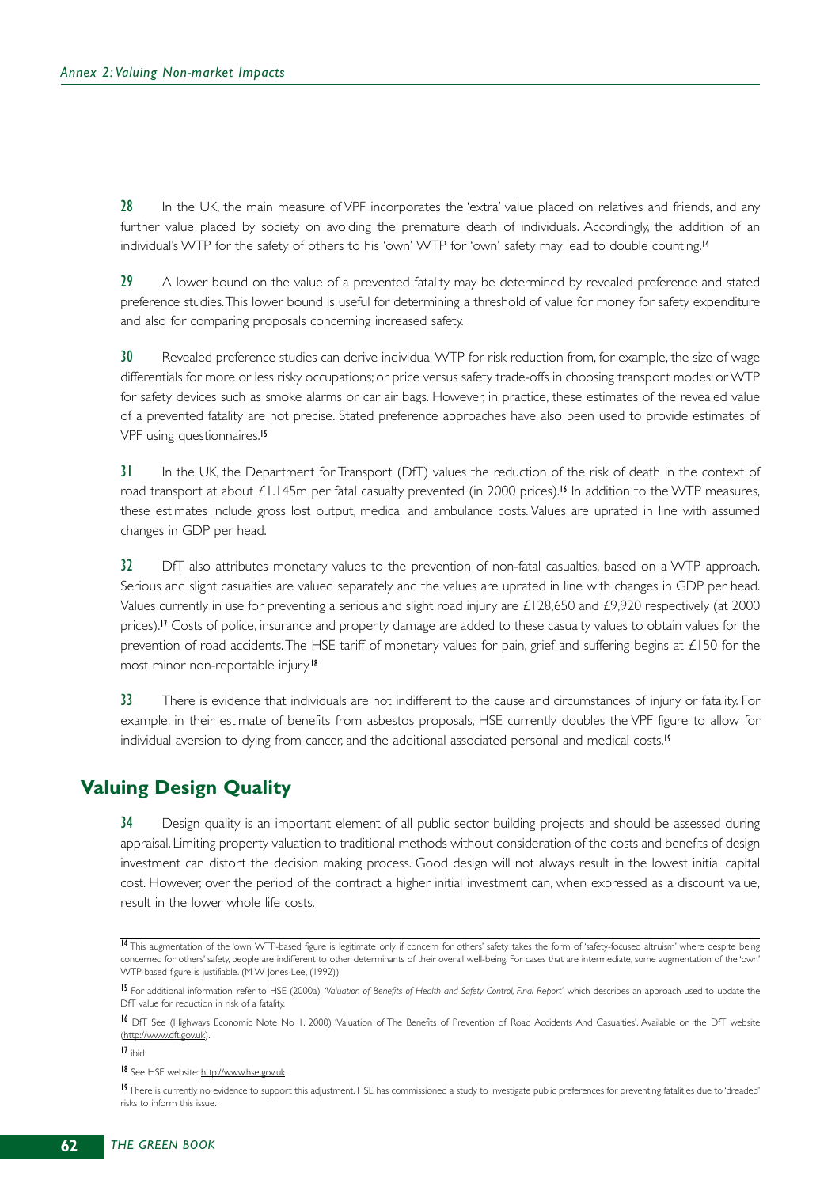**28** In the UK, the main measure of VPF incorporates the 'extra' value placed on relatives and friends, and any further value placed by society on avoiding the premature death of individuals. Accordingly, the addition of an individual's WTP for the safety of others to his 'own' WTP for 'own' safety may lead to double counting.[14]

**29** A lower bound on the value of a prevented fatality may be determined by revealed preference and stated preference studies. This lower bound is useful for determining a threshold of value for money for safety expenditure and also for comparing proposals concerning increased safety.

**30** Revealed preference studies can derive individual WTP for risk reduction from, for example, the size of wage differentials for more or less risky occupations; or price versus safety trade-offs in choosing transport modes; or WTP for safety devices such as smoke alarms or car air bags. However, in practice, these estimates of the revealed value of a prevented fatality are not precise. Stated preference approaches have also been used to provide estimates of VPF using questionnaires.[15]

**31** In the UK, the Department for Transport (DfT) values the reduction of the risk of death in the context of road transport at about £1.145m per fatal casualty prevented (in 2000 prices).[16] In addition to the WTP measures, these estimates include gross lost output, medical and ambulance costs. Values are uprated in line with assumed changes in GDP per head.

**32** DfT also attributes monetary values to the prevention of non-fatal casualties, based on a WTP approach. Serious and slight casualties are valued separately and the values are uprated in line with changes in GDP per head. Values currently in use for preventing a serious and slight road injury are £128,650 and £9,920 respectively (at 2000 prices).[17] Costs of police, insurance and property damage are added to these casualty values to obtain values for the prevention of road accidents. The HSE tariff of monetary values for pain, grief and suffering begins at £150 for the most minor non-reportable injury.[18]

**33** There is evidence that individuals are not indifferent to the cause and circumstances of injury or fatality. For example, in their estimate of benefits from asbestos proposals, HSE currently doubles the VPF figure to allow for individual aversion to dying from cancer, and the additional associated personal and medical costs.[19]

## Valuing Design Quality

**34** Design quality is an important element of all public sector building projects and should be assessed during appraisal. Limiting property valuation to traditional methods without consideration of the costs and benefits of design investment can distort the decision making process. Good design will not always result in the lowest initial capital cost. However, over the period of the contract a higher initial investment can, when expressed as a discount value, result in the lower whole life costs.

---

[14] This augmentation of the 'own' WTP-based figure is legitimate only if concern for others' safety takes the form of 'safety-focused altruism' where despite being concerned for others' safety, people are indifferent to other determinants of their overall well-being. For cases that are intermediate, some augmentation of the 'own' WTP-based figure is justifiable. (M W Jones-Lee, (1992))

[15] For additional information, refer to HSE (2000a), *'Valuation of Benefits of Health and Safety Control, Final Report'*, which describes an approach used to update the DfT value for reduction in risk of a fatality.

[16] DfT See (Highways Economic Note No 1. 2000) 'Valuation of The Benefits of Prevention of Road Accidents And Casualties'. Available on the DfT website (http://www.dft.gov.uk).

[17] ibid

[18] See HSE website: http://www.hse.gov.uk

[19] There is currently no evidence to support this adjustment. HSE has commissioned a study to investigate public preferences for preventing fatalities due to 'dreaded' risks to inform this issue.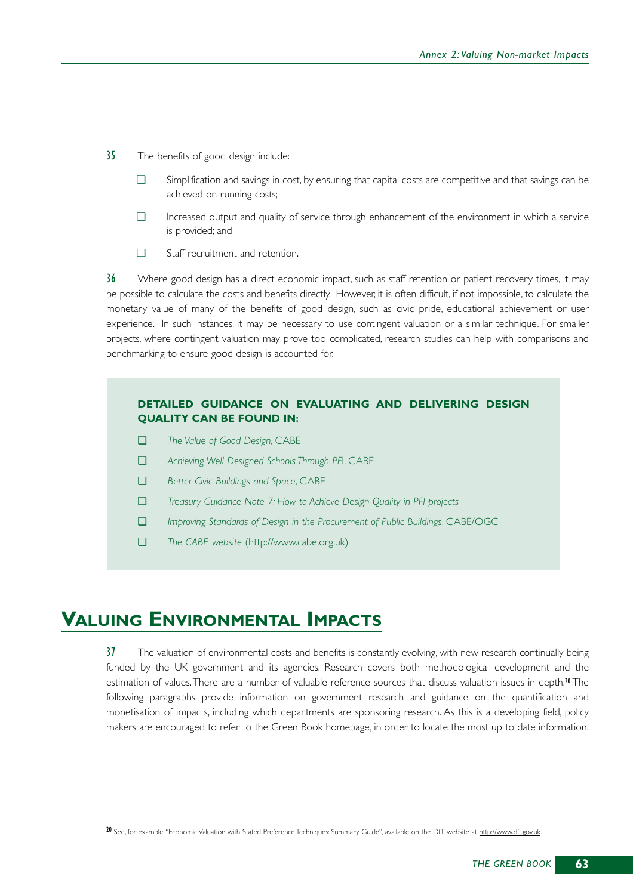35 The benefits of good design include:

- Simplification and savings in cost, by ensuring that capital costs are competitive and that savings can be achieved on running costs;
- Increased output and quality of service through enhancement of the environment in which a service is provided; and
- Staff recruitment and retention.

36 Where good design has a direct economic impact, such as staff retention or patient recovery times, it may be possible to calculate the costs and benefits directly. However, it is often difficult, if not impossible, to calculate the monetary value of many of the benefits of good design, such as civic pride, educational achievement or user experience. In such instances, it may be necessary to use contingent valuation or a similar technique. For smaller projects, where contingent valuation may prove too complicated, research studies can help with comparisons and benchmarking to ensure good design is accounted for.

**DETAILED GUIDANCE ON EVALUATING AND DELIVERING DESIGN QUALITY CAN BE FOUND IN:**

- *The Value of Good Design*, CABE
- *Achieving Well Designed Schools Through PFI*, CABE
- *Better Civic Buildings and Space*, CABE
- *Treasury Guidance Note 7: How to Achieve Design Quality in PFI projects*
- *Improving Standards of Design in the Procurement of Public Buildings*, CABE/OGC
- *The CABE website* (http://www.cabe.org.uk)

## VALUING ENVIRONMENTAL IMPACTS

37 The valuation of environmental costs and benefits is constantly evolving, with new research continually being funded by the UK government and its agencies. Research covers both methodological development and the estimation of values. There are a number of valuable reference sources that discuss valuation issues in depth.[20] The following paragraphs provide information on government research and guidance on the quantification and monetisation of impacts, including which departments are sponsoring research. As this is a developing field, policy makers are encouraged to refer to the Green Book homepage, in order to locate the most up to date information.

[20] See, for example, "Economic Valuation with Stated Preference Techniques: Summary Guide", available on the DfT website at http://www.dft.gov.uk.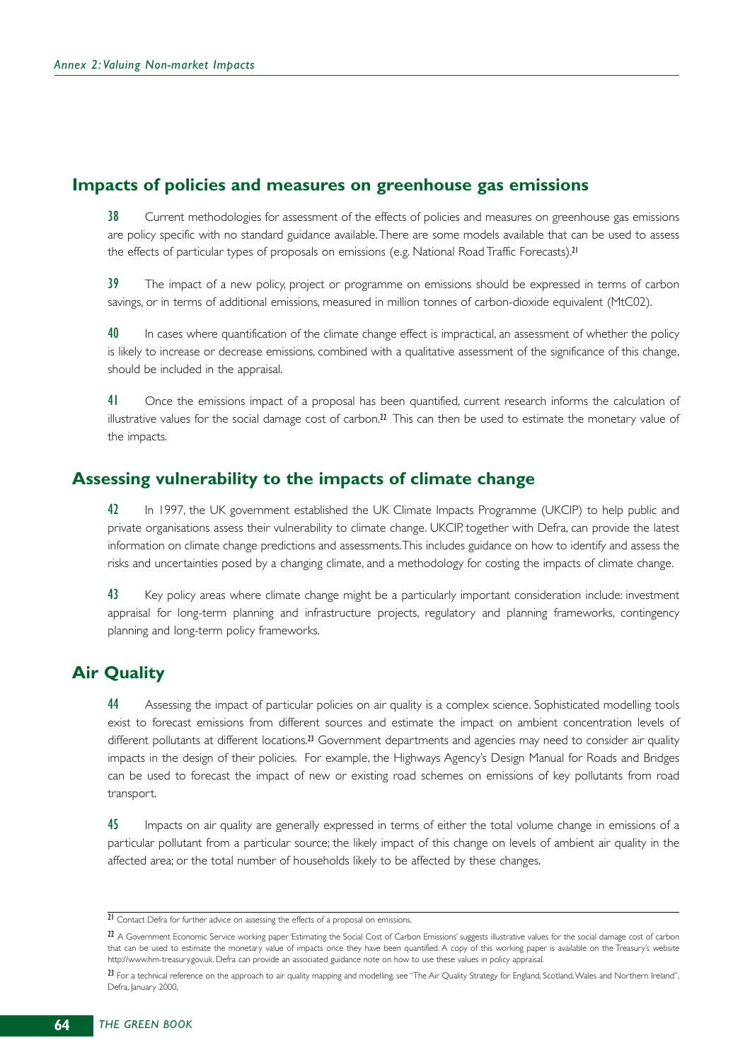## Impacts of policies and measures on greenhouse gas emissions

**38** Current methodologies for assessment of the effects of policies and measures on greenhouse gas emissions are policy specific with no standard guidance available. There are some models available that can be used to assess the effects of particular types of proposals on emissions (e.g. National Road Traffic Forecasts).[21]

**39** The impact of a new policy, project or programme on emissions should be expressed in terms of carbon savings, or in terms of additional emissions, measured in million tonnes of carbon-dioxide equivalent (MtC02).

**40** In cases where quantification of the climate change effect is impractical, an assessment of whether the policy is likely to increase or decrease emissions, combined with a qualitative assessment of the significance of this change, should be included in the appraisal.

**41** Once the emissions impact of a proposal has been quantified, current research informs the calculation of illustrative values for the social damage cost of carbon.[22] This can then be used to estimate the monetary value of the impacts.

## Assessing vulnerability to the impacts of climate change

**42** In 1997, the UK government established the UK Climate Impacts Programme (UKCIP) to help public and private organisations assess their vulnerability to climate change. UKCIP, together with Defra, can provide the latest information on climate change predictions and assessments. This includes guidance on how to identify and assess the risks and uncertainties posed by a changing climate, and a methodology for costing the impacts of climate change.

**43** Key policy areas where climate change might be a particularly important consideration include: investment appraisal for long-term planning and infrastructure projects, regulatory and planning frameworks, contingency planning and long-term policy frameworks.

## Air Quality

**44** Assessing the impact of particular policies on air quality is a complex science. Sophisticated modelling tools exist to forecast emissions from different sources and estimate the impact on ambient concentration levels of different pollutants at different locations.[23] Government departments and agencies may need to consider air quality impacts in the design of their policies. For example, the Highways Agency's Design Manual for Roads and Bridges can be used to forecast the impact of new or existing road schemes on emissions of key pollutants from road transport.

**45** Impacts on air quality are generally expressed in terms of either the total volume change in emissions of a particular pollutant from a particular source; the likely impact of this change on levels of ambient air quality in the affected area; or the total number of households likely to be affected by these changes.

---

[21] Contact Defra for further advice on assessing the effects of a proposal on emissions.

[22] A Government Economic Service working paper 'Estimating the Social Cost of Carbon Emissions' suggests illustrative values for the social damage cost of carbon that can be used to estimate the monetary value of impacts once they have been quantified. A copy of this working paper is available on the Treasury's website http://www.hm-treasury.gov.uk. Defra can provide an associated guidance note on how to use these values in policy appraisal.

[23] For a technical reference on the approach to air quality mapping and modelling, see "The Air Quality Strategy for England, Scotland, Wales and Northern Ireland", Defra, January 2000.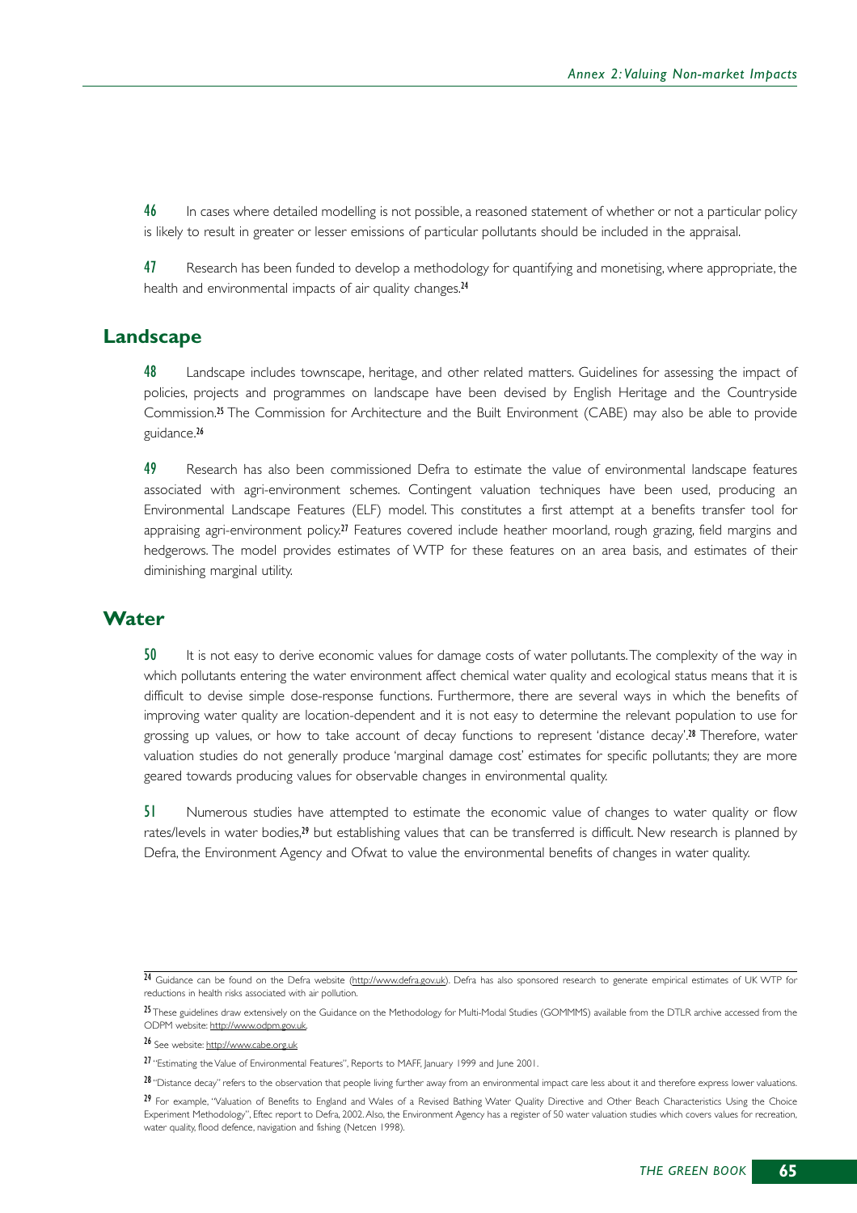46 In cases where detailed modelling is not possible, a reasoned statement of whether or not a particular policy is likely to result in greater or lesser emissions of particular pollutants should be included in the appraisal.

47 Research has been funded to develop a methodology for quantifying and monetising, where appropriate, the health and environmental impacts of air quality changes.[24]

## Landscape

48 Landscape includes townscape, heritage, and other related matters. Guidelines for assessing the impact of policies, projects and programmes on landscape have been devised by English Heritage and the Countryside Commission.[25] The Commission for Architecture and the Built Environment (CABE) may also be able to provide guidance.[26]

49 Research has also been commissioned Defra to estimate the value of environmental landscape features associated with agri-environment schemes. Contingent valuation techniques have been used, producing an Environmental Landscape Features (ELF) model. This constitutes a first attempt at a benefits transfer tool for appraising agri-environment policy.[27] Features covered include heather moorland, rough grazing, field margins and hedgerows. The model provides estimates of WTP for these features on an area basis, and estimates of their diminishing marginal utility.

## Water

50 It is not easy to derive economic values for damage costs of water pollutants. The complexity of the way in which pollutants entering the water environment affect chemical water quality and ecological status means that it is difficult to devise simple dose-response functions. Furthermore, there are several ways in which the benefits of improving water quality are location-dependent and it is not easy to determine the relevant population to use for grossing up values, or how to take account of decay functions to represent 'distance decay'.[28] Therefore, water valuation studies do not generally produce 'marginal damage cost' estimates for specific pollutants; they are more geared towards producing values for observable changes in environmental quality.

51 Numerous studies have attempted to estimate the economic value of changes to water quality or flow rates/levels in water bodies,[29] but establishing values that can be transferred is difficult. New research is planned by Defra, the Environment Agency and Ofwat to value the environmental benefits of changes in water quality.

---

[24] Guidance can be found on the Defra website (http://www.defra.gov.uk). Defra has also sponsored research to generate empirical estimates of UK WTP for reductions in health risks associated with air pollution.

[25] These guidelines draw extensively on the Guidance on the Methodology for Multi-Modal Studies (GOMMMS) available from the DTLR archive accessed from the ODPM website: http://www.odpm.gov.uk.

[26] See website: http://www.cabe.org.uk

[27] "Estimating the Value of Environmental Features", Reports to MAFF, January 1999 and June 2001.

[28] "Distance decay" refers to the observation that people living further away from an environmental impact care less about it and therefore express lower valuations.

[29] For example, "Valuation of Benefits to England and Wales of a Revised Bathing Water Quality Directive and Other Beach Characteristics Using the Choice Experiment Methodology", Eftec report to Defra, 2002. Also, the Environment Agency has a register of 50 water valuation studies which covers values for recreation, water quality, flood defence, navigation and fishing (Netcen 1998).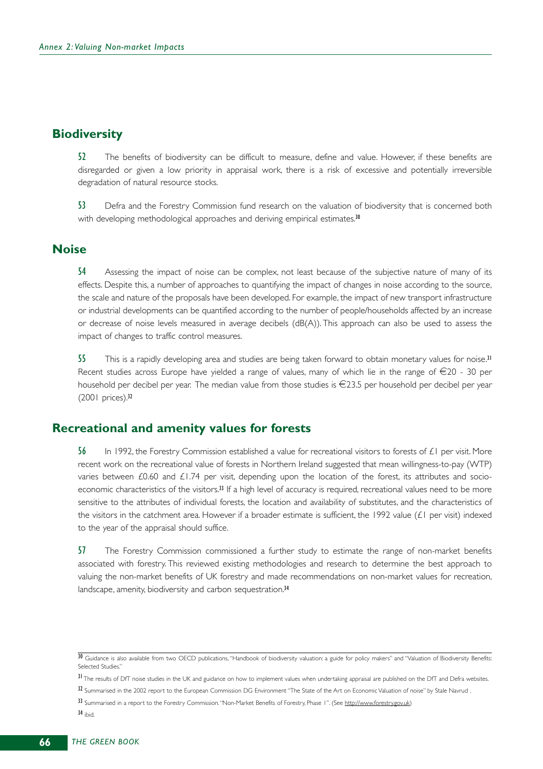## Biodiversity

52 The benefits of biodiversity can be difficult to measure, define and value. However, if these benefits are disregarded or given a low priority in appraisal work, there is a risk of excessive and potentially irreversible degradation of natural resource stocks.

53 Defra and the Forestry Commission fund research on the valuation of biodiversity that is concerned both with developing methodological approaches and deriving empirical estimates.[30]

## Noise

54 Assessing the impact of noise can be complex, not least because of the subjective nature of many of its effects. Despite this, a number of approaches to quantifying the impact of changes in noise according to the source, the scale and nature of the proposals have been developed. For example, the impact of new transport infrastructure or industrial developments can be quantified according to the number of people/households affected by an increase or decrease of noise levels measured in average decibels (dB(A)). This approach can also be used to assess the impact of changes to traffic control measures.

55 This is a rapidly developing area and studies are being taken forward to obtain monetary values for noise.[31] Recent studies across Europe have yielded a range of values, many of which lie in the range of €20 - 30 per household per decibel per year. The median value from those studies is €23.5 per household per decibel per year (2001 prices).[32]

## Recreational and amenity values for forests

56 In 1992, the Forestry Commission established a value for recreational visitors to forests of £1 per visit. More recent work on the recreational value of forests in Northern Ireland suggested that mean willingness-to-pay (WTP) varies between £0.60 and £1.74 per visit, depending upon the location of the forest, its attributes and socio-economic characteristics of the visitors.[33] If a high level of accuracy is required, recreational values need to be more sensitive to the attributes of individual forests, the location and availability of substitutes, and the characteristics of the visitors in the catchment area. However if a broader estimate is sufficient, the 1992 value (£1 per visit) indexed to the year of the appraisal should suffice.

57 The Forestry Commission commissioned a further study to estimate the range of non-market benefits associated with forestry. This reviewed existing methodologies and research to determine the best approach to valuing the non-market benefits of UK forestry and made recommendations on non-market values for recreation, landscape, amenity, biodiversity and carbon sequestration.[34]

---

[30] Guidance is also available from two OECD publications, "Handbook of biodiversity valuation: a guide for policy makers" and "Valuation of Biodiversity Benefits: Selected Studies."

[31] The results of DfT noise studies in the UK and guidance on how to implement values when undertaking appraisal are published on the DfT and Defra websites.

[32] Summarised in the 2002 report to the European Commission DG Environment "The State of the Art on Economic Valuation of noise" by Stale Navrud .

[33] Summarised in a report to the Forestry Commission. "Non-Market Benefits of Forestry, Phase 1". (See http://www.forestry.gov.uk)

[34] Ibid.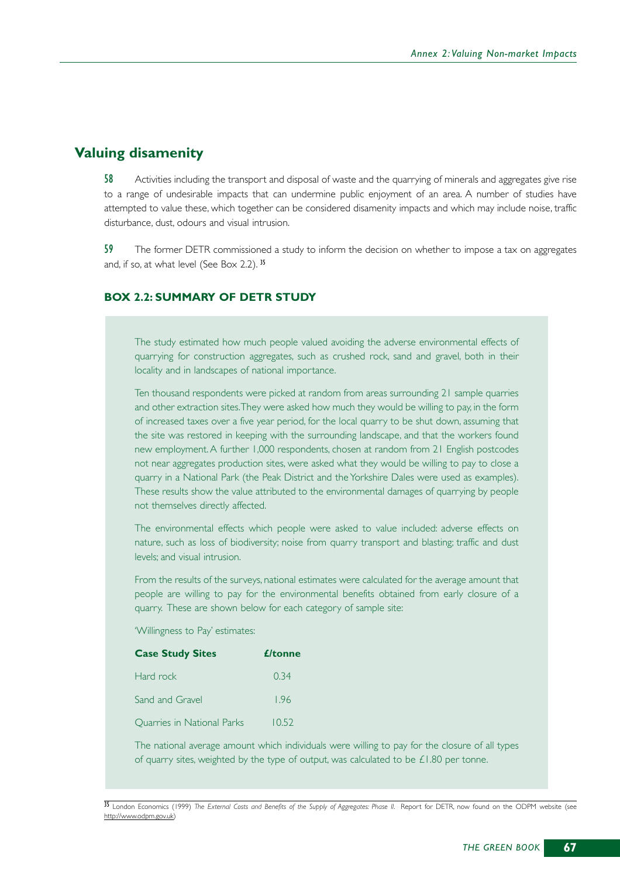## Valuing disamenity

**58** Activities including the transport and disposal of waste and the quarrying of minerals and aggregates give rise to a range of undesirable impacts that can undermine public enjoyment of an area. A number of studies have attempted to value these, which together can be considered disamenity impacts and which may include noise, traffic disturbance, dust, odours and visual intrusion.

**59** The former DETR commissioned a study to inform the decision on whether to impose a tax on aggregates and, if so, at what level (See Box 2.2).[35]

### BOX 2.2: SUMMARY OF DETR STUDY

The study estimated how much people valued avoiding the adverse environmental effects of quarrying for construction aggregates, such as crushed rock, sand and gravel, both in their locality and in landscapes of national importance.

Ten thousand respondents were picked at random from areas surrounding 21 sample quarries and other extraction sites. They were asked how much they would be willing to pay, in the form of increased taxes over a five year period, for the local quarry to be shut down, assuming that the site was restored in keeping with the surrounding landscape, and that the workers found new employment. A further 1,000 respondents, chosen at random from 21 English postcodes not near aggregates production sites, were asked what they would be willing to pay to close a quarry in a National Park (the Peak District and the Yorkshire Dales were used as examples). These results show the value attributed to the environmental damages of quarrying by people not themselves directly affected.

The environmental effects which people were asked to value included: adverse effects on nature, such as loss of biodiversity; noise from quarry transport and blasting; traffic and dust levels; and visual intrusion.

From the results of the surveys, national estimates were calculated for the average amount that people are willing to pay for the environmental benefits obtained from early closure of a quarry. These are shown below for each category of sample site:

'Willingness to Pay' estimates:

| **Case Study Sites** | **£/tonne** |
|---|---|
| Hard rock | 0.34 |
| Sand and Gravel | 1.96 |
| Quarries in National Parks | 10.52 |

The national average amount which individuals were willing to pay for the closure of all types of quarry sites, weighted by the type of output, was calculated to be £1.80 per tonne.

[35] London Economics (1999) *The External Costs and Benefits of the Supply of Aggregates: Phase II.* Report for DETR, now found on the ODPM website (see http://www.odpm.gov.uk)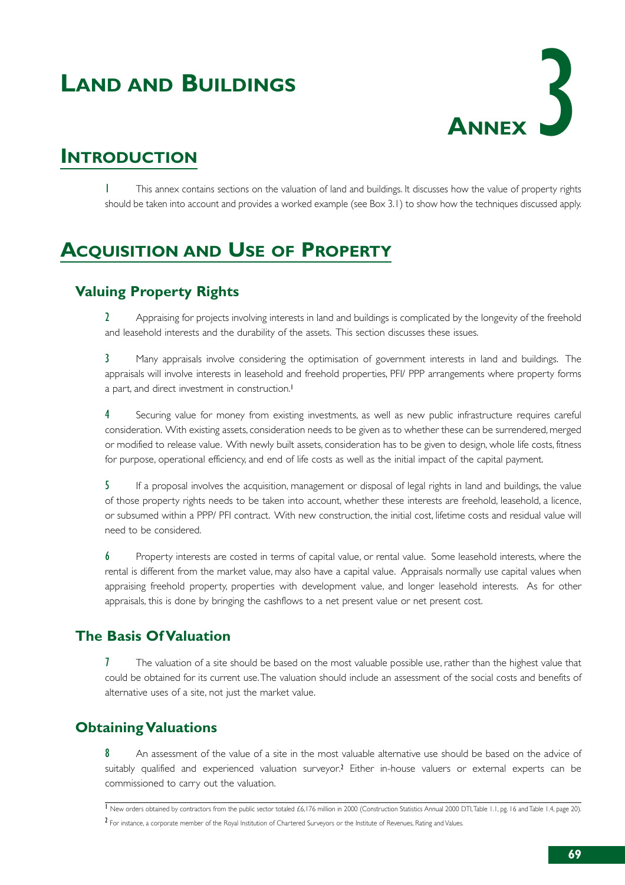# Land and Buildings

# Annex 3

## Introduction

1 This annex contains sections on the valuation of land and buildings. It discusses how the value of property rights should be taken into account and provides a worked example (see Box 3.1) to show how the techniques discussed apply.

## Acquisition and Use of Property

### Valuing Property Rights

2 Appraising for projects involving interests in land and buildings is complicated by the longevity of the freehold and leasehold interests and the durability of the assets. This section discusses these issues.

3 Many appraisals involve considering the optimisation of government interests in land and buildings. The appraisals will involve interests in leasehold and freehold properties, PFI/ PPP arrangements where property forms a part, and direct investment in construction.[1]

4 Securing value for money from existing investments, as well as new public infrastructure requires careful consideration. With existing assets, consideration needs to be given as to whether these can be surrendered, merged or modified to release value. With newly built assets, consideration has to be given to design, whole life costs, fitness for purpose, operational efficiency, and end of life costs as well as the initial impact of the capital payment.

5 If a proposal involves the acquisition, management or disposal of legal rights in land and buildings, the value of those property rights needs to be taken into account, whether these interests are freehold, leasehold, a licence, or subsumed within a PPP/ PFI contract. With new construction, the initial cost, lifetime costs and residual value will need to be considered.

6 Property interests are costed in terms of capital value, or rental value. Some leasehold interests, where the rental is different from the market value, may also have a capital value. Appraisals normally use capital values when appraising freehold property, properties with development value, and longer leasehold interests. As for other appraisals, this is done by bringing the cashflows to a net present value or net present cost.

### The Basis Of Valuation

7 The valuation of a site should be based on the most valuable possible use, rather than the highest value that could be obtained for its current use. The valuation should include an assessment of the social costs and benefits of alternative uses of a site, not just the market value.

### Obtaining Valuations

8 An assessment of the value of a site in the most valuable alternative use should be based on the advice of suitably qualified and experienced valuation surveyor.[2] Either in-house valuers or external experts can be commissioned to carry out the valuation.

---

[1] New orders obtained by contractors from the public sector totaled £6,176 million in 2000 (Construction Statistics Annual 2000 DTI, Table 1.1, pg. 16 and Table 1.4, page 20).

[2] For instance, a corporate member of the Royal Institution of Chartered Surveyors or the Institute of Revenues, Rating and Values.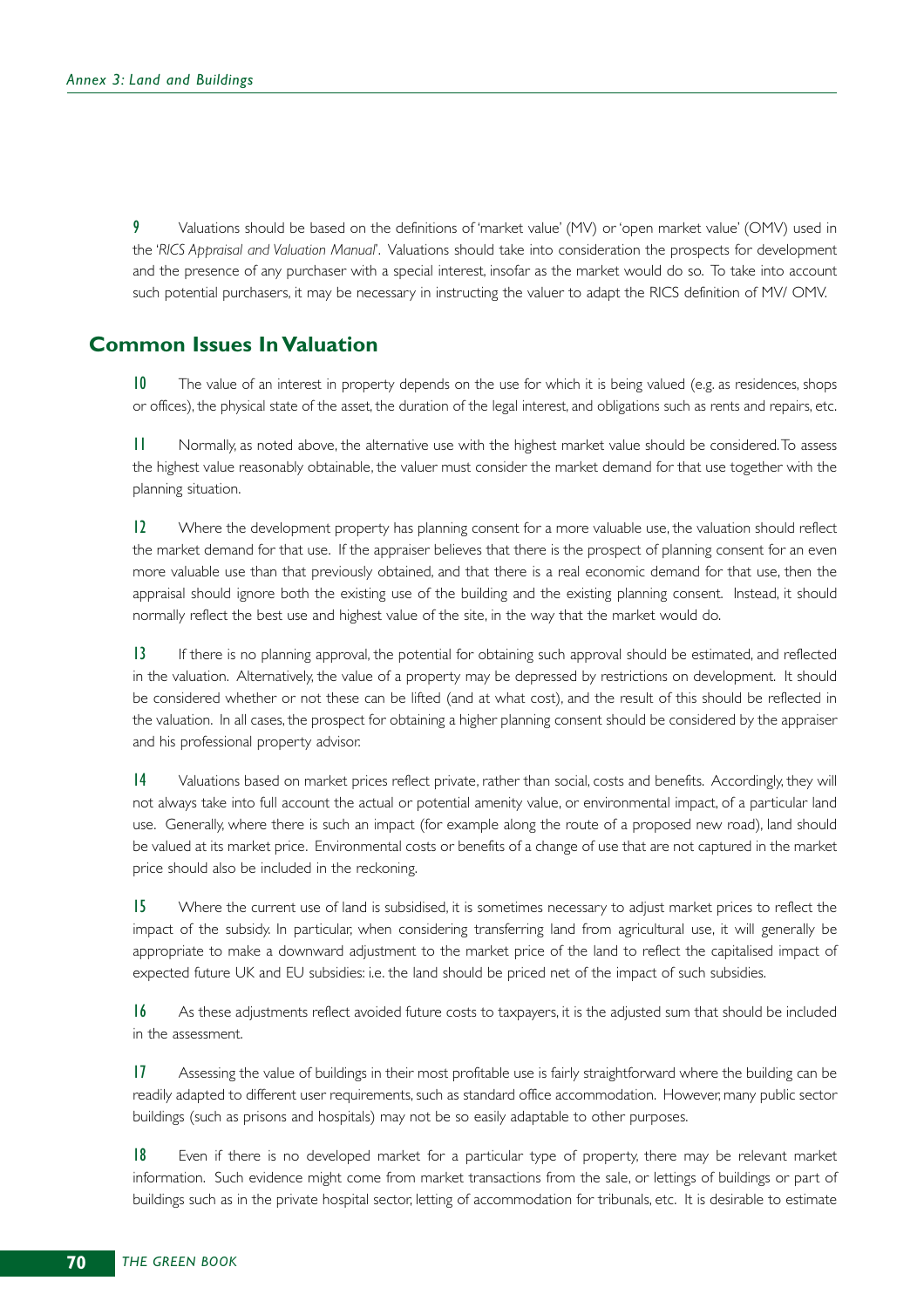9 Valuations should be based on the definitions of 'market value' (MV) or 'open market value' (OMV) used in the '*RICS Appraisal and Valuation Manual*'. Valuations should take into consideration the prospects for development and the presence of any purchaser with a special interest, insofar as the market would do so. To take into account such potential purchasers, it may be necessary in instructing the valuer to adapt the RICS definition of MV/ OMV.

## Common Issues In Valuation

10 The value of an interest in property depends on the use for which it is being valued (e.g. as residences, shops or offices), the physical state of the asset, the duration of the legal interest, and obligations such as rents and repairs, etc.

11 Normally, as noted above, the alternative use with the highest market value should be considered. To assess the highest value reasonably obtainable, the valuer must consider the market demand for that use together with the planning situation.

12 Where the development property has planning consent for a more valuable use, the valuation should reflect the market demand for that use. If the appraiser believes that there is the prospect of planning consent for an even more valuable use than that previously obtained, and that there is a real economic demand for that use, then the appraisal should ignore both the existing use of the building and the existing planning consent. Instead, it should normally reflect the best use and highest value of the site, in the way that the market would do.

13 If there is no planning approval, the potential for obtaining such approval should be estimated, and reflected in the valuation. Alternatively, the value of a property may be depressed by restrictions on development. It should be considered whether or not these can be lifted (and at what cost), and the result of this should be reflected in the valuation. In all cases, the prospect for obtaining a higher planning consent should be considered by the appraiser and his professional property advisor.

14 Valuations based on market prices reflect private, rather than social, costs and benefits. Accordingly, they will not always take into full account the actual or potential amenity value, or environmental impact, of a particular land use. Generally, where there is such an impact (for example along the route of a proposed new road), land should be valued at its market price. Environmental costs or benefits of a change of use that are not captured in the market price should also be included in the reckoning.

15 Where the current use of land is subsidised, it is sometimes necessary to adjust market prices to reflect the impact of the subsidy. In particular, when considering transferring land from agricultural use, it will generally be appropriate to make a downward adjustment to the market price of the land to reflect the capitalised impact of expected future UK and EU subsidies: i.e. the land should be priced net of the impact of such subsidies.

16 As these adjustments reflect avoided future costs to taxpayers, it is the adjusted sum that should be included in the assessment.

17 Assessing the value of buildings in their most profitable use is fairly straightforward where the building can be readily adapted to different user requirements, such as standard office accommodation. However, many public sector buildings (such as prisons and hospitals) may not be so easily adaptable to other purposes.

18 Even if there is no developed market for a particular type of property, there may be relevant market information. Such evidence might come from market transactions from the sale, or lettings of buildings or part of buildings such as in the private hospital sector, letting of accommodation for tribunals, etc. It is desirable to estimate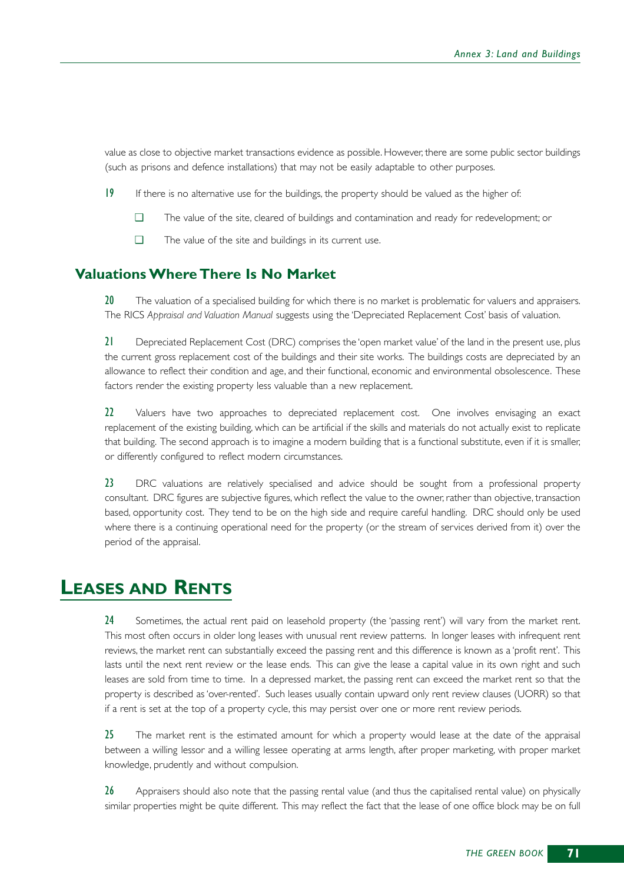value as close to objective market transactions evidence as possible. However, there are some public sector buildings (such as prisons and defence installations) that may not be easily adaptable to other purposes.

19 If there is no alternative use for the buildings, the property should be valued as the higher of:

- The value of the site, cleared of buildings and contamination and ready for redevelopment; or
- The value of the site and buildings in its current use.

### Valuations Where There Is No Market

20 The valuation of a specialised building for which there is no market is problematic for valuers and appraisers. The RICS *Appraisal and Valuation Manual* suggests using the 'Depreciated Replacement Cost' basis of valuation.

21 Depreciated Replacement Cost (DRC) comprises the 'open market value' of the land in the present use, plus the current gross replacement cost of the buildings and their site works. The buildings costs are depreciated by an allowance to reflect their condition and age, and their functional, economic and environmental obsolescence. These factors render the existing property less valuable than a new replacement.

22 Valuers have two approaches to depreciated replacement cost. One involves envisaging an exact replacement of the existing building, which can be artificial if the skills and materials do not actually exist to replicate that building. The second approach is to imagine a modern building that is a functional substitute, even if it is smaller, or differently configured to reflect modern circumstances.

23 DRC valuations are relatively specialised and advice should be sought from a professional property consultant. DRC figures are subjective figures, which reflect the value to the owner, rather than objective, transaction based, opportunity cost. They tend to be on the high side and require careful handling. DRC should only be used where there is a continuing operational need for the property (or the stream of services derived from it) over the period of the appraisal.

## Leases and Rents

24 Sometimes, the actual rent paid on leasehold property (the 'passing rent') will vary from the market rent. This most often occurs in older long leases with unusual rent review patterns. In longer leases with infrequent rent reviews, the market rent can substantially exceed the passing rent and this difference is known as a 'profit rent'. This lasts until the next rent review or the lease ends. This can give the lease a capital value in its own right and such leases are sold from time to time. In a depressed market, the passing rent can exceed the market rent so that the property is described as 'over-rented'. Such leases usually contain upward only rent review clauses (UORR) so that if a rent is set at the top of a property cycle, this may persist over one or more rent review periods.

25 The market rent is the estimated amount for which a property would lease at the date of the appraisal between a willing lessor and a willing lessee operating at arms length, after proper marketing, with proper market knowledge, prudently and without compulsion.

26 Appraisers should also note that the passing rental value (and thus the capitalised rental value) on physically similar properties might be quite different. This may reflect the fact that the lease of one office block may be on full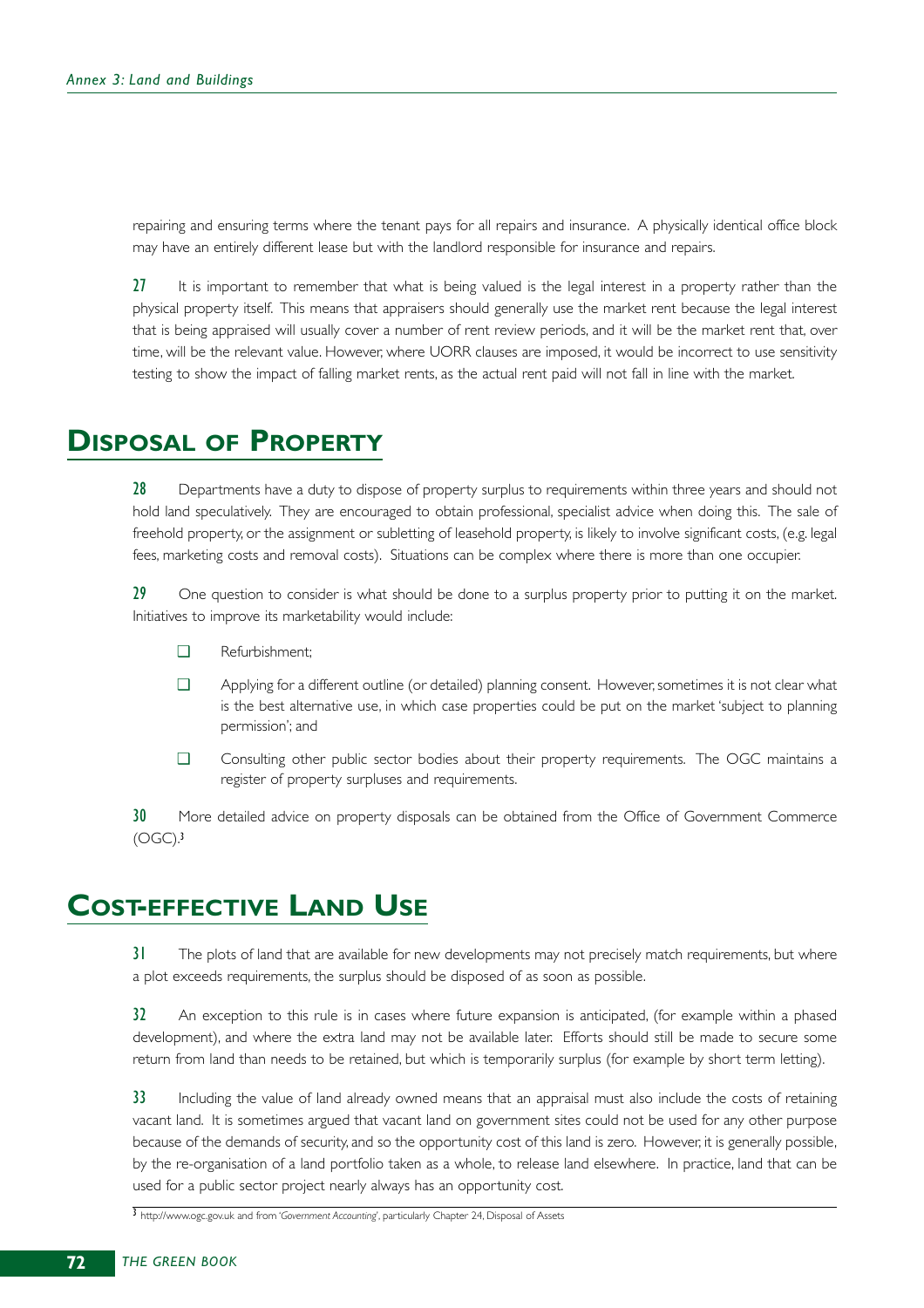repairing and ensuring terms where the tenant pays for all repairs and insurance. A physically identical office block may have an entirely different lease but with the landlord responsible for insurance and repairs.

**27** It is important to remember that what is being valued is the legal interest in a property rather than the physical property itself. This means that appraisers should generally use the market rent because the legal interest that is being appraised will usually cover a number of rent review periods, and it will be the market rent that, over time, will be the relevant value. However, where UORR clauses are imposed, it would be incorrect to use sensitivity testing to show the impact of falling market rents, as the actual rent paid will not fall in line with the market.

## Disposal of Property

**28** Departments have a duty to dispose of property surplus to requirements within three years and should not hold land speculatively. They are encouraged to obtain professional, specialist advice when doing this. The sale of freehold property, or the assignment or subletting of leasehold property, is likely to involve significant costs, (e.g. legal fees, marketing costs and removal costs). Situations can be complex where there is more than one occupier.

**29** One question to consider is what should be done to a surplus property prior to putting it on the market. Initiatives to improve its marketability would include:

- Refurbishment;
- Applying for a different outline (or detailed) planning consent. However, sometimes it is not clear what is the best alternative use, in which case properties could be put on the market 'subject to planning permission'; and
- Consulting other public sector bodies about their property requirements. The OGC maintains a register of property surpluses and requirements.

**30** More detailed advice on property disposals can be obtained from the Office of Government Commerce (OGC).[3]

## Cost-effective Land Use

**31** The plots of land that are available for new developments may not precisely match requirements, but where a plot exceeds requirements, the surplus should be disposed of as soon as possible.

**32** An exception to this rule is in cases where future expansion is anticipated, (for example within a phased development), and where the extra land may not be available later. Efforts should still be made to secure some return from land than needs to be retained, but which is temporarily surplus (for example by short term letting).

**33** Including the value of land already owned means that an appraisal must also include the costs of retaining vacant land. It is sometimes argued that vacant land on government sites could not be used for any other purpose because of the demands of security, and so the opportunity cost of this land is zero. However, it is generally possible, by the re-organisation of a land portfolio taken as a whole, to release land elsewhere. In practice, land that can be used for a public sector project nearly always has an opportunity cost.

---

[3] http://www.ogc.gov.uk and from '*Government Accounting*', particularly Chapter 24, Disposal of Assets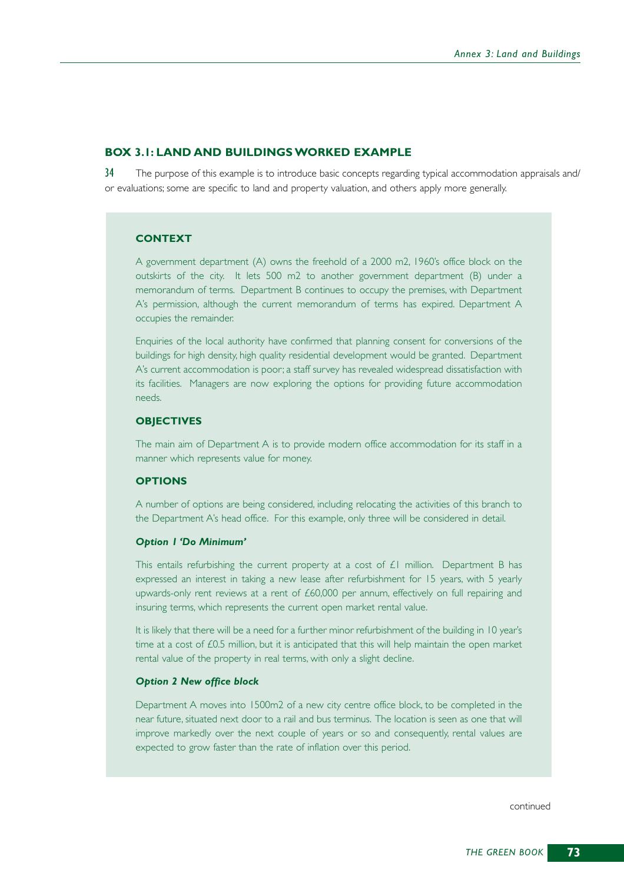## BOX 3.1: LAND AND BUILDINGS WORKED EXAMPLE

34 The purpose of this example is to introduce basic concepts regarding typical accommodation appraisals and/ or evaluations; some are specific to land and property valuation, and others apply more generally.

### CONTEXT

A government department (A) owns the freehold of a 2000 m2, 1960's office block on the outskirts of the city. It lets 500 m2 to another government department (B) under a memorandum of terms. Department B continues to occupy the premises, with Department A's permission, although the current memorandum of terms has expired. Department A occupies the remainder.

Enquiries of the local authority have confirmed that planning consent for conversions of the buildings for high density, high quality residential development would be granted. Department A's current accommodation is poor; a staff survey has revealed widespread dissatisfaction with its facilities. Managers are now exploring the options for providing future accommodation needs.

### OBJECTIVES

The main aim of Department A is to provide modern office accommodation for its staff in a manner which represents value for money.

### OPTIONS

A number of options are being considered, including relocating the activities of this branch to the Department A's head office. For this example, only three will be considered in detail.

#### *Option 1 'Do Minimum'*

This entails refurbishing the current property at a cost of £1 million. Department B has expressed an interest in taking a new lease after refurbishment for 15 years, with 5 yearly upwards-only rent reviews at a rent of £60,000 per annum, effectively on full repairing and insuring terms, which represents the current open market rental value.

It is likely that there will be a need for a further minor refurbishment of the building in 10 year's time at a cost of £0.5 million, but it is anticipated that this will help maintain the open market rental value of the property in real terms, with only a slight decline.

#### *Option 2 New office block*

Department A moves into 1500m2 of a new city centre office block, to be completed in the near future, situated next door to a rail and bus terminus. The location is seen as one that will improve markedly over the next couple of years or so and consequently, rental values are expected to grow faster than the rate of inflation over this period.

continued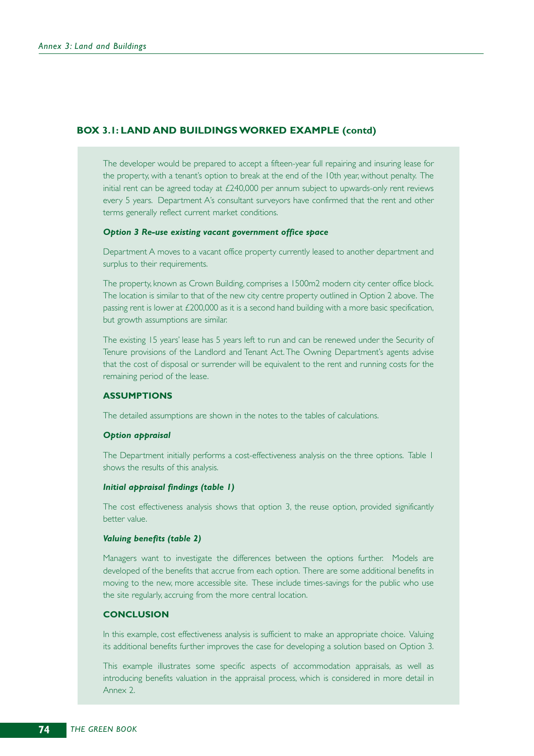### BOX 3.1: LAND AND BUILDINGS WORKED EXAMPLE (contd)

The developer would be prepared to accept a fifteen-year full repairing and insuring lease for the property, with a tenant's option to break at the end of the 10th year, without penalty. The initial rent can be agreed today at £240,000 per annum subject to upwards-only rent reviews every 5 years. Department A's consultant surveyors have confirmed that the rent and other terms generally reflect current market conditions.

***Option 3 Re-use existing vacant government office space***

Department A moves to a vacant office property currently leased to another department and surplus to their requirements.

The property, known as Crown Building, comprises a 1500m2 modern city center office block. The location is similar to that of the new city centre property outlined in Option 2 above. The passing rent is lower at £200,000 as it is a second hand building with a more basic specification, but growth assumptions are similar.

The existing 15 years' lease has 5 years left to run and can be renewed under the Security of Tenure provisions of the Landlord and Tenant Act. The Owning Department's agents advise that the cost of disposal or surrender will be equivalent to the rent and running costs for the remaining period of the lease.

**ASSUMPTIONS**

The detailed assumptions are shown in the notes to the tables of calculations.

***Option appraisal***

The Department initially performs a cost-effectiveness analysis on the three options. Table 1 shows the results of this analysis.

***Initial appraisal findings (table 1)***

The cost effectiveness analysis shows that option 3, the reuse option, provided significantly better value.

***Valuing benefits (table 2)***

Managers want to investigate the differences between the options further. Models are developed of the benefits that accrue from each option. There are some additional benefits in moving to the new, more accessible site. These include times-savings for the public who use the site regularly, accruing from the more central location.

**CONCLUSION**

In this example, cost effectiveness analysis is sufficient to make an appropriate choice. Valuing its additional benefits further improves the case for developing a solution based on Option 3.

This example illustrates some specific aspects of accommodation appraisals, as well as introducing benefits valuation in the appraisal process, which is considered in more detail in Annex 2.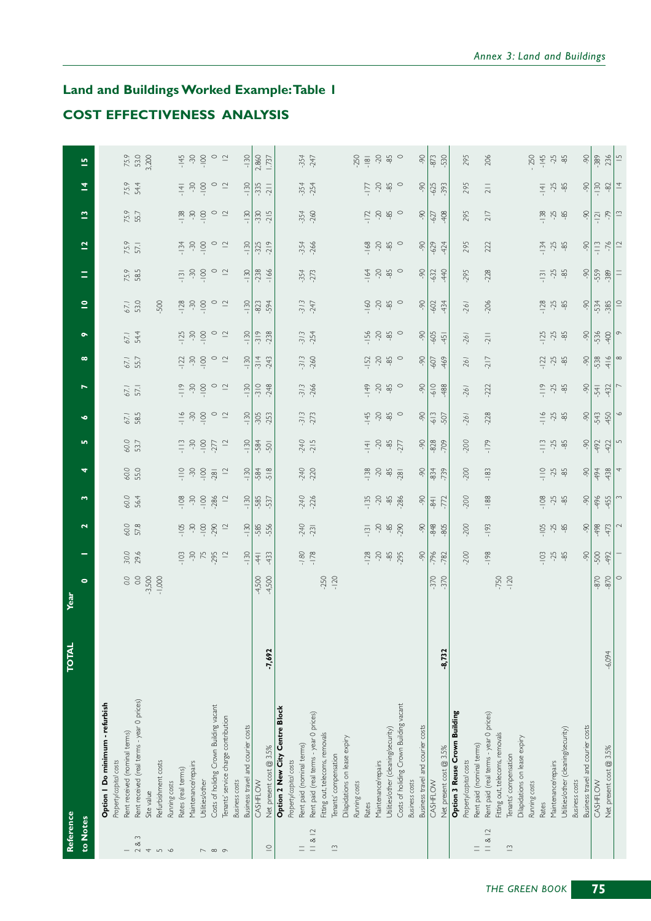## Land and Buildings Worked Example: Table 1

## COST EFFECTIVENESS ANALYSIS

| Reference to Notes | | TOTAL | Year 0 | 1 | 2 | 3 | 4 | 5 | 6 | 7 | 8 | 9 | 10 | 11 | 12 | 13 | 14 | 15 |
|---|---|---|---|---|---|---|---|---|---|---|---|---|---|---|---|---|---|---|
| | **Option 1 Do minimum - refurbish** | | | | | | | | | | | | | | | | | |
| | *Property/capital costs* | | | | | | | | | | | | | | | | | |
| 1 | Rent received (nominal terms) | | 0.0 | 30.0 | 60.0 | 60.0 | 60.0 | 60.0 | 67.1 | 67.1 | 67.1 | 67.1 | 67.1 | 75.9 | 75.9 | 75.9 | 75.9 | 75.9 |
| 2 & 3 | Rent received (real terms - year 0 prices) | | 0.0 | 29.6 | 57.8 | 56.4 | 55.0 | 53.7 | 58.5 | 57.1 | 55.7 | 54.4 | 53.0 | 58.5 | 57.1 | 55.7 | 54.4 | 53.0 |
| 4 | Site value | | -3,500 | | | | | | | | | | | | | | | 3,200 |
| 5 | Refurbishment costs | | -1,000 | | | | | | | | | | -500 | | | | | |
| | *Running costs* | | | | | | | | | | | | | | | | | |
| 6 | Rates (real terms) | | | -103 | -105 | -108 | -110 | -113 | -116 | -119 | -122 | -125 | -128 | -131 | -134 | -138 | -141 | -145 |
| | Maintenance/repairs | | | -30 | -30 | -30 | -30 | -30 | -30 | -30 | -30 | -30 | -30 | -30 | -30 | -30 | -30 | -30 |
| 7 | Utilities/other | | | 75 | -100 | -100 | -100 | -100 | -100 | -100 | -100 | -100 | -100 | -100 | -100 | -100 | -100 | -100 |
| 8 | Costs of holding Crown Building vacant | | | -295 | -290 | -286 | -281 | -277 | 0 | 0 | 0 | 0 | 0 | 0 | 0 | 0 | 0 | 0 |
| 9 | Tenants' service charge contribution | | | 12 | 12 | 12 | 12 | 12 | 12 | 12 | 12 | 12 | 12 | 12 | 12 | 12 | 12 | 12 |
| | *Business costs* | | | | | | | | | | | | | | | | | |
| | Business travel and courier costs | | | -130 | -130 | -130 | -130 | -130 | -130 | -130 | -130 | -130 | -130 | -130 | -130 | -130 | -130 | -130 |
| | CASHFLOW | | -4,500 | -441 | -585 | -585 | -584 | -584 | -305 | -310 | -314 | -319 | -823 | -238 | -325 | -330 | -335 | 2,860 |
| 10 | Net present cost @ 3.5% | -7,692 | -4,500 | -433 | -556 | -537 | -518 | -501 | -253 | -248 | -243 | -238 | -594 | -166 | -219 | -215 | -211 | 1,737 |
| | **Option 2 New City Centre Block** | | | | | | | | | | | | | | | | | |
| | *Property/capital costs* | | | | | | | | | | | | | | | | | |
| 11 | Rent paid (nominal terms) | | | -180 | -240 | -240 | -240 | -240 | -313 | -313 | -313 | -313 | -313 | -354 | -354 | -354 | -354 | -354 |
| 11 & 12 | Rent paid (real terms - year 0 prices) | | | -178 | -231 | -226 | -220 | -215 | -273 | -266 | -260 | -254 | -247 | -273 | -266 | -260 | -254 | -247 |
| | Fitting out, telecoms, removals | | -250 | | | | | | | | | | | | | | | |
| 13 | Tenants' compensation | | -120 | | | | | | | | | | | | | | | |
| | Dilapidations on lease expiry | | | | | | | | | | | | | | | | | -250 |
| | *Running costs* | | | | | | | | | | | | | | | | | |
| | Rates | | | -128 | -131 | -135 | -138 | -141 | -145 | -149 | -152 | -156 | -160 | -164 | -168 | -172 | -177 | -181 |
| | Maintenance/repairs | | | -20 | -20 | -20 | -20 | -20 | -20 | -20 | -20 | -20 | -20 | -20 | -20 | -20 | -20 | -20 |
| | Utilities/other (cleaning/security) | | | -85 | -85 | -85 | -85 | -85 | -85 | -85 | -85 | -85 | -85 | -85 | -85 | -85 | -85 | -85 |
| | Costs of holding Crown Building vacant | | | -295 | -290 | -286 | -281 | -277 | 0 | 0 | 0 | 0 | 0 | 0 | 0 | 0 | 0 | 0 |
| | *Business costs* | | | | | | | | | | | | | | | | | |
| | Business travel and courier costs | | | -90 | -90 | -90 | -90 | -90 | -90 | -90 | -90 | -90 | -90 | -90 | -90 | -90 | -90 | -90 |
| | CASHFLOW | | -370 | -796 | -848 | -841 | -834 | -828 | -613 | -610 | -607 | -605 | -602 | -632 | -629 | -627 | -625 | -873 |
| | Net present cost @ 3.5% | -8,732 | -370 | -782 | -805 | -772 | -739 | -709 | -507 | -488 | -469 | -451 | -434 | -440 | -424 | -408 | -393 | -530 |
| | **Option 3 Reuse Crown Building** | | | | | | | | | | | | | | | | | |
| | *Property/capital costs* | | | | | | | | | | | | | | | | | |
| 11 | Rent paid (nominal terms) | | | -200 | -200 | -200 | -200 | -200 | -261 | -261 | -261 | -261 | -261 | -295 | 295 | 295 | 295 | 295 |
| 11 & 12 | Rent paid (real terms - year 0 prices) | | | -198 | -193 | -188 | -183 | -179 | -228 | -222 | -217 | -211 | -206 | -228 | 222 | 217 | 211 | 206 |
| | Fitting out, telecoms, removals | | -750 | | | | | | | | | | | | | | | |
| 13 | Tenants' compensation | | -120 | | | | | | | | | | | | | | | |
| | Dilapidations on lease expiry | | | | | | | | | | | | | | | | | -250 |
| | *Running costs* | | | | | | | | | | | | | | | | | |
| | Rates | | | -103 | -105 | -108 | -110 | -113 | -116 | -119 | -122 | -125 | -128 | -131 | -134 | -138 | -141 | -145 |
| | Maintenance/repairs | | | -25 | -25 | -25 | -25 | -25 | -25 | -25 | -25 | -25 | -25 | -25 | -25 | -25 | -25 | -25 |
| | Utilities/other (cleaning/security) | | | -85 | -85 | -85 | -85 | -85 | -85 | -85 | -85 | -85 | -85 | -85 | -85 | -85 | -85 | -85 |
| | *Business costs* | | | | | | | | | | | | | | | | | |
| | Business travel and courier costs | | | -90 | -90 | -90 | -90 | -90 | -90 | -90 | -90 | -90 | -90 | -90 | -90 | -90 | -90 | -90 |
| | CASHFLOW | | -870 | -500 | -498 | -496 | -494 | -492 | -543 | -541 | -538 | -536 | -534 | -559 | -113 | -121 | -130 | -389 |
| | Net present cost @ 3.5% | -6,094 | -870 | -492 | -473 | -455 | -438 | -422 | -450 | -432 | -416 | -400 | -385 | -389 | -76 | -79 | -82 | 236 |
| | | | 0 | 1 | 2 | 3 | 4 | 5 | 6 | 7 | 8 | 9 | 10 | 11 | 12 | 13 | 14 | 15 |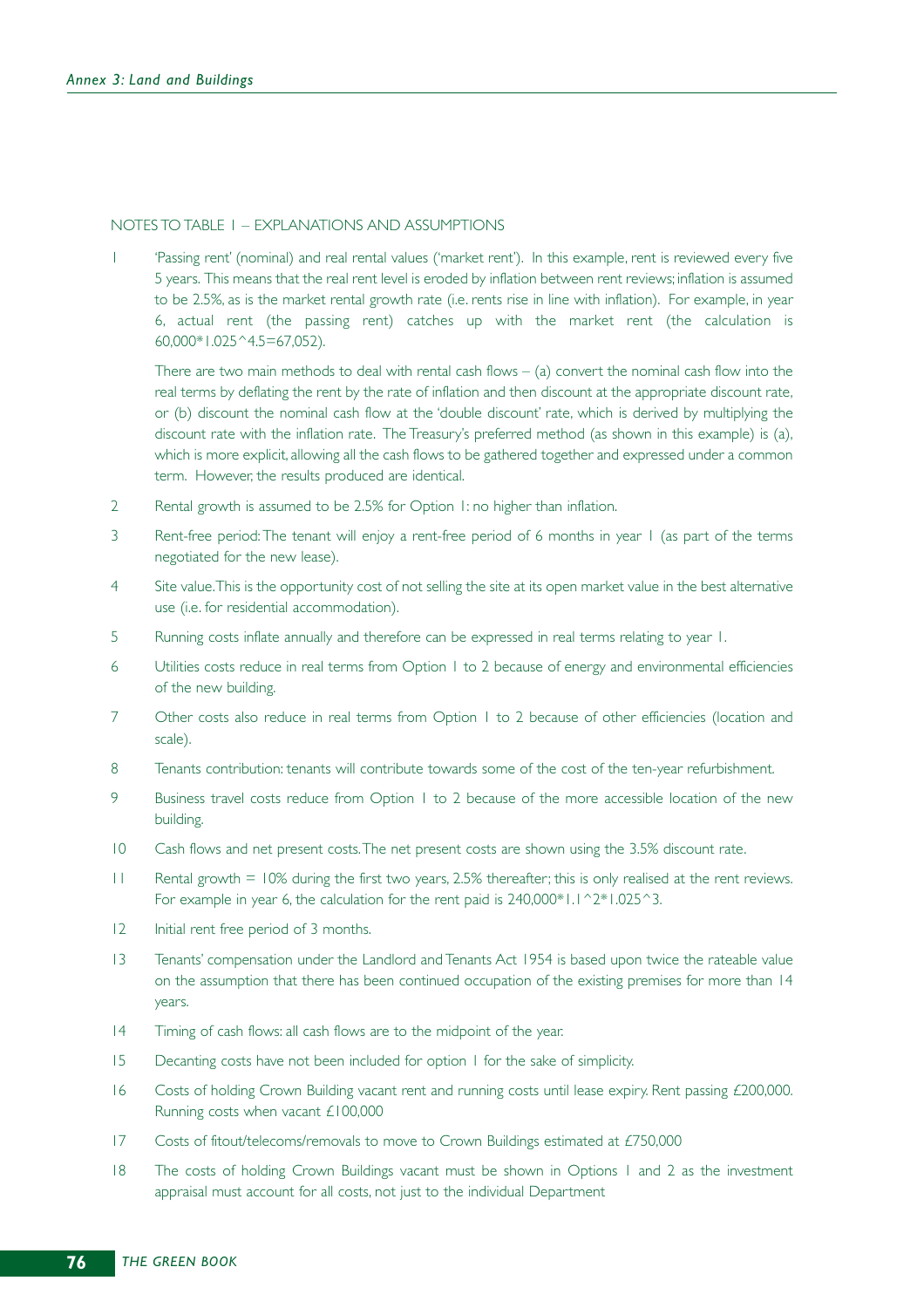NOTES TO TABLE 1 – EXPLANATIONS AND ASSUMPTIONS

1. 'Passing rent' (nominal) and real rental values ('market rent'). In this example, rent is reviewed every five 5 years. This means that the real rent level is eroded by inflation between rent reviews; inflation is assumed to be 2.5%, as is the market rental growth rate (i.e. rents rise in line with inflation). For example, in year 6, actual rent (the passing rent) catches up with the market rent (the calculation is 60,000*1.025^4.5=67,052).

   There are two main methods to deal with rental cash flows – (a) convert the nominal cash flow into the real terms by deflating the rent by the rate of inflation and then discount at the appropriate discount rate, or (b) discount the nominal cash flow at the 'double discount' rate, which is derived by multiplying the discount rate with the inflation rate. The Treasury's preferred method (as shown in this example) is (a), which is more explicit, allowing all the cash flows to be gathered together and expressed under a common term. However, the results produced are identical.

2. Rental growth is assumed to be 2.5% for Option 1: no higher than inflation.

3. Rent-free period: The tenant will enjoy a rent-free period of 6 months in year 1 (as part of the terms negotiated for the new lease).

4. Site value. This is the opportunity cost of not selling the site at its open market value in the best alternative use (i.e. for residential accommodation).

5. Running costs inflate annually and therefore can be expressed in real terms relating to year 1.

6. Utilities costs reduce in real terms from Option 1 to 2 because of energy and environmental efficiencies of the new building.

7. Other costs also reduce in real terms from Option 1 to 2 because of other efficiencies (location and scale).

8. Tenants contribution: tenants will contribute towards some of the cost of the ten-year refurbishment.

9. Business travel costs reduce from Option 1 to 2 because of the more accessible location of the new building.

10. Cash flows and net present costs. The net present costs are shown using the 3.5% discount rate.

11. Rental growth = 10% during the first two years, 2.5% thereafter; this is only realised at the rent reviews. For example in year 6, the calculation for the rent paid is 240,000*1.1^2*1.025^3.

12. Initial rent free period of 3 months.

13. Tenants' compensation under the Landlord and Tenants Act 1954 is based upon twice the rateable value on the assumption that there has been continued occupation of the existing premises for more than 14 years.

14. Timing of cash flows: all cash flows are to the midpoint of the year.

15. Decanting costs have not been included for option 1 for the sake of simplicity.

16. Costs of holding Crown Building vacant rent and running costs until lease expiry. Rent passing £200,000. Running costs when vacant £100,000

17. Costs of fitout/telecoms/removals to move to Crown Buildings estimated at £750,000

18. The costs of holding Crown Buildings vacant must be shown in Options 1 and 2 as the investment appraisal must account for all costs, not just to the individual Department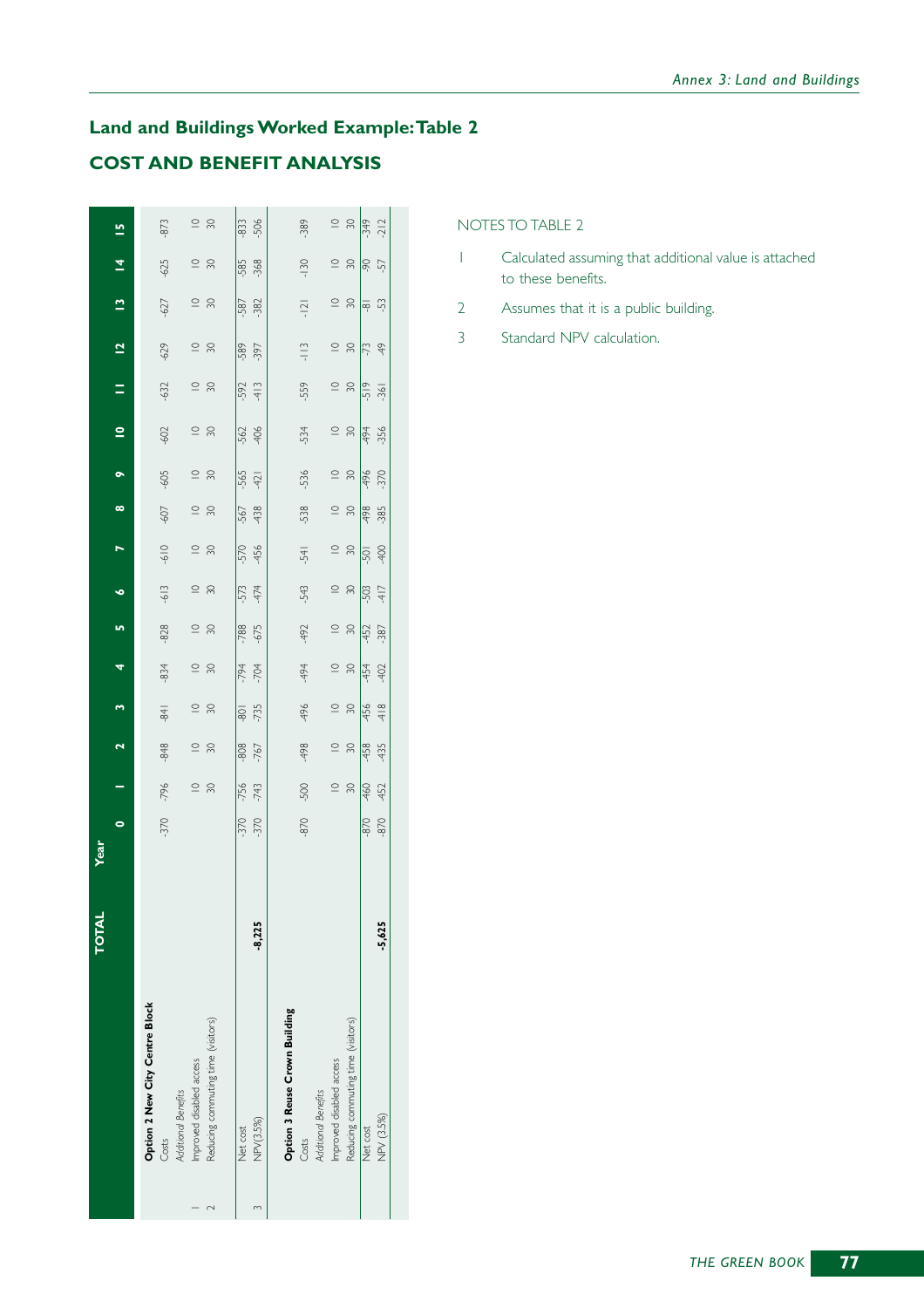## Land and Buildings Worked Example: Table 2

## COST AND BENEFIT ANALYSIS

| | | TOTAL | Year 0 | 1 | 2 | 3 | 4 | 5 | 6 | 7 | 8 | 9 | 10 | 11 | 12 | 13 | 14 | 15 |
|---|---|---|---|---|---|---|---|---|---|---|---|---|---|---|---|---|---|---|
| | **Option 2 New City Centre Block** | | | | | | | | | | | | | | | | | |
| | Costs | | -370 | -796 | -848 | -841 | -834 | -828 | -613 | -610 | -607 | -605 | -602 | -632 | -629 | -627 | -625 | -873 |
| | *Additional Benefits* | | | | | | | | | | | | | | | | | |
| 1 | Improved disabled access | | | 10 | 10 | 10 | 10 | 10 | 10 | 10 | 10 | 10 | 10 | 10 | 10 | 10 | 10 | 10 |
| 2 | Reducing commuting time (visitors) | | | 30 | 30 | 30 | 30 | 30 | 30 | 30 | 30 | 30 | 30 | 30 | 30 | 30 | 30 | 30 |
| | Net cost | | -370 | -756 | -808 | -801 | -794 | -788 | -573 | -570 | -567 | -565 | -562 | -592 | -589 | -587 | -585 | -833 |
| 3 | NPV(3.5%) | -8,225 | -370 | -743 | -767 | -735 | -704 | -675 | -474 | -456 | -438 | -421 | -406 | -413 | -397 | -382 | -368 | -506 |
| | **Option 3 Reuse Crown Building** | | | | | | | | | | | | | | | | | |
| | Costs | | -870 | -500 | -498 | -496 | -494 | -492 | -543 | -541 | -538 | -536 | -534 | -559 | -113 | -121 | -130 | -389 |
| | *Additional Benefits* | | | | | | | | | | | | | | | | | |
| | Improved disabled access | | | 10 | 10 | 10 | 10 | 10 | 10 | 10 | 10 | 10 | 10 | 10 | 10 | 10 | 10 | 10 |
| | Reducing commuting time (visitors) | | | 30 | 30 | 30 | 30 | 30 | 30 | 30 | 30 | 30 | 30 | 30 | 30 | 30 | 30 | 30 |
| | Net cost | | -870 | -460 | -458 | -456 | -454 | -452 | -503 | -501 | -498 | -496 | -494 | -519 | -73 | -81 | -90 | -349 |
| | NPV (3.5%) | -5,625 | -870 | -452 | -435 | -418 | -402 | -387 | -417 | -400 | -385 | -370 | -356 | -361 | -49 | -53 | -57 | -212 |

NOTES TO TABLE 2

1. Calculated assuming that additional value is attached to these benefits.
2. Assumes that it is a public building.
3. Standard NPV calculation.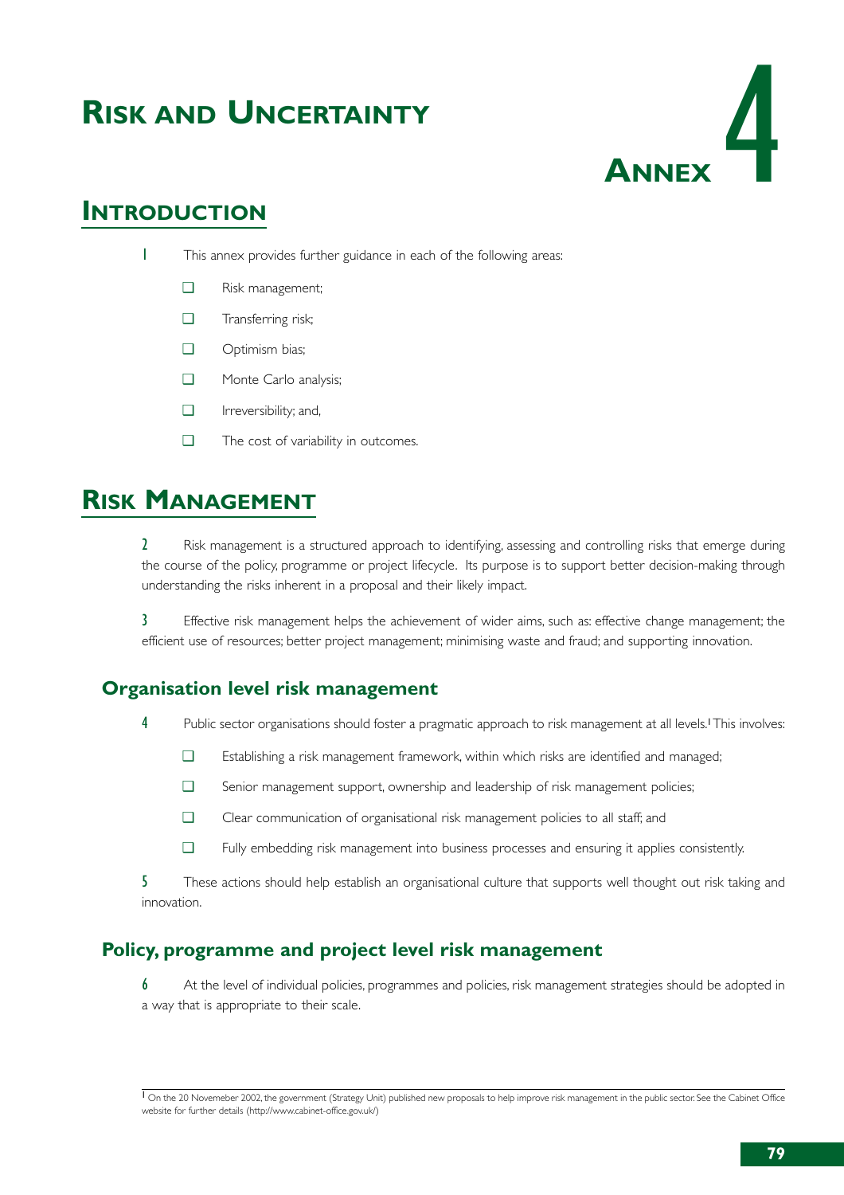# Risk and Uncertainty

# Annex 4

## Introduction

1 This annex provides further guidance in each of the following areas:

- Risk management;
- Transferring risk;
- Optimism bias;
- Monte Carlo analysis;
- Irreversibility; and,
- The cost of variability in outcomes.

## Risk Management

2 Risk management is a structured approach to identifying, assessing and controlling risks that emerge during the course of the policy, programme or project lifecycle. Its purpose is to support better decision-making through understanding the risks inherent in a proposal and their likely impact.

3 Effective risk management helps the achievement of wider aims, such as: effective change management; the efficient use of resources; better project management; minimising waste and fraud; and supporting innovation.

### Organisation level risk management

4 Public sector organisations should foster a pragmatic approach to risk management at all levels.[1] This involves:

- Establishing a risk management framework, within which risks are identified and managed;
- Senior management support, ownership and leadership of risk management policies;
- Clear communication of organisational risk management policies to all staff; and
- Fully embedding risk management into business processes and ensuring it applies consistently.

5 These actions should help establish an organisational culture that supports well thought out risk taking and innovation.

### Policy, programme and project level risk management

6 At the level of individual policies, programmes and policies, risk management strategies should be adopted in a way that is appropriate to their scale.

[1] On the 20 Novemeber 2002, the government (Strategy Unit) published new proposals to help improve risk management in the public sector. See the Cabinet Office website for further details (http://www.cabinet-office.gov.uk/)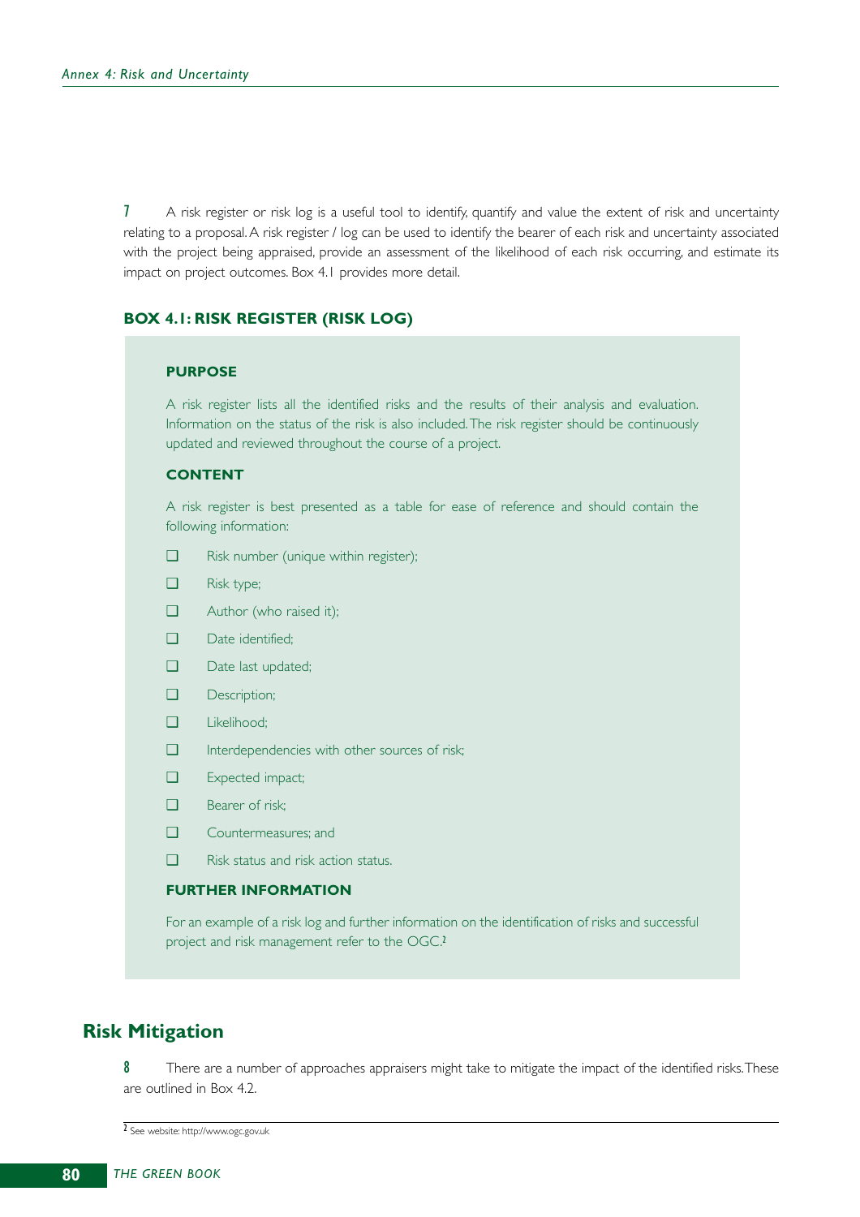7 A risk register or risk log is a useful tool to identify, quantify and value the extent of risk and uncertainty relating to a proposal. A risk register / log can be used to identify the bearer of each risk and uncertainty associated with the project being appraised, provide an assessment of the likelihood of each risk occurring, and estimate its impact on project outcomes. Box 4.1 provides more detail.

### BOX 4.1: RISK REGISTER (RISK LOG)

**PURPOSE**

A risk register lists all the identified risks and the results of their analysis and evaluation. Information on the status of the risk is also included. The risk register should be continuously updated and reviewed throughout the course of a project.

**CONTENT**

A risk register is best presented as a table for ease of reference and should contain the following information:

- Risk number (unique within register);
- Risk type;
- Author (who raised it);
- Date identified;
- Date last updated;
- Description;
- Likelihood;
- Interdependencies with other sources of risk;
- Expected impact;
- Bearer of risk;
- Countermeasures; and
- Risk status and risk action status.

**FURTHER INFORMATION**

For an example of a risk log and further information on the identification of risks and successful project and risk management refer to the OGC.[2]

## Risk Mitigation

8 There are a number of approaches appraisers might take to mitigate the impact of the identified risks. These are outlined in Box 4.2.

[2] See website: http://www.ogc.gov.uk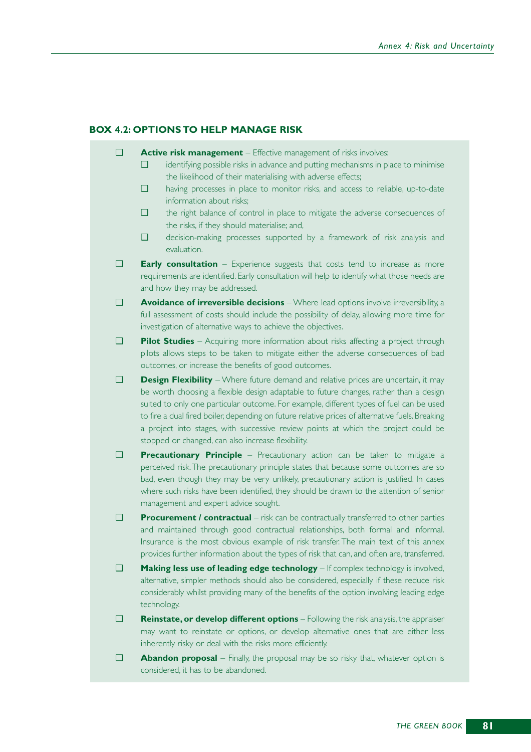### BOX 4.2: OPTIONS TO HELP MANAGE RISK

- **Active risk management** – Effective management of risks involves:
  - identifying possible risks in advance and putting mechanisms in place to minimise the likelihood of their materialising with adverse effects;
  - having processes in place to monitor risks, and access to reliable, up-to-date information about risks;
  - the right balance of control in place to mitigate the adverse consequences of the risks, if they should materialise; and,
  - decision-making processes supported by a framework of risk analysis and evaluation.
- **Early consultation** – Experience suggests that costs tend to increase as more requirements are identified. Early consultation will help to identify what those needs are and how they may be addressed.
- **Avoidance of irreversible decisions** – Where lead options involve irreversibility, a full assessment of costs should include the possibility of delay, allowing more time for investigation of alternative ways to achieve the objectives.
- **Pilot Studies** – Acquiring more information about risks affecting a project through pilots allows steps to be taken to mitigate either the adverse consequences of bad outcomes, or increase the benefits of good outcomes.
- **Design Flexibility** – Where future demand and relative prices are uncertain, it may be worth choosing a flexible design adaptable to future changes, rather than a design suited to only one particular outcome. For example, different types of fuel can be used to fire a dual fired boiler, depending on future relative prices of alternative fuels. Breaking a project into stages, with successive review points at which the project could be stopped or changed, can also increase flexibility.
- **Precautionary Principle** – Precautionary action can be taken to mitigate a perceived risk. The precautionary principle states that because some outcomes are so bad, even though they may be very unlikely, precautionary action is justified. In cases where such risks have been identified, they should be drawn to the attention of senior management and expert advice sought.
- **Procurement / contractual** – risk can be contractually transferred to other parties and maintained through good contractual relationships, both formal and informal. Insurance is the most obvious example of risk transfer. The main text of this annex provides further information about the types of risk that can, and often are, transferred.
- **Making less use of leading edge technology** – If complex technology is involved, alternative, simpler methods should also be considered, especially if these reduce risk considerably whilst providing many of the benefits of the option involving leading edge technology.
- **Reinstate, or develop different options** – Following the risk analysis, the appraiser may want to reinstate or options, or develop alternative ones that are either less inherently risky or deal with the risks more efficiently.
- **Abandon proposal** – Finally, the proposal may be so risky that, whatever option is considered, it has to be abandoned.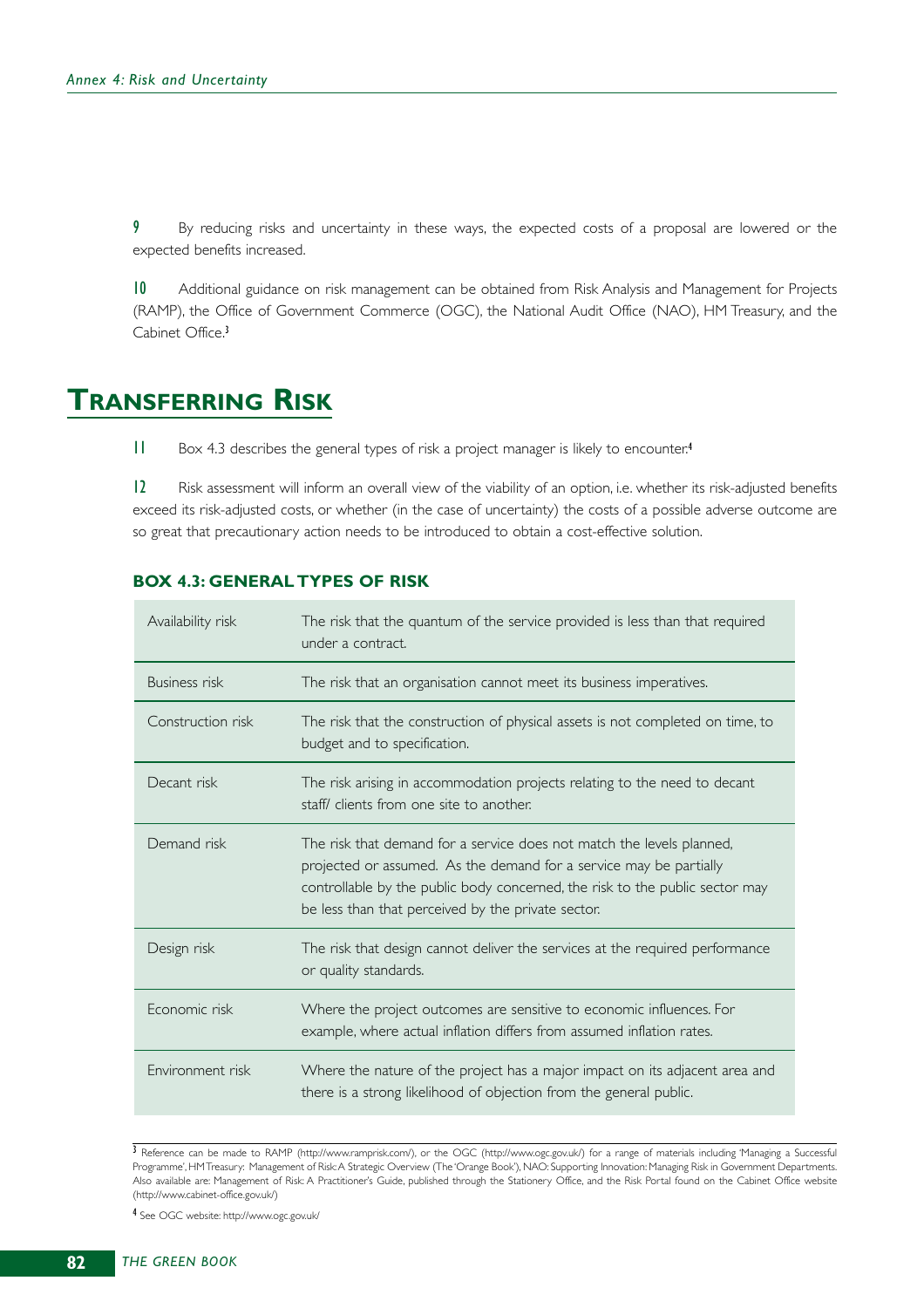9 By reducing risks and uncertainty in these ways, the expected costs of a proposal are lowered or the expected benefits increased.

10 Additional guidance on risk management can be obtained from Risk Analysis and Management for Projects (RAMP), the Office of Government Commerce (OGC), the National Audit Office (NAO), HM Treasury, and the Cabinet Office.[3]

# TRANSFERRING RISK

11 Box 4.3 describes the general types of risk a project manager is likely to encounter.[4]

12 Risk assessment will inform an overall view of the viability of an option, i.e. whether its risk-adjusted benefits exceed its risk-adjusted costs, or whether (in the case of uncertainty) the costs of a possible adverse outcome are so great that precautionary action needs to be introduced to obtain a cost-effective solution.

### BOX 4.3: GENERAL TYPES OF RISK

| | |
|---|---|
| Availability risk | The risk that the quantum of the service provided is less than that required under a contract. |
| Business risk | The risk that an organisation cannot meet its business imperatives. |
| Construction risk | The risk that the construction of physical assets is not completed on time, to budget and to specification. |
| Decant risk | The risk arising in accommodation projects relating to the need to decant staff/ clients from one site to another. |
| Demand risk | The risk that demand for a service does not match the levels planned, projected or assumed. As the demand for a service may be partially controllable by the public body concerned, the risk to the public sector may be less than that perceived by the private sector. |
| Design risk | The risk that design cannot deliver the services at the required performance or quality standards. |
| Economic risk | Where the project outcomes are sensitive to economic influences. For example, where actual inflation differs from assumed inflation rates. |
| Environment risk | Where the nature of the project has a major impact on its adjacent area and there is a strong likelihood of objection from the general public. |

[3] Reference can be made to RAMP (http://www.ramprisk.com/), or the OGC (http://www.ogc.gov.uk/) for a range of materials including 'Managing a Successful Programme', HM Treasury: Management of Risk: A Strategic Overview (The 'Orange Book'), NAO: Supporting Innovation: Managing Risk in Government Departments. Also available are: Management of Risk: A Practitioner's Guide, published through the Stationery Office, and the Risk Portal found on the Cabinet Office website (http://www.cabinet-office.gov.uk/)

[4] See OGC website: http://www.ogc.gov.uk/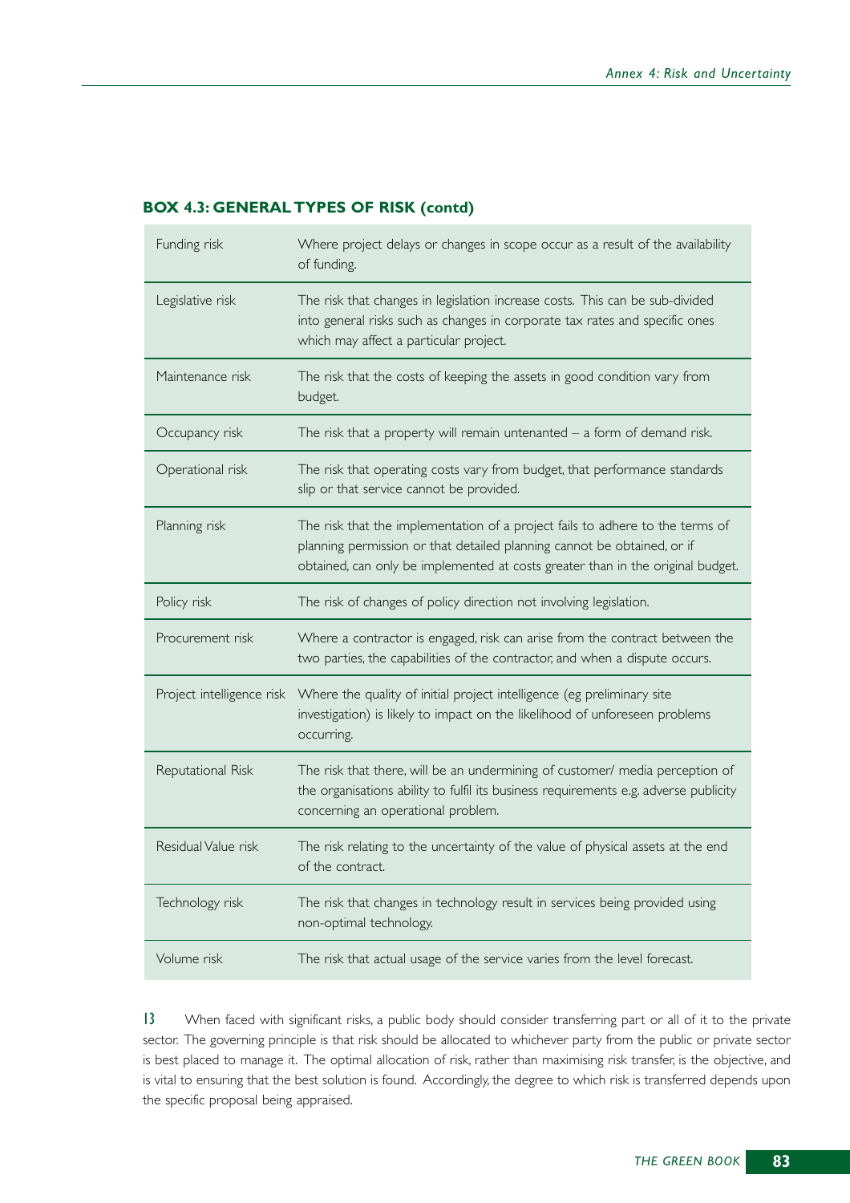### BOX 4.3: GENERAL TYPES OF RISK (contd)

| | |
|---|---|
| Funding risk | Where project delays or changes in scope occur as a result of the availability of funding. |
| Legislative risk | The risk that changes in legislation increase costs. This can be sub-divided into general risks such as changes in corporate tax rates and specific ones which may affect a particular project. |
| Maintenance risk | The risk that the costs of keeping the assets in good condition vary from budget. |
| Occupancy risk | The risk that a property will remain untenanted – a form of demand risk. |
| Operational risk | The risk that operating costs vary from budget, that performance standards slip or that service cannot be provided. |
| Planning risk | The risk that the implementation of a project fails to adhere to the terms of planning permission or that detailed planning cannot be obtained, or if obtained, can only be implemented at costs greater than in the original budget. |
| Policy risk | The risk of changes of policy direction not involving legislation. |
| Procurement risk | Where a contractor is engaged, risk can arise from the contract between the two parties, the capabilities of the contractor, and when a dispute occurs. |
| Project intelligence risk | Where the quality of initial project intelligence (eg preliminary site investigation) is likely to impact on the likelihood of unforeseen problems occurring. |
| Reputational Risk | The risk that there, will be an undermining of customer/ media perception of the organisations ability to fulfil its business requirements e.g. adverse publicity concerning an operational problem. |
| Residual Value risk | The risk relating to the uncertainty of the value of physical assets at the end of the contract. |
| Technology risk | The risk that changes in technology result in services being provided using non-optimal technology. |
| Volume risk | The risk that actual usage of the service varies from the level forecast. |

13 When faced with significant risks, a public body should consider transferring part or all of it to the private sector. The governing principle is that risk should be allocated to whichever party from the public or private sector is best placed to manage it. The optimal allocation of risk, rather than maximising risk transfer, is the objective, and is vital to ensuring that the best solution is found. Accordingly, the degree to which risk is transferred depends upon the specific proposal being appraised.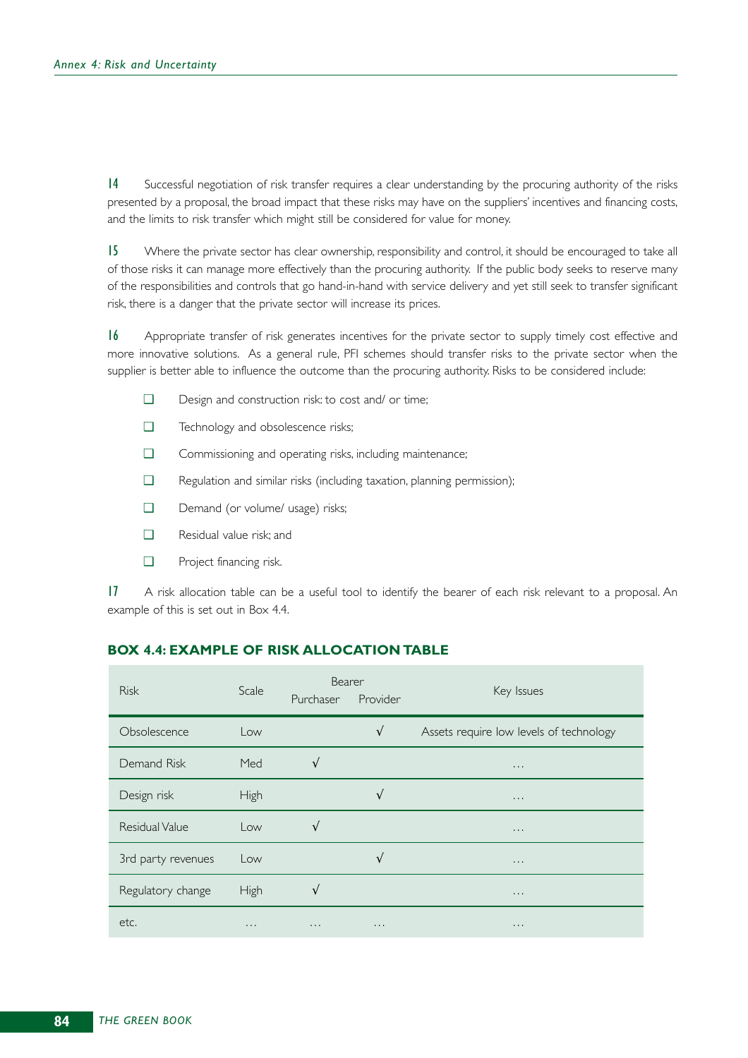**14** Successful negotiation of risk transfer requires a clear understanding by the procuring authority of the risks presented by a proposal, the broad impact that these risks may have on the suppliers' incentives and financing costs, and the limits to risk transfer which might still be considered for value for money.

**15** Where the private sector has clear ownership, responsibility and control, it should be encouraged to take all of those risks it can manage more effectively than the procuring authority. If the public body seeks to reserve many of the responsibilities and controls that go hand-in-hand with service delivery and yet still seek to transfer significant risk, there is a danger that the private sector will increase its prices.

**16** Appropriate transfer of risk generates incentives for the private sector to supply timely cost effective and more innovative solutions. As a general rule, PFI schemes should transfer risks to the private sector when the supplier is better able to influence the outcome than the procuring authority. Risks to be considered include:

- Design and construction risk: to cost and/ or time;
- Technology and obsolescence risks;
- Commissioning and operating risks, including maintenance;
- Regulation and similar risks (including taxation, planning permission);
- Demand (or volume/ usage) risks;
- Residual value risk; and
- Project financing risk.

**17** A risk allocation table can be a useful tool to identify the bearer of each risk relevant to a proposal. An example of this is set out in Box 4.4.

### BOX 4.4: EXAMPLE OF RISK ALLOCATION TABLE

| Risk | Scale | Bearer | | Key Issues |
|---|---|---|---|---|
| | | Purchaser | Provider | |
| Obsolescence | Low | | √ | Assets require low levels of technology |
| Demand Risk | Med | √ | | ... |
| Design risk | High | | √ | ... |
| Residual Value | Low | √ | | ... |
| 3rd party revenues | Low | | √ | ... |
| Regulatory change | High | √ | | ... |
| etc. | ... | ... | ... | ... |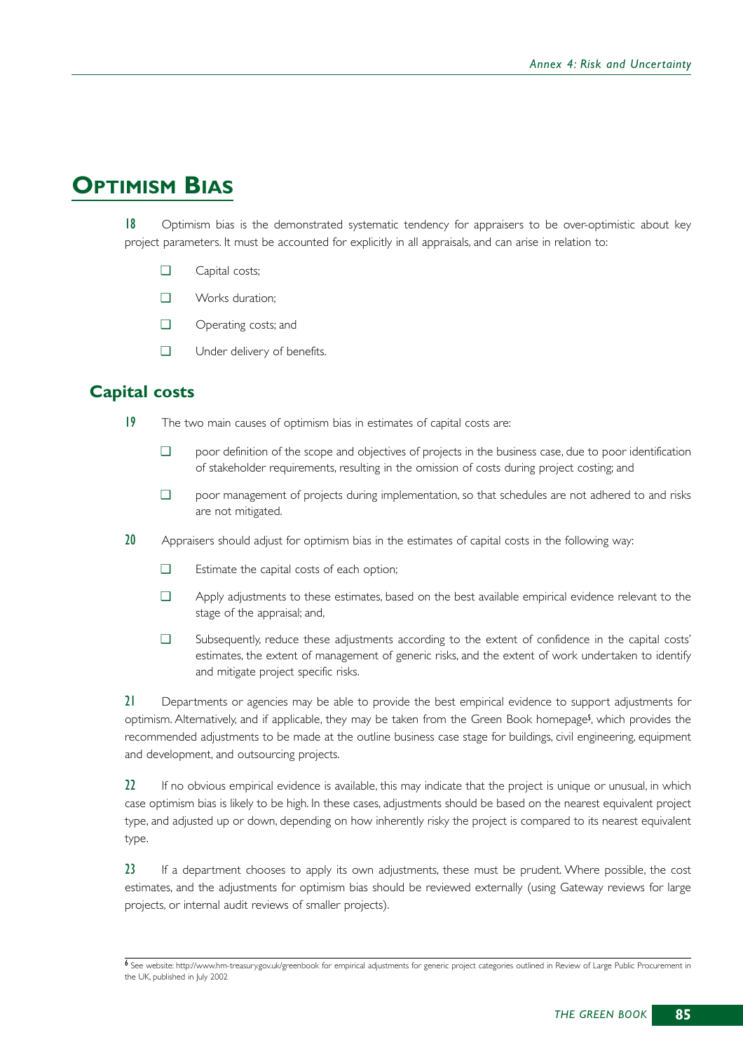# Optimism Bias

**18** Optimism bias is the demonstrated systematic tendency for appraisers to be over-optimistic about key project parameters. It must be accounted for explicitly in all appraisals, and can arise in relation to:

- Capital costs;
- Works duration;
- Operating costs; and
- Under delivery of benefits.

## Capital costs

**19** The two main causes of optimism bias in estimates of capital costs are:

- poor definition of the scope and objectives of projects in the business case, due to poor identification of stakeholder requirements, resulting in the omission of costs during project costing; and
- poor management of projects during implementation, so that schedules are not adhered to and risks are not mitigated.

**20** Appraisers should adjust for optimism bias in the estimates of capital costs in the following way:

- Estimate the capital costs of each option;
- Apply adjustments to these estimates, based on the best available empirical evidence relevant to the stage of the appraisal; and,
- Subsequently, reduce these adjustments according to the extent of confidence in the capital costs' estimates, the extent of management of generic risks, and the extent of work undertaken to identify and mitigate project specific risks.

**21** Departments or agencies may be able to provide the best empirical evidence to support adjustments for optimism. Alternatively, and if applicable, they may be taken from the Green Book homepage[5], which provides the recommended adjustments to be made at the outline business case stage for buildings, civil engineering, equipment and development, and outsourcing projects.

**22** If no obvious empirical evidence is available, this may indicate that the project is unique or unusual, in which case optimism bias is likely to be high. In these cases, adjustments should be based on the nearest equivalent project type, and adjusted up or down, depending on how inherently risky the project is compared to its nearest equivalent type.

**23** If a department chooses to apply its own adjustments, these must be prudent. Where possible, the cost estimates, and the adjustments for optimism bias should be reviewed externally (using Gateway reviews for large projects, or internal audit reviews of smaller projects).

---

[6] See website: http://www.hm-treasury.gov.uk/greenbook for empirical adjustments for generic project categories outlined in Review of Large Public Procurement in the UK, published in July 2002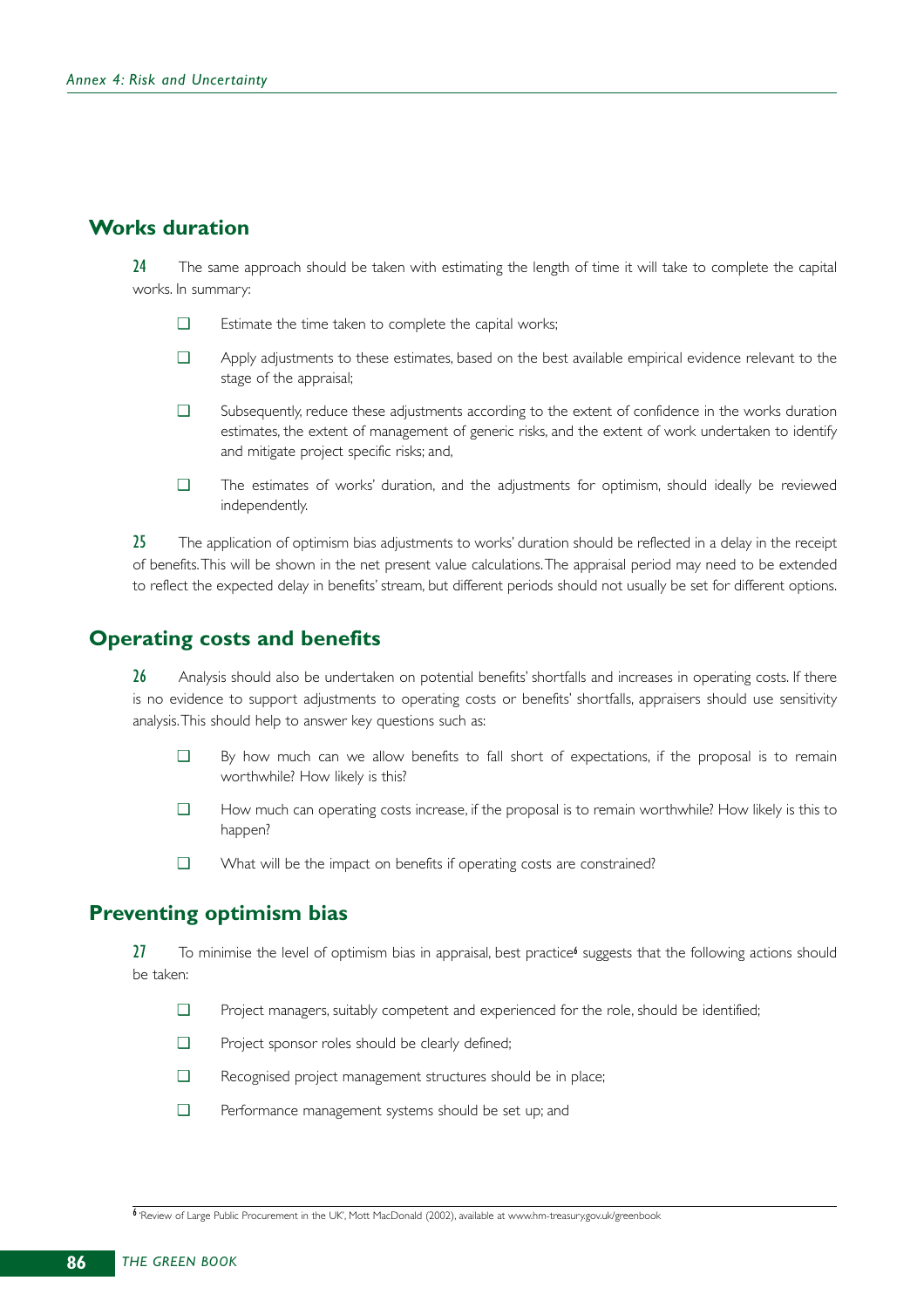## Works duration

**24** The same approach should be taken with estimating the length of time it will take to complete the capital works. In summary:

- Estimate the time taken to complete the capital works;
- Apply adjustments to these estimates, based on the best available empirical evidence relevant to the stage of the appraisal;
- Subsequently, reduce these adjustments according to the extent of confidence in the works duration estimates, the extent of management of generic risks, and the extent of work undertaken to identify and mitigate project specific risks; and,
- The estimates of works' duration, and the adjustments for optimism, should ideally be reviewed independently.

**25** The application of optimism bias adjustments to works' duration should be reflected in a delay in the receipt of benefits. This will be shown in the net present value calculations. The appraisal period may need to be extended to reflect the expected delay in benefits' stream, but different periods should not usually be set for different options.

## Operating costs and benefits

**26** Analysis should also be undertaken on potential benefits' shortfalls and increases in operating costs. If there is no evidence to support adjustments to operating costs or benefits' shortfalls, appraisers should use sensitivity analysis. This should help to answer key questions such as:

- By how much can we allow benefits to fall short of expectations, if the proposal is to remain worthwhile? How likely is this?
- How much can operating costs increase, if the proposal is to remain worthwhile? How likely is this to happen?
- What will be the impact on benefits if operating costs are constrained?

## Preventing optimism bias

**27** To minimise the level of optimism bias in appraisal, best practice[6] suggests that the following actions should be taken:

- Project managers, suitably competent and experienced for the role, should be identified;
- Project sponsor roles should be clearly defined;
- Recognised project management structures should be in place;
- Performance management systems should be set up; and

[6] 'Review of Large Public Procurement in the UK', Mott MacDonald (2002), available at www.hm-treasury.gov.uk/greenbook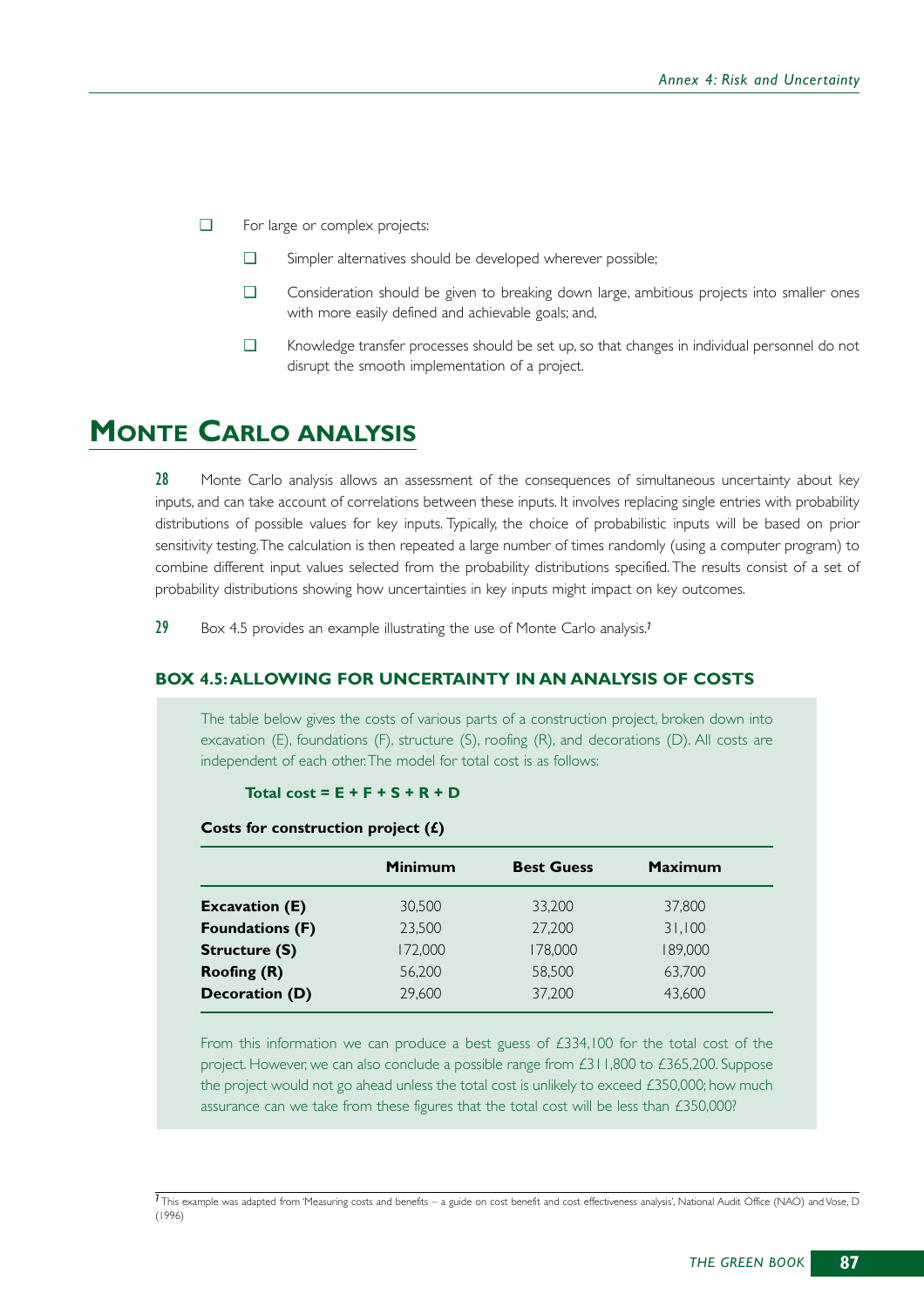- For large or complex projects:
  - Simpler alternatives should be developed wherever possible;
  - Consideration should be given to breaking down large, ambitious projects into smaller ones with more easily defined and achievable goals; and,
  - Knowledge transfer processes should be set up, so that changes in individual personnel do not disrupt the smooth implementation of a project.

## Monte Carlo analysis

**28** Monte Carlo analysis allows an assessment of the consequences of simultaneous uncertainty about key inputs, and can take account of correlations between these inputs. It involves replacing single entries with probability distributions of possible values for key inputs. Typically, the choice of probabilistic inputs will be based on prior sensitivity testing. The calculation is then repeated a large number of times randomly (using a computer program) to combine different input values selected from the probability distributions specified. The results consist of a set of probability distributions showing how uncertainties in key inputs might impact on key outcomes.

**29** Box 4.5 provides an example illustrating the use of Monte Carlo analysis.[7]

### BOX 4.5: ALLOWING FOR UNCERTAINTY IN AN ANALYSIS OF COSTS

The table below gives the costs of various parts of a construction project, broken down into excavation (E), foundations (F), structure (S), roofing (R), and decorations (D). All costs are independent of each other. The model for total cost is as follows:

**Total cost = E + F + S + R + D**

**Costs for construction project (£)**

| | Minimum | Best Guess | Maximum |
|---|---|---|---|
| **Excavation (E)** | 30,500 | 33,200 | 37,800 |
| **Foundations (F)** | 23,500 | 27,200 | 31,100 |
| **Structure (S)** | 172,000 | 178,000 | 189,000 |
| **Roofing (R)** | 56,200 | 58,500 | 63,700 |
| **Decoration (D)** | 29,600 | 37,200 | 43,600 |

From this information we can produce a best guess of £334,100 for the total cost of the project. However, we can also conclude a possible range from £311,800 to £365,200. Suppose the project would not go ahead unless the total cost is unlikely to exceed £350,000; how much assurance can we take from these figures that the total cost will be less than £350,000?

[7] This example was adapted from 'Measuring costs and benefits – a guide on cost benefit and cost effectiveness analysis', National Audit Office (NAO) and Vose, D (1996)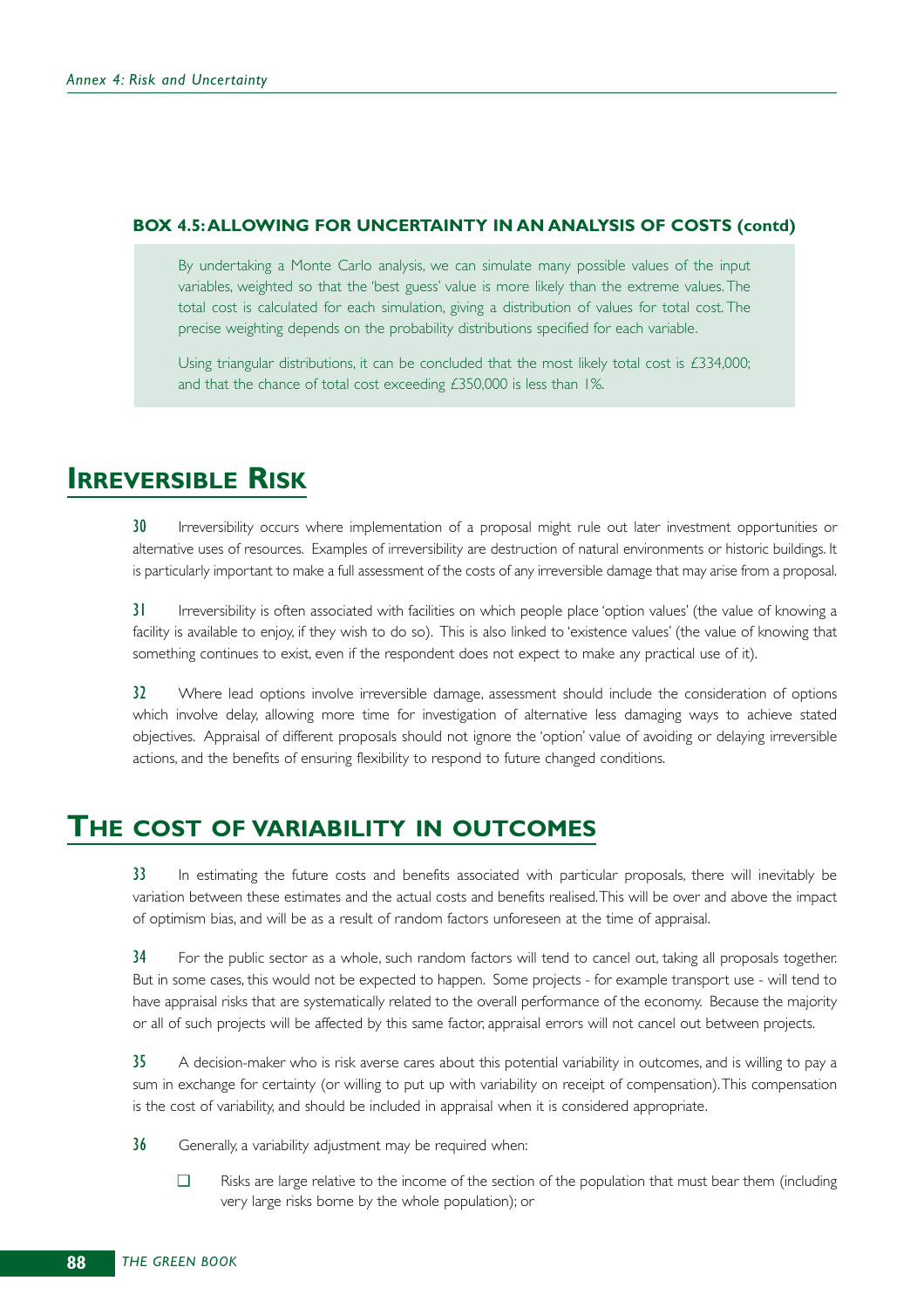**BOX 4.5: ALLOWING FOR UNCERTAINTY IN AN ANALYSIS OF COSTS (contd)**

By undertaking a Monte Carlo analysis, we can simulate many possible values of the input variables, weighted so that the 'best guess' value is more likely than the extreme values. The total cost is calculated for each simulation, giving a distribution of values for total cost. The precise weighting depends on the probability distributions specified for each variable.

Using triangular distributions, it can be concluded that the most likely total cost is £334,000; and that the chance of total cost exceeding £350,000 is less than 1%.

## IRREVERSIBLE RISK

**30** Irreversibility occurs where implementation of a proposal might rule out later investment opportunities or alternative uses of resources. Examples of irreversibility are destruction of natural environments or historic buildings. It is particularly important to make a full assessment of the costs of any irreversible damage that may arise from a proposal.

**31** Irreversibility is often associated with facilities on which people place 'option values' (the value of knowing a facility is available to enjoy, if they wish to do so). This is also linked to 'existence values' (the value of knowing that something continues to exist, even if the respondent does not expect to make any practical use of it).

**32** Where lead options involve irreversible damage, assessment should include the consideration of options which involve delay, allowing more time for investigation of alternative less damaging ways to achieve stated objectives. Appraisal of different proposals should not ignore the 'option' value of avoiding or delaying irreversible actions, and the benefits of ensuring flexibility to respond to future changed conditions.

## THE COST OF VARIABILITY IN OUTCOMES

**33** In estimating the future costs and benefits associated with particular proposals, there will inevitably be variation between these estimates and the actual costs and benefits realised. This will be over and above the impact of optimism bias, and will be as a result of random factors unforeseen at the time of appraisal.

**34** For the public sector as a whole, such random factors will tend to cancel out, taking all proposals together. But in some cases, this would not be expected to happen. Some projects - for example transport use - will tend to have appraisal risks that are systematically related to the overall performance of the economy. Because the majority or all of such projects will be affected by this same factor, appraisal errors will not cancel out between projects.

**35** A decision-maker who is risk averse cares about this potential variability in outcomes, and is willing to pay a sum in exchange for certainty (or willing to put up with variability on receipt of compensation). This compensation is the cost of variability, and should be included in appraisal when it is considered appropriate.

**36** Generally, a variability adjustment may be required when:

- Risks are large relative to the income of the section of the population that must bear them (including very large risks borne by the whole population); or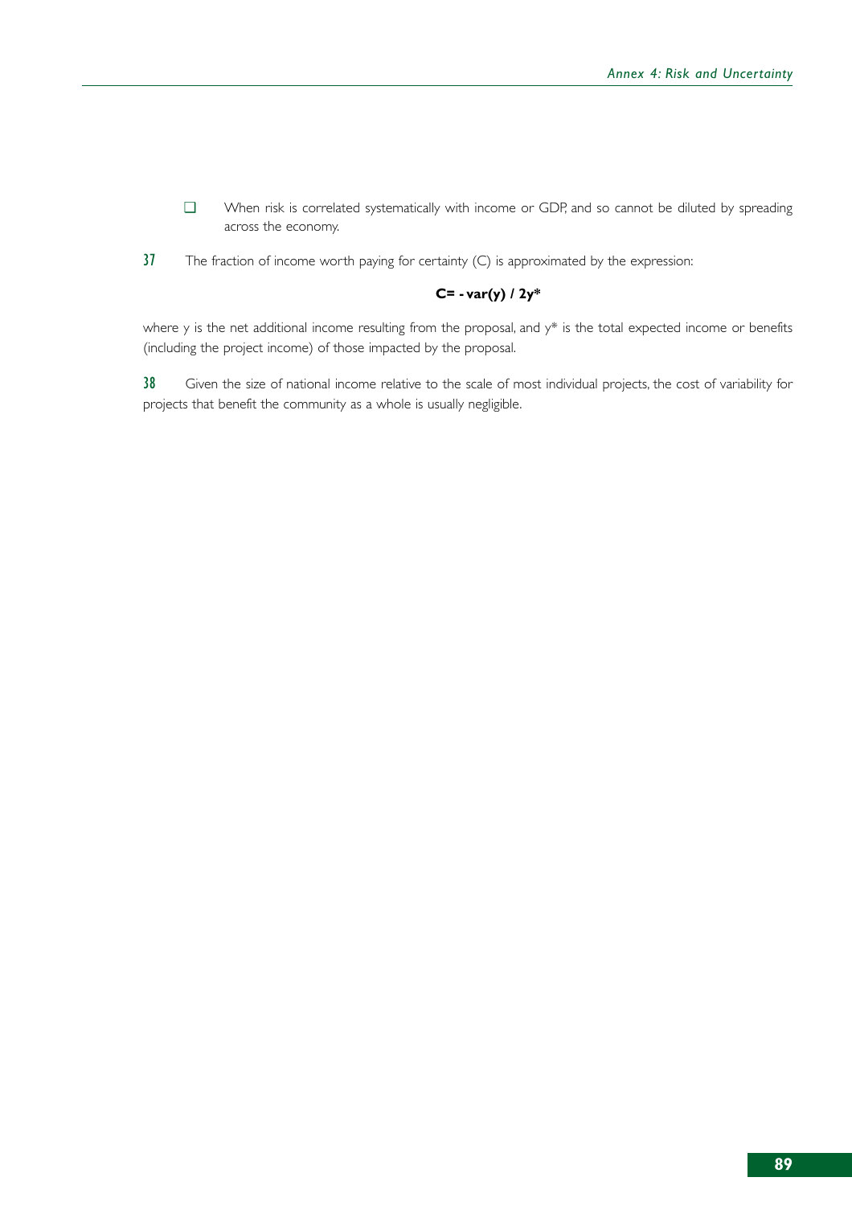- When risk is correlated systematically with income or GDP, and so cannot be diluted by spreading across the economy.

**37** The fraction of income worth paying for certainty (C) is approximated by the expression:

$$\mathbf{C = -var(y) / 2y^*}$$

where y is the net additional income resulting from the proposal, and $y^*$ is the total expected income or benefits (including the project income) of those impacted by the proposal.

**38** Given the size of national income relative to the scale of most individual projects, the cost of variability for projects that benefit the community as a whole is usually negligible.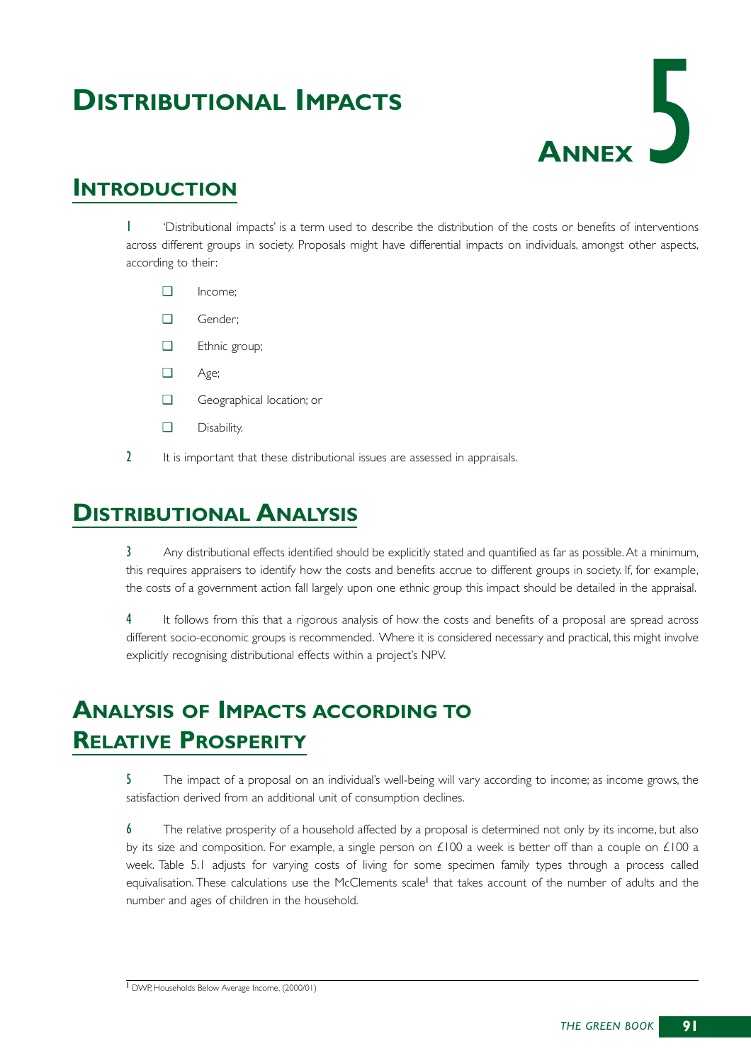# Distributional Impacts

## Annex 5

## Introduction

1 'Distributional impacts' is a term used to describe the distribution of the costs or benefits of interventions across different groups in society. Proposals might have differential impacts on individuals, amongst other aspects, according to their:

- Income;
- Gender;
- Ethnic group;
- Age;
- Geographical location; or
- Disability.

2 It is important that these distributional issues are assessed in appraisals.

## Distributional Analysis

3 Any distributional effects identified should be explicitly stated and quantified as far as possible. At a minimum, this requires appraisers to identify how the costs and benefits accrue to different groups in society. If, for example, the costs of a government action fall largely upon one ethnic group this impact should be detailed in the appraisal.

4 It follows from this that a rigorous analysis of how the costs and benefits of a proposal are spread across different socio-economic groups is recommended. Where it is considered necessary and practical, this might involve explicitly recognising distributional effects within a project's NPV.

## Analysis of Impacts According to Relative Prosperity

5 The impact of a proposal on an individual's well-being will vary according to income; as income grows, the satisfaction derived from an additional unit of consumption declines.

6 The relative prosperity of a household affected by a proposal is determined not only by its income, but also by its size and composition. For example, a single person on £100 a week is better off than a couple on £100 a week. Table 5.1 adjusts for varying costs of living for some specimen family types through a process called equivalisation. These calculations use the McClements scale[1] that takes account of the number of adults and the number and ages of children in the household.

[1] DWP, Households Below Average Income, (2000/01)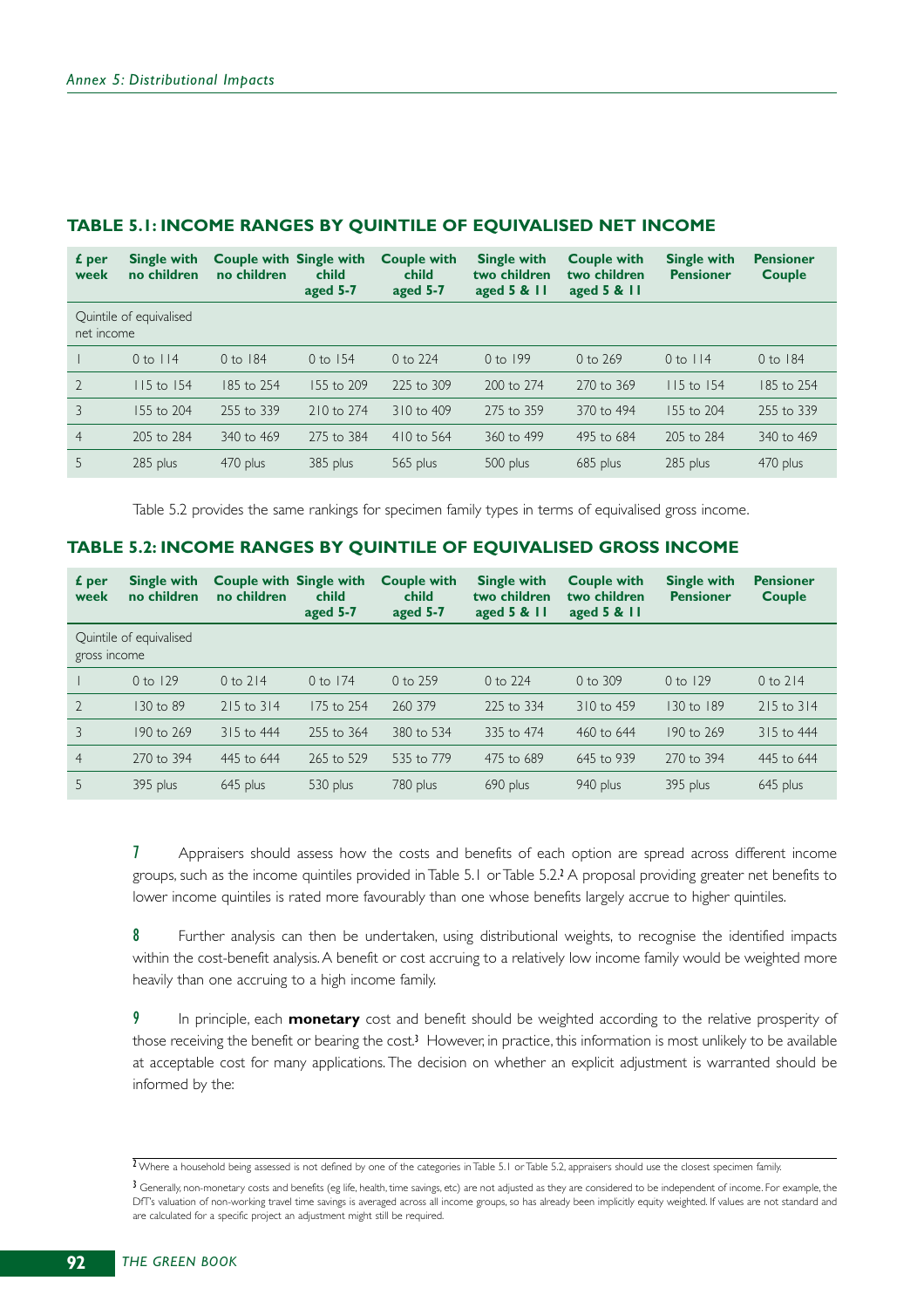### TABLE 5.1: INCOME RANGES BY QUINTILE OF EQUIVALISED NET INCOME

| £ per week | Single with no children | Couple with no children | Single with child aged 5-7 | Couple with child aged 5-7 | Single with two children aged 5 & 11 | Couple with two children aged 5 & 11 | Single with Pensioner | Pensioner Couple |
|---|---|---|---|---|---|---|---|---|
| Quintile of equivalised net income | | | | | | | | |
| 1 | 0 to 114 | 0 to 184 | 0 to 154 | 0 to 224 | 0 to 199 | 0 to 269 | 0 to 114 | 0 to 184 |
| 2 | 115 to 154 | 185 to 254 | 155 to 209 | 225 to 309 | 200 to 274 | 270 to 369 | 115 to 154 | 185 to 254 |
| 3 | 155 to 204 | 255 to 339 | 210 to 274 | 310 to 409 | 275 to 359 | 370 to 494 | 155 to 204 | 255 to 339 |
| 4 | 205 to 284 | 340 to 469 | 275 to 384 | 410 to 564 | 360 to 499 | 495 to 684 | 205 to 284 | 340 to 469 |
| 5 | 285 plus | 470 plus | 385 plus | 565 plus | 500 plus | 685 plus | 285 plus | 470 plus |

Table 5.2 provides the same rankings for specimen family types in terms of equivalised gross income.

### TABLE 5.2: INCOME RANGES BY QUINTILE OF EQUIVALISED GROSS INCOME

| £ per week | Single with no children | Couple with no children | Single with child aged 5-7 | Couple with child aged 5-7 | Single with two children aged 5 & 11 | Couple with two children aged 5 & 11 | Single with Pensioner | Pensioner Couple |
|---|---|---|---|---|---|---|---|---|
| Quintile of equivalised gross income | | | | | | | | |
| 1 | 0 to 129 | 0 to 214 | 0 to 174 | 0 to 259 | 0 to 224 | 0 to 309 | 0 to 129 | 0 to 214 |
| 2 | 130 to 89 | 215 to 314 | 175 to 254 | 260 379 | 225 to 334 | 310 to 459 | 130 to 189 | 215 to 314 |
| 3 | 190 to 269 | 315 to 444 | 255 to 364 | 380 to 534 | 335 to 474 | 460 to 644 | 190 to 269 | 315 to 444 |
| 4 | 270 to 394 | 445 to 644 | 265 to 529 | 535 to 779 | 475 to 689 | 645 to 939 | 270 to 394 | 445 to 644 |
| 5 | 395 plus | 645 plus | 530 plus | 780 plus | 690 plus | 940 plus | 395 plus | 645 plus |

**7** Appraisers should assess how the costs and benefits of each option are spread across different income groups, such as the income quintiles provided in Table 5.1 or Table 5.2.[2] A proposal providing greater net benefits to lower income quintiles is rated more favourably than one whose benefits largely accrue to higher quintiles.

**8** Further analysis can then be undertaken, using distributional weights, to recognise the identified impacts within the cost-benefit analysis. A benefit or cost accruing to a relatively low income family would be weighted more heavily than one accruing to a high income family.

**9** In principle, each **monetary** cost and benefit should be weighted according to the relative prosperity of those receiving the benefit or bearing the cost.[3] However, in practice, this information is most unlikely to be available at acceptable cost for many applications. The decision on whether an explicit adjustment is warranted should be informed by the:

---

[2] Where a household being assessed is not defined by one of the categories in Table 5.1 or Table 5.2, appraisers should use the closest specimen family.

[3] Generally, non-monetary costs and benefits (eg life, health, time savings, etc) are not adjusted as they are considered to be independent of income. For example, the DfT's valuation of non-working travel time savings is averaged across all income groups, so has already been implicitly equity weighted. If values are not standard and are calculated for a specific project an adjustment might still be required.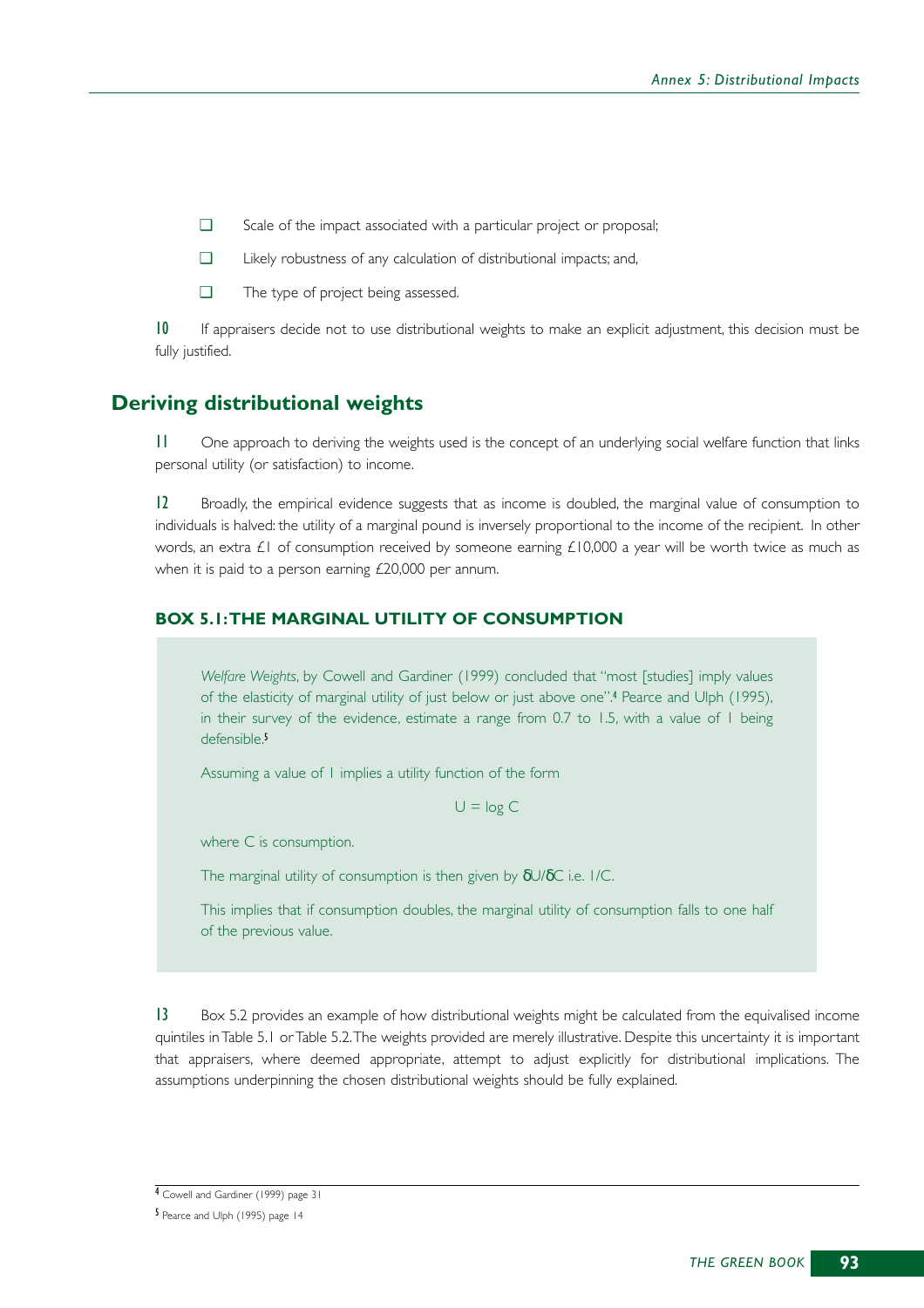- Scale of the impact associated with a particular project or proposal;
- Likely robustness of any calculation of distributional impacts; and,
- The type of project being assessed.

**10** If appraisers decide not to use distributional weights to make an explicit adjustment, this decision must be fully justified.

## Deriving distributional weights

**11** One approach to deriving the weights used is the concept of an underlying social welfare function that links personal utility (or satisfaction) to income.

**12** Broadly, the empirical evidence suggests that as income is doubled, the marginal value of consumption to individuals is halved: the utility of a marginal pound is inversely proportional to the income of the recipient. In other words, an extra £1 of consumption received by someone earning £10,000 a year will be worth twice as much as when it is paid to a person earning £20,000 per annum.

### BOX 5.1: THE MARGINAL UTILITY OF CONSUMPTION

*Welfare Weights*, by Cowell and Gardiner (1999) concluded that "most [studies] imply values of the elasticity of marginal utility of just below or just above one".[4] Pearce and Ulph (1995), in their survey of the evidence, estimate a range from 0.7 to 1.5, with a value of 1 being defensible.[5]

Assuming a value of 1 implies a utility function of the form

$$U = \log C$$

where C is consumption.

The marginal utility of consumption is then given by $\delta U/\delta C$ i.e. $1/C$.

This implies that if consumption doubles, the marginal utility of consumption falls to one half of the previous value.

**13** Box 5.2 provides an example of how distributional weights might be calculated from the equivalised income quintiles in Table 5.1 or Table 5.2. The weights provided are merely illustrative. Despite this uncertainty it is important that appraisers, where deemed appropriate, attempt to adjust explicitly for distributional implications. The assumptions underpinning the chosen distributional weights should be fully explained.

---

[4] Cowell and Gardiner (1999) page 31

[5] Pearce and Ulph (1995) page 14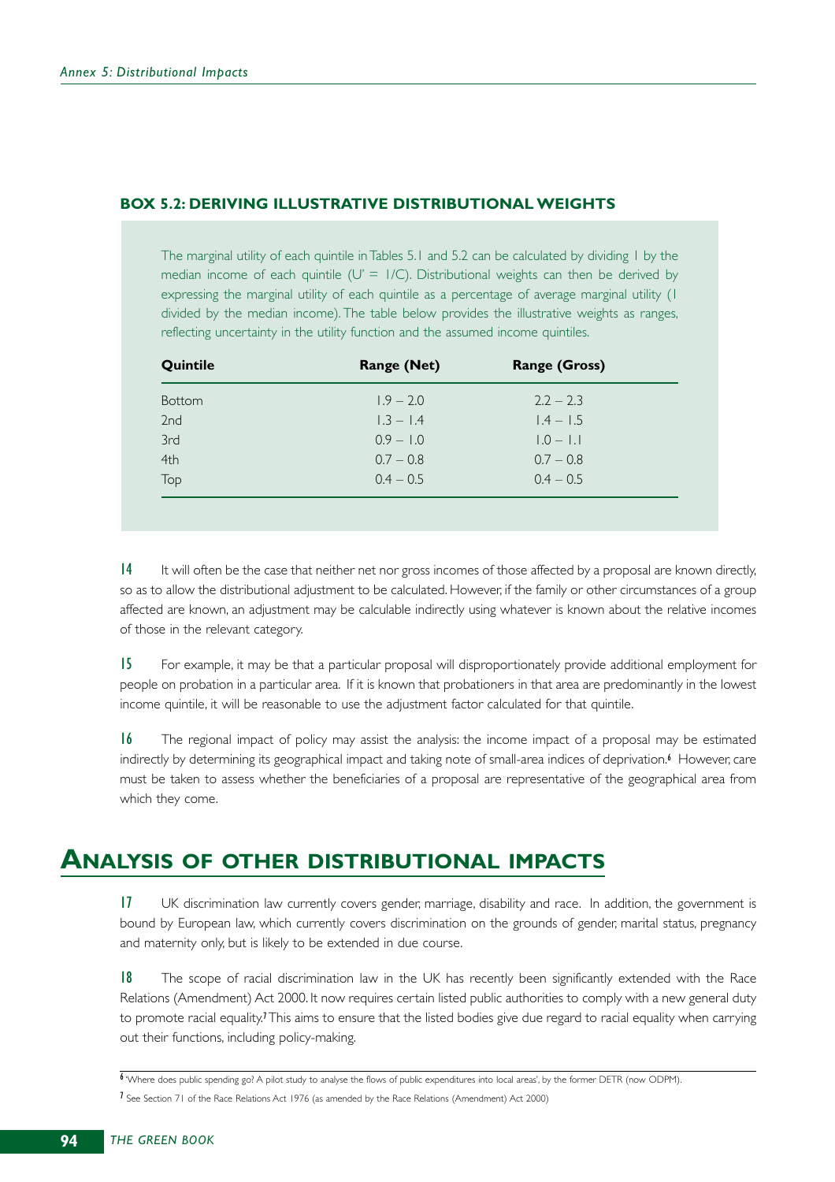### BOX 5.2: DERIVING ILLUSTRATIVE DISTRIBUTIONAL WEIGHTS

The marginal utility of each quintile in Tables 5.1 and 5.2 can be calculated by dividing 1 by the median income of each quintile ($U' = 1/C$). Distributional weights can then be derived by expressing the marginal utility of each quintile as a percentage of average marginal utility (1 divided by the median income). The table below provides the illustrative weights as ranges, reflecting uncertainty in the utility function and the assumed income quintiles.

| Quintile | Range (Net) | Range (Gross) |
|---|---|---|
| Bottom | 1.9 – 2.0 | 2.2 – 2.3 |
| 2nd | 1.3 – 1.4 | 1.4 – 1.5 |
| 3rd | 0.9 – 1.0 | 1.0 – 1.1 |
| 4th | 0.7 – 0.8 | 0.7 – 0.8 |
| Top | 0.4 – 0.5 | 0.4 – 0.5 |

**14** It will often be the case that neither net nor gross incomes of those affected by a proposal are known directly, so as to allow the distributional adjustment to be calculated. However, if the family or other circumstances of a group affected are known, an adjustment may be calculable indirectly using whatever is known about the relative incomes of those in the relevant category.

**15** For example, it may be that a particular proposal will disproportionately provide additional employment for people on probation in a particular area. If it is known that probationers in that area are predominantly in the lowest income quintile, it will be reasonable to use the adjustment factor calculated for that quintile.

**16** The regional impact of policy may assist the analysis: the income impact of a proposal may be estimated indirectly by determining its geographical impact and taking note of small-area indices of deprivation.[6] However, care must be taken to assess whether the beneficiaries of a proposal are representative of the geographical area from which they come.

## ANALYSIS OF OTHER DISTRIBUTIONAL IMPACTS

**17** UK discrimination law currently covers gender, marriage, disability and race. In addition, the government is bound by European law, which currently covers discrimination on the grounds of gender, marital status, pregnancy and maternity only, but is likely to be extended in due course.

**18** The scope of racial discrimination law in the UK has recently been significantly extended with the Race Relations (Amendment) Act 2000. It now requires certain listed public authorities to comply with a new general duty to promote racial equality.[7] This aims to ensure that the listed bodies give due regard to racial equality when carrying out their functions, including policy-making.

---

[6] 'Where does public spending go? A pilot study to analyse the flows of public expenditures into local areas', by the former DETR (now ODPM).

[7] See Section 71 of the Race Relations Act 1976 (as amended by the Race Relations (Amendment) Act 2000)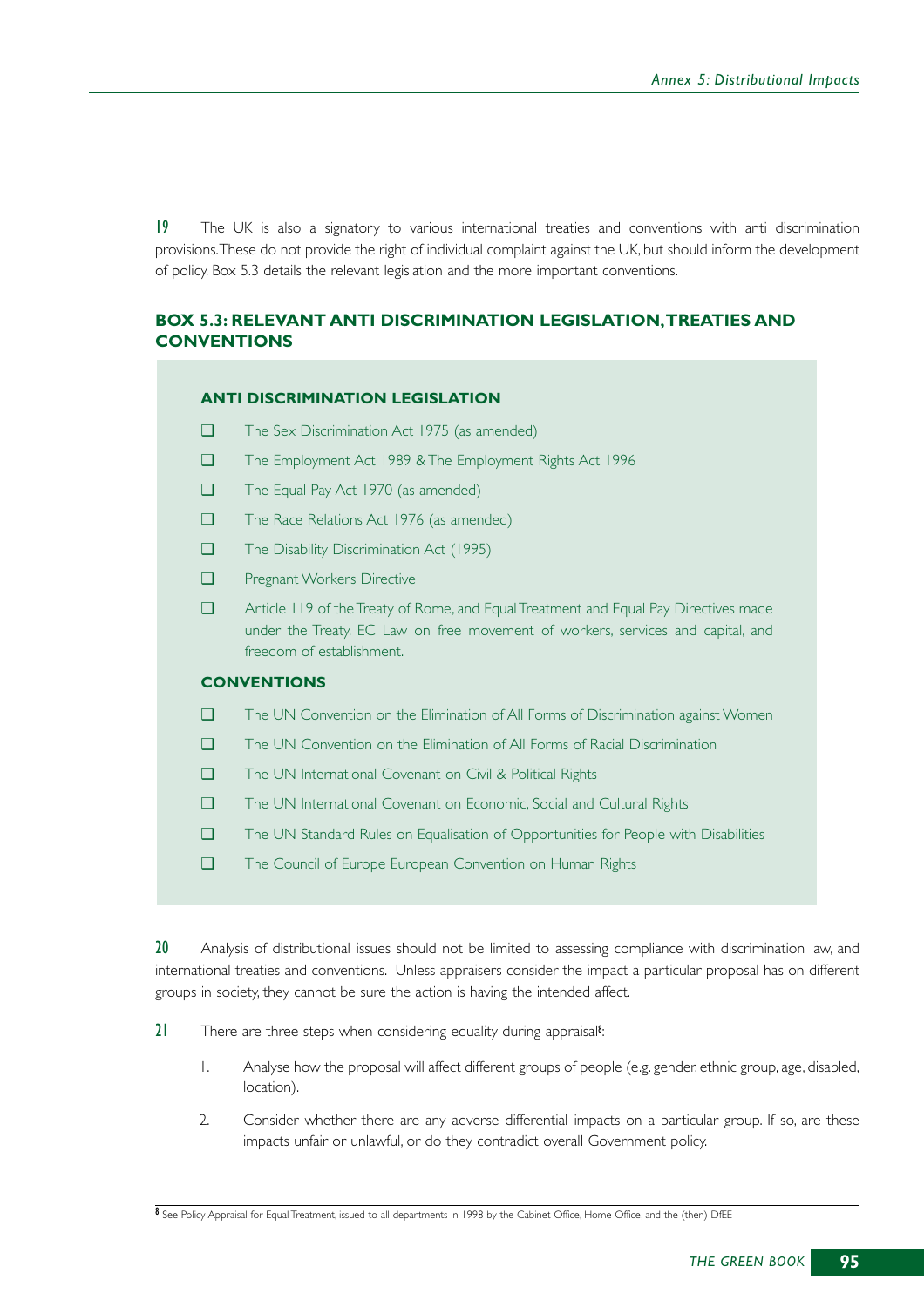19 The UK is also a signatory to various international treaties and conventions with anti discrimination provisions. These do not provide the right of individual complaint against the UK, but should inform the development of policy. Box 5.3 details the relevant legislation and the more important conventions.

### BOX 5.3: RELEVANT ANTI DISCRIMINATION LEGISLATION, TREATIES AND CONVENTIONS

**ANTI DISCRIMINATION LEGISLATION**

- The Sex Discrimination Act 1975 (as amended)
- The Employment Act 1989 & The Employment Rights Act 1996
- The Equal Pay Act 1970 (as amended)
- The Race Relations Act 1976 (as amended)
- The Disability Discrimination Act (1995)
- Pregnant Workers Directive
- Article 119 of the Treaty of Rome, and Equal Treatment and Equal Pay Directives made under the Treaty. EC Law on free movement of workers, services and capital, and freedom of establishment.

**CONVENTIONS**

- The UN Convention on the Elimination of All Forms of Discrimination against Women
- The UN Convention on the Elimination of All Forms of Racial Discrimination
- The UN International Covenant on Civil & Political Rights
- The UN International Covenant on Economic, Social and Cultural Rights
- The UN Standard Rules on Equalisation of Opportunities for People with Disabilities
- The Council of Europe European Convention on Human Rights

20 Analysis of distributional issues should not be limited to assessing compliance with discrimination law, and international treaties and conventions. Unless appraisers consider the impact a particular proposal has on different groups in society, they cannot be sure the action is having the intended affect.

21 There are three steps when considering equality during appraisal[8]:

1. Analyse how the proposal will affect different groups of people (e.g. gender, ethnic group, age, disabled, location).
2. Consider whether there are any adverse differential impacts on a particular group. If so, are these impacts unfair or unlawful, or do they contradict overall Government policy.

[8] See Policy Appraisal for Equal Treatment, issued to all departments in 1998 by the Cabinet Office, Home Office, and the (then) DfEE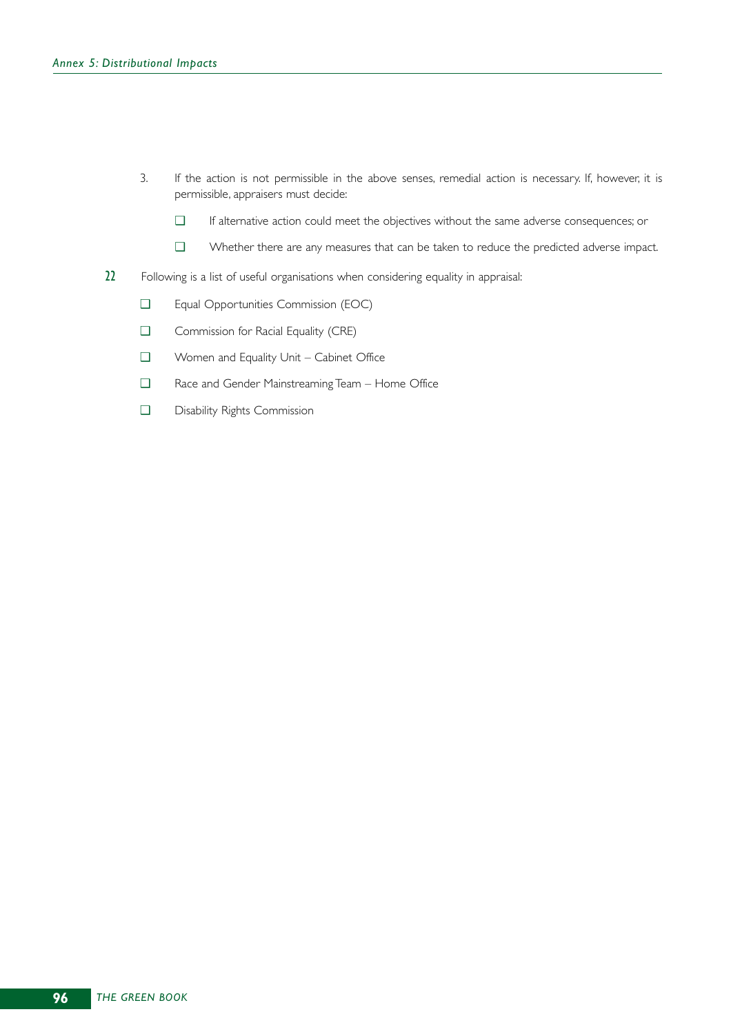3. If the action is not permissible in the above senses, remedial action is necessary. If, however, it is permissible, appraisers must decide:

   - If alternative action could meet the objectives without the same adverse consequences; or
   - Whether there are any measures that can be taken to reduce the predicted adverse impact.

**22** Following is a list of useful organisations when considering equality in appraisal:

- Equal Opportunities Commission (EOC)
- Commission for Racial Equality (CRE)
- Women and Equality Unit – Cabinet Office
- Race and Gender Mainstreaming Team – Home Office
- Disability Rights Commission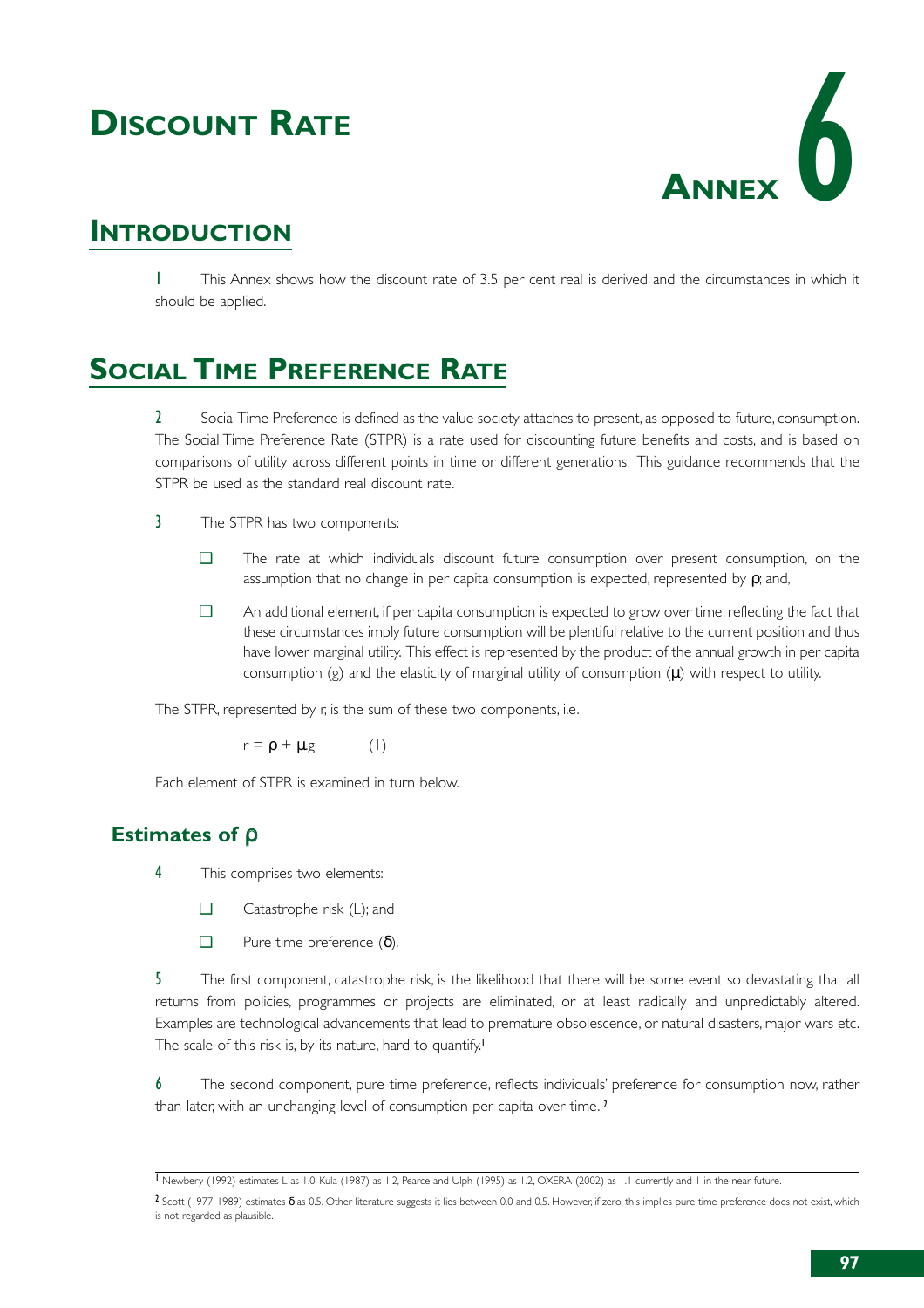# Discount Rate

# Annex 6

## Introduction

1 This Annex shows how the discount rate of 3.5 per cent real is derived and the circumstances in which it should be applied.

## Social Time Preference Rate

2 Social Time Preference is defined as the value society attaches to present, as opposed to future, consumption. The Social Time Preference Rate (STPR) is a rate used for discounting future benefits and costs, and is based on comparisons of utility across different points in time or different generations. This guidance recommends that the STPR be used as the standard real discount rate.

3 The STPR has two components:

- The rate at which individuals discount future consumption over present consumption, on the assumption that no change in per capita consumption is expected, represented by $\rho$; and,
- An additional element, if per capita consumption is expected to grow over time, reflecting the fact that these circumstances imply future consumption will be plentiful relative to the current position and thus have lower marginal utility. This effect is represented by the product of the annual growth in per capita consumption (g) and the elasticity of marginal utility of consumption ($\mu$) with respect to utility.

The STPR, represented by r, is the sum of these two components, i.e.

$$r = \rho + \mu g \qquad (1)$$

Each element of STPR is examined in turn below.

### Estimates of $\rho$

4 This comprises two elements:

- Catastrophe risk (L); and
- Pure time preference ($\delta$).

5 The first component, catastrophe risk, is the likelihood that there will be some event so devastating that all returns from policies, programmes or projects are eliminated, or at least radically and unpredictably altered. Examples are technological advancements that lead to premature obsolescence, or natural disasters, major wars etc. The scale of this risk is, by its nature, hard to quantify.[1]

6 The second component, pure time preference, reflects individuals' preference for consumption now, rather than later, with an unchanging level of consumption per capita over time.[2]

---

[1] Newbery (1992) estimates L as 1.0, Kula (1987) as 1.2, Pearce and Ulph (1995) as 1.2, OXERA (2002) as 1.1 currently and 1 in the near future.

[2] Scott (1977, 1989) estimates $\delta$ as 0.5. Other literature suggests it lies between 0.0 and 0.5. However, if zero, this implies pure time preference does not exist, which is not regarded as plausible.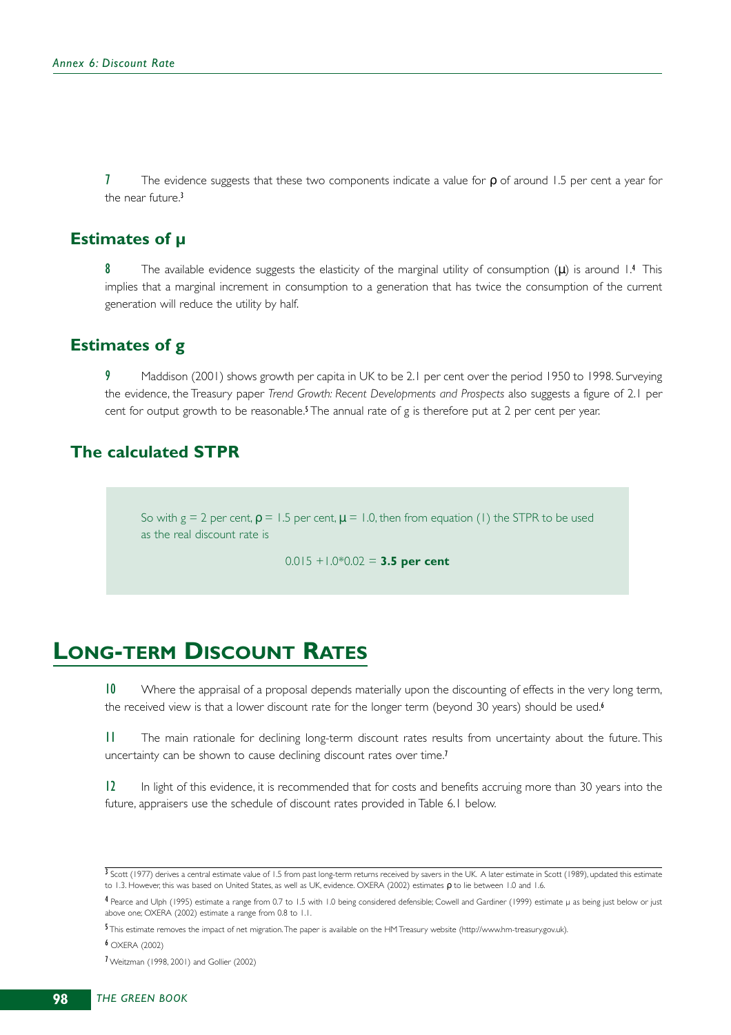7 The evidence suggests that these two components indicate a value for $\rho$ of around 1.5 per cent a year for the near future.[3]

## Estimates of μ

8 The available evidence suggests the elasticity of the marginal utility of consumption ($\mu$) is around 1.[4] This implies that a marginal increment in consumption to a generation that has twice the consumption of the current generation will reduce the utility by half.

## Estimates of g

9 Maddison (2001) shows growth per capita in UK to be 2.1 per cent over the period 1950 to 1998. Surveying the evidence, the Treasury paper *Trend Growth: Recent Developments and Prospects* also suggests a figure of 2.1 per cent for output growth to be reasonable.[5] The annual rate of g is therefore put at 2 per cent per year.

## The calculated STPR

So with g = 2 per cent, $\rho$ = 1.5 per cent, $\mu$ = 1.0, then from equation (1) the STPR to be used as the real discount rate is

$$0.015 + 1.0 * 0.02 = \mathbf{3.5 \text{ per cent}}$$

# Long-term Discount Rates

10 Where the appraisal of a proposal depends materially upon the discounting of effects in the very long term, the received view is that a lower discount rate for the longer term (beyond 30 years) should be used.[6]

11 The main rationale for declining long-term discount rates results from uncertainty about the future. This uncertainty can be shown to cause declining discount rates over time.[7]

12 In light of this evidence, it is recommended that for costs and benefits accruing more than 30 years into the future, appraisers use the schedule of discount rates provided in Table 6.1 below.

---

[3] Scott (1977) derives a central estimate value of 1.5 from past long-term returns received by savers in the UK. A later estimate in Scott (1989), updated this estimate to 1.3. However, this was based on United States, as well as UK, evidence. OXERA (2002) estimates $\rho$ to lie between 1.0 and 1.6.

[4] Pearce and Ulph (1995) estimate a range from 0.7 to 1.5 with 1.0 being considered defensible; Cowell and Gardiner (1999) estimate $\mu$ as being just below or just above one; OXERA (2002) estimate a range from 0.8 to 1.1.

[5] This estimate removes the impact of net migration. The paper is available on the HM Treasury website (http://www.hm-treasury.gov.uk).

[6] OXERA (2002)

[7] Weitzman (1998, 2001) and Gollier (2002)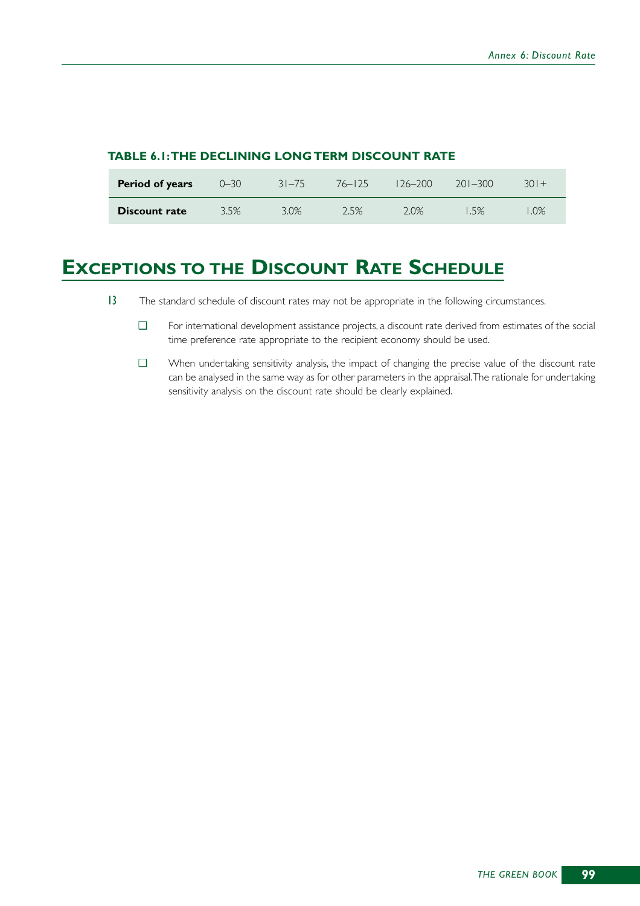**TABLE 6.1: THE DECLINING LONG TERM DISCOUNT RATE**

| Period of years | 0–30 | 31–75 | 76–125 | 126–200 | 201–300 | 301+ |
|---|---|---|---|---|---|---|
| Discount rate | 3.5% | 3.0% | 2.5% | 2.0% | 1.5% | 1.0% |

# Exceptions to the Discount Rate Schedule

13 The standard schedule of discount rates may not be appropriate in the following circumstances.

- For international development assistance projects, a discount rate derived from estimates of the social time preference rate appropriate to the recipient economy should be used.
- When undertaking sensitivity analysis, the impact of changing the precise value of the discount rate can be analysed in the same way as for other parameters in the appraisal. The rationale for undertaking sensitivity analysis on the discount rate should be clearly explained.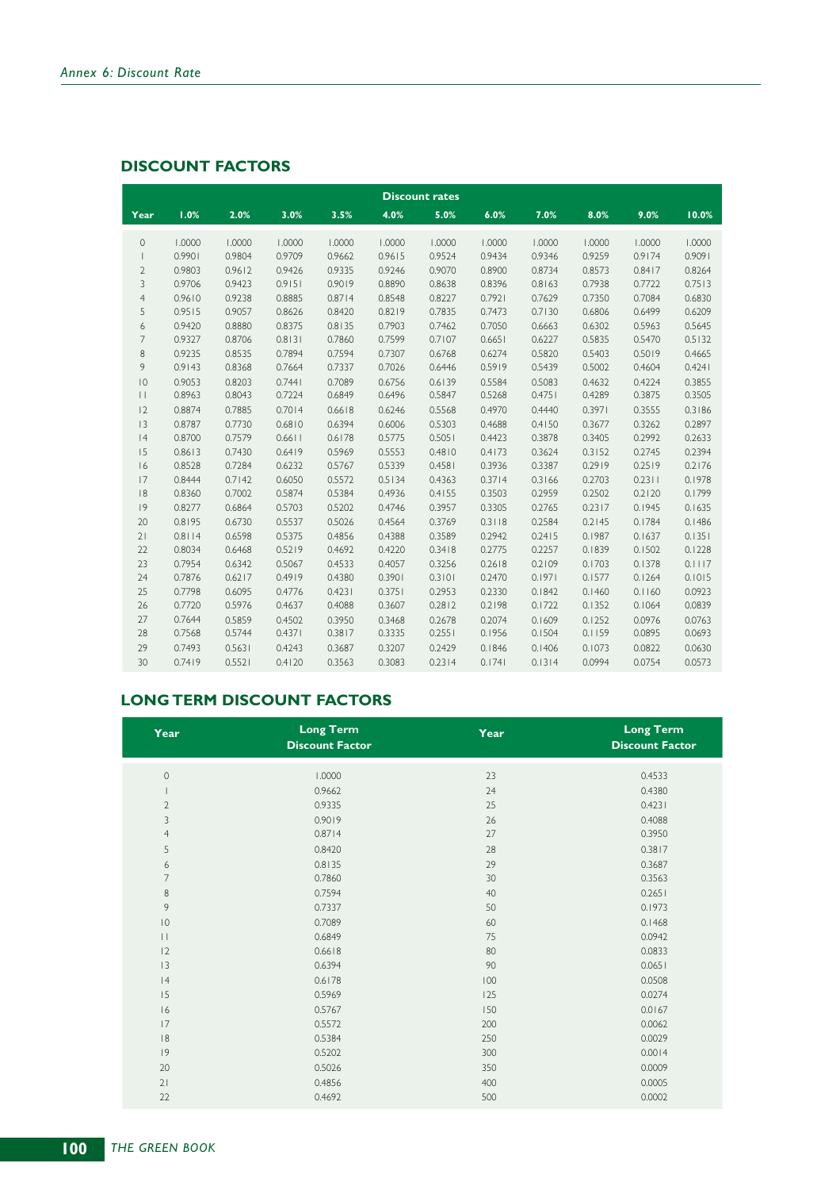## DISCOUNT FACTORS

| | Discount rates | | | | | | | | | | |
|---|---|---|---|---|---|---|---|---|---|---|---|
| Year | 1.0% | 2.0% | 3.0% | 3.5% | 4.0% | 5.0% | 6.0% | 7.0% | 8.0% | 9.0% | 10.0% |
| 0 | 1.0000 | 1.0000 | 1.0000 | 1.0000 | 1.0000 | 1.0000 | 1.0000 | 1.0000 | 1.0000 | 1.0000 | 1.0000 |
| 1 | 0.9901 | 0.9804 | 0.9709 | 0.9662 | 0.9615 | 0.9524 | 0.9434 | 0.9346 | 0.9259 | 0.9174 | 0.9091 |
| 2 | 0.9803 | 0.9612 | 0.9426 | 0.9335 | 0.9246 | 0.9070 | 0.8900 | 0.8734 | 0.8573 | 0.8417 | 0.8264 |
| 3 | 0.9706 | 0.9423 | 0.9151 | 0.9019 | 0.8890 | 0.8638 | 0.8396 | 0.8163 | 0.7938 | 0.7722 | 0.7513 |
| 4 | 0.9610 | 0.9238 | 0.8885 | 0.8714 | 0.8548 | 0.8227 | 0.7921 | 0.7629 | 0.7350 | 0.7084 | 0.6830 |
| 5 | 0.9515 | 0.9057 | 0.8626 | 0.8420 | 0.8219 | 0.7835 | 0.7473 | 0.7130 | 0.6806 | 0.6499 | 0.6209 |
| 6 | 0.9420 | 0.8880 | 0.8375 | 0.8135 | 0.7903 | 0.7462 | 0.7050 | 0.6663 | 0.6302 | 0.5963 | 0.5645 |
| 7 | 0.9327 | 0.8706 | 0.8131 | 0.7860 | 0.7599 | 0.7107 | 0.6651 | 0.6227 | 0.5835 | 0.5470 | 0.5132 |
| 8 | 0.9235 | 0.8535 | 0.7894 | 0.7594 | 0.7307 | 0.6768 | 0.6274 | 0.5820 | 0.5403 | 0.5019 | 0.4665 |
| 9 | 0.9143 | 0.8368 | 0.7664 | 0.7337 | 0.7026 | 0.6446 | 0.5919 | 0.5439 | 0.5002 | 0.4604 | 0.4241 |
| 10 | 0.9053 | 0.8203 | 0.7441 | 0.7089 | 0.6756 | 0.6139 | 0.5584 | 0.5083 | 0.4632 | 0.4224 | 0.3855 |
| 11 | 0.8963 | 0.8043 | 0.7224 | 0.6849 | 0.6496 | 0.5847 | 0.5268 | 0.4751 | 0.4289 | 0.3875 | 0.3505 |
| 12 | 0.8874 | 0.7885 | 0.7014 | 0.6618 | 0.6246 | 0.5568 | 0.4970 | 0.4440 | 0.3971 | 0.3555 | 0.3186 |
| 13 | 0.8787 | 0.7730 | 0.6810 | 0.6394 | 0.6006 | 0.5303 | 0.4688 | 0.4150 | 0.3677 | 0.3262 | 0.2897 |
| 14 | 0.8700 | 0.7579 | 0.6611 | 0.6178 | 0.5775 | 0.5051 | 0.4423 | 0.3878 | 0.3405 | 0.2992 | 0.2633 |
| 15 | 0.8613 | 0.7430 | 0.6419 | 0.5969 | 0.5553 | 0.4810 | 0.4173 | 0.3624 | 0.3152 | 0.2745 | 0.2394 |
| 16 | 0.8528 | 0.7284 | 0.6232 | 0.5767 | 0.5339 | 0.4581 | 0.3936 | 0.3387 | 0.2919 | 0.2519 | 0.2176 |
| 17 | 0.8444 | 0.7142 | 0.6050 | 0.5572 | 0.5134 | 0.4363 | 0.3714 | 0.3166 | 0.2703 | 0.2311 | 0.1978 |
| 18 | 0.8360 | 0.7002 | 0.5874 | 0.5384 | 0.4936 | 0.4155 | 0.3503 | 0.2959 | 0.2502 | 0.2120 | 0.1799 |
| 19 | 0.8277 | 0.6864 | 0.5703 | 0.5202 | 0.4746 | 0.3957 | 0.3305 | 0.2765 | 0.2317 | 0.1945 | 0.1635 |
| 20 | 0.8195 | 0.6730 | 0.5537 | 0.5026 | 0.4564 | 0.3769 | 0.3118 | 0.2584 | 0.2145 | 0.1784 | 0.1486 |
| 21 | 0.8114 | 0.6598 | 0.5375 | 0.4856 | 0.4388 | 0.3589 | 0.2942 | 0.2415 | 0.1987 | 0.1637 | 0.1351 |
| 22 | 0.8034 | 0.6468 | 0.5219 | 0.4692 | 0.4220 | 0.3418 | 0.2775 | 0.2257 | 0.1839 | 0.1502 | 0.1228 |
| 23 | 0.7954 | 0.6342 | 0.5067 | 0.4533 | 0.4057 | 0.3256 | 0.2618 | 0.2109 | 0.1703 | 0.1378 | 0.1117 |
| 24 | 0.7876 | 0.6217 | 0.4919 | 0.4380 | 0.3901 | 0.3101 | 0.2470 | 0.1971 | 0.1577 | 0.1264 | 0.1015 |
| 25 | 0.7798 | 0.6095 | 0.4776 | 0.4231 | 0.3751 | 0.2953 | 0.2330 | 0.1842 | 0.1460 | 0.1160 | 0.0923 |
| 26 | 0.7720 | 0.5976 | 0.4637 | 0.4088 | 0.3607 | 0.2812 | 0.2198 | 0.1722 | 0.1352 | 0.1064 | 0.0839 |
| 27 | 0.7644 | 0.5859 | 0.4502 | 0.3950 | 0.3468 | 0.2678 | 0.2074 | 0.1609 | 0.1252 | 0.0976 | 0.0763 |
| 28 | 0.7568 | 0.5744 | 0.4371 | 0.3817 | 0.3335 | 0.2551 | 0.1956 | 0.1504 | 0.1159 | 0.0895 | 0.0693 |
| 29 | 0.7493 | 0.5631 | 0.4243 | 0.3687 | 0.3207 | 0.2429 | 0.1846 | 0.1406 | 0.1073 | 0.0822 | 0.0630 |
| 30 | 0.7419 | 0.5521 | 0.4120 | 0.3563 | 0.3083 | 0.2314 | 0.1741 | 0.1314 | 0.0994 | 0.0754 | 0.0573 |

## LONG TERM DISCOUNT FACTORS

| Year | Long Term Discount Factor | Year | Long Term Discount Factor |
|---|---|---|---|
| 0 | 1.0000 | 23 | 0.4533 |
| 1 | 0.9662 | 24 | 0.4380 |
| 2 | 0.9335 | 25 | 0.4231 |
| 3 | 0.9019 | 26 | 0.4088 |
| 4 | 0.8714 | 27 | 0.3950 |
| 5 | 0.8420 | 28 | 0.3817 |
| 6 | 0.8135 | 29 | 0.3687 |
| 7 | 0.7860 | 30 | 0.3563 |
| 8 | 0.7594 | 40 | 0.2651 |
| 9 | 0.7337 | 50 | 0.1973 |
| 10 | 0.7089 | 60 | 0.1468 |
| 11 | 0.6849 | 75 | 0.0942 |
| 12 | 0.6618 | 80 | 0.0833 |
| 13 | 0.6394 | 90 | 0.0651 |
| 14 | 0.6178 | 100 | 0.0508 |
| 15 | 0.5969 | 125 | 0.0274 |
| 16 | 0.5767 | 150 | 0.0167 |
| 17 | 0.5572 | 200 | 0.0062 |
| 18 | 0.5384 | 250 | 0.0029 |
| 19 | 0.5202 | 300 | 0.0014 |
| 20 | 0.5026 | 350 | 0.0009 |
| 21 | 0.4856 | 400 | 0.0005 |
| 22 | 0.4692 | 500 | 0.0002 |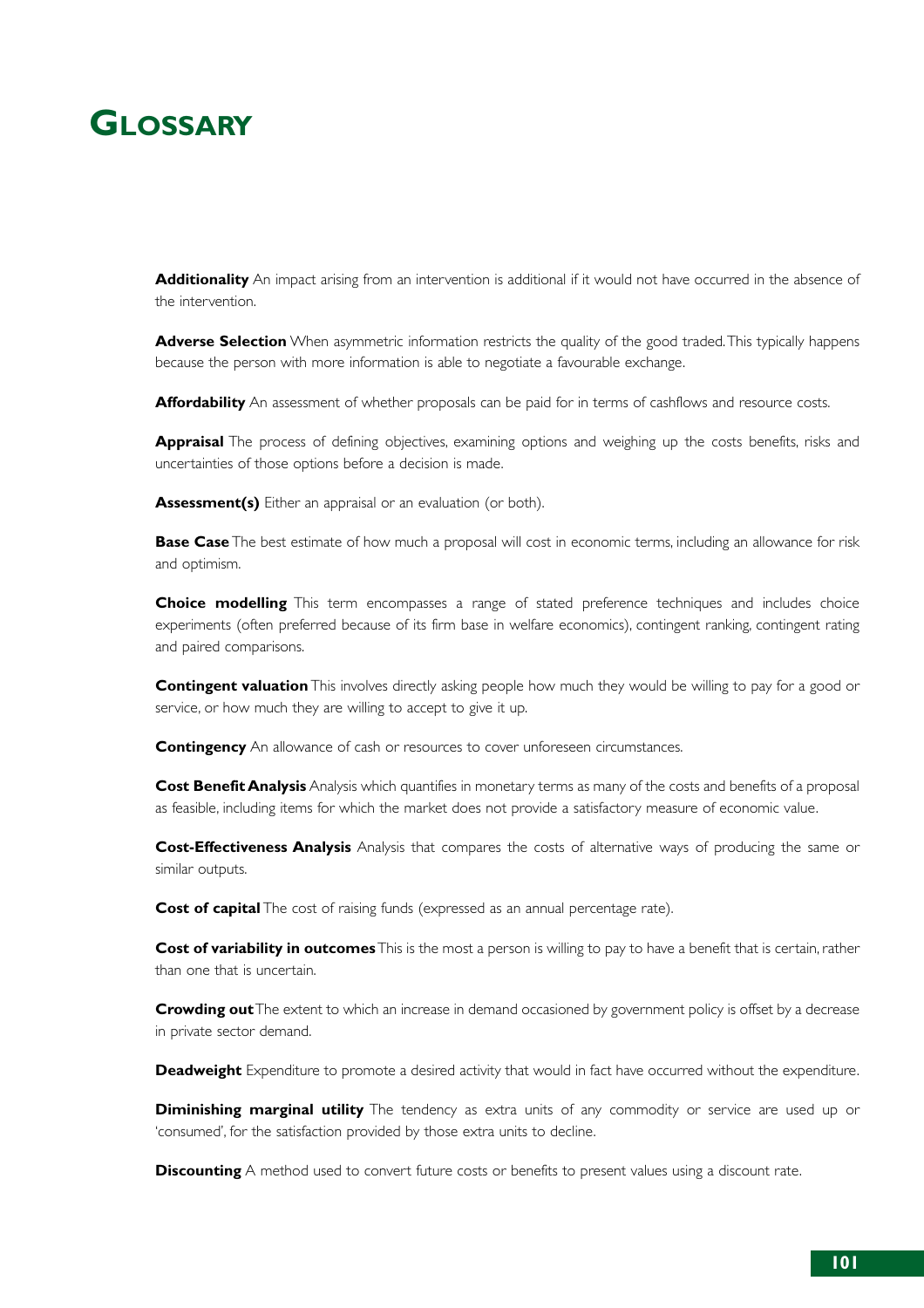# Glossary

**Additionality** An impact arising from an intervention is additional if it would not have occurred in the absence of the intervention.

**Adverse Selection** When asymmetric information restricts the quality of the good traded. This typically happens because the person with more information is able to negotiate a favourable exchange.

**Affordability** An assessment of whether proposals can be paid for in terms of cashflows and resource costs.

**Appraisal** The process of defining objectives, examining options and weighing up the costs benefits, risks and uncertainties of those options before a decision is made.

**Assessment(s)** Either an appraisal or an evaluation (or both).

**Base Case** The best estimate of how much a proposal will cost in economic terms, including an allowance for risk and optimism.

**Choice modelling** This term encompasses a range of stated preference techniques and includes choice experiments (often preferred because of its firm base in welfare economics), contingent ranking, contingent rating and paired comparisons.

**Contingent valuation** This involves directly asking people how much they would be willing to pay for a good or service, or how much they are willing to accept to give it up.

**Contingency** An allowance of cash or resources to cover unforeseen circumstances.

**Cost Benefit Analysis** Analysis which quantifies in monetary terms as many of the costs and benefits of a proposal as feasible, including items for which the market does not provide a satisfactory measure of economic value.

**Cost-Effectiveness Analysis** Analysis that compares the costs of alternative ways of producing the same or similar outputs.

**Cost of capital** The cost of raising funds (expressed as an annual percentage rate).

**Cost of variability in outcomes** This is the most a person is willing to pay to have a benefit that is certain, rather than one that is uncertain.

**Crowding out** The extent to which an increase in demand occasioned by government policy is offset by a decrease in private sector demand.

**Deadweight** Expenditure to promote a desired activity that would in fact have occurred without the expenditure.

**Diminishing marginal utility** The tendency as extra units of any commodity or service are used up or 'consumed', for the satisfaction provided by those extra units to decline.

**Discounting** A method used to convert future costs or benefits to present values using a discount rate.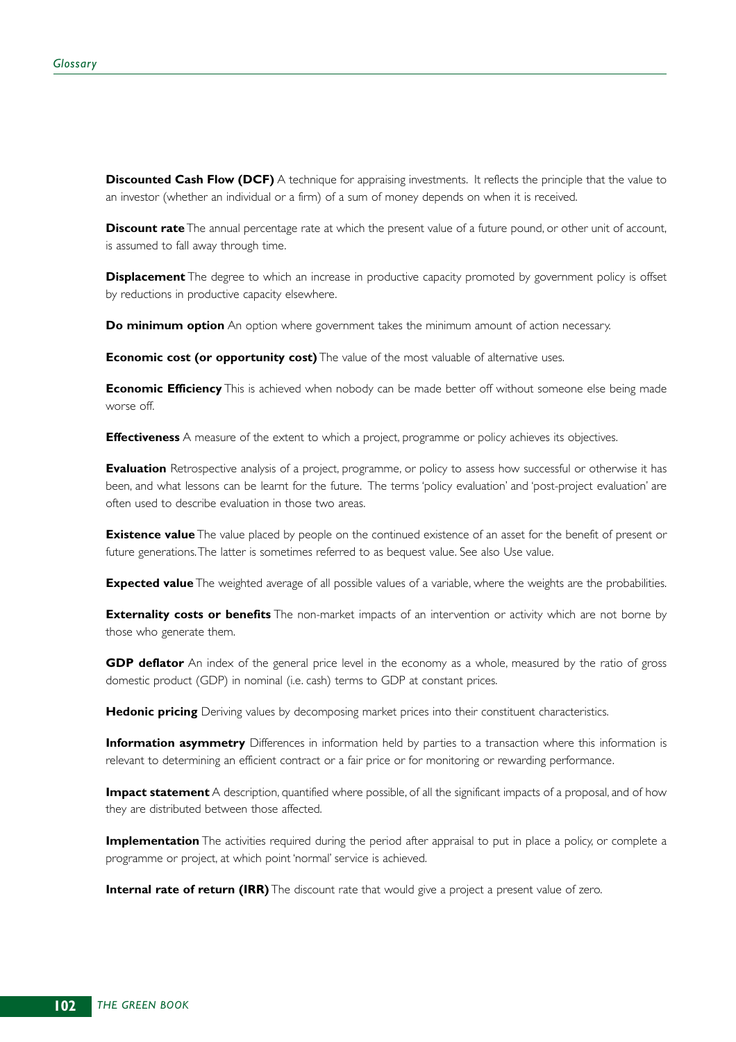**Discounted Cash Flow (DCF)** A technique for appraising investments. It reflects the principle that the value to an investor (whether an individual or a firm) of a sum of money depends on when it is received.

**Discount rate** The annual percentage rate at which the present value of a future pound, or other unit of account, is assumed to fall away through time.

**Displacement** The degree to which an increase in productive capacity promoted by government policy is offset by reductions in productive capacity elsewhere.

**Do minimum option** An option where government takes the minimum amount of action necessary.

**Economic cost (or opportunity cost)** The value of the most valuable of alternative uses.

**Economic Efficiency** This is achieved when nobody can be made better off without someone else being made worse off.

**Effectiveness** A measure of the extent to which a project, programme or policy achieves its objectives.

**Evaluation** Retrospective analysis of a project, programme, or policy to assess how successful or otherwise it has been, and what lessons can be learnt for the future. The terms 'policy evaluation' and 'post-project evaluation' are often used to describe evaluation in those two areas.

**Existence value** The value placed by people on the continued existence of an asset for the benefit of present or future generations. The latter is sometimes referred to as bequest value. See also Use value.

**Expected value** The weighted average of all possible values of a variable, where the weights are the probabilities.

**Externality costs or benefits** The non-market impacts of an intervention or activity which are not borne by those who generate them.

**GDP deflator** An index of the general price level in the economy as a whole, measured by the ratio of gross domestic product (GDP) in nominal (i.e. cash) terms to GDP at constant prices.

**Hedonic pricing** Deriving values by decomposing market prices into their constituent characteristics.

**Information asymmetry** Differences in information held by parties to a transaction where this information is relevant to determining an efficient contract or a fair price or for monitoring or rewarding performance.

**Impact statement** A description, quantified where possible, of all the significant impacts of a proposal, and of how they are distributed between those affected.

**Implementation** The activities required during the period after appraisal to put in place a policy, or complete a programme or project, at which point 'normal' service is achieved.

**Internal rate of return (IRR)** The discount rate that would give a project a present value of zero.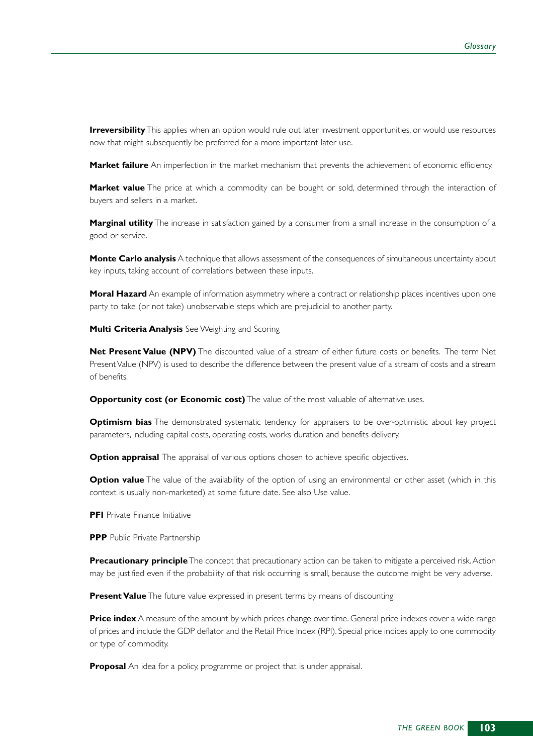**Irreversibility** This applies when an option would rule out later investment opportunities, or would use resources now that might subsequently be preferred for a more important later use.

**Market failure** An imperfection in the market mechanism that prevents the achievement of economic efficiency.

**Market value** The price at which a commodity can be bought or sold, determined through the interaction of buyers and sellers in a market.

**Marginal utility** The increase in satisfaction gained by a consumer from a small increase in the consumption of a good or service.

**Monte Carlo analysis** A technique that allows assessment of the consequences of simultaneous uncertainty about key inputs, taking account of correlations between these inputs.

**Moral Hazard** An example of information asymmetry where a contract or relationship places incentives upon one party to take (or not take) unobservable steps which are prejudicial to another party.

**Multi Criteria Analysis** See Weighting and Scoring

**Net Present Value (NPV)** The discounted value of a stream of either future costs or benefits. The term Net Present Value (NPV) is used to describe the difference between the present value of a stream of costs and a stream of benefits.

**Opportunity cost (or Economic cost)** The value of the most valuable of alternative uses.

**Optimism bias** The demonstrated systematic tendency for appraisers to be over-optimistic about key project parameters, including capital costs, operating costs, works duration and benefits delivery.

**Option appraisal** The appraisal of various options chosen to achieve specific objectives.

**Option value** The value of the availability of the option of using an environmental or other asset (which in this context is usually non-marketed) at some future date. See also Use value.

**PFI** Private Finance Initiative

**PPP** Public Private Partnership

**Precautionary principle** The concept that precautionary action can be taken to mitigate a perceived risk. Action may be justified even if the probability of that risk occurring is small, because the outcome might be very adverse.

**Present Value** The future value expressed in present terms by means of discounting

**Price index** A measure of the amount by which prices change over time. General price indexes cover a wide range of prices and include the GDP deflator and the Retail Price Index (RPI). Special price indices apply to one commodity or type of commodity.

**Proposal** An idea for a policy, programme or project that is under appraisal.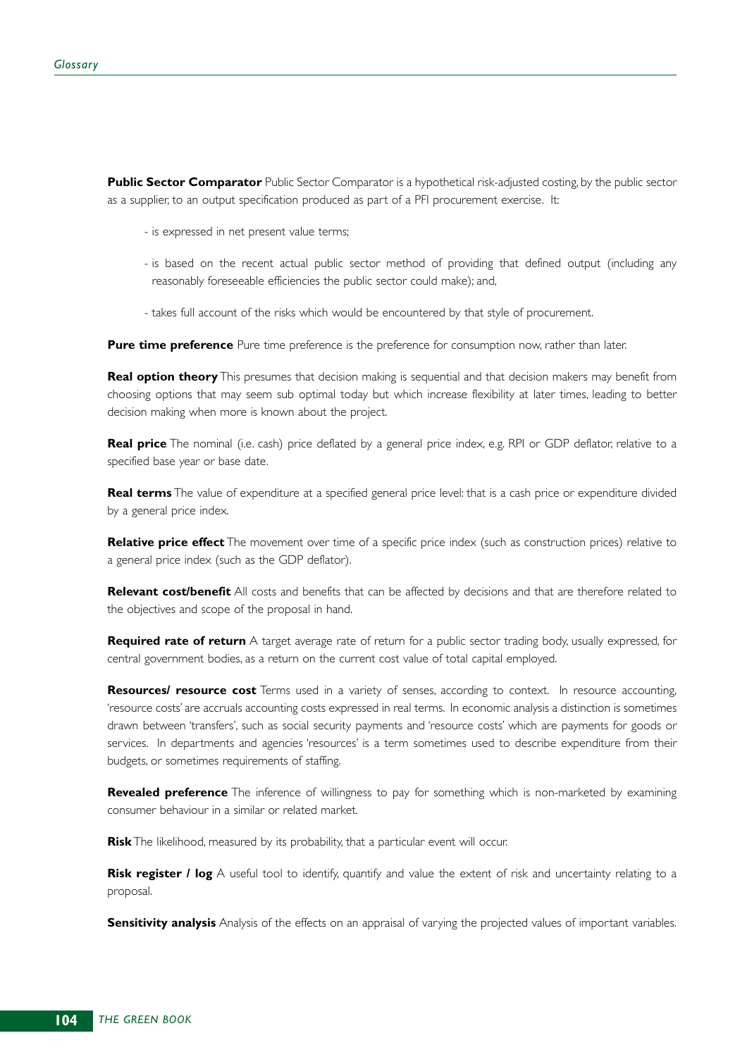**Public Sector Comparator** Public Sector Comparator is a hypothetical risk-adjusted costing, by the public sector as a supplier, to an output specification produced as part of a PFI procurement exercise. It:

- is expressed in net present value terms;

- is based on the recent actual public sector method of providing that defined output (including any reasonably foreseeable efficiencies the public sector could make); and,

- takes full account of the risks which would be encountered by that style of procurement.

**Pure time preference** Pure time preference is the preference for consumption now, rather than later.

**Real option theory** This presumes that decision making is sequential and that decision makers may benefit from choosing options that may seem sub optimal today but which increase flexibility at later times, leading to better decision making when more is known about the project.

**Real price** The nominal (i.e. cash) price deflated by a general price index, e.g. RPI or GDP deflator, relative to a specified base year or base date.

**Real terms** The value of expenditure at a specified general price level: that is a cash price or expenditure divided by a general price index.

**Relative price effect** The movement over time of a specific price index (such as construction prices) relative to a general price index (such as the GDP deflator).

**Relevant cost/benefit** All costs and benefits that can be affected by decisions and that are therefore related to the objectives and scope of the proposal in hand.

**Required rate of return** A target average rate of return for a public sector trading body, usually expressed, for central government bodies, as a return on the current cost value of total capital employed.

**Resources/ resource cost** Terms used in a variety of senses, according to context. In resource accounting, 'resource costs' are accruals accounting costs expressed in real terms. In economic analysis a distinction is sometimes drawn between 'transfers', such as social security payments and 'resource costs' which are payments for goods or services. In departments and agencies 'resources' is a term sometimes used to describe expenditure from their budgets, or sometimes requirements of staffing.

**Revealed preference** The inference of willingness to pay for something which is non-marketed by examining consumer behaviour in a similar or related market.

**Risk** The likelihood, measured by its probability, that a particular event will occur.

**Risk register / log** A useful tool to identify, quantify and value the extent of risk and uncertainty relating to a proposal.

**Sensitivity analysis** Analysis of the effects on an appraisal of varying the projected values of important variables.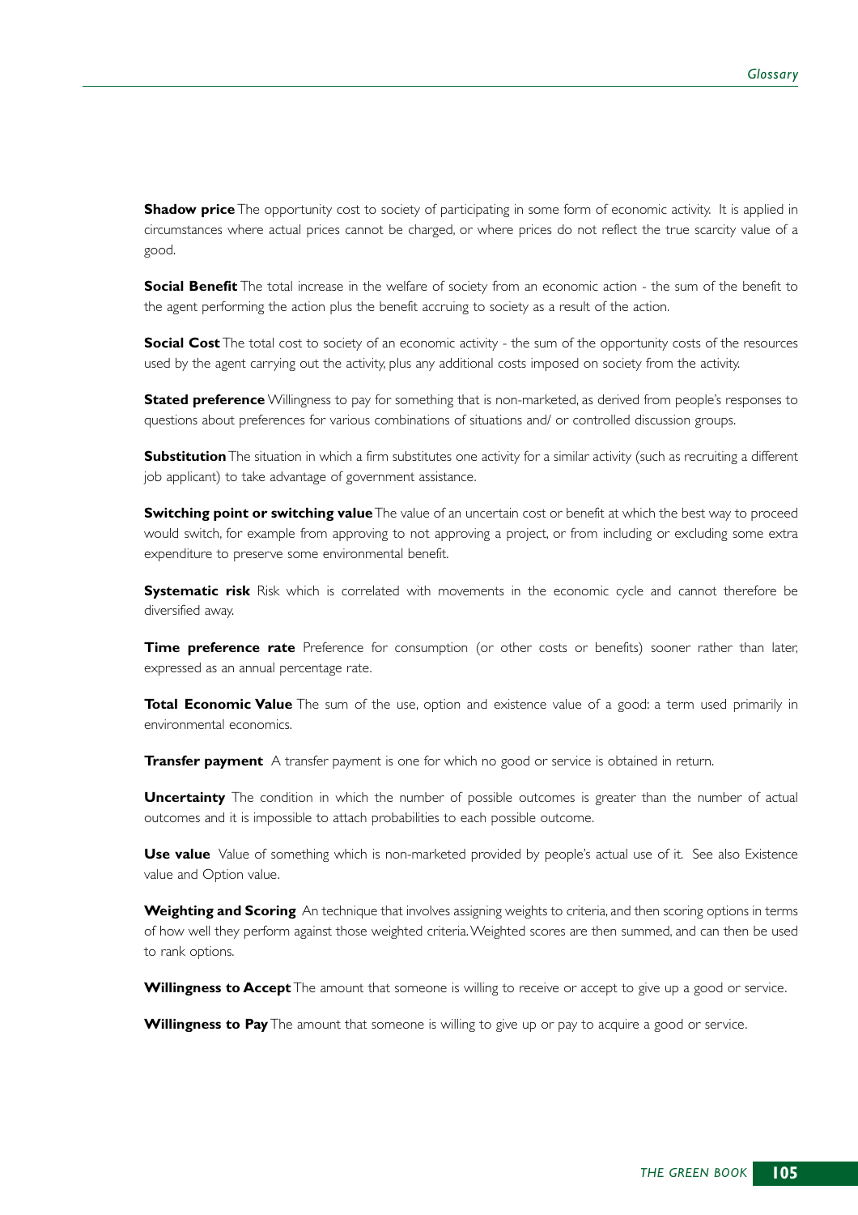**Shadow price** The opportunity cost to society of participating in some form of economic activity. It is applied in circumstances where actual prices cannot be charged, or where prices do not reflect the true scarcity value of a good.

**Social Benefit** The total increase in the welfare of society from an economic action - the sum of the benefit to the agent performing the action plus the benefit accruing to society as a result of the action.

**Social Cost** The total cost to society of an economic activity - the sum of the opportunity costs of the resources used by the agent carrying out the activity, plus any additional costs imposed on society from the activity.

**Stated preference** Willingness to pay for something that is non-marketed, as derived from people's responses to questions about preferences for various combinations of situations and/ or controlled discussion groups.

**Substitution** The situation in which a firm substitutes one activity for a similar activity (such as recruiting a different job applicant) to take advantage of government assistance.

**Switching point or switching value** The value of an uncertain cost or benefit at which the best way to proceed would switch, for example from approving to not approving a project, or from including or excluding some extra expenditure to preserve some environmental benefit.

**Systematic risk** Risk which is correlated with movements in the economic cycle and cannot therefore be diversified away.

**Time preference rate** Preference for consumption (or other costs or benefits) sooner rather than later, expressed as an annual percentage rate.

**Total Economic Value** The sum of the use, option and existence value of a good: a term used primarily in environmental economics.

**Transfer payment** A transfer payment is one for which no good or service is obtained in return.

**Uncertainty** The condition in which the number of possible outcomes is greater than the number of actual outcomes and it is impossible to attach probabilities to each possible outcome.

**Use value** Value of something which is non-marketed provided by people's actual use of it. See also Existence value and Option value.

**Weighting and Scoring** An technique that involves assigning weights to criteria, and then scoring options in terms of how well they perform against those weighted criteria. Weighted scores are then summed, and can then be used to rank options.

**Willingness to Accept** The amount that someone is willing to receive or accept to give up a good or service.

**Willingness to Pay** The amount that someone is willing to give up or pay to acquire a good or service.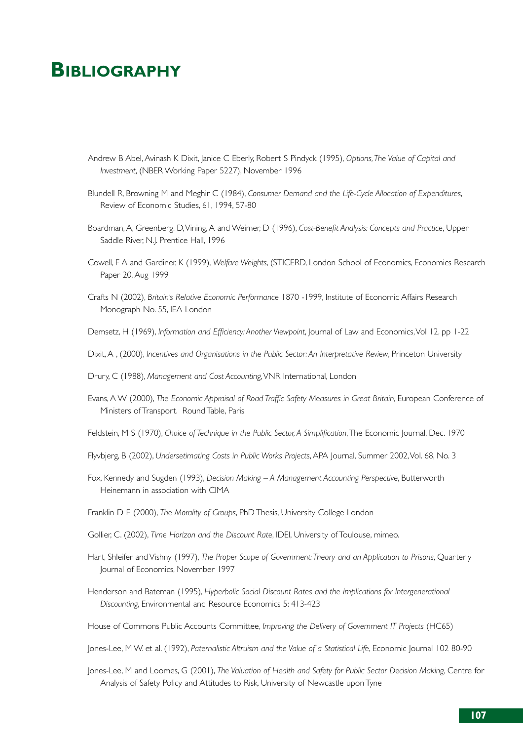# BIBLIOGRAPHY

Andrew B Abel, Avinash K Dixit, Janice C Eberly, Robert S Pindyck (1995), *Options, The Value of Capital and Investment*, (NBER Working Paper 5227), November 1996

Blundell R, Browning M and Meghir C (1984), *Consumer Demand and the Life-Cycle Allocation of Expenditures*, Review of Economic Studies, 61, 1994, 57-80

Boardman, A, Greenberg, D, Vining, A and Weimer, D (1996), *Cost-Benefit Analysis: Concepts and Practice*, Upper Saddle River, N.J. Prentice Hall, 1996

Cowell, F A and Gardiner, K (1999), *Welfare Weights*, (STICERD, London School of Economics, Economics Research Paper 20, Aug 1999

Crafts N (2002), *Britain's Relative Economic Performance* 1870 -1999, Institute of Economic Affairs Research Monograph No. 55, IEA London

Demsetz, H (1969), *Information and Efficiency: Another Viewpoint*, Journal of Law and Economics, Vol 12, pp 1-22

Dixit, A , (2000), *Incentives and Organisations in the Public Sector: An Interpretative Review*, Princeton University

Drury, C (1988), *Management and Cost Accounting*, VNR International, London

Evans, A W (2000), *The Economic Appraisal of Road Traffic Safety Measures in Great Britain*, European Conference of Ministers of Transport. Round Table, Paris

Feldstein, M S (1970), *Choice of Technique in the Public Sector, A Simplification*, The Economic Journal, Dec. 1970

Flyvbjerg, B (2002), *Undersetimating Costs in Public Works Projects*, APA Journal, Summer 2002, Vol. 68, No. 3

Fox, Kennedy and Sugden (1993), *Decision Making – A Management Accounting Perspective*, Butterworth Heinemann in association with CIMA

Franklin D E (2000), *The Morality of Groups*, PhD Thesis, University College London

Gollier, C. (2002), *Time Horizon and the Discount Rate*, IDEI, University of Toulouse, mimeo.

Hart, Shleifer and Vishny (1997), *The Proper Scope of Government: Theory and an Application to Prisons*, Quarterly Journal of Economics, November 1997

Henderson and Bateman (1995), *Hyperbolic Social Discount Rates and the Implications for Intergenerational Discounting*, Environmental and Resource Economics 5: 413-423

House of Commons Public Accounts Committee, *Improving the Delivery of Government IT Projects* (HC65)

Jones-Lee, M W. et al. (1992), *Paternalistic Altruism and the Value of a Statistical Life*, Economic Journal 102 80-90

Jones-Lee, M and Loomes, G (2001), *The Valuation of Health and Safety for Public Sector Decision Making*, Centre for Analysis of Safety Policy and Attitudes to Risk, University of Newcastle upon Tyne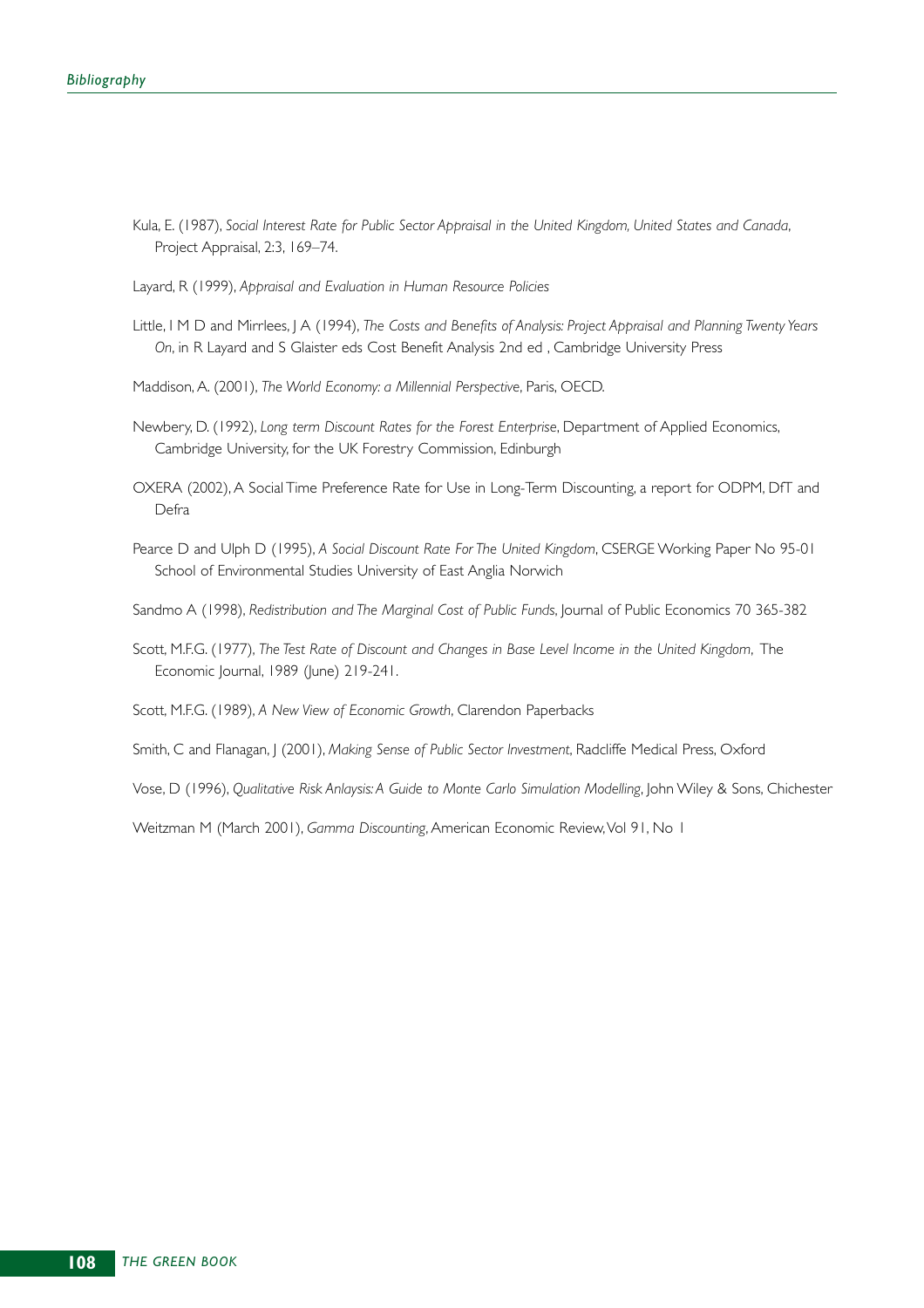Kula, E. (1987), *Social Interest Rate for Public Sector Appraisal in the United Kingdom, United States and Canada*, Project Appraisal, 2:3, 169–74.

Layard, R (1999), *Appraisal and Evaluation in Human Resource Policies*

Little, I M D and Mirrlees, J A (1994), *The Costs and Benefits of Analysis: Project Appraisal and Planning Twenty Years On*, in R Layard and S Glaister eds Cost Benefit Analysis 2nd ed , Cambridge University Press

Maddison, A. (2001), *The World Economy: a Millennial Perspective*, Paris, OECD.

Newbery, D. (1992), *Long term Discount Rates for the Forest Enterprise*, Department of Applied Economics, Cambridge University, for the UK Forestry Commission, Edinburgh

OXERA (2002), A Social Time Preference Rate for Use in Long-Term Discounting, a report for ODPM, DfT and Defra

Pearce D and Ulph D (1995), *A Social Discount Rate For The United Kingdom*, CSERGE Working Paper No 95-01 School of Environmental Studies University of East Anglia Norwich

Sandmo A (1998), *Redistribution and The Marginal Cost of Public Funds*, Journal of Public Economics 70 365-382

Scott, M.F.G. (1977), *The Test Rate of Discount and Changes in Base Level Income in the United Kingdom*, The Economic Journal, 1989 (June) 219-241.

Scott, M.F.G. (1989), *A New View of Economic Growth*, Clarendon Paperbacks

Smith, C and Flanagan, J (2001), *Making Sense of Public Sector Investment*, Radcliffe Medical Press, Oxford

Vose, D (1996), *Qualitative Risk Anlaysis: A Guide to Monte Carlo Simulation Modelling*, John Wiley & Sons, Chichester

Weitzman M (March 2001), *Gamma Discounting*, American Economic Review, Vol 91, No 1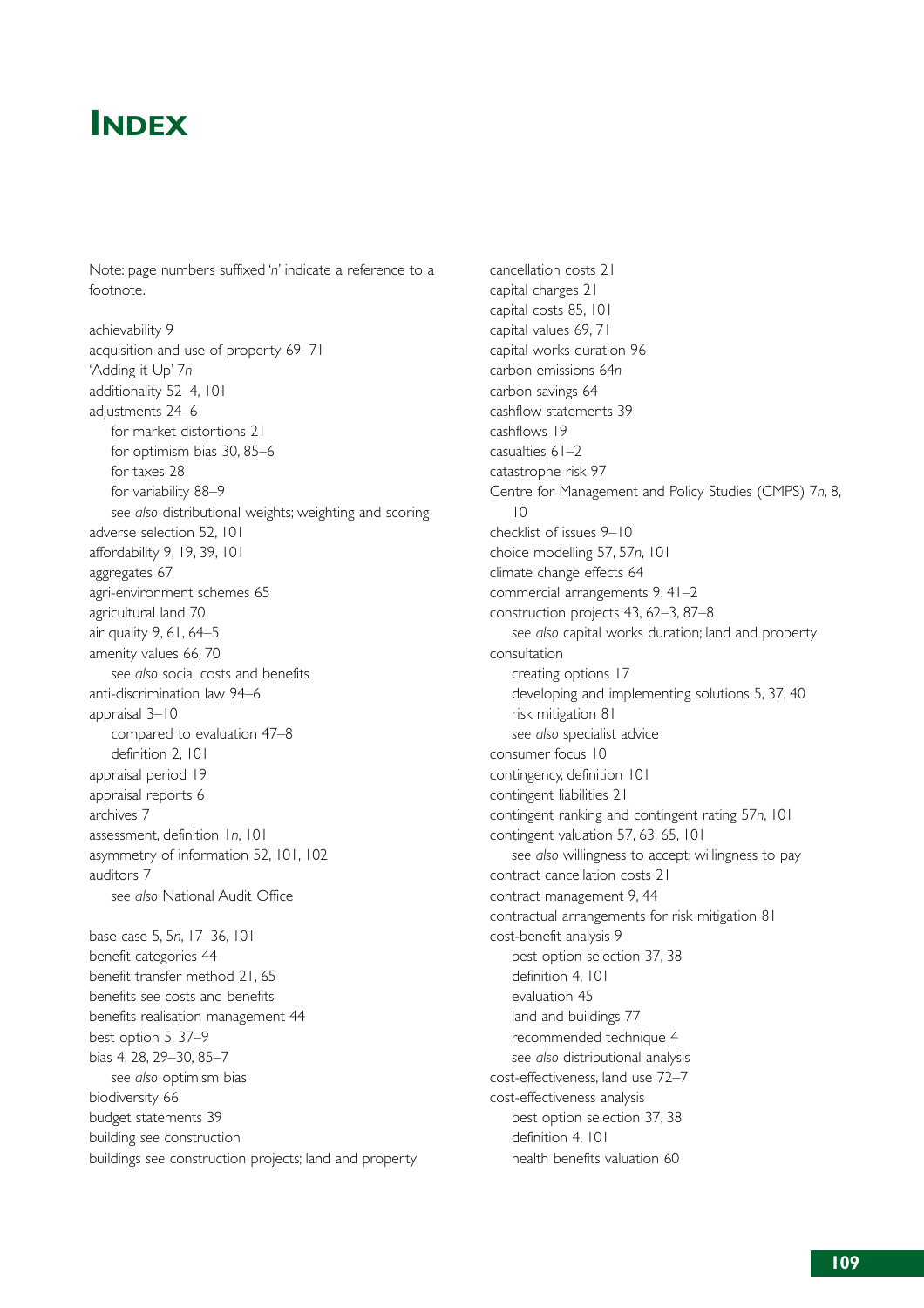# Index

Note: page numbers suffixed '*n*' indicate a reference to a footnote.

achievability 9
acquisition and use of property 69–71
'Adding it Up' 7*n*
additionality 52–4, 101
adjustments 24–6
  for market distortions 21
  for optimism bias 30, 85–6
  for taxes 28
  for variability 88–9
  *see also* distributional weights; weighting and scoring
adverse selection 52, 101
affordability 9, 19, 39, 101
aggregates 67
agri-environment schemes 65
agricultural land 70
air quality 9, 61, 64–5
amenity values 66, 70
  *see also* social costs and benefits
anti-discrimination law 94–6
appraisal 3–10
  compared to evaluation 47–8
  definition 2, 101
appraisal period 19
appraisal reports 6
archives 7
assessment, definition 1*n*, 101
asymmetry of information 52, 101, 102
auditors 7
  *see also* National Audit Office

base case 5, 5*n*, 17–36, 101
benefit categories 44
benefit transfer method 21, 65
benefits *see* costs and benefits
benefits realisation management 44
best option 5, 37–9
bias 4, 28, 29–30, 85–7
  *see also* optimism bias
biodiversity 66
budget statements 39
building *see* construction
buildings *see* construction projects; land and property

cancellation costs 21
capital charges 21
capital costs 85, 101
capital values 69, 71
capital works duration 96
carbon emissions 64*n*
carbon savings 64
cashflow statements 39
cashflows 19
casualties 61–2
catastrophe risk 97
Centre for Management and Policy Studies (CMPS) 7*n*, 8, 10
checklist of issues 9–10
choice modelling 57, 57*n*, 101
climate change effects 64
commercial arrangements 9, 41–2
construction projects 43, 62–3, 87–8
  *see also* capital works duration; land and property
consultation
  creating options 17
  developing and implementing solutions 5, 37, 40
  risk mitigation 81
  *see also* specialist advice
consumer focus 10
contingency, definition 101
contingent liabilities 21
contingent ranking and contingent rating 57*n*, 101
contingent valuation 57, 63, 65, 101
  *see also* willingness to accept; willingness to pay
contract cancellation costs 21
contract management 9, 44
contractual arrangements for risk mitigation 81
cost-benefit analysis 9
  best option selection 37, 38
  definition 4, 101
  evaluation 45
  land and buildings 77
  recommended technique 4
  *see also* distributional analysis
cost-effectiveness, land use 72–7
cost-effectiveness analysis
  best option selection 37, 38
  definition 4, 101
  health benefits valuation 60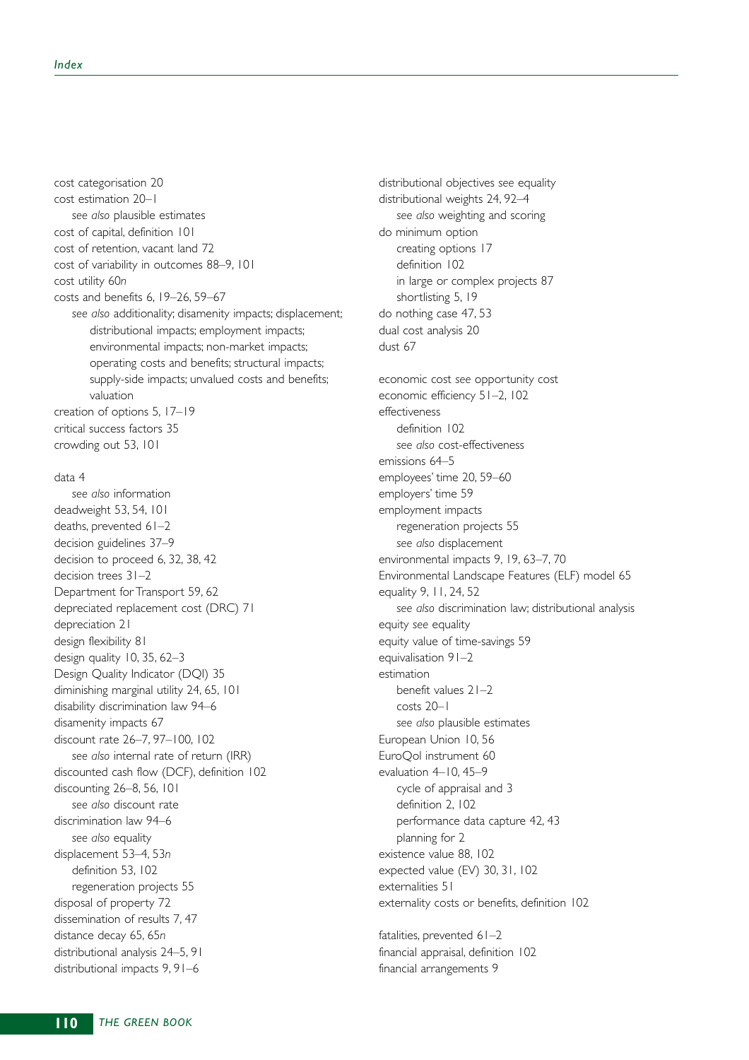cost categorisation 20
cost estimation 20–1
    *see also* plausible estimates
cost of capital, definition 101
cost of retention, vacant land 72
cost of variability in outcomes 88–9, 101
cost utility 60*n*
costs and benefits 6, 19–26, 59–67
    *see also* additionality; disamenity impacts; displacement; distributional impacts; employment impacts; environmental impacts; non-market impacts; operating costs and benefits; structural impacts; supply-side impacts; unvalued costs and benefits; valuation
creation of options 5, 17–19
critical success factors 35
crowding out 53, 101

data 4
    *see also* information
deadweight 53, 54, 101
deaths, prevented 61–2
decision guidelines 37–9
decision to proceed 6, 32, 38, 42
decision trees 31–2
Department for Transport 59, 62
depreciated replacement cost (DRC) 71
depreciation 21
design flexibility 81
design quality 10, 35, 62–3
Design Quality Indicator (DQI) 35
diminishing marginal utility 24, 65, 101
disability discrimination law 94–6
disamenity impacts 67
discount rate 26–7, 97–100, 102
    *see also* internal rate of return (IRR)
discounted cash flow (DCF), definition 102
discounting 26–8, 56, 101
    *see also* discount rate
discrimination law 94–6
    *see also* equality
displacement 53–4, 53*n*
    definition 53, 102
    regeneration projects 55
disposal of property 72
dissemination of results 7, 47
distance decay 65, 65*n*
distributional analysis 24–5, 91
distributional impacts 9, 91–6

distributional objectives *see* equality
distributional weights 24, 92–4
    *see also* weighting and scoring
do minimum option
    creating options 17
    definition 102
    in large or complex projects 87
    shortlisting 5, 19
do nothing case 47, 53
dual cost analysis 20
dust 67

economic cost *see* opportunity cost
economic efficiency 51–2, 102
effectiveness
    definition 102
    *see also* cost-effectiveness
emissions 64–5
employees' time 20, 59–60
employers' time 59
employment impacts
    regeneration projects 55
    *see also* displacement
environmental impacts 9, 19, 63–7, 70
Environmental Landscape Features (ELF) model 65
equality 9, 11, 24, 52
    *see also* discrimination law; distributional analysis
equity *see* equality
equity value of time-savings 59
equivalisation 91–2
estimation
    benefit values 21–2
    costs 20–1
    *see also* plausible estimates
European Union 10, 56
EuroQol instrument 60
evaluation 4–10, 45–9
    cycle of appraisal and 3
    definition 2, 102
    performance data capture 42, 43
    planning for 2
existence value 88, 102
expected value (EV) 30, 31, 102
externalities 51
externality costs or benefits, definition 102

fatalities, prevented 61–2
financial appraisal, definition 102
financial arrangements 9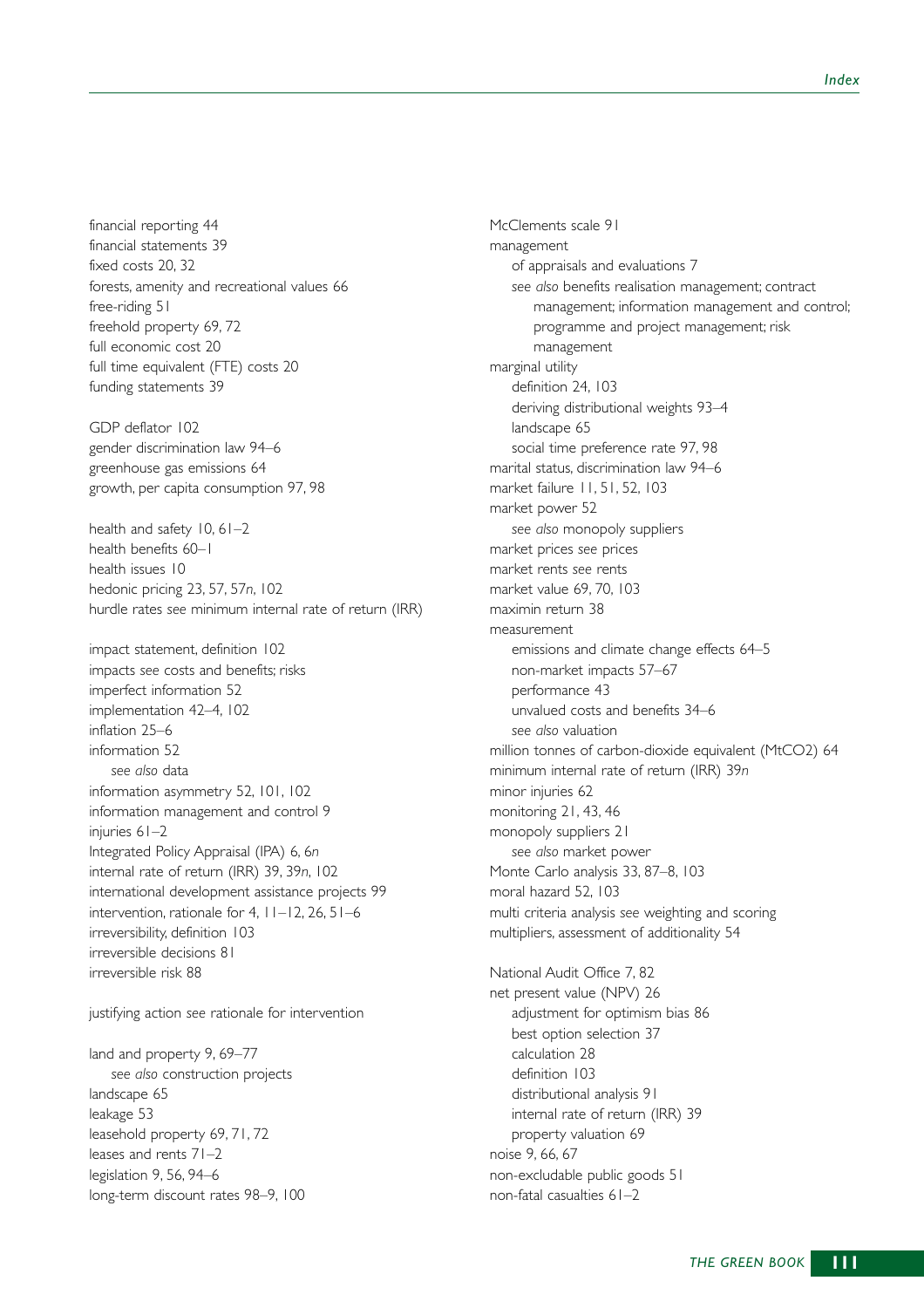financial reporting 44
financial statements 39
fixed costs 20, 32
forests, amenity and recreational values 66
free-riding 51
freehold property 69, 72
full economic cost 20
full time equivalent (FTE) costs 20
funding statements 39

GDP deflator 102
gender discrimination law 94–6
greenhouse gas emissions 64
growth, per capita consumption 97, 98

health and safety 10, 61–2
health benefits 60–1
health issues 10
hedonic pricing 23, 57, 57*n*, 102
hurdle rates *see* minimum internal rate of return (IRR)

impact statement, definition 102
impacts *see* costs and benefits; risks
imperfect information 52
implementation 42–4, 102
inflation 25–6
information 52
  *see also* data
information asymmetry 52, 101, 102
information management and control 9
injuries 61–2
Integrated Policy Appraisal (IPA) 6, 6*n*
internal rate of return (IRR) 39, 39*n*, 102
international development assistance projects 99
intervention, rationale for 4, 11–12, 26, 51–6
irreversibility, definition 103
irreversible decisions 81
irreversible risk 88

justifying action *see* rationale for intervention

land and property 9, 69–77
  *see also* construction projects
landscape 65
leakage 53
leasehold property 69, 71, 72
leases and rents 71–2
legislation 9, 56, 94–6
long-term discount rates 98–9, 100

McClements scale 91
management
  of appraisals and evaluations 7
  *see also* benefits realisation management; contract management; information management and control; programme and project management; risk management
marginal utility
  definition 24, 103
  deriving distributional weights 93–4
  landscape 65
  social time preference rate 97, 98
marital status, discrimination law 94–6
market failure 11, 51, 52, 103
market power 52
  *see also* monopoly suppliers
market prices *see* prices
market rents *see* rents
market value 69, 70, 103
maximin return 38
measurement
  emissions and climate change effects 64–5
  non-market impacts 57–67
  performance 43
  unvalued costs and benefits 34–6
  *see also* valuation
million tonnes of carbon-dioxide equivalent (MtCO2) 64
minimum internal rate of return (IRR) 39*n*
minor injuries 62
monitoring 21, 43, 46
monopoly suppliers 21
  *see also* market power
Monte Carlo analysis 33, 87–8, 103
moral hazard 52, 103
multi criteria analysis *see* weighting and scoring
multipliers, assessment of additionality 54

National Audit Office 7, 82
net present value (NPV) 26
  adjustment for optimism bias 86
  best option selection 37
  calculation 28
  definition 103
  distributional analysis 91
  internal rate of return (IRR) 39
  property valuation 69
noise 9, 66, 67
non-excludable public goods 51
non-fatal casualties 61–2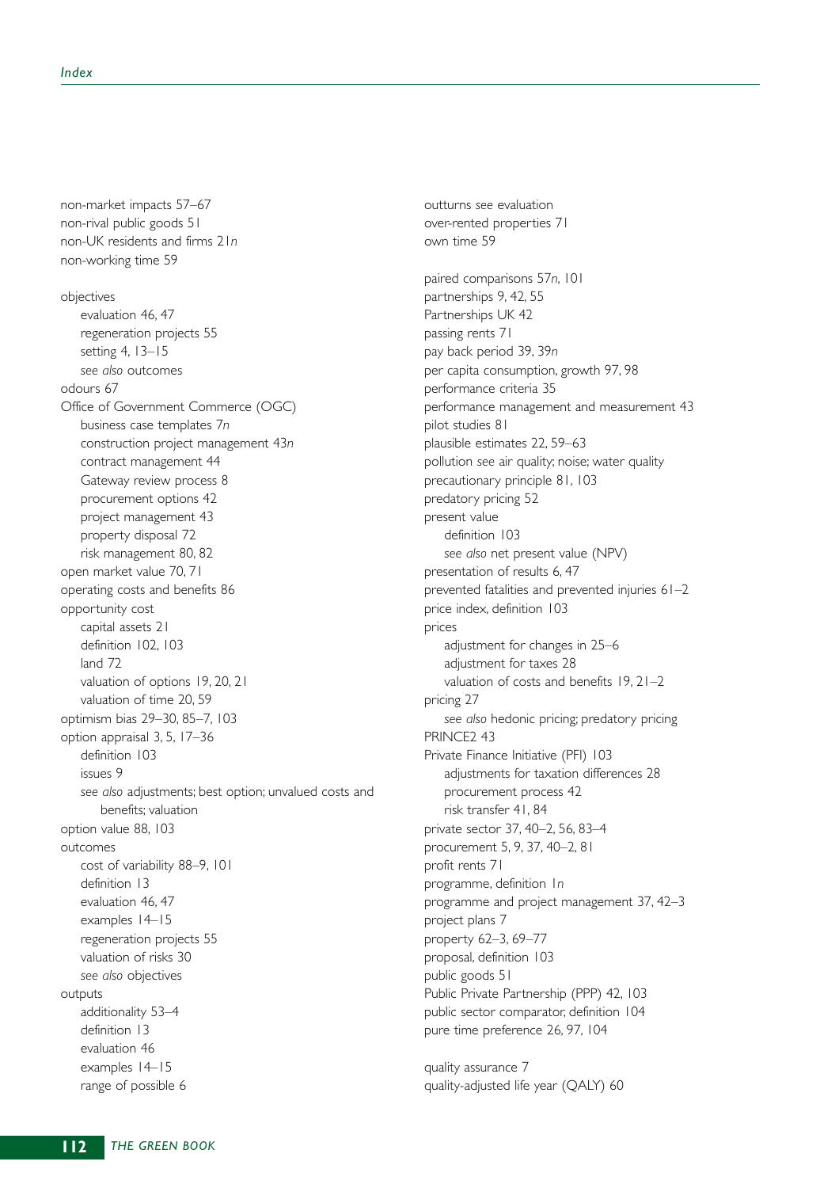non-market impacts 57–67
non-rival public goods 51
non-UK residents and firms 21*n*
non-working time 59

objectives
- evaluation 46, 47
- regeneration projects 55
- setting 4, 13–15
- *see also* outcomes

odours 67
Office of Government Commerce (OGC)
- business case templates 7*n*
- construction project management 43*n*
- contract management 44
- Gateway review process 8
- procurement options 42
- project management 43
- property disposal 72
- risk management 80, 82

open market value 70, 71
operating costs and benefits 86
opportunity cost
- capital assets 21
- definition 102, 103
- land 72
- valuation of options 19, 20, 21
- valuation of time 20, 59

optimism bias 29–30, 85–7, 103
option appraisal 3, 5, 17–36
- definition 103
- issues 9
- *see also* adjustments; best option; unvalued costs and benefits; valuation

option value 88, 103
outcomes
- cost of variability 88–9, 101
- definition 13
- evaluation 46, 47
- examples 14–15
- regeneration projects 55
- valuation of risks 30
- *see also* objectives

outputs
- additionality 53–4
- definition 13
- evaluation 46
- examples 14–15
- range of possible 6

outturns *see* evaluation
over-rented properties 71
own time 59

paired comparisons 57*n*, 101
partnerships 9, 42, 55
Partnerships UK 42
passing rents 71
pay back period 39, 39*n*
per capita consumption, growth 97, 98
performance criteria 35
performance management and measurement 43
pilot studies 81
plausible estimates 22, 59–63
pollution *see* air quality; noise; water quality
precautionary principle 81, 103
predatory pricing 52
present value
- definition 103
- *see also* net present value (NPV)

presentation of results 6, 47
prevented fatalities and prevented injuries 61–2
price index, definition 103
prices
- adjustment for changes in 25–6
- adjustment for taxes 28
- valuation of costs and benefits 19, 21–2

pricing 27
- *see also* hedonic pricing; predatory pricing

PRINCE2 43
Private Finance Initiative (PFI) 103
- adjustments for taxation differences 28
- procurement process 42
- risk transfer 41, 84

private sector 37, 40–2, 56, 83–4
procurement 5, 9, 37, 40–2, 81
profit rents 71
programme, definition 1*n*
programme and project management 37, 42–3
project plans 7
property 62–3, 69–77
proposal, definition 103
public goods 51
Public Private Partnership (PPP) 42, 103
public sector comparator, definition 104
pure time preference 26, 97, 104

quality assurance 7
quality-adjusted life year (QALY) 60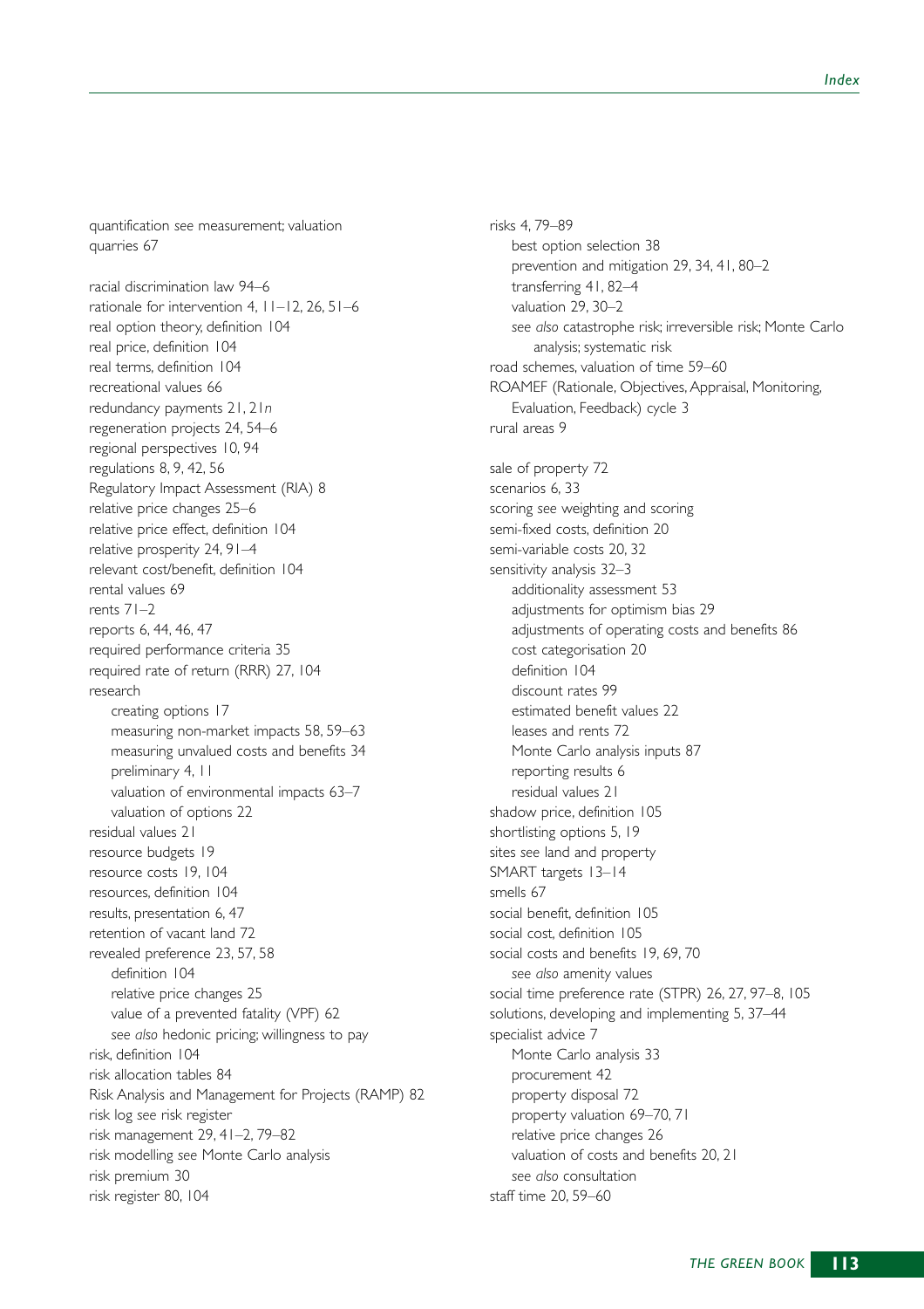quantification *see* measurement; valuation
quarries 67

racial discrimination law 94–6
rationale for intervention 4, 11–12, 26, 51–6
real option theory, definition 104
real price, definition 104
real terms, definition 104
recreational values 66
redundancy payments 21, 21*n*
regeneration projects 24, 54–6
regional perspectives 10, 94
regulations 8, 9, 42, 56
Regulatory Impact Assessment (RIA) 8
relative price changes 25–6
relative price effect, definition 104
relative prosperity 24, 91–4
relevant cost/benefit, definition 104
rental values 69
rents 71–2
reports 6, 44, 46, 47
required performance criteria 35
required rate of return (RRR) 27, 104
research
  creating options 17
  measuring non-market impacts 58, 59–63
  measuring unvalued costs and benefits 34
  preliminary 4, 11
  valuation of environmental impacts 63–7
  valuation of options 22
residual values 21
resource budgets 19
resource costs 19, 104
resources, definition 104
results, presentation 6, 47
retention of vacant land 72
revealed preference 23, 57, 58
  definition 104
  relative price changes 25
  value of a prevented fatality (VPF) 62
  *see also* hedonic pricing; willingness to pay
risk, definition 104
risk allocation tables 84
Risk Analysis and Management for Projects (RAMP) 82
risk log *see* risk register
risk management 29, 41–2, 79–82
risk modelling *see* Monte Carlo analysis
risk premium 30
risk register 80, 104
risks 4, 79–89
  best option selection 38
  prevention and mitigation 29, 34, 41, 80–2
  transferring 41, 82–4
  valuation 29, 30–2
  *see also* catastrophe risk; irreversible risk; Monte Carlo analysis; systematic risk
road schemes, valuation of time 59–60
ROAMEF (Rationale, Objectives, Appraisal, Monitoring, Evaluation, Feedback) cycle 3
rural areas 9

sale of property 72
scenarios 6, 33
scoring *see* weighting and scoring
semi-fixed costs, definition 20
semi-variable costs 20, 32
sensitivity analysis 32–3
  additionality assessment 53
  adjustments for optimism bias 29
  adjustments of operating costs and benefits 86
  cost categorisation 20
  definition 104
  discount rates 99
  estimated benefit values 22
  leases and rents 72
  Monte Carlo analysis inputs 87
  reporting results 6
  residual values 21
shadow price, definition 105
shortlisting options 5, 19
sites *see* land and property
SMART targets 13–14
smells 67
social benefit, definition 105
social cost, definition 105
social costs and benefits 19, 69, 70
  *see also* amenity values
social time preference rate (STPR) 26, 27, 97–8, 105
solutions, developing and implementing 5, 37–44
specialist advice 7
  Monte Carlo analysis 33
  procurement 42
  property disposal 72
  property valuation 69–70, 71
  relative price changes 26
  valuation of costs and benefits 20, 21
  *see also* consultation
staff time 20, 59–60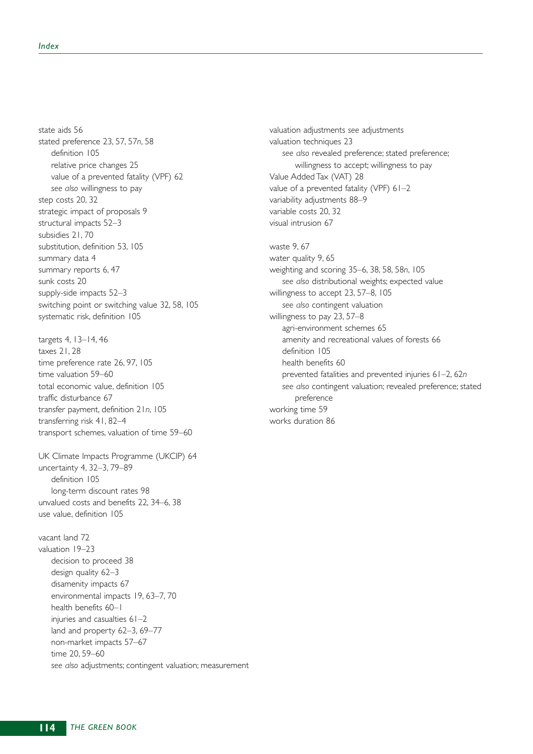state aids 56
stated preference 23, 57, 57*n*, 58
  definition 105
  relative price changes 25
  value of a prevented fatality (VPF) 62
  *see also* willingness to pay
step costs 20, 32
strategic impact of proposals 9
structural impacts 52–3
subsidies 21, 70
substitution, definition 53, 105
summary data 4
summary reports 6, 47
sunk costs 20
supply-side impacts 52–3
switching point or switching value 32, 58, 105
systematic risk, definition 105

targets 4, 13–14, 46
taxes 21, 28
time preference rate 26, 97, 105
time valuation 59–60
total economic value, definition 105
traffic disturbance 67
transfer payment, definition 21*n*, 105
transferring risk 41, 82–4
transport schemes, valuation of time 59–60

UK Climate Impacts Programme (UKCIP) 64
uncertainty 4, 32–3, 79–89
  definition 105
  long-term discount rates 98
unvalued costs and benefits 22, 34–6, 38
use value, definition 105

vacant land 72
valuation 19–23
  decision to proceed 38
  design quality 62–3
  disamenity impacts 67
  environmental impacts 19, 63–7, 70
  health benefits 60–1
  injuries and casualties 61–2
  land and property 62–3, 69–77
  non-market impacts 57–67
  time 20, 59–60
  *see also* adjustments; contingent valuation; measurement
valuation adjustments *see* adjustments
valuation techniques 23
  *see also* revealed preference; stated preference; willingness to accept; willingness to pay
Value Added Tax (VAT) 28
value of a prevented fatality (VPF) 61–2
variability adjustments 88–9
variable costs 20, 32
visual intrusion 67

waste 9, 67
water quality 9, 65
weighting and scoring 35–6, 38, 58, 58*n*, 105
  *see also* distributional weights; expected value
willingness to accept 23, 57–8, 105
  *see also* contingent valuation
willingness to pay 23, 57–8
  agri-environment schemes 65
  amenity and recreational values of forests 66
  definition 105
  health benefits 60
  prevented fatalities and prevented injuries 61–2, 62*n*
  *see also* contingent valuation; revealed preference; stated preference
working time 59
works duration 86